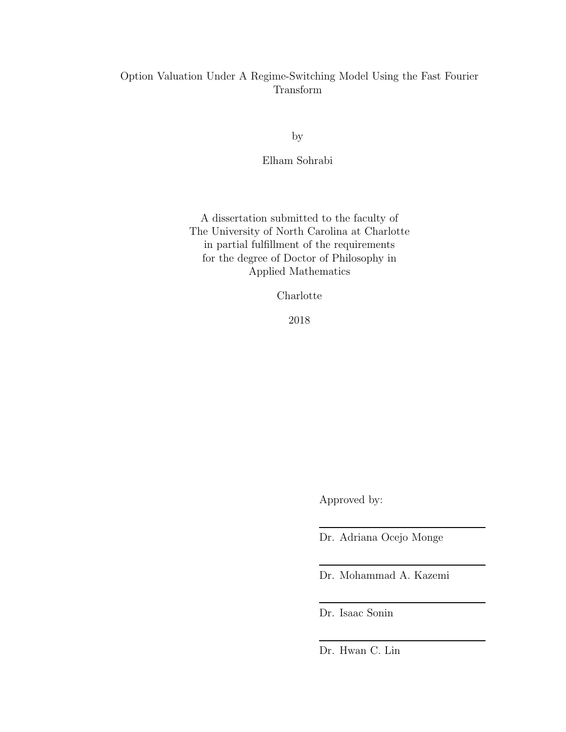# Option Valuation Under A Regime-Switching Model Using the Fast Fourier Transform

by

Elham Sohrabi

A dissertation submitted to the faculty of
The University of North Carolina at Charlotte
in partial fulfillment of the requirements
for the degree of Doctor of Philosophy in
Applied Mathematics

Charlotte

2018

Approved by:

______________________
Dr. Adriana Ocejo Monge

______________________
Dr. Mohammad A. Kazemi

______________________
Dr. Isaac Sonin

______________________
Dr. Hwan C. Lin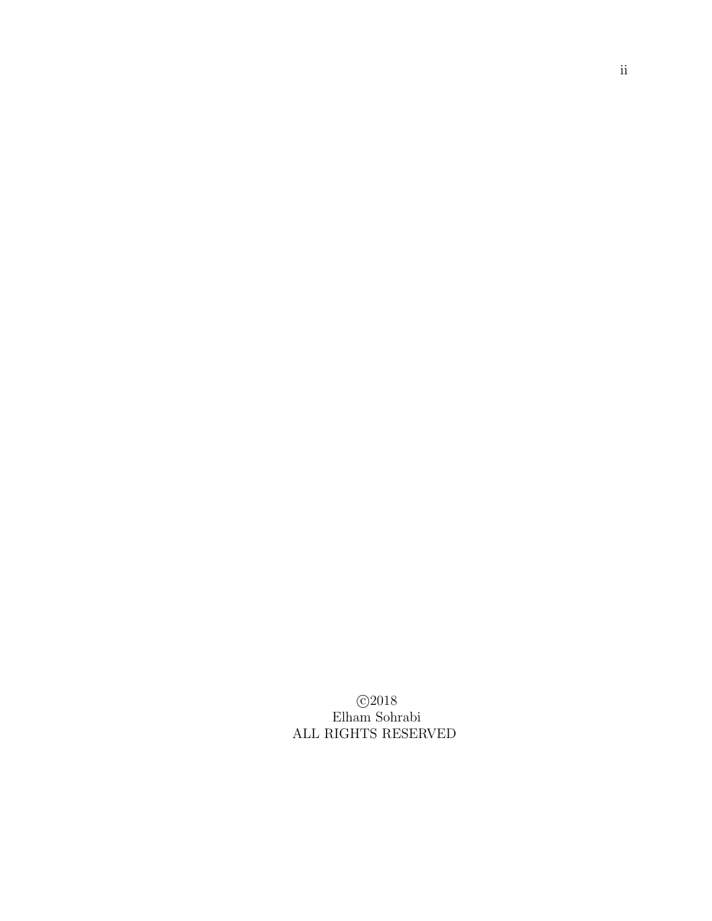©2018
Elham Sohrabi
ALL RIGHTS RESERVED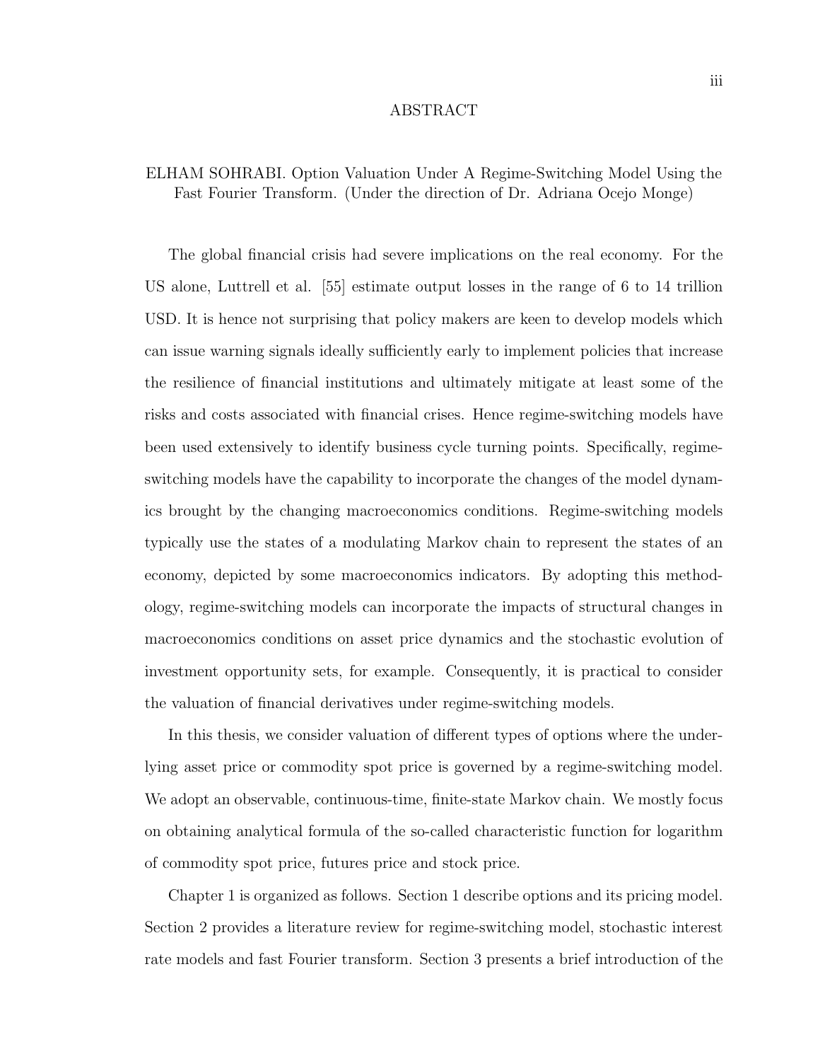# ABSTRACT

ELHAM SOHRABI. Option Valuation Under A Regime-Switching Model Using the Fast Fourier Transform. (Under the direction of Dr. Adriana Ocejo Monge)

The global financial crisis had severe implications on the real economy. For the US alone, Luttrell et al. [55] estimate output losses in the range of 6 to 14 trillion USD. It is hence not surprising that policy makers are keen to develop models which can issue warning signals ideally sufficiently early to implement policies that increase the resilience of financial institutions and ultimately mitigate at least some of the risks and costs associated with financial crises. Hence regime-switching models have been used extensively to identify business cycle turning points. Specifically, regime-switching models have the capability to incorporate the changes of the model dynamics brought by the changing macroeconomics conditions. Regime-switching models typically use the states of a modulating Markov chain to represent the states of an economy, depicted by some macroeconomics indicators. By adopting this methodology, regime-switching models can incorporate the impacts of structural changes in macroeconomics conditions on asset price dynamics and the stochastic evolution of investment opportunity sets, for example. Consequently, it is practical to consider the valuation of financial derivatives under regime-switching models.

In this thesis, we consider valuation of different types of options where the underlying asset price or commodity spot price is governed by a regime-switching model. We adopt an observable, continuous-time, finite-state Markov chain. We mostly focus on obtaining analytical formula of the so-called characteristic function for logarithm of commodity spot price, futures price and stock price.

Chapter 1 is organized as follows. Section 1 describe options and its pricing model. Section 2 provides a literature review for regime-switching model, stochastic interest rate models and fast Fourier transform. Section 3 presents a brief introduction of the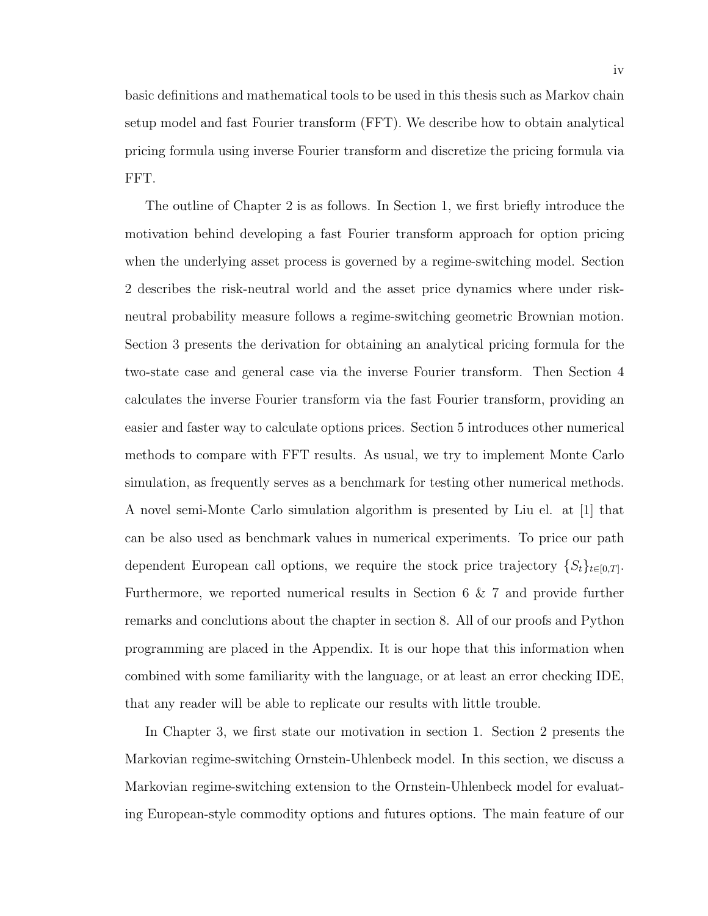basic definitions and mathematical tools to be used in this thesis such as Markov chain setup model and fast Fourier transform (FFT). We describe how to obtain analytical pricing formula using inverse Fourier transform and discretize the pricing formula via FFT.

The outline of Chapter 2 is as follows. In Section 1, we first briefly introduce the motivation behind developing a fast Fourier transform approach for option pricing when the underlying asset process is governed by a regime-switching model. Section 2 describes the risk-neutral world and the asset price dynamics where under risk-neutral probability measure follows a regime-switching geometric Brownian motion. Section 3 presents the derivation for obtaining an analytical pricing formula for the two-state case and general case via the inverse Fourier transform. Then Section 4 calculates the inverse Fourier transform via the fast Fourier transform, providing an easier and faster way to calculate options prices. Section 5 introduces other numerical methods to compare with FFT results. As usual, we try to implement Monte Carlo simulation, as frequently serves as a benchmark for testing other numerical methods. A novel semi-Monte Carlo simulation algorithm is presented by Liu el. at [1] that can be also used as benchmark values in numerical experiments. To price our path dependent European call options, we require the stock price trajectory $\{S_t\}_{t\in[0,T]}$. Furthermore, we reported numerical results in Section 6 & 7 and provide further remarks and conclutions about the chapter in section 8. All of our proofs and Python programming are placed in the Appendix. It is our hope that this information when combined with some familiarity with the language, or at least an error checking IDE, that any reader will be able to replicate our results with little trouble.

In Chapter 3, we first state our motivation in section 1. Section 2 presents the Markovian regime-switching Ornstein-Uhlenbeck model. In this section, we discuss a Markovian regime-switching extension to the Ornstein-Uhlenbeck model for evaluating European-style commodity options and futures options. The main feature of our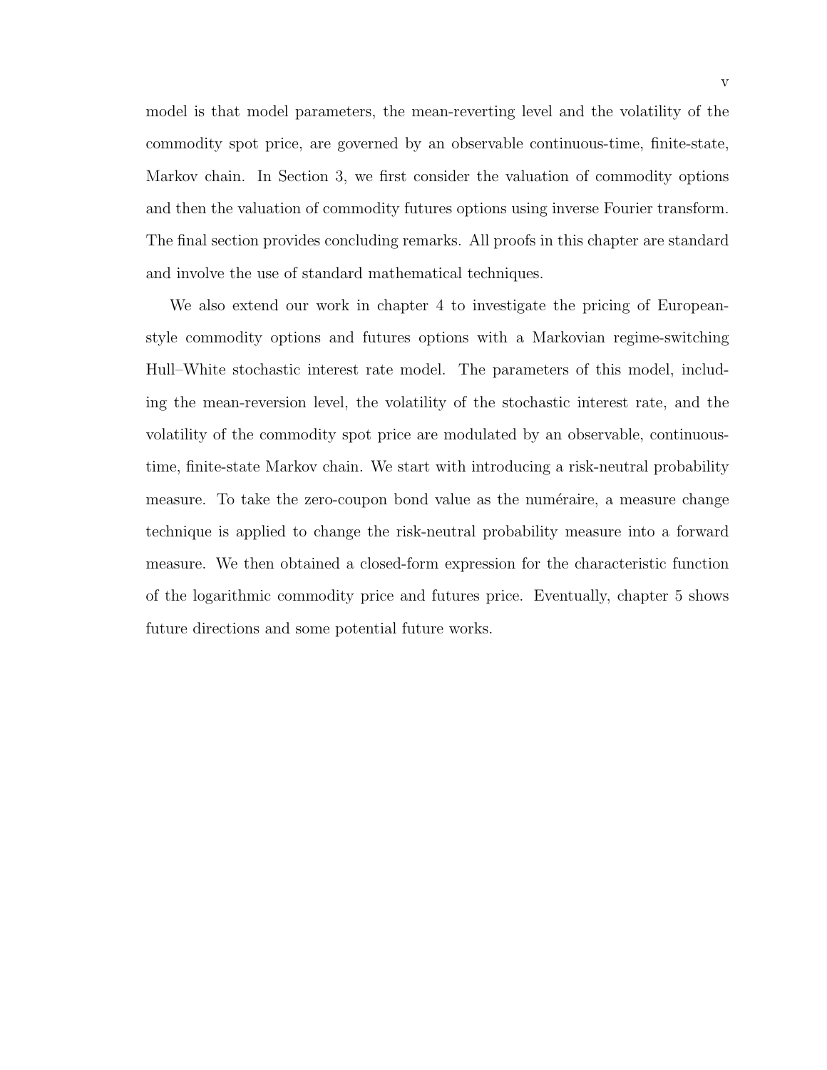model is that model parameters, the mean-reverting level and the volatility of the commodity spot price, are governed by an observable continuous-time, finite-state, Markov chain. In Section 3, we first consider the valuation of commodity options and then the valuation of commodity futures options using inverse Fourier transform. The final section provides concluding remarks. All proofs in this chapter are standard and involve the use of standard mathematical techniques.

We also extend our work in chapter 4 to investigate the pricing of European-style commodity options and futures options with a Markovian regime-switching Hull–White stochastic interest rate model. The parameters of this model, including the mean-reversion level, the volatility of the stochastic interest rate, and the volatility of the commodity spot price are modulated by an observable, continuous-time, finite-state Markov chain. We start with introducing a risk-neutral probability measure. To take the zero-coupon bond value as the numéraire, a measure change technique is applied to change the risk-neutral probability measure into a forward measure. We then obtained a closed-form expression for the characteristic function of the logarithmic commodity price and futures price. Eventually, chapter 5 shows future directions and some potential future works.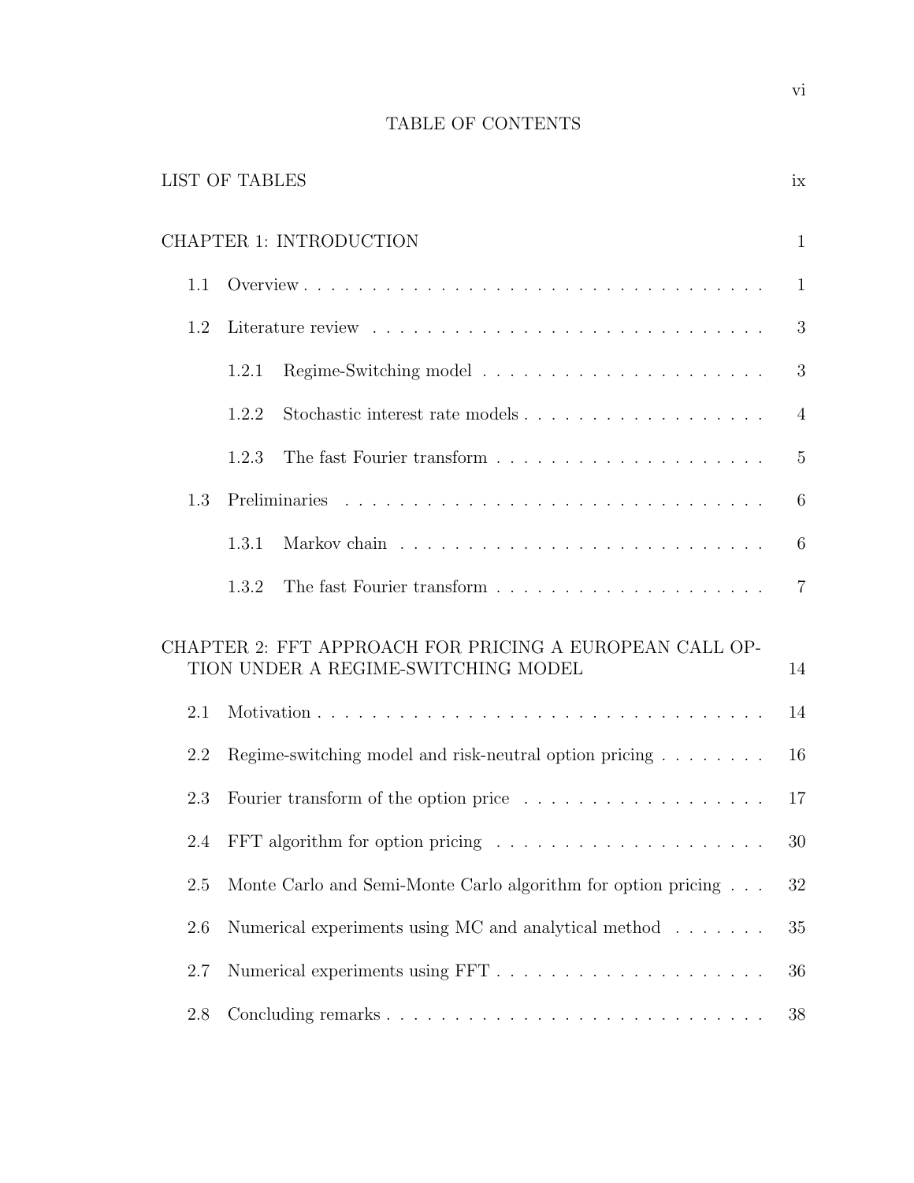# TABLE OF CONTENTS

LIST OF TABLES ix

CHAPTER 1: INTRODUCTION 1

- 1.1 Overview 1
- 1.2 Literature review 3
  - 1.2.1 Regime-Switching model 3
  - 1.2.2 Stochastic interest rate models 4
  - 1.2.3 The fast Fourier transform 5
- 1.3 Preliminaries 6
  - 1.3.1 Markov chain 6
  - 1.3.2 The fast Fourier transform 7

CHAPTER 2: FFT APPROACH FOR PRICING A EUROPEAN CALL OPTION UNDER A REGIME-SWITCHING MODEL 14

- 2.1 Motivation 14
- 2.2 Regime-switching model and risk-neutral option pricing 16
- 2.3 Fourier transform of the option price 17
- 2.4 FFT algorithm for option pricing 30
- 2.5 Monte Carlo and Semi-Monte Carlo algorithm for option pricing 32
- 2.6 Numerical experiments using MC and analytical method 35
- 2.7 Numerical experiments using FFT 36
- 2.8 Concluding remarks 38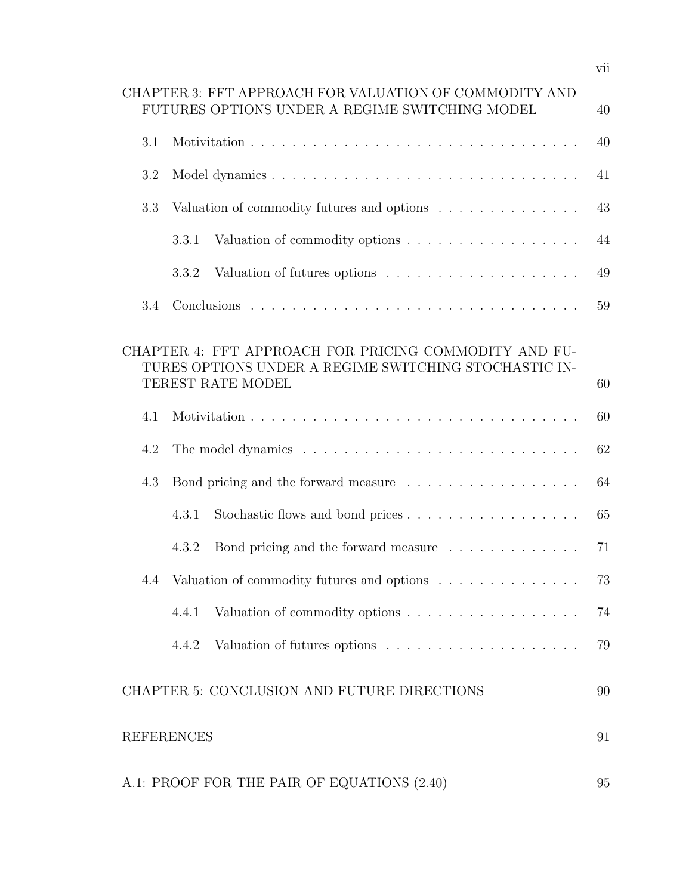CHAPTER 3: FFT APPROACH FOR VALUATION OF COMMODITY AND FUTURES OPTIONS UNDER A REGIME SWITCHING MODEL 40

- 3.1 Motivitation 40
- 3.2 Model dynamics 41
- 3.3 Valuation of commodity futures and options 43
  - 3.3.1 Valuation of commodity options 44
  - 3.3.2 Valuation of futures options 49
- 3.4 Conclusions 59

CHAPTER 4: FFT APPROACH FOR PRICING COMMODITY AND FUTURES OPTIONS UNDER A REGIME SWITCHING STOCHASTIC INTEREST RATE MODEL 60

- 4.1 Motivitation 60
- 4.2 The model dynamics 62
- 4.3 Bond pricing and the forward measure 64
  - 4.3.1 Stochastic flows and bond prices 65
  - 4.3.2 Bond pricing and the forward measure 71
- 4.4 Valuation of commodity futures and options 73
  - 4.4.1 Valuation of commodity options 74
  - 4.4.2 Valuation of futures options 79

CHAPTER 5: CONCLUSION AND FUTURE DIRECTIONS 90

REFERENCES 91

A.1: PROOF FOR THE PAIR OF EQUATIONS (2.40) 95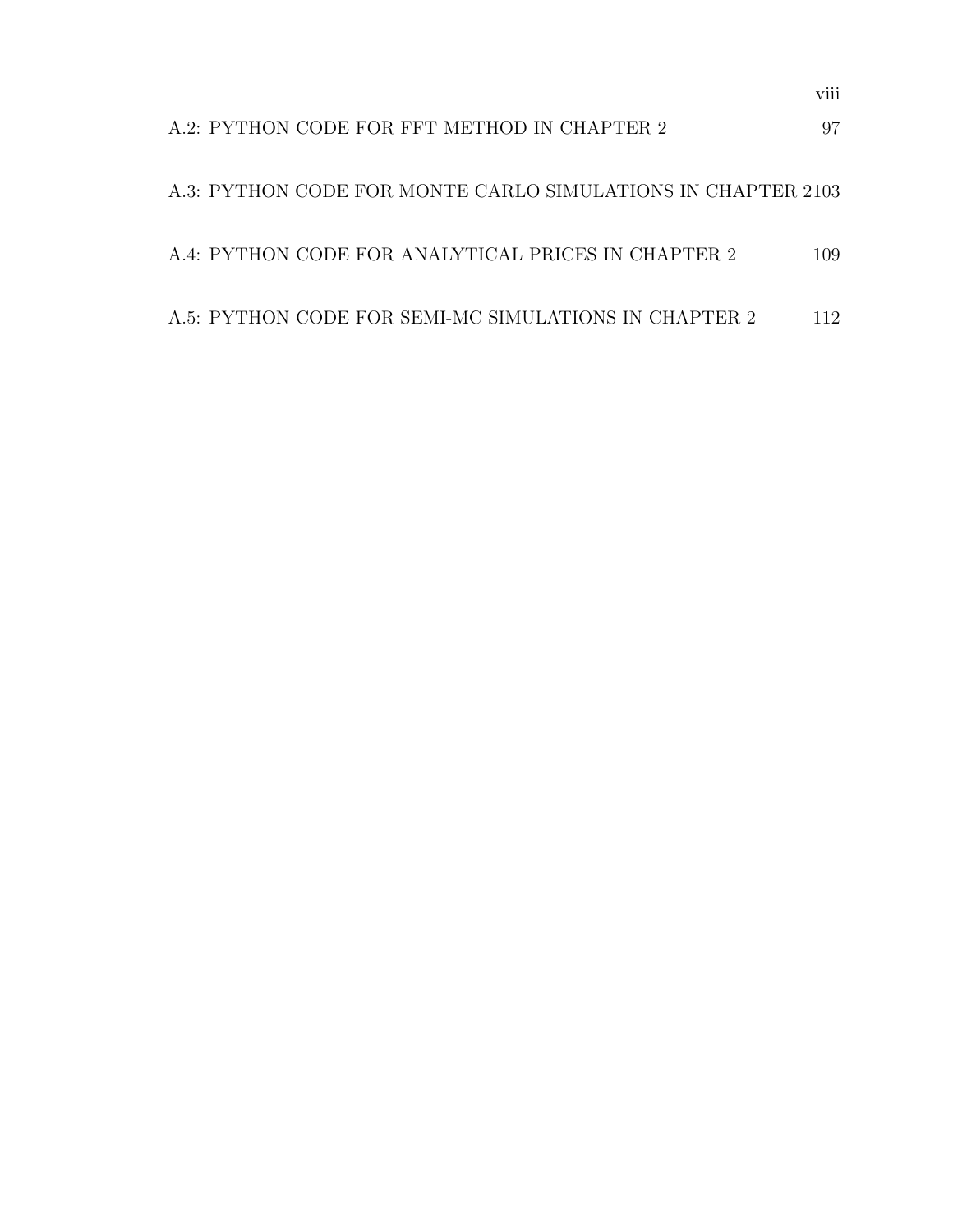A.2: PYTHON CODE FOR FFT METHOD IN CHAPTER 2 97

A.3: PYTHON CODE FOR MONTE CARLO SIMULATIONS IN CHAPTER 2 103

A.4: PYTHON CODE FOR ANALYTICAL PRICES IN CHAPTER 2 109

A.5: PYTHON CODE FOR SEMI-MC SIMULATIONS IN CHAPTER 2 112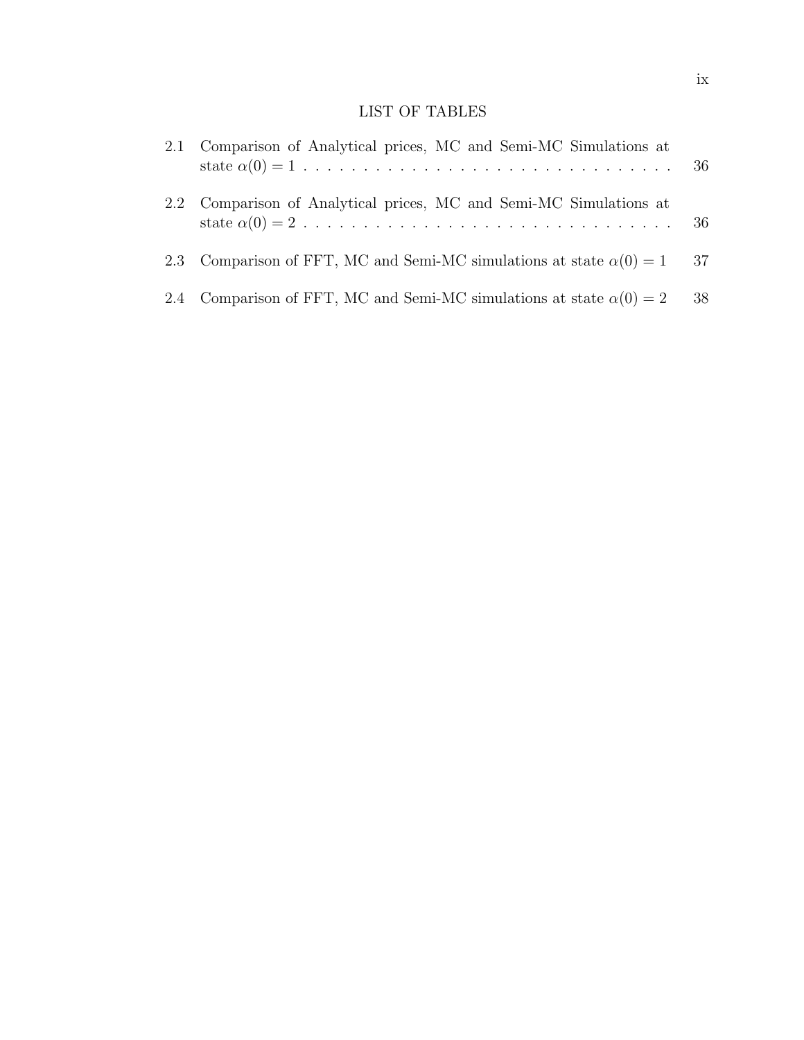# LIST OF TABLES

2.1 Comparison of Analytical prices, MC and Semi-MC Simulations at state $\alpha(0) = 1$ . . . . . . . . . . . . . . . . . . . . . . . . . . . . . . . 36

2.2 Comparison of Analytical prices, MC and Semi-MC Simulations at state $\alpha(0) = 2$ . . . . . . . . . . . . . . . . . . . . . . . . . . . . . . . 36

2.3 Comparison of FFT, MC and Semi-MC simulations at state $\alpha(0) = 1$ 37

2.4 Comparison of FFT, MC and Semi-MC simulations at state $\alpha(0) = 2$ 38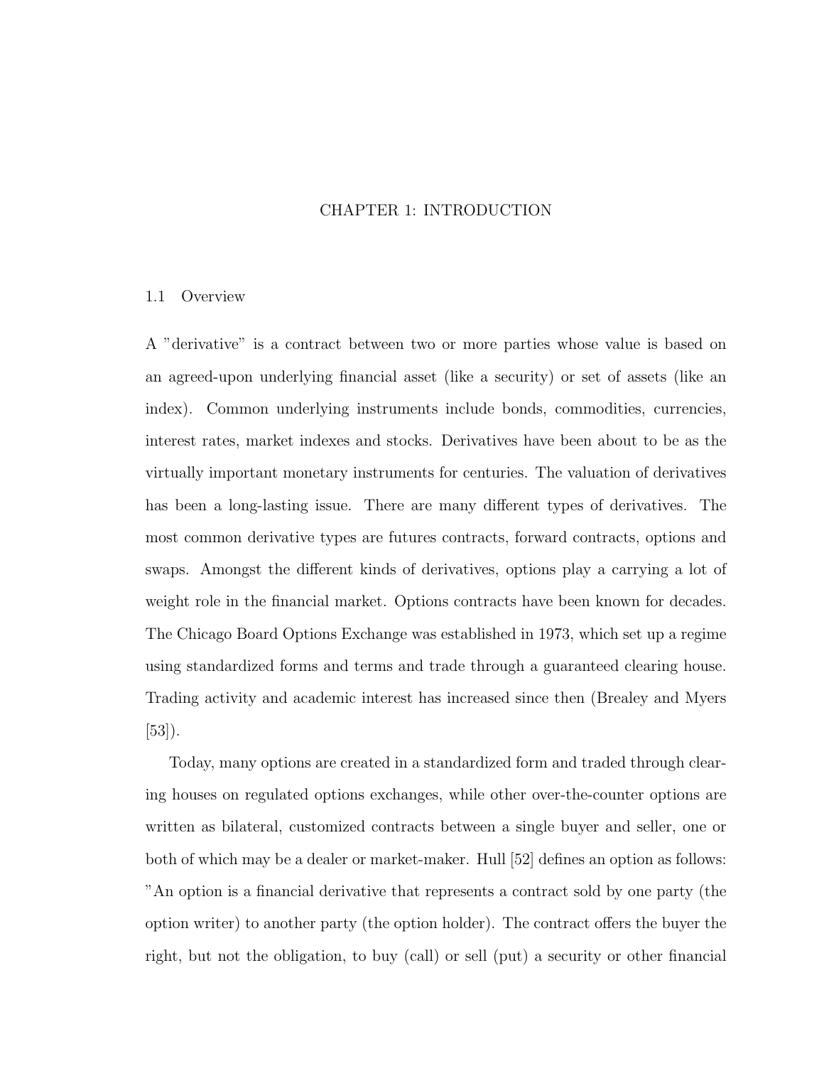# CHAPTER 1: INTRODUCTION

## 1.1 Overview

A "derivative" is a contract between two or more parties whose value is based on an agreed-upon underlying financial asset (like a security) or set of assets (like an index). Common underlying instruments include bonds, commodities, currencies, interest rates, market indexes and stocks. Derivatives have been about to be as the virtually important monetary instruments for centuries. The valuation of derivatives has been a long-lasting issue. There are many different types of derivatives. The most common derivative types are futures contracts, forward contracts, options and swaps. Amongst the different kinds of derivatives, options play a carrying a lot of weight role in the financial market. Options contracts have been known for decades. The Chicago Board Options Exchange was established in 1973, which set up a regime using standardized forms and terms and trade through a guaranteed clearing house. Trading activity and academic interest has increased since then (Brealey and Myers [53]).

Today, many options are created in a standardized form and traded through clearing houses on regulated options exchanges, while other over-the-counter options are written as bilateral, customized contracts between a single buyer and seller, one or both of which may be a dealer or market-maker. Hull [52] defines an option as follows: "An option is a financial derivative that represents a contract sold by one party (the option writer) to another party (the option holder). The contract offers the buyer the right, but not the obligation, to buy (call) or sell (put) a security or other financial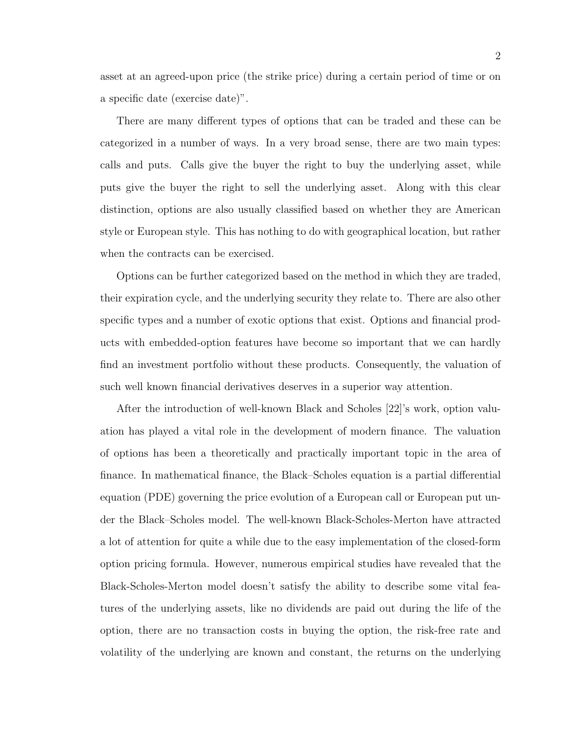asset at an agreed-upon price (the strike price) during a certain period of time or on a specific date (exercise date)".

There are many different types of options that can be traded and these can be categorized in a number of ways. In a very broad sense, there are two main types: calls and puts. Calls give the buyer the right to buy the underlying asset, while puts give the buyer the right to sell the underlying asset. Along with this clear distinction, options are also usually classified based on whether they are American style or European style. This has nothing to do with geographical location, but rather when the contracts can be exercised.

Options can be further categorized based on the method in which they are traded, their expiration cycle, and the underlying security they relate to. There are also other specific types and a number of exotic options that exist. Options and financial products with embedded-option features have become so important that we can hardly find an investment portfolio without these products. Consequently, the valuation of such well known financial derivatives deserves in a superior way attention.

After the introduction of well-known Black and Scholes [22]'s work, option valuation has played a vital role in the development of modern finance. The valuation of options has been a theoretically and practically important topic in the area of finance. In mathematical finance, the Black–Scholes equation is a partial differential equation (PDE) governing the price evolution of a European call or European put under the Black–Scholes model. The well-known Black-Scholes-Merton have attracted a lot of attention for quite a while due to the easy implementation of the closed-form option pricing formula. However, numerous empirical studies have revealed that the Black-Scholes-Merton model doesn't satisfy the ability to describe some vital features of the underlying assets, like no dividends are paid out during the life of the option, there are no transaction costs in buying the option, the risk-free rate and volatility of the underlying are known and constant, the returns on the underlying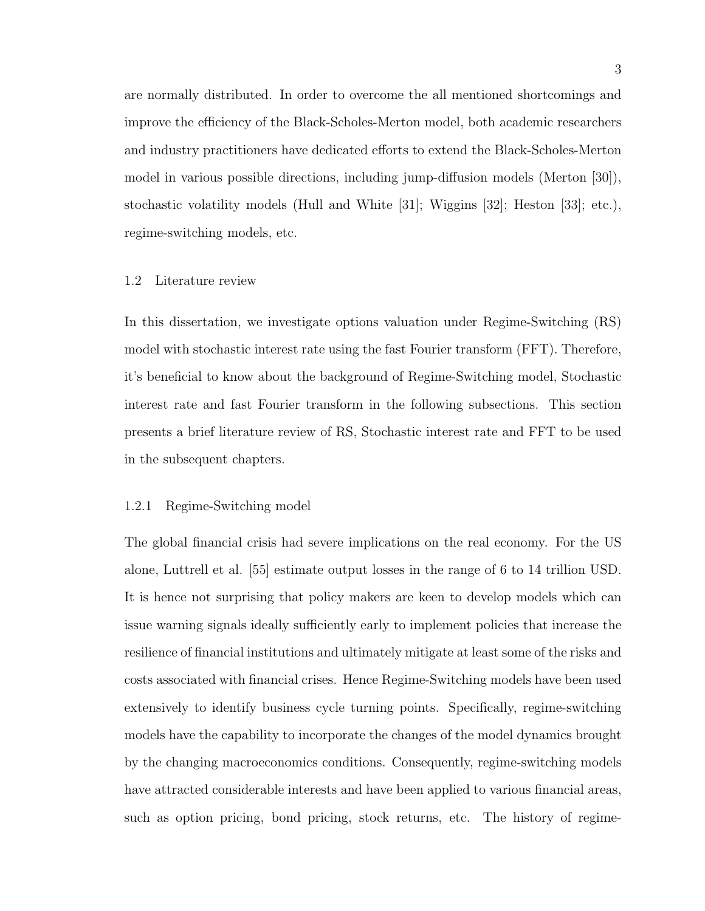are normally distributed. In order to overcome the all mentioned shortcomings and improve the efficiency of the Black-Scholes-Merton model, both academic researchers and industry practitioners have dedicated efforts to extend the Black-Scholes-Merton model in various possible directions, including jump-diffusion models (Merton [30]), stochastic volatility models (Hull and White [31]; Wiggins [32]; Heston [33]; etc.), regime-switching models, etc.

## 1.2 Literature review

In this dissertation, we investigate options valuation under Regime-Switching (RS) model with stochastic interest rate using the fast Fourier transform (FFT). Therefore, it's beneficial to know about the background of Regime-Switching model, Stochastic interest rate and fast Fourier transform in the following subsections. This section presents a brief literature review of RS, Stochastic interest rate and FFT to be used in the subsequent chapters.

### 1.2.1 Regime-Switching model

The global financial crisis had severe implications on the real economy. For the US alone, Luttrell et al. [55] estimate output losses in the range of 6 to 14 trillion USD. It is hence not surprising that policy makers are keen to develop models which can issue warning signals ideally sufficiently early to implement policies that increase the resilience of financial institutions and ultimately mitigate at least some of the risks and costs associated with financial crises. Hence Regime-Switching models have been used extensively to identify business cycle turning points. Specifically, regime-switching models have the capability to incorporate the changes of the model dynamics brought by the changing macroeconomics conditions. Consequently, regime-switching models have attracted considerable interests and have been applied to various financial areas, such as option pricing, bond pricing, stock returns, etc. The history of regime-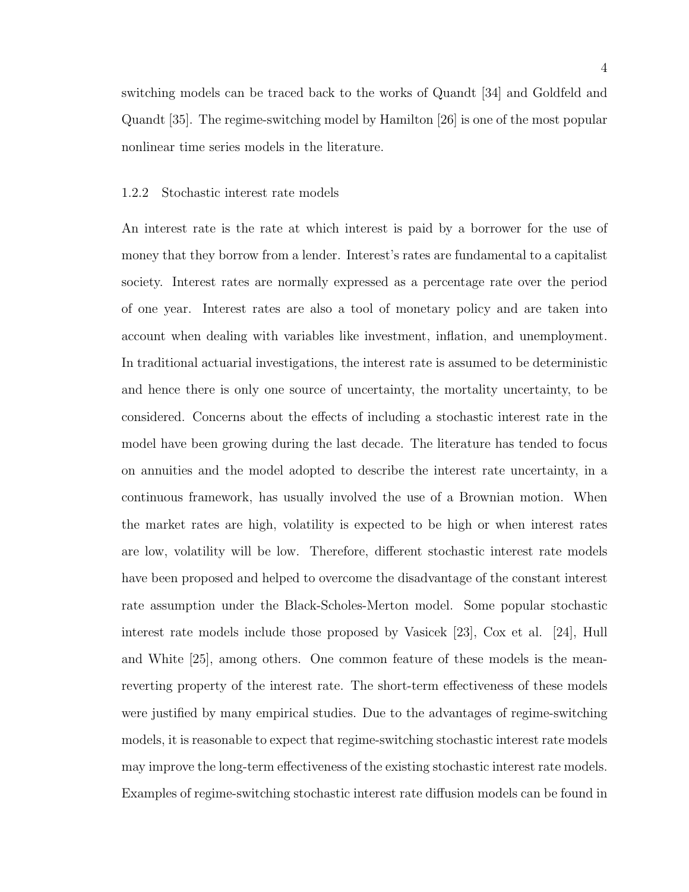switching models can be traced back to the works of Quandt [34] and Goldfeld and Quandt [35]. The regime-switching model by Hamilton [26] is one of the most popular nonlinear time series models in the literature.

### 1.2.2 Stochastic interest rate models

An interest rate is the rate at which interest is paid by a borrower for the use of money that they borrow from a lender. Interest's rates are fundamental to a capitalist society. Interest rates are normally expressed as a percentage rate over the period of one year. Interest rates are also a tool of monetary policy and are taken into account when dealing with variables like investment, inflation, and unemployment. In traditional actuarial investigations, the interest rate is assumed to be deterministic and hence there is only one source of uncertainty, the mortality uncertainty, to be considered. Concerns about the effects of including a stochastic interest rate in the model have been growing during the last decade. The literature has tended to focus on annuities and the model adopted to describe the interest rate uncertainty, in a continuous framework, has usually involved the use of a Brownian motion. When the market rates are high, volatility is expected to be high or when interest rates are low, volatility will be low. Therefore, different stochastic interest rate models have been proposed and helped to overcome the disadvantage of the constant interest rate assumption under the Black-Scholes-Merton model. Some popular stochastic interest rate models include those proposed by Vasicek [23], Cox et al. [24], Hull and White [25], among others. One common feature of these models is the mean-reverting property of the interest rate. The short-term effectiveness of these models were justified by many empirical studies. Due to the advantages of regime-switching models, it is reasonable to expect that regime-switching stochastic interest rate models may improve the long-term effectiveness of the existing stochastic interest rate models. Examples of regime-switching stochastic interest rate diffusion models can be found in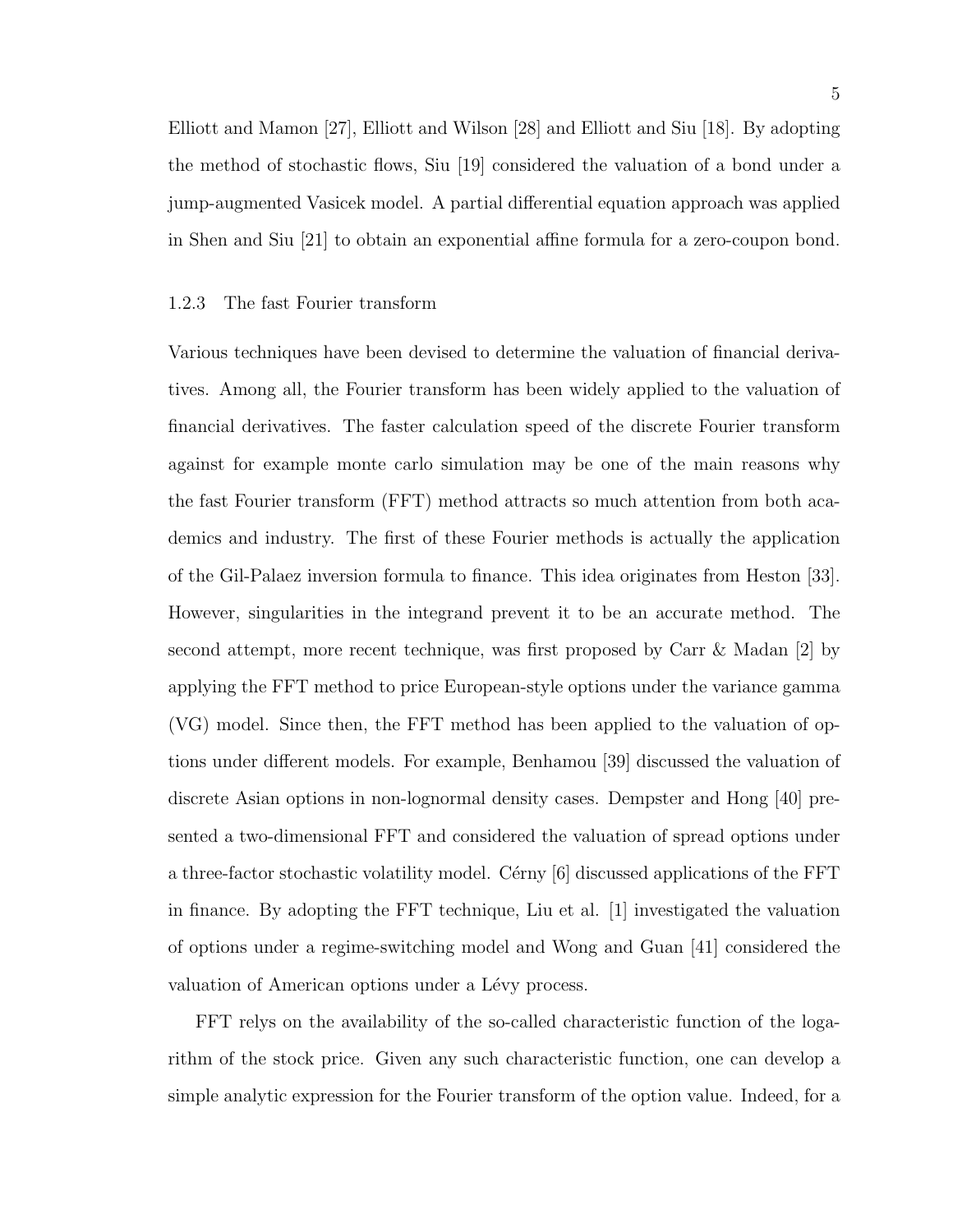Elliott and Mamon [27], Elliott and Wilson [28] and Elliott and Siu [18]. By adopting the method of stochastic flows, Siu [19] considered the valuation of a bond under a jump-augmented Vasicek model. A partial differential equation approach was applied in Shen and Siu [21] to obtain an exponential affine formula for a zero-coupon bond.

### 1.2.3 The fast Fourier transform

Various techniques have been devised to determine the valuation of financial derivatives. Among all, the Fourier transform has been widely applied to the valuation of financial derivatives. The faster calculation speed of the discrete Fourier transform against for example monte carlo simulation may be one of the main reasons why the fast Fourier transform (FFT) method attracts so much attention from both academics and industry. The first of these Fourier methods is actually the application of the Gil-Palaez inversion formula to finance. This idea originates from Heston [33]. However, singularities in the integrand prevent it to be an accurate method. The second attempt, more recent technique, was first proposed by Carr & Madan [2] by applying the FFT method to price European-style options under the variance gamma (VG) model. Since then, the FFT method has been applied to the valuation of options under different models. For example, Benhamou [39] discussed the valuation of discrete Asian options in non-lognormal density cases. Dempster and Hong [40] presented a two-dimensional FFT and considered the valuation of spread options under a three-factor stochastic volatility model. Cérny [6] discussed applications of the FFT in finance. By adopting the FFT technique, Liu et al. [1] investigated the valuation of options under a regime-switching model and Wong and Guan [41] considered the valuation of American options under a Lévy process.

FFT relys on the availability of the so-called characteristic function of the logarithm of the stock price. Given any such characteristic function, one can develop a simple analytic expression for the Fourier transform of the option value. Indeed, for a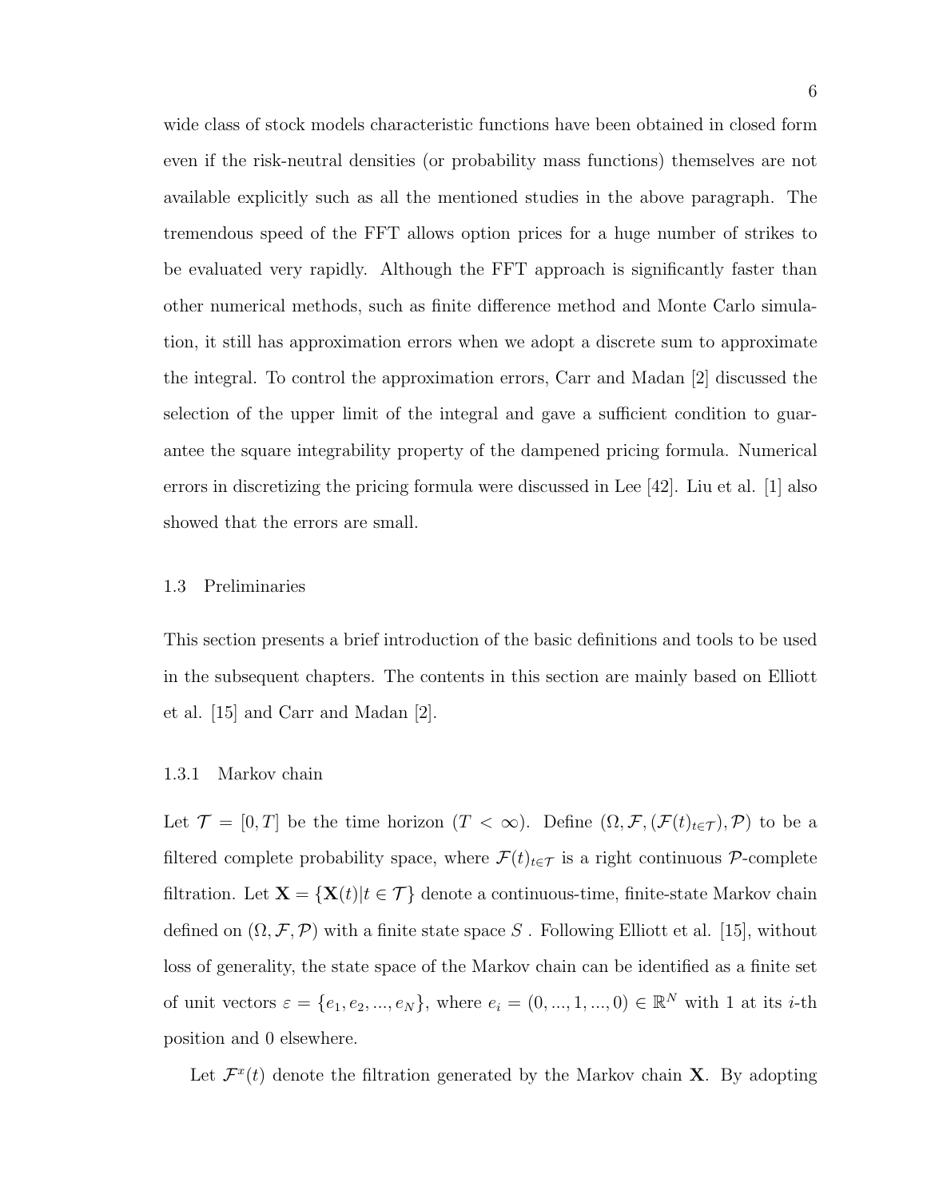wide class of stock models characteristic functions have been obtained in closed form even if the risk-neutral densities (or probability mass functions) themselves are not available explicitly such as all the mentioned studies in the above paragraph. The tremendous speed of the FFT allows option prices for a huge number of strikes to be evaluated very rapidly. Although the FFT approach is significantly faster than other numerical methods, such as finite difference method and Monte Carlo simulation, it still has approximation errors when we adopt a discrete sum to approximate the integral. To control the approximation errors, Carr and Madan [2] discussed the selection of the upper limit of the integral and gave a sufficient condition to guarantee the square integrability property of the dampened pricing formula. Numerical errors in discretizing the pricing formula were discussed in Lee [42]. Liu et al. [1] also showed that the errors are small.

## 1.3 Preliminaries

This section presents a brief introduction of the basic definitions and tools to be used in the subsequent chapters. The contents in this section are mainly based on Elliott et al. [15] and Carr and Madan [2].

### 1.3.1 Markov chain

Let $\mathcal{T} = [0, T]$ be the time horizon ($T < \infty$). Define $(\Omega, \mathcal{F}, (\mathcal{F}(t)_{t\in\mathcal{T}}), \mathcal{P})$ to be a filtered complete probability space, where $\mathcal{F}(t)_{t\in\mathcal{T}}$ is a right continuous $\mathcal{P}$-complete filtration. Let $\mathbf{X} = \{\mathbf{X}(t)|t \in \mathcal{T}\}$ denote a continuous-time, finite-state Markov chain defined on $(\Omega, \mathcal{F}, \mathcal{P})$ with a finite state space $S$ . Following Elliott et al. [15], without loss of generality, the state space of the Markov chain can be identified as a finite set of unit vectors $\varepsilon = \{e_1, e_2, ..., e_N\}$, where $e_i = (0, ..., 1, ..., 0) \in \mathbb{R}^N$ with 1 at its $i$-th position and 0 elsewhere.

Let $\mathcal{F}^x(t)$ denote the filtration generated by the Markov chain $\mathbf{X}$. By adopting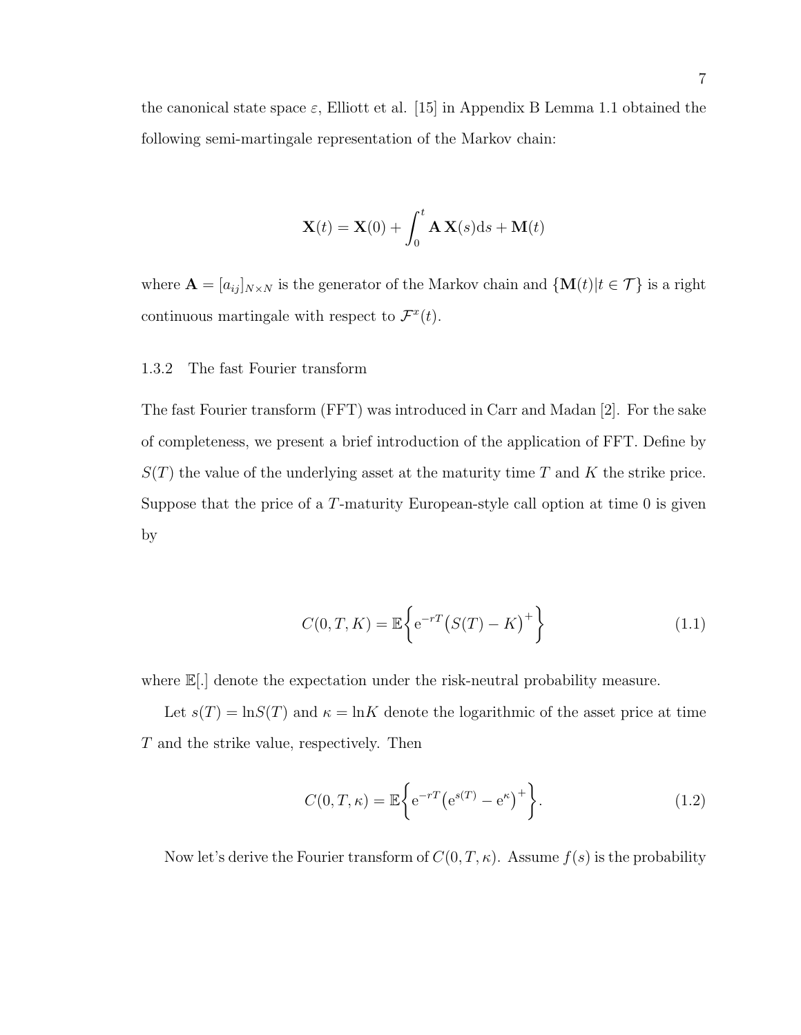the canonical state space $\varepsilon$, Elliott et al. [15] in Appendix B Lemma 1.1 obtained the following semi-martingale representation of the Markov chain:

$$\mathbf{X}(t) = \mathbf{X}(0) + \int_0^t \mathbf{A}\,\mathbf{X}(s)\mathrm{d}s + \mathbf{M}(t)$$

where $\mathbf{A} = [a_{ij}]_{N\times N}$ is the generator of the Markov chain and $\{\mathbf{M}(t)|t \in \mathcal{T}\}$ is a right continuous martingale with respect to $\mathcal{F}^x(t)$.

### 1.3.2 The fast Fourier transform

The fast Fourier transform (FFT) was introduced in Carr and Madan [2]. For the sake of completeness, we present a brief introduction of the application of FFT. Define by $S(T)$ the value of the underlying asset at the maturity time $T$ and $K$ the strike price. Suppose that the price of a $T$-maturity European-style call option at time 0 is given by

$$C(0,T,K) = \mathbb{E}\bigg\{\mathrm{e}^{-rT}\big(S(T) - K\big)^+\bigg\} \tag{1.1}$$

where $\mathbb{E}[.]$ denote the expectation under the risk-neutral probability measure.

Let $s(T) = \ln S(T)$ and $\kappa = \ln K$ denote the logarithmic of the asset price at time $T$ and the strike value, respectively. Then

$$C(0,T,\kappa) = \mathbb{E}\bigg\{\mathrm{e}^{-rT}\big(\mathrm{e}^{s(T)} - \mathrm{e}^{\kappa}\big)^+\bigg\}. \tag{1.2}$$

Now let's derive the Fourier transform of $C(0,T,\kappa)$. Assume $f(s)$ is the probability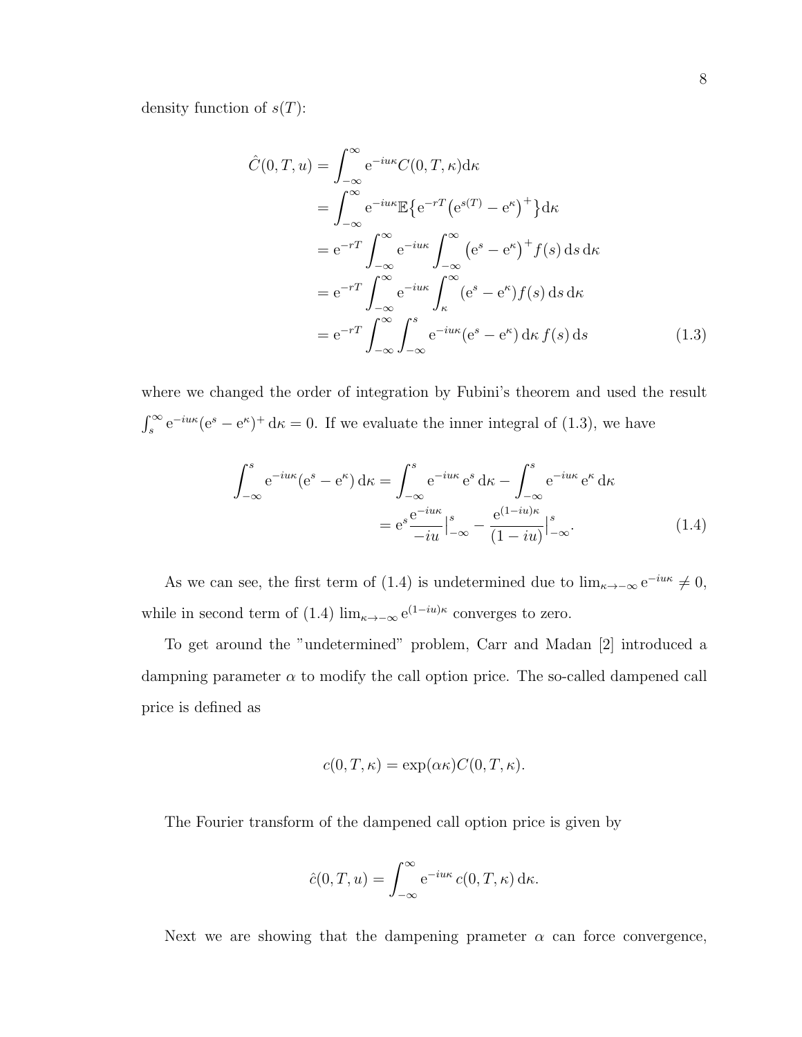density function of $s(T)$:

$$
\begin{aligned}
\hat{C}(0,T,u) &= \int_{-\infty}^{\infty} \mathrm{e}^{-iu\kappa} C(0,T,\kappa)\mathrm{d}\kappa \\
&= \int_{-\infty}^{\infty} \mathrm{e}^{-iu\kappa} \mathbb{E}\big\{\mathrm{e}^{-rT}\big(\mathrm{e}^{s(T)} - \mathrm{e}^{\kappa}\big)^{+}\big\}\mathrm{d}\kappa \\
&= \mathrm{e}^{-rT} \int_{-\infty}^{\infty} \mathrm{e}^{-iu\kappa} \int_{-\infty}^{\infty} \big(\mathrm{e}^{s} - \mathrm{e}^{\kappa}\big)^{+} f(s)\,\mathrm{d}s\,\mathrm{d}\kappa \\
&= \mathrm{e}^{-rT} \int_{-\infty}^{\infty} \mathrm{e}^{-iu\kappa} \int_{\kappa}^{\infty} (\mathrm{e}^{s} - \mathrm{e}^{\kappa}) f(s)\,\mathrm{d}s\,\mathrm{d}\kappa \\
&= \mathrm{e}^{-rT} \int_{-\infty}^{\infty} \int_{-\infty}^{s} \mathrm{e}^{-iu\kappa} (\mathrm{e}^{s} - \mathrm{e}^{\kappa})\,\mathrm{d}\kappa\, f(s)\,\mathrm{d}s
\end{aligned} \tag{1.3}
$$

where we changed the order of integration by Fubini's theorem and used the result $\int_{s}^{\infty} \mathrm{e}^{-iu\kappa}(\mathrm{e}^{s} - \mathrm{e}^{\kappa})^{+}\,\mathrm{d}\kappa = 0$. If we evaluate the inner integral of (1.3), we have

$$
\begin{aligned}
\int_{-\infty}^{s} \mathrm{e}^{-iu\kappa}(\mathrm{e}^{s} - \mathrm{e}^{\kappa})\,\mathrm{d}\kappa &= \int_{-\infty}^{s} \mathrm{e}^{-iu\kappa}\,\mathrm{e}^{s}\,\mathrm{d}\kappa - \int_{-\infty}^{s} \mathrm{e}^{-iu\kappa}\,\mathrm{e}^{\kappa}\,\mathrm{d}\kappa \\
&= \mathrm{e}^{s}\frac{\mathrm{e}^{-iu\kappa}}{-iu}\Big|_{-\infty}^{s} - \frac{\mathrm{e}^{(1-iu)\kappa}}{(1-iu)}\Big|_{-\infty}^{s}.
\end{aligned} \tag{1.4}
$$

As we can see, the first term of (1.4) is undetermined due to $\lim_{\kappa\to-\infty} \mathrm{e}^{-iu\kappa} \neq 0$, while in second term of (1.4) $\lim_{\kappa\to-\infty} \mathrm{e}^{(1-iu)\kappa}$ converges to zero.

To get around the "undetermined" problem, Carr and Madan [2] introduced a dampning parameter $\alpha$ to modify the call option price. The so-called dampened call price is defined as

$$
c(0,T,\kappa) = \exp(\alpha\kappa)C(0,T,\kappa).
$$

The Fourier transform of the dampened call option price is given by

$$
\hat{c}(0,T,u) = \int_{-\infty}^{\infty} \mathrm{e}^{-iu\kappa}\, c(0,T,\kappa)\,\mathrm{d}\kappa.
$$

Next we are showing that the dampening prameter $\alpha$ can force convergence,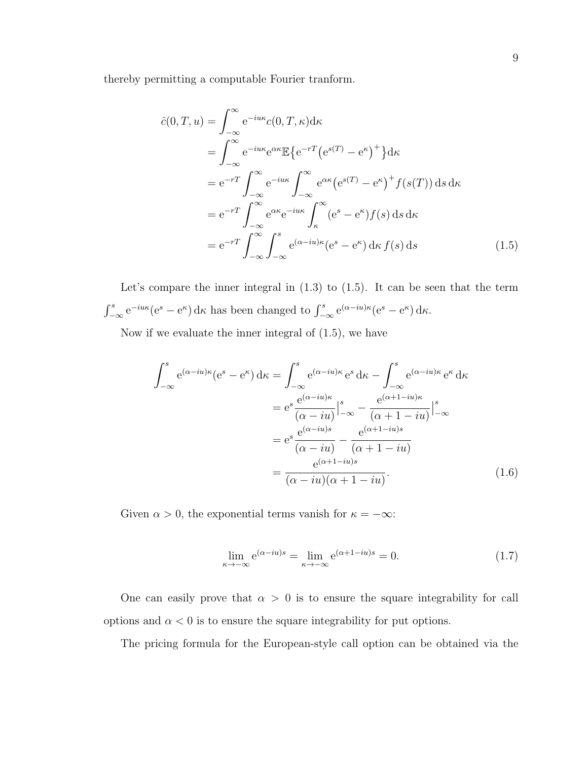thereby permitting a computable Fourier tranform.

$$
\begin{aligned}
\hat{c}(0,T,u) &= \int_{-\infty}^{\infty} \mathrm{e}^{-iu\kappa} c(0,T,\kappa) \mathrm{d}\kappa \\
&= \int_{-\infty}^{\infty} \mathrm{e}^{-iu\kappa} \mathrm{e}^{\alpha\kappa} \mathbb{E}\big\{ \mathrm{e}^{-rT} \big( \mathrm{e}^{s(T)} - \mathrm{e}^{\kappa} \big)^{+} \big\} \mathrm{d}\kappa \\
&= \mathrm{e}^{-rT} \int_{-\infty}^{\infty} \mathrm{e}^{-iu\kappa} \int_{-\infty}^{\infty} \mathrm{e}^{\alpha\kappa} \big( \mathrm{e}^{s(T)} - \mathrm{e}^{\kappa} \big)^{+} f(s(T)) \, \mathrm{d}s \, \mathrm{d}\kappa \\
&= \mathrm{e}^{-rT} \int_{-\infty}^{\infty} \mathrm{e}^{\alpha\kappa} \mathrm{e}^{-iu\kappa} \int_{\kappa}^{\infty} (\mathrm{e}^{s} - \mathrm{e}^{\kappa}) f(s) \, \mathrm{d}s \, \mathrm{d}\kappa \\
&= \mathrm{e}^{-rT} \int_{-\infty}^{\infty} \int_{-\infty}^{s} \mathrm{e}^{(\alpha - iu)\kappa} (\mathrm{e}^{s} - \mathrm{e}^{\kappa}) \, \mathrm{d}\kappa \, f(s) \, \mathrm{d}s
\end{aligned}
\tag{1.5}
$$

Let's compare the inner integral in (1.3) to (1.5). It can be seen that the term $\int_{-\infty}^{s} \mathrm{e}^{-iu\kappa} (\mathrm{e}^{s} - \mathrm{e}^{\kappa}) \, \mathrm{d}\kappa$ has been changed to $\int_{-\infty}^{s} \mathrm{e}^{(\alpha - iu)\kappa} (\mathrm{e}^{s} - \mathrm{e}^{\kappa}) \, \mathrm{d}\kappa$.

Now if we evaluate the inner integral of (1.5), we have

$$
\begin{aligned}
\int_{-\infty}^{s} \mathrm{e}^{(\alpha - iu)\kappa} (\mathrm{e}^{s} - \mathrm{e}^{\kappa}) \, \mathrm{d}\kappa &= \int_{-\infty}^{s} \mathrm{e}^{(\alpha - iu)\kappa} \, \mathrm{e}^{s} \, \mathrm{d}\kappa - \int_{-\infty}^{s} \mathrm{e}^{(\alpha - iu)\kappa} \, \mathrm{e}^{\kappa} \, \mathrm{d}\kappa \\
&= \mathrm{e}^{s} \frac{\mathrm{e}^{(\alpha - iu)\kappa}}{(\alpha - iu)} \Big|_{-\infty}^{s} - \frac{\mathrm{e}^{(\alpha + 1 - iu)\kappa}}{(\alpha + 1 - iu)} \Big|_{-\infty}^{s} \\
&= \mathrm{e}^{s} \frac{\mathrm{e}^{(\alpha - iu)s}}{(\alpha - iu)} - \frac{\mathrm{e}^{(\alpha + 1 - iu)s}}{(\alpha + 1 - iu)} \\
&= \frac{\mathrm{e}^{(\alpha + 1 - iu)s}}{(\alpha - iu)(\alpha + 1 - iu)}.
\end{aligned}
\tag{1.6}
$$

Given $\alpha > 0$, the exponential terms vanish for $\kappa = -\infty$:

$$
\lim_{\kappa \to -\infty} \mathrm{e}^{(\alpha - iu)s} = \lim_{\kappa \to -\infty} \mathrm{e}^{(\alpha + 1 - iu)s} = 0. \tag{1.7}
$$

One can easily prove that $\alpha > 0$ is to ensure the square integrability for call options and $\alpha < 0$ is to ensure the square integrability for put options.

The pricing formula for the European-style call option can be obtained via the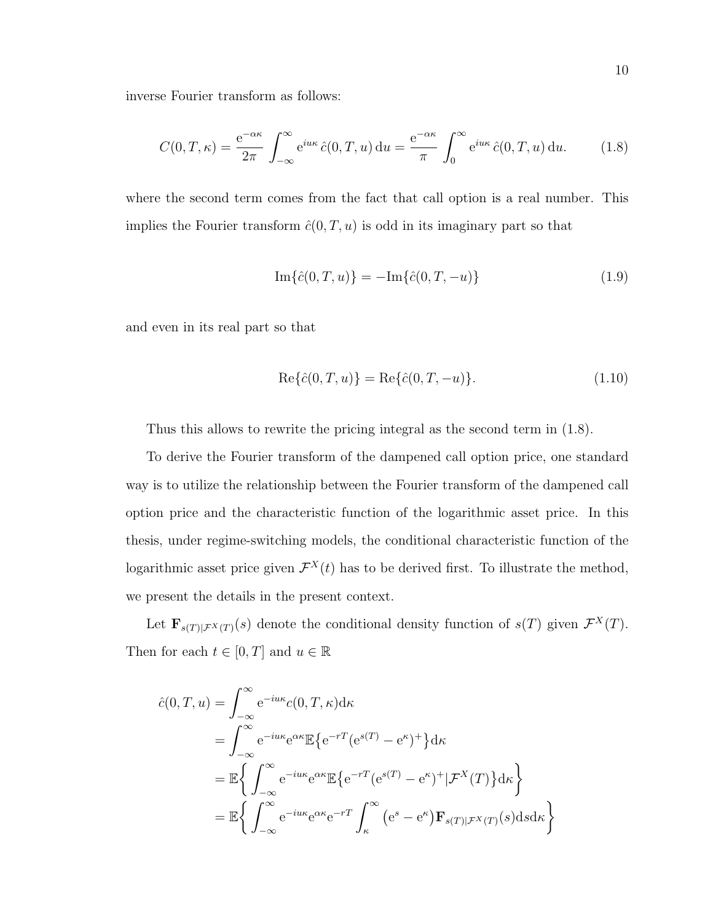inverse Fourier transform as follows:

$$C(0,T,\kappa) = \frac{\mathrm{e}^{-\alpha\kappa}}{2\pi} \int_{-\infty}^{\infty} \mathrm{e}^{iu\kappa}\, \hat{c}(0,T,u)\,\mathrm{d}u = \frac{\mathrm{e}^{-\alpha\kappa}}{\pi} \int_{0}^{\infty} \mathrm{e}^{iu\kappa}\, \hat{c}(0,T,u)\,\mathrm{d}u. \tag{1.8}$$

where the second term comes from the fact that call option is a real number. This implies the Fourier transform $\hat{c}(0,T,u)$ is odd in its imaginary part so that

$$\mathrm{Im}\{\hat{c}(0,T,u)\} = -\mathrm{Im}\{\hat{c}(0,T,-u)\} \tag{1.9}$$

and even in its real part so that

$$\mathrm{Re}\{\hat{c}(0,T,u)\} = \mathrm{Re}\{\hat{c}(0,T,-u)\}. \tag{1.10}$$

Thus this allows to rewrite the pricing integral as the second term in (1.8).

To derive the Fourier transform of the dampened call option price, one standard way is to utilize the relationship between the Fourier transform of the dampened call option price and the characteristic function of the logarithmic asset price. In this thesis, under regime-switching models, the conditional characteristic function of the logarithmic asset price given $\mathcal{F}^X(t)$ has to be derived first. To illustrate the method, we present the details in the present context.

Let $\mathbf{F}_{s(T)|\mathcal{F}^X(T)}(s)$ denote the conditional density function of $s(T)$ given $\mathcal{F}^X(T)$. Then for each $t \in [0,T]$ and $u \in \mathbb{R}$

$$\begin{aligned}
\hat{c}(0,T,u) &= \int_{-\infty}^{\infty} \mathrm{e}^{-iu\kappa} c(0,T,\kappa)\mathrm{d}\kappa \\
&= \int_{-\infty}^{\infty} \mathrm{e}^{-iu\kappa}\mathrm{e}^{\alpha\kappa}\mathbb{E}\big\{\mathrm{e}^{-rT}(\mathrm{e}^{s(T)} - \mathrm{e}^{\kappa})^{+}\big\}\mathrm{d}\kappa \\
&= \mathbb{E}\bigg\{ \int_{-\infty}^{\infty} \mathrm{e}^{-iu\kappa}\mathrm{e}^{\alpha\kappa}\mathbb{E}\big\{\mathrm{e}^{-rT}(\mathrm{e}^{s(T)} - \mathrm{e}^{\kappa})^{+}|\mathcal{F}^X(T)\big\}\mathrm{d}\kappa \bigg\} \\
&= \mathbb{E}\bigg\{ \int_{-\infty}^{\infty} \mathrm{e}^{-iu\kappa}\mathrm{e}^{\alpha\kappa}\mathrm{e}^{-rT} \int_{\kappa}^{\infty} \big(\mathrm{e}^{s} - \mathrm{e}^{\kappa}\big)\mathbf{F}_{s(T)|\mathcal{F}^X(T)}(s)\mathrm{d}s\mathrm{d}\kappa \bigg\}
\end{aligned}$$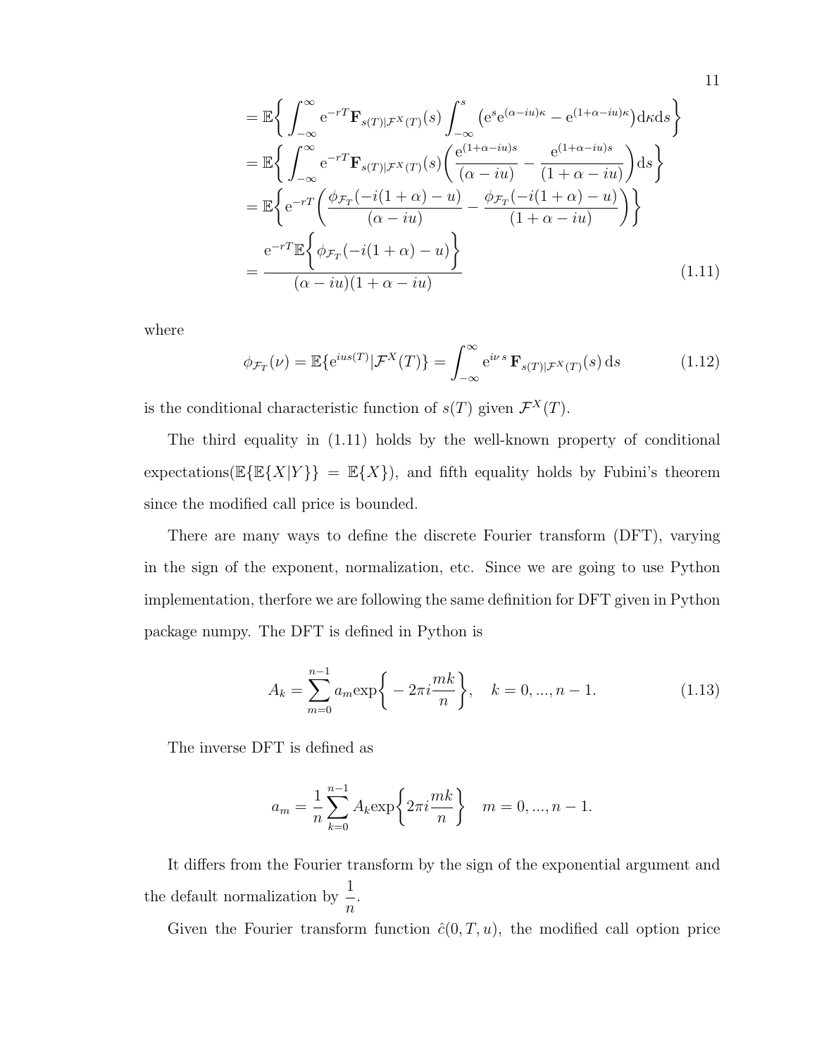$$
\begin{aligned}
&= \mathbb{E}\bigg\{ \int_{-\infty}^{\infty} \mathrm{e}^{-rT}\mathbf{F}_{s(T)|\mathcal{F}^X(T)}(s) \int_{-\infty}^{s} \big(\mathrm{e}^{s}\mathrm{e}^{(\alpha-iu)\kappa} - \mathrm{e}^{(1+\alpha-iu)\kappa}\big)\mathrm{d}\kappa \mathrm{d}s \bigg\} \\
&= \mathbb{E}\bigg\{ \int_{-\infty}^{\infty} \mathrm{e}^{-rT}\mathbf{F}_{s(T)|\mathcal{F}^X(T)}(s) \bigg( \frac{\mathrm{e}^{(1+\alpha-iu)s}}{(\alpha-iu)} - \frac{\mathrm{e}^{(1+\alpha-iu)s}}{(1+\alpha-iu)} \bigg) \mathrm{d}s \bigg\} \\
&= \mathbb{E}\bigg\{ \mathrm{e}^{-rT} \bigg( \frac{\phi_{\mathcal{F}_T}(-i(1+\alpha)-u)}{(\alpha-iu)} - \frac{\phi_{\mathcal{F}_T}(-i(1+\alpha)-u)}{(1+\alpha-iu)} \bigg) \bigg\} \\
&= \frac{\mathrm{e}^{-rT}\mathbb{E}\bigg\{ \phi_{\mathcal{F}_T}(-i(1+\alpha)-u) \bigg\}}{(\alpha-iu)(1+\alpha-iu)}
\end{aligned} \tag{1.11}
$$

where

$$
\phi_{\mathcal{F}_T}(\nu) = \mathbb{E}\{\mathrm{e}^{ius(T)}|\mathcal{F}^X(T)\} = \int_{-\infty}^{\infty} \mathrm{e}^{i\nu s}\, \mathbf{F}_{s(T)|\mathcal{F}^X(T)}(s)\,\mathrm{d}s \tag{1.12}
$$

is the conditional characteristic function of $s(T)$ given $\mathcal{F}^X(T)$.

The third equality in (1.11) holds by the well-known property of conditional expectations($\mathbb{E}\{\mathbb{E}\{X|Y\}\} = \mathbb{E}\{X\}$), and fifth equality holds by Fubini's theorem since the modified call price is bounded.

There are many ways to define the discrete Fourier transform (DFT), varying in the sign of the exponent, normalization, etc. Since we are going to use Python implementation, therfore we are following the same definition for DFT given in Python package numpy. The DFT is defined in Python is

$$
A_k = \sum_{m=0}^{n-1} a_m \exp\bigg\{ -2\pi i \frac{mk}{n} \bigg\}, \quad k = 0, ..., n-1. \tag{1.13}
$$

The inverse DFT is defined as

$$
a_m = \frac{1}{n} \sum_{k=0}^{n-1} A_k \exp\bigg\{ 2\pi i \frac{mk}{n} \bigg\} \quad m = 0, ..., n-1.
$$

It differs from the Fourier transform by the sign of the exponential argument and the default normalization by $\dfrac{1}{n}$.

Given the Fourier transform function $\hat{c}(0, T, u)$, the modified call option price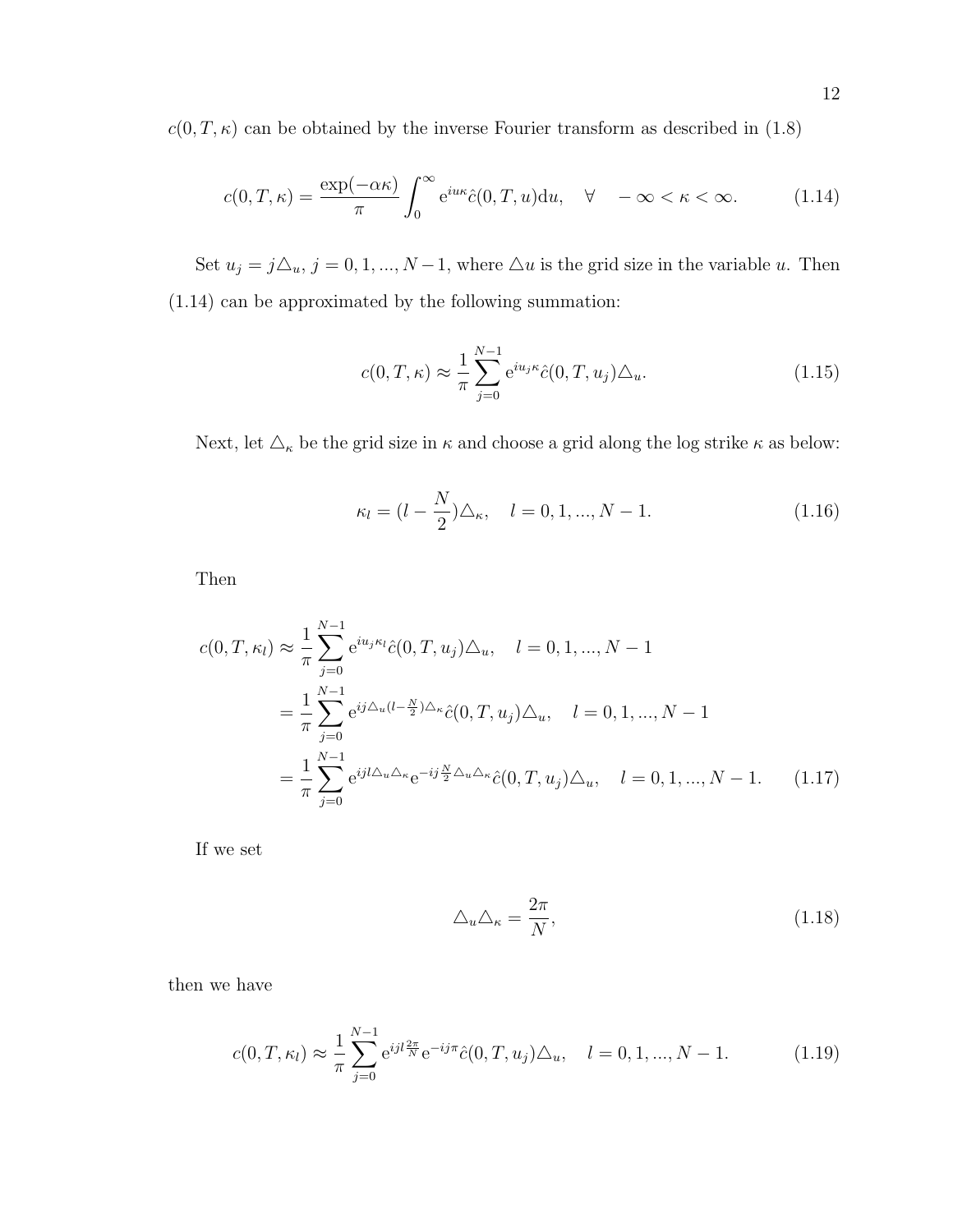$c(0, T, \kappa)$ can be obtained by the inverse Fourier transform as described in (1.8)

$$c(0, T, \kappa) = \frac{\exp(-\alpha\kappa)}{\pi} \int_0^\infty \mathrm{e}^{iu\kappa} \hat{c}(0, T, u) \mathrm{d}u, \quad \forall \quad -\infty < \kappa < \infty. \tag{1.14}$$

Set $u_j = j\triangle_u$, $j = 0, 1, ..., N-1$, where $\triangle u$ is the grid size in the variable $u$. Then (1.14) can be approximated by the following summation:

$$c(0, T, \kappa) \approx \frac{1}{\pi} \sum_{j=0}^{N-1} \mathrm{e}^{iu_j\kappa} \hat{c}(0, T, u_j) \triangle_u. \tag{1.15}$$

Next, let $\triangle_\kappa$ be the grid size in $\kappa$ and choose a grid along the log strike $\kappa$ as below:

$$\kappa_l = (l - \frac{N}{2})\triangle_\kappa, \quad l = 0, 1, ..., N-1. \tag{1.16}$$

Then

$$\begin{aligned}
c(0, T, \kappa_l) &\approx \frac{1}{\pi} \sum_{j=0}^{N-1} \mathrm{e}^{iu_j\kappa_l} \hat{c}(0, T, u_j) \triangle_u, \quad l = 0, 1, ..., N-1 \\
&= \frac{1}{\pi} \sum_{j=0}^{N-1} \mathrm{e}^{ij\triangle_u(l-\frac{N}{2})\triangle_\kappa} \hat{c}(0, T, u_j) \triangle_u, \quad l = 0, 1, ..., N-1 \\
&= \frac{1}{\pi} \sum_{j=0}^{N-1} \mathrm{e}^{ijl\triangle_u\triangle_\kappa} \mathrm{e}^{-ij\frac{N}{2}\triangle_u\triangle_\kappa} \hat{c}(0, T, u_j) \triangle_u, \quad l = 0, 1, ..., N-1.
\end{aligned} \tag{1.17}$$

If we set

$$\triangle_u \triangle_\kappa = \frac{2\pi}{N}, \tag{1.18}$$

then we have

$$c(0, T, \kappa_l) \approx \frac{1}{\pi} \sum_{j=0}^{N-1} \mathrm{e}^{ijl\frac{2\pi}{N}} \mathrm{e}^{-ij\pi} \hat{c}(0, T, u_j) \triangle_u, \quad l = 0, 1, ..., N-1. \tag{1.19}$$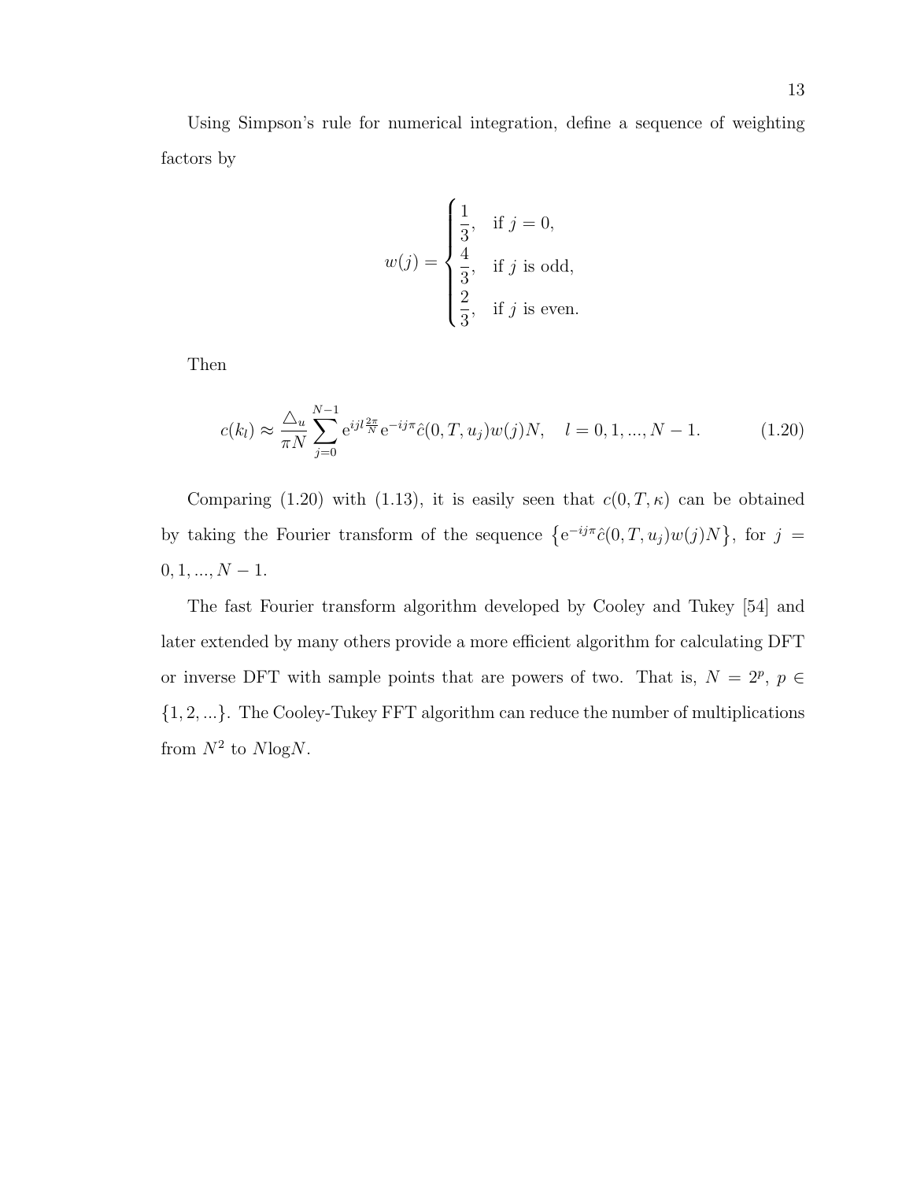Using Simpson's rule for numerical integration, define a sequence of weighting factors by

$$w(j) = \begin{cases} \dfrac{1}{3}, & \text{if } j = 0, \\ \dfrac{4}{3}, & \text{if } j \text{ is odd,} \\ \dfrac{2}{3}, & \text{if } j \text{ is even.} \end{cases}$$

Then

$$c(k_l) \approx \frac{\triangle_u}{\pi N} \sum_{j=0}^{N-1} \mathrm{e}^{ijl\frac{2\pi}{N}} \mathrm{e}^{-ij\pi} \hat{c}(0, T, u_j) w(j) N, \quad l = 0, 1, ..., N-1. \tag{1.20}$$

Comparing (1.20) with (1.13), it is easily seen that $c(0, T, \kappa)$ can be obtained by taking the Fourier transform of the sequence $\left\{\mathrm{e}^{-ij\pi}\hat{c}(0, T, u_j)w(j)N\right\}$, for $j = 0, 1, ..., N-1$.

The fast Fourier transform algorithm developed by Cooley and Tukey [54] and later extended by many others provide a more efficient algorithm for calculating DFT or inverse DFT with sample points that are powers of two. That is, $N = 2^p$, $p \in \{1, 2, ...\}$. The Cooley-Tukey FFT algorithm can reduce the number of multiplications from $N^2$ to $N\log N$.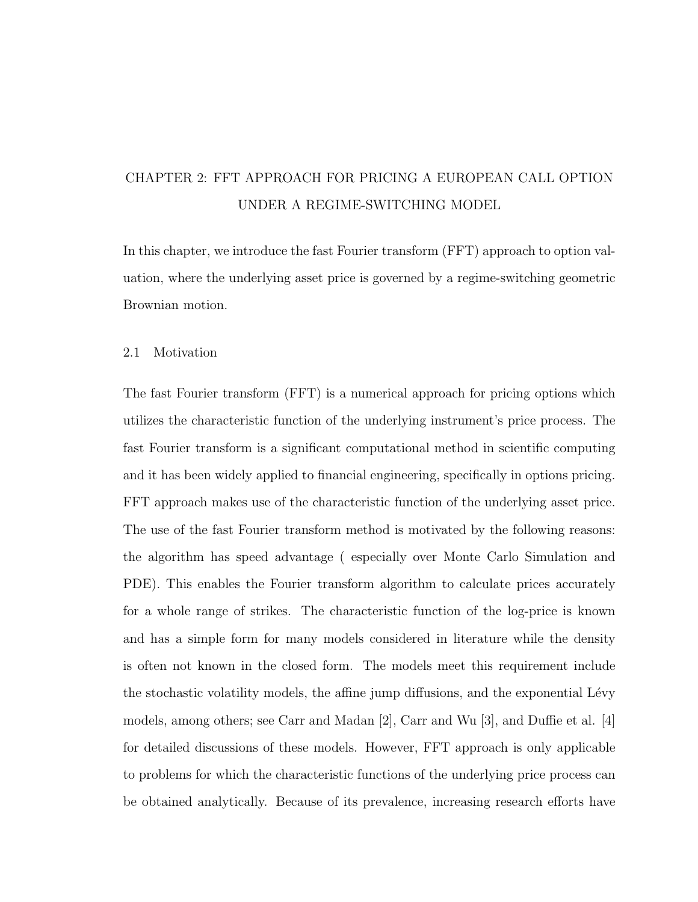# CHAPTER 2: FFT APPROACH FOR PRICING A EUROPEAN CALL OPTION UNDER A REGIME-SWITCHING MODEL

In this chapter, we introduce the fast Fourier transform (FFT) approach to option valuation, where the underlying asset price is governed by a regime-switching geometric Brownian motion.

## 2.1 Motivation

The fast Fourier transform (FFT) is a numerical approach for pricing options which utilizes the characteristic function of the underlying instrument's price process. The fast Fourier transform is a significant computational method in scientific computing and it has been widely applied to financial engineering, specifically in options pricing. FFT approach makes use of the characteristic function of the underlying asset price. The use of the fast Fourier transform method is motivated by the following reasons: the algorithm has speed advantage ( especially over Monte Carlo Simulation and PDE). This enables the Fourier transform algorithm to calculate prices accurately for a whole range of strikes. The characteristic function of the log-price is known and has a simple form for many models considered in literature while the density is often not known in the closed form. The models meet this requirement include the stochastic volatility models, the affine jump diffusions, and the exponential Lévy models, among others; see Carr and Madan [2], Carr and Wu [3], and Duffie et al. [4] for detailed discussions of these models. However, FFT approach is only applicable to problems for which the characteristic functions of the underlying price process can be obtained analytically. Because of its prevalence, increasing research efforts have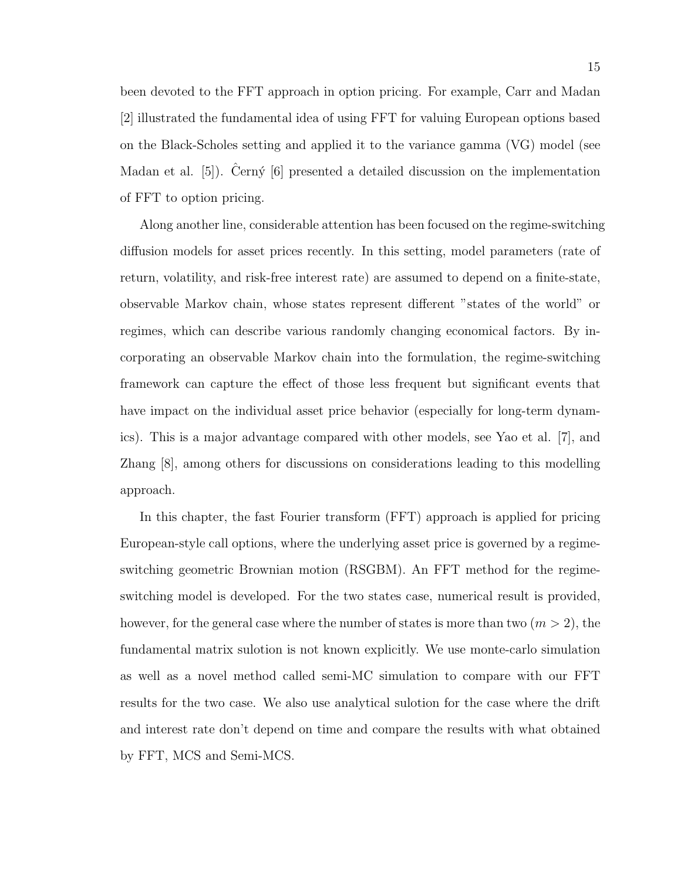been devoted to the FFT approach in option pricing. For example, Carr and Madan [2] illustrated the fundamental idea of using FFT for valuing European options based on the Black-Scholes setting and applied it to the variance gamma (VG) model (see Madan et al. [5]). Ĉerný [6] presented a detailed discussion on the implementation of FFT to option pricing.

Along another line, considerable attention has been focused on the regime-switching diffusion models for asset prices recently. In this setting, model parameters (rate of return, volatility, and risk-free interest rate) are assumed to depend on a finite-state, observable Markov chain, whose states represent different "states of the world" or regimes, which can describe various randomly changing economical factors. By incorporating an observable Markov chain into the formulation, the regime-switching framework can capture the effect of those less frequent but significant events that have impact on the individual asset price behavior (especially for long-term dynamics). This is a major advantage compared with other models, see Yao et al. [7], and Zhang [8], among others for discussions on considerations leading to this modelling approach.

In this chapter, the fast Fourier transform (FFT) approach is applied for pricing European-style call options, where the underlying asset price is governed by a regime-switching geometric Brownian motion (RSGBM). An FFT method for the regime-switching model is developed. For the two states case, numerical result is provided, however, for the general case where the number of states is more than two ($m > 2$), the fundamental matrix sulotion is not known explicitly. We use monte-carlo simulation as well as a novel method called semi-MC simulation to compare with our FFT results for the two case. We also use analytical sulotion for the case where the drift and interest rate don't depend on time and compare the results with what obtained by FFT, MCS and Semi-MCS.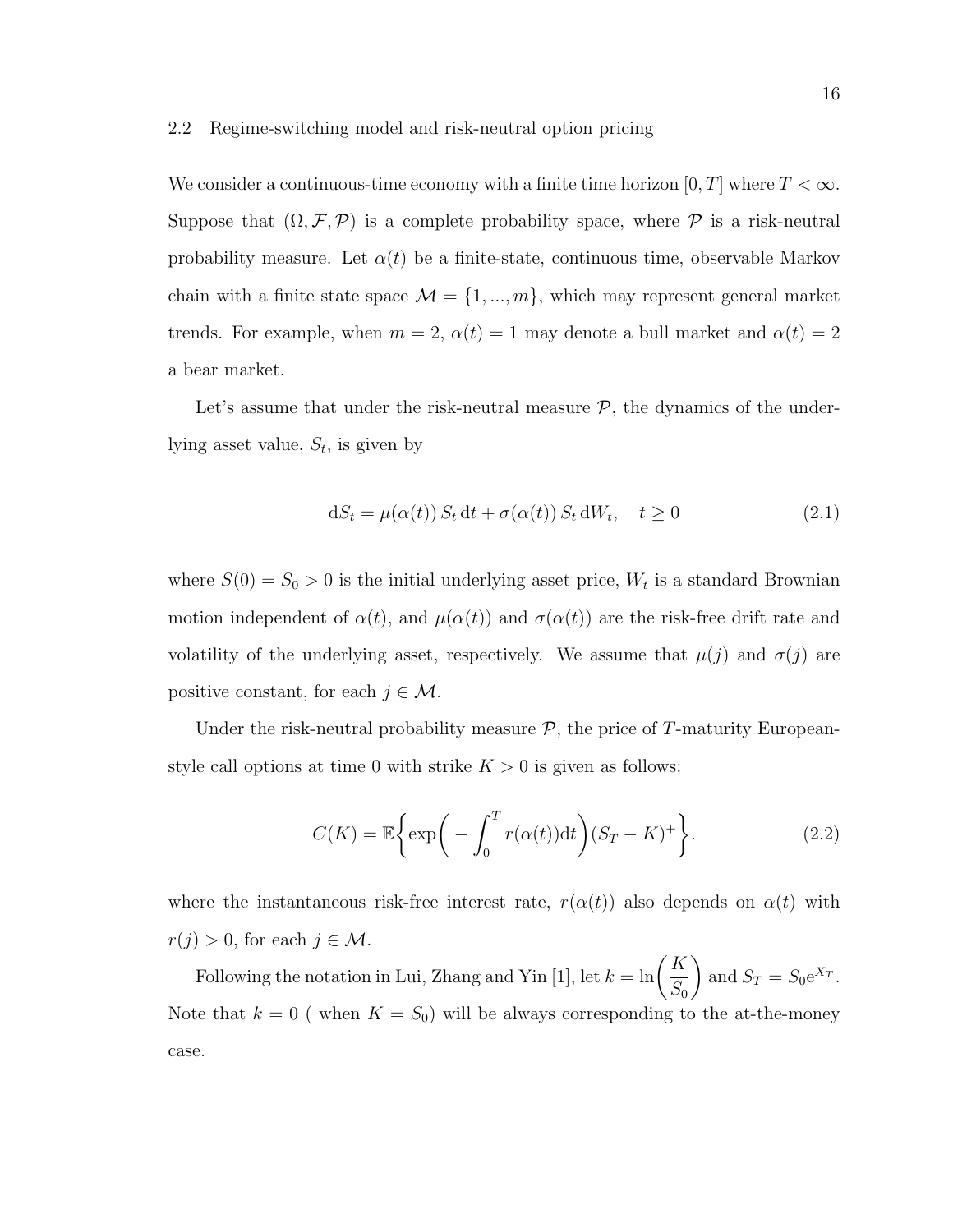## 2.2 Regime-switching model and risk-neutral option pricing

We consider a continuous-time economy with a finite time horizon $[0, T]$ where $T < \infty$. Suppose that $(\Omega, \mathcal{F}, \mathcal{P})$ is a complete probability space, where $\mathcal{P}$ is a risk-neutral probability measure. Let $\alpha(t)$ be a finite-state, continuous time, observable Markov chain with a finite state space $\mathcal{M} = \{1, ..., m\}$, which may represent general market trends. For example, when $m = 2$, $\alpha(t) = 1$ may denote a bull market and $\alpha(t) = 2$ a bear market.

Let's assume that under the risk-neutral measure $\mathcal{P}$, the dynamics of the underlying asset value, $S_t$, is given by

$$\mathrm{d}S_t = \mu(\alpha(t))\, S_t \,\mathrm{d}t + \sigma(\alpha(t))\, S_t \,\mathrm{d}W_t, \quad t \geq 0 \tag{2.1}$$

where $S(0) = S_0 > 0$ is the initial underlying asset price, $W_t$ is a standard Brownian motion independent of $\alpha(t)$, and $\mu(\alpha(t))$ and $\sigma(\alpha(t))$ are the risk-free drift rate and volatility of the underlying asset, respectively. We assume that $\mu(j)$ and $\sigma(j)$ are positive constant, for each $j \in \mathcal{M}$.

Under the risk-neutral probability measure $\mathcal{P}$, the price of $T$-maturity European-style call options at time 0 with strike $K > 0$ is given as follows:

$$C(K) = \mathbb{E}\left\{ \exp\left( -\int_0^T r(\alpha(t))\mathrm{d}t \right) (S_T - K)^+ \right\}. \tag{2.2}$$

where the instantaneous risk-free interest rate, $r(\alpha(t))$ also depends on $\alpha(t)$ with $r(j) > 0$, for each $j \in \mathcal{M}$.

Following the notation in Lui, Zhang and Yin [1], let $k = \ln\left(\dfrac{K}{S_0}\right)$ and $S_T = S_0 \mathrm{e}^{X_T}$. Note that $k = 0$ ( when $K = S_0$) will be always corresponding to the at-the-money case.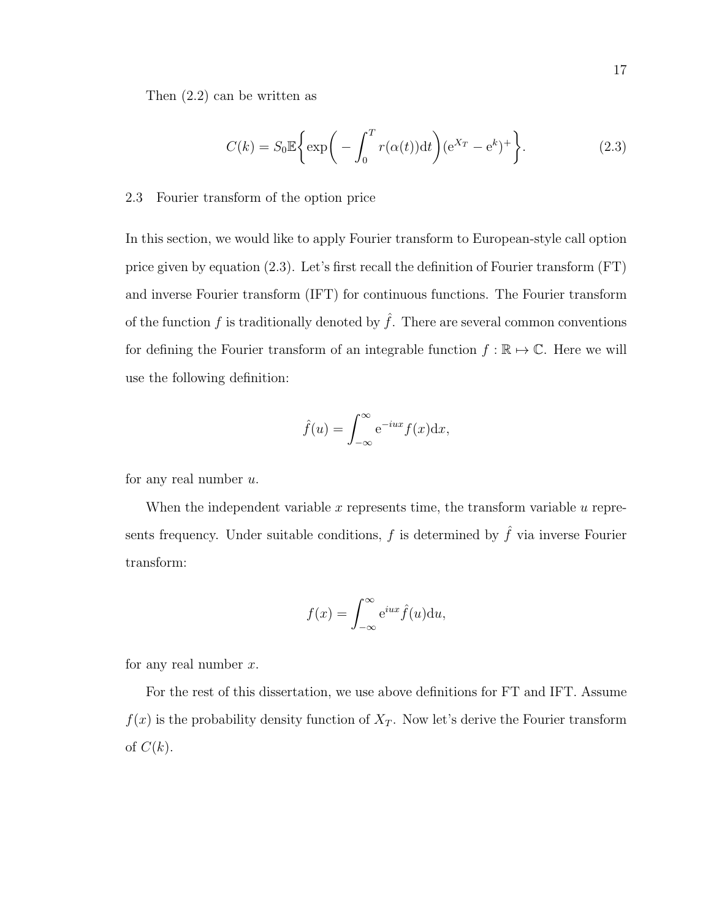Then (2.2) can be written as

$$C(k) = S_0 \mathbb{E}\bigg\{ \exp\bigg( -\int_0^T r(\alpha(t))\mathrm{d}t \bigg) (\mathrm{e}^{X_T} - \mathrm{e}^k)^+ \bigg\}. \tag{2.3}$$

## 2.3 Fourier transform of the option price

In this section, we would like to apply Fourier transform to European-style call option price given by equation (2.3). Let's first recall the definition of Fourier transform (FT) and inverse Fourier transform (IFT) for continuous functions. The Fourier transform of the function $f$ is traditionally denoted by $\hat{f}$. There are several common conventions for defining the Fourier transform of an integrable function $f : \mathbb{R} \mapsto \mathbb{C}$. Here we will use the following definition:

$$\hat{f}(u) = \int_{-\infty}^{\infty} \mathrm{e}^{-iux} f(x)\mathrm{d}x,$$

for any real number $u$.

When the independent variable $x$ represents time, the transform variable $u$ represents frequency. Under suitable conditions, $f$ is determined by $\hat{f}$ via inverse Fourier transform:

$$f(x) = \int_{-\infty}^{\infty} \mathrm{e}^{iux} \hat{f}(u)\mathrm{d}u,$$

for any real number $x$.

For the rest of this dissertation, we use above definitions for FT and IFT. Assume $f(x)$ is the probability density function of $X_T$. Now let's derive the Fourier transform of $C(k)$.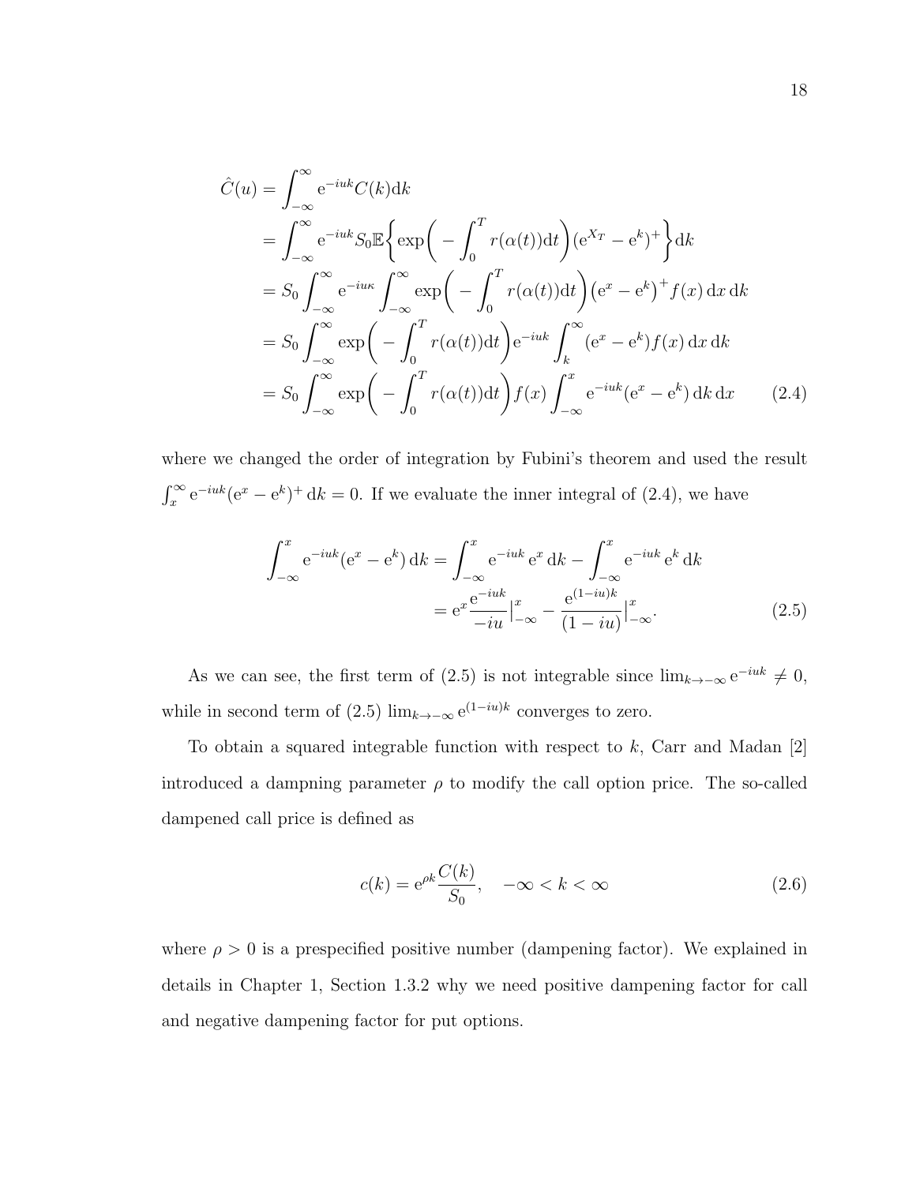$$
\begin{aligned}
\hat{C}(u) &= \int_{-\infty}^{\infty} \mathrm{e}^{-iuk} C(k) \mathrm{d}k \\
&= \int_{-\infty}^{\infty} \mathrm{e}^{-iuk} S_0 \mathbb{E}\Big\{ \exp\Big( -\int_0^T r(\alpha(t)) \mathrm{d}t \Big) (\mathrm{e}^{X_T} - \mathrm{e}^k)^+ \Big\} \mathrm{d}k \\
&= S_0 \int_{-\infty}^{\infty} \mathrm{e}^{-iu\kappa} \int_{-\infty}^{\infty} \exp\Big( -\int_0^T r(\alpha(t)) \mathrm{d}t \Big) \big( \mathrm{e}^x - \mathrm{e}^k \big)^+ f(x)\, \mathrm{d}x\, \mathrm{d}k \\
&= S_0 \int_{-\infty}^{\infty} \exp\Big( -\int_0^T r(\alpha(t)) \mathrm{d}t \Big) \mathrm{e}^{-iuk} \int_k^{\infty} (\mathrm{e}^x - \mathrm{e}^k) f(x)\, \mathrm{d}x\, \mathrm{d}k \\
&= S_0 \int_{-\infty}^{\infty} \exp\Big( -\int_0^T r(\alpha(t)) \mathrm{d}t \Big) f(x) \int_{-\infty}^{x} \mathrm{e}^{-iuk} (\mathrm{e}^x - \mathrm{e}^k)\, \mathrm{d}k\, \mathrm{d}x \qquad (2.4)
\end{aligned}
$$

where we changed the order of integration by Fubini's theorem and used the result $\int_x^{\infty} \mathrm{e}^{-iuk} (\mathrm{e}^x - \mathrm{e}^k)^+ \, \mathrm{d}k = 0$. If we evaluate the inner integral of (2.4), we have

$$
\begin{aligned}
\int_{-\infty}^{x} \mathrm{e}^{-iuk} (\mathrm{e}^x - \mathrm{e}^k)\, \mathrm{d}k &= \int_{-\infty}^{x} \mathrm{e}^{-iuk}\, \mathrm{e}^x \, \mathrm{d}k - \int_{-\infty}^{x} \mathrm{e}^{-iuk}\, \mathrm{e}^k \, \mathrm{d}k \\
&= \mathrm{e}^x \frac{\mathrm{e}^{-iuk}}{-iu} \Big|_{-\infty}^{x} - \frac{\mathrm{e}^{(1-iu)k}}{(1-iu)} \Big|_{-\infty}^{x}. \qquad (2.5)
\end{aligned}
$$

As we can see, the first term of (2.5) is not integrable since $\lim_{k \to -\infty} \mathrm{e}^{-iuk} \neq 0$, while in second term of (2.5) $\lim_{k \to -\infty} \mathrm{e}^{(1-iu)k}$ converges to zero.

To obtain a squared integrable function with respect to $k$, Carr and Madan [2] introduced a dampning parameter $\rho$ to modify the call option price. The so-called dampened call price is defined as

$$
c(k) = \mathrm{e}^{\rho k} \frac{C(k)}{S_0}, \quad -\infty < k < \infty \qquad (2.6)
$$

where $\rho > 0$ is a prespecified positive number (dampening factor). We explained in details in Chapter 1, Section 1.3.2 why we need positive dampening factor for call and negative dampening factor for put options.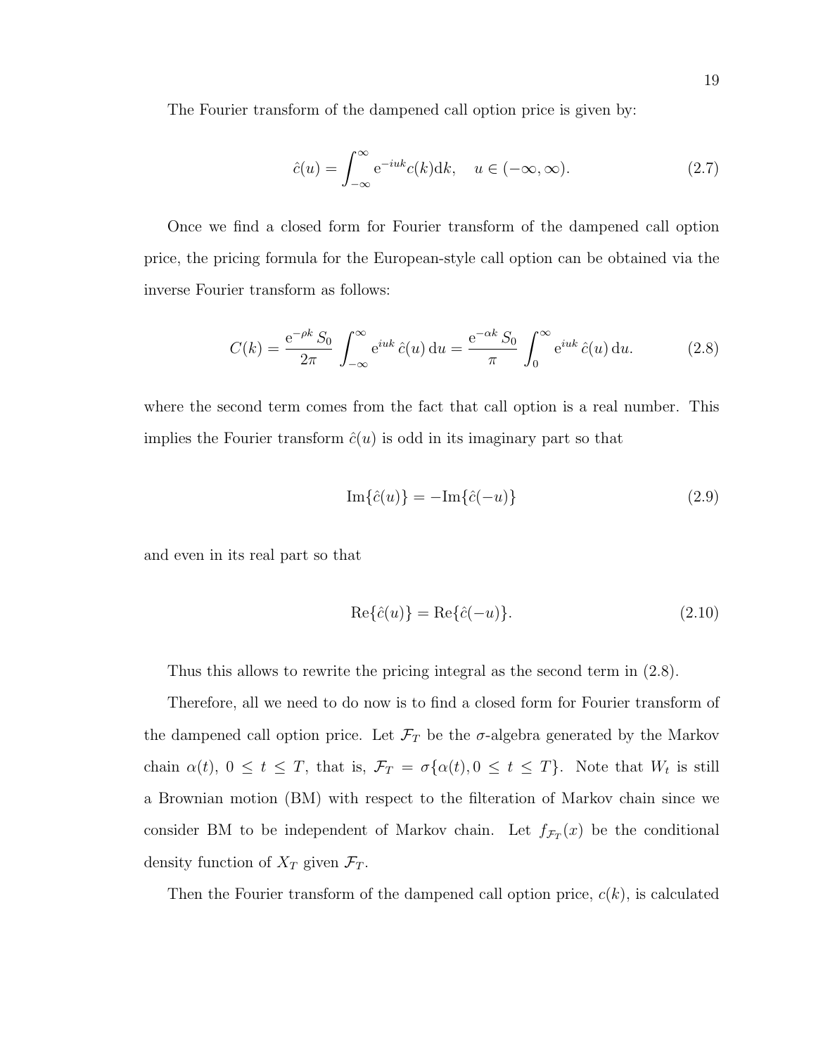The Fourier transform of the dampened call option price is given by:

$$\hat{c}(u) = \int_{-\infty}^{\infty} \mathrm{e}^{-iuk} c(k)\mathrm{d}k, \quad u \in (-\infty, \infty). \tag{2.7}$$

Once we find a closed form for Fourier transform of the dampened call option price, the pricing formula for the European-style call option can be obtained via the inverse Fourier transform as follows:

$$C(k) = \frac{\mathrm{e}^{-\rho k}\, S_0}{2\pi} \int_{-\infty}^{\infty} \mathrm{e}^{iuk}\, \hat{c}(u)\, \mathrm{d}u = \frac{\mathrm{e}^{-\alpha k}\, S_0}{\pi} \int_{0}^{\infty} \mathrm{e}^{iuk}\, \hat{c}(u)\, \mathrm{d}u. \tag{2.8}$$

where the second term comes from the fact that call option is a real number. This implies the Fourier transform $\hat{c}(u)$ is odd in its imaginary part so that

$$\mathrm{Im}\{\hat{c}(u)\} = -\mathrm{Im}\{\hat{c}(-u)\} \tag{2.9}$$

and even in its real part so that

$$\mathrm{Re}\{\hat{c}(u)\} = \mathrm{Re}\{\hat{c}(-u)\}. \tag{2.10}$$

Thus this allows to rewrite the pricing integral as the second term in (2.8).

Therefore, all we need to do now is to find a closed form for Fourier transform of the dampened call option price. Let $\mathcal{F}_T$ be the $\sigma$-algebra generated by the Markov chain $\alpha(t)$, $0 \leq t \leq T$, that is, $\mathcal{F}_T = \sigma\{\alpha(t), 0 \leq t \leq T\}$. Note that $W_t$ is still a Brownian motion (BM) with respect to the filteration of Markov chain since we consider BM to be independent of Markov chain. Let $f_{\mathcal{F}_T}(x)$ be the conditional density function of $X_T$ given $\mathcal{F}_T$.

Then the Fourier transform of the dampened call option price, $c(k)$, is calculated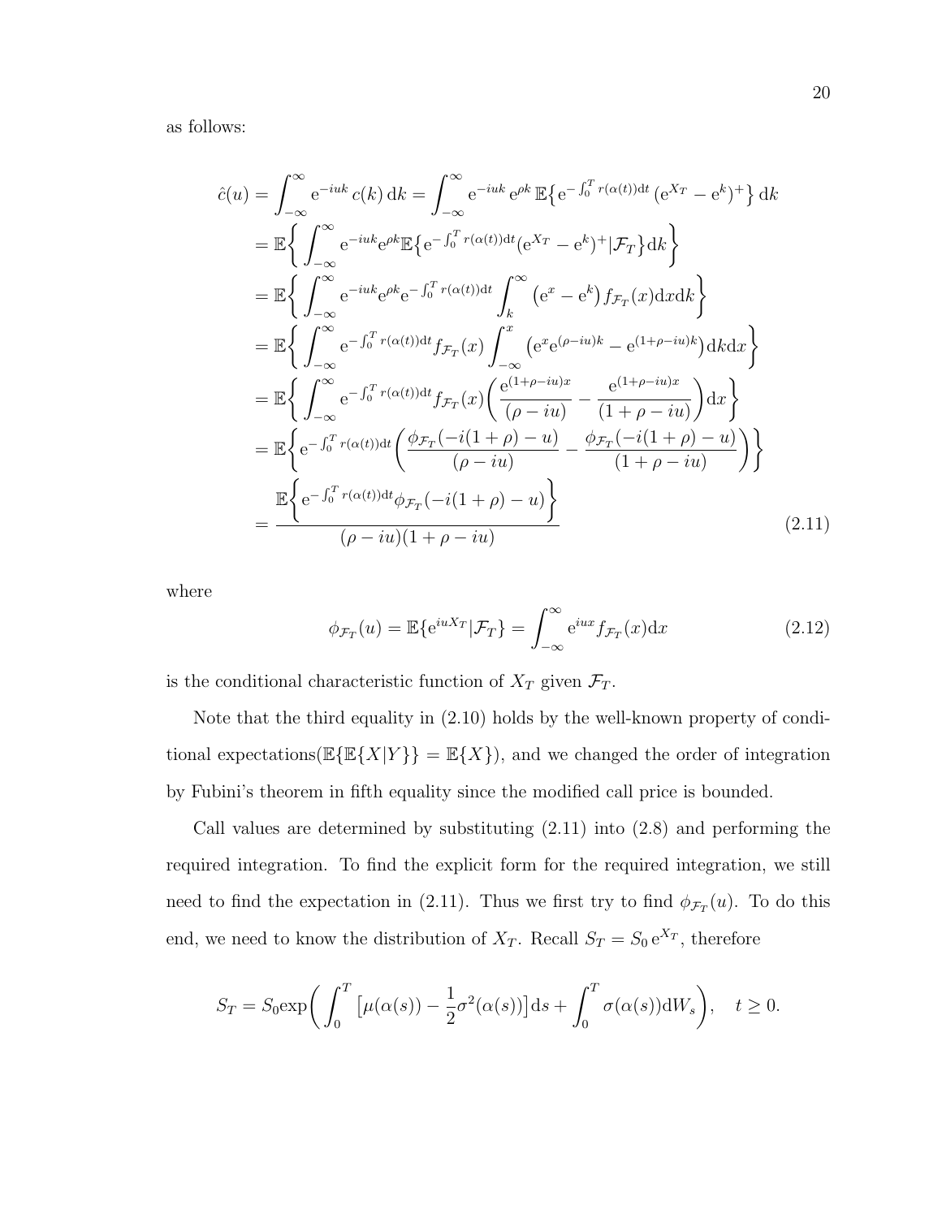as follows:

$$
\begin{aligned}
\hat{c}(u) &= \int_{-\infty}^{\infty} \mathrm{e}^{-iuk}\, c(k)\, \mathrm{d}k = \int_{-\infty}^{\infty} \mathrm{e}^{-iuk}\, \mathrm{e}^{\rho k}\, \mathbb{E}\big\{ \mathrm{e}^{-\int_0^T r(\alpha(t))\mathrm{d}t}\, (\mathrm{e}^{X_T} - \mathrm{e}^{k})^{+} \big\}\, \mathrm{d}k \\
&= \mathbb{E}\bigg\{ \int_{-\infty}^{\infty} \mathrm{e}^{-iuk} \mathrm{e}^{\rho k} \mathbb{E}\big\{ \mathrm{e}^{-\int_0^T r(\alpha(t))\mathrm{d}t} (\mathrm{e}^{X_T} - \mathrm{e}^{k})^{+} | \mathcal{F}_T \big\} \mathrm{d}k \bigg\} \\
&= \mathbb{E}\bigg\{ \int_{-\infty}^{\infty} \mathrm{e}^{-iuk} \mathrm{e}^{\rho k} \mathrm{e}^{-\int_0^T r(\alpha(t))\mathrm{d}t} \int_{k}^{\infty} \big(\mathrm{e}^{x} - \mathrm{e}^{k}\big) f_{\mathcal{F}_T}(x) \mathrm{d}x \mathrm{d}k \bigg\} \\
&= \mathbb{E}\bigg\{ \int_{-\infty}^{\infty} \mathrm{e}^{-\int_0^T r(\alpha(t))\mathrm{d}t} f_{\mathcal{F}_T}(x) \int_{-\infty}^{x} \big(\mathrm{e}^{x} \mathrm{e}^{(\rho - iu)k} - \mathrm{e}^{(1+\rho-iu)k}\big) \mathrm{d}k \mathrm{d}x \bigg\} \\
&= \mathbb{E}\bigg\{ \int_{-\infty}^{\infty} \mathrm{e}^{-\int_0^T r(\alpha(t))\mathrm{d}t} f_{\mathcal{F}_T}(x) \bigg( \frac{\mathrm{e}^{(1+\rho-iu)x}}{(\rho - iu)} - \frac{\mathrm{e}^{(1+\rho-iu)x}}{(1+\rho-iu)} \bigg) \mathrm{d}x \bigg\} \\
&= \mathbb{E}\bigg\{ \mathrm{e}^{-\int_0^T r(\alpha(t))\mathrm{d}t} \bigg( \frac{\phi_{\mathcal{F}_T}(-i(1+\rho) - u)}{(\rho - iu)} - \frac{\phi_{\mathcal{F}_T}(-i(1+\rho) - u)}{(1+\rho-iu)} \bigg) \bigg\} \\
&= \frac{\mathbb{E}\bigg\{ \mathrm{e}^{-\int_0^T r(\alpha(t))\mathrm{d}t} \phi_{\mathcal{F}_T}(-i(1+\rho) - u) \bigg\}}{(\rho - iu)(1+\rho-iu)}
\end{aligned} \tag{2.11}
$$

where

$$
\phi_{\mathcal{F}_T}(u) = \mathbb{E}\{\mathrm{e}^{iuX_T} | \mathcal{F}_T\} = \int_{-\infty}^{\infty} \mathrm{e}^{iux} f_{\mathcal{F}_T}(x) \mathrm{d}x \tag{2.12}
$$

is the conditional characteristic function of $X_T$ given $\mathcal{F}_T$.

Note that the third equality in (2.10) holds by the well-known property of conditional expectations($\mathbb{E}\{\mathbb{E}\{X|Y\}\} = \mathbb{E}\{X\}$), and we changed the order of integration by Fubini's theorem in fifth equality since the modified call price is bounded.

Call values are determined by substituting (2.11) into (2.8) and performing the required integration. To find the explicit form for the required integration, we still need to find the expectation in (2.11). Thus we first try to find $\phi_{\mathcal{F}_T}(u)$. To do this end, we need to know the distribution of $X_T$. Recall $S_T = S_0\, \mathrm{e}^{X_T}$, therefore

$$
S_T = S_0 \exp\bigg( \int_0^T \big[\mu(\alpha(s)) - \frac{1}{2}\sigma^2(\alpha(s))\big] \mathrm{d}s + \int_0^T \sigma(\alpha(s)) \mathrm{d}W_s \bigg), \quad t \geq 0.
$$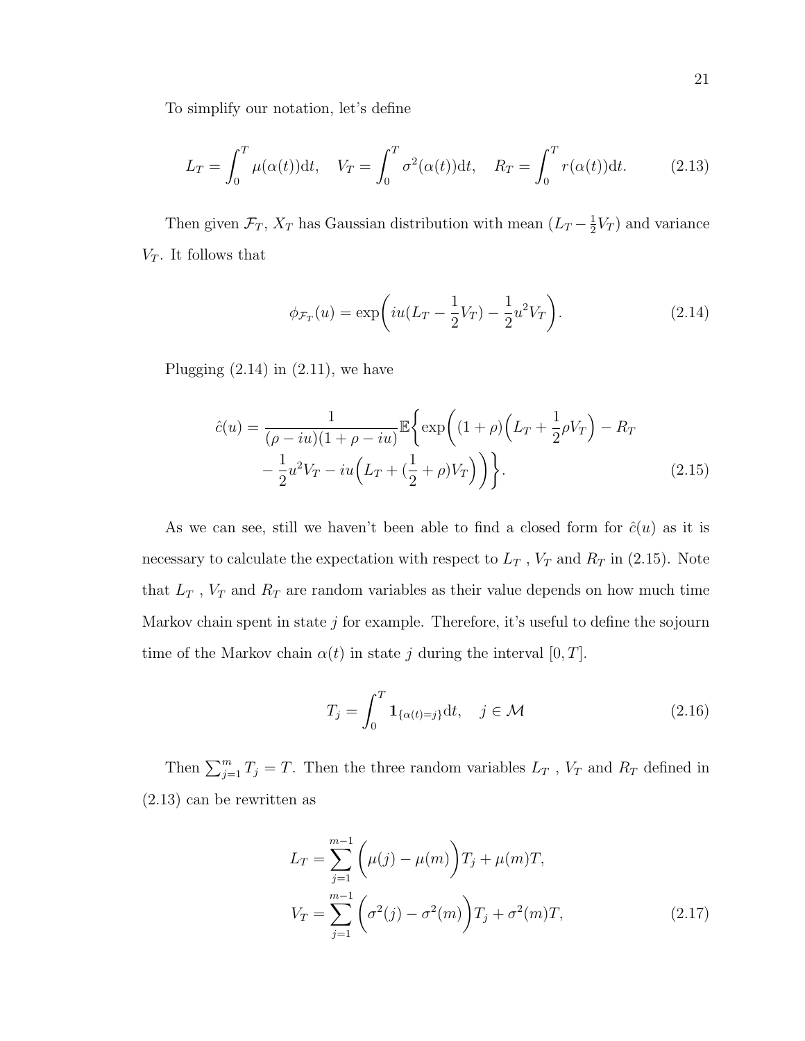To simplify our notation, let's define

$$L_T = \int_0^T \mu(\alpha(t))\mathrm{d}t, \quad V_T = \int_0^T \sigma^2(\alpha(t))\mathrm{d}t, \quad R_T = \int_0^T r(\alpha(t))\mathrm{d}t. \tag{2.13}$$

Then given $\mathcal{F}_T$, $X_T$ has Gaussian distribution with mean $(L_T - \frac{1}{2}V_T)$ and variance $V_T$. It follows that

$$\phi_{\mathcal{F}_T}(u) = \exp\bigg(iu(L_T - \frac{1}{2}V_T) - \frac{1}{2}u^2 V_T\bigg). \tag{2.14}$$

Plugging (2.14) in (2.11), we have

$$\begin{aligned}\hat{c}(u) = \frac{1}{(\rho - iu)(1+\rho - iu)}\mathbb{E}\bigg\{\exp\bigg((1+\rho)\Big(L_T + \frac{1}{2}\rho V_T\Big) - R_T \\ - \frac{1}{2}u^2 V_T - iu\Big(L_T + (\frac{1}{2}+\rho)V_T\Big)\bigg)\bigg\}.\end{aligned} \tag{2.15}$$

As we can see, still we haven't been able to find a closed form for $\hat{c}(u)$ as it is necessary to calculate the expectation with respect to $L_T$ , $V_T$ and $R_T$ in (2.15). Note that $L_T$ , $V_T$ and $R_T$ are random variables as their value depends on how much time Markov chain spent in state $j$ for example. Therefore, it's useful to define the sojourn time of the Markov chain $\alpha(t)$ in state $j$ during the interval $[0, T]$.

$$T_j = \int_0^T \mathbf{1}_{\{\alpha(t)=j\}}\mathrm{d}t, \quad j \in \mathcal{M} \tag{2.16}$$

Then $\sum_{j=1}^m T_j = T$. Then the three random variables $L_T$ , $V_T$ and $R_T$ defined in (2.13) can be rewritten as

$$\begin{aligned}L_T &= \sum_{j=1}^{m-1}\Big(\mu(j) - \mu(m)\Big)T_j + \mu(m)T, \\ V_T &= \sum_{j=1}^{m-1}\Big(\sigma^2(j) - \sigma^2(m)\Big)T_j + \sigma^2(m)T,\end{aligned} \tag{2.17}$$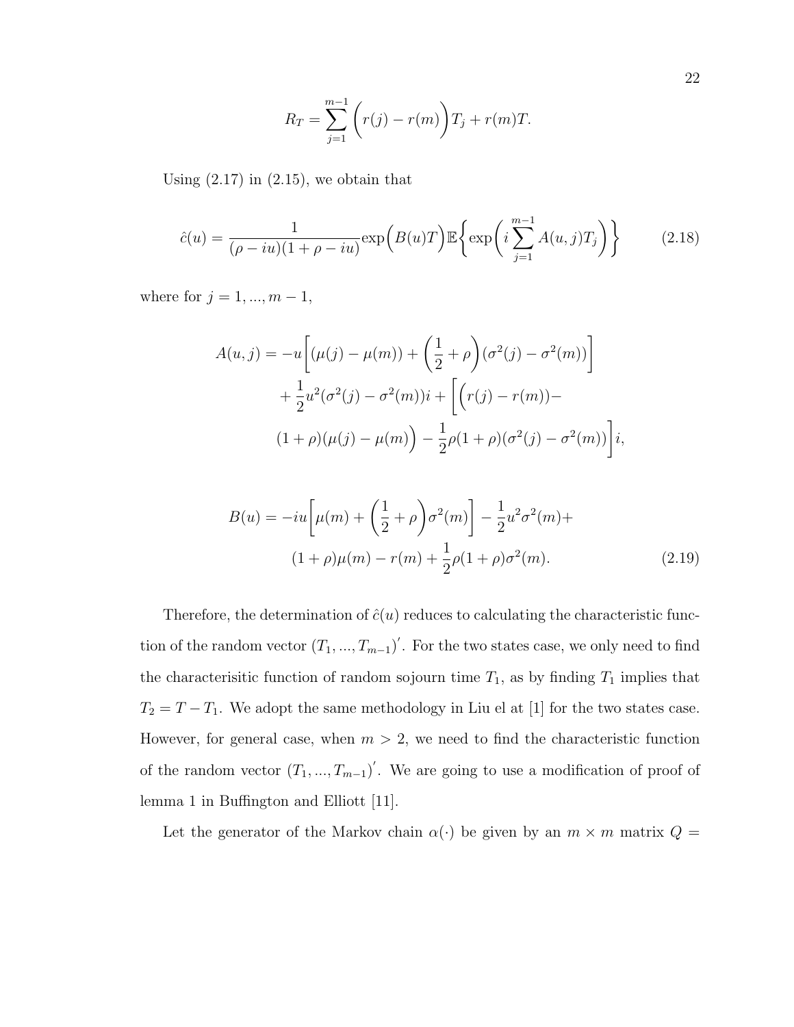$$R_T = \sum_{j=1}^{m-1} \Big( r(j) - r(m) \Big) T_j + r(m)T.$$

Using (2.17) in (2.15), we obtain that

$$\hat{c}(u) = \frac{1}{(\rho - iu)(1 + \rho - iu)} \exp\Big(B(u)T\Big) \mathbb{E}\bigg\{ \exp\bigg( i \sum_{j=1}^{m-1} A(u,j) T_j \bigg) \bigg\} \tag{2.18}$$

where for $j = 1, ..., m-1$,

$$\begin{aligned} A(u,j) = & -u\bigg[ (\mu(j) - \mu(m)) + \bigg( \frac{1}{2} + \rho \bigg) (\sigma^2(j) - \sigma^2(m)) \bigg] \\ & + \frac{1}{2} u^2 (\sigma^2(j) - \sigma^2(m)) i + \bigg[ \Big( r(j) - r(m)) - \\ & (1 + \rho)(\mu(j) - \mu(m) \Big) - \frac{1}{2} \rho (1 + \rho)(\sigma^2(j) - \sigma^2(m)) \bigg] i, \end{aligned}$$

$$\begin{aligned} B(u) = & -iu \bigg[ \mu(m) + \bigg( \frac{1}{2} + \rho \bigg) \sigma^2(m) \bigg] - \frac{1}{2} u^2 \sigma^2(m) + \\ & (1 + \rho)\mu(m) - r(m) + \frac{1}{2} \rho (1 + \rho) \sigma^2(m). \end{aligned} \tag{2.19}$$

Therefore, the determination of $\hat{c}(u)$ reduces to calculating the characteristic function of the random vector $(T_1, ..., T_{m-1})^{'}$. For the two states case, we only need to find the characterisitic function of random sojourn time $T_1$, as by finding $T_1$ implies that $T_2 = T - T_1$. We adopt the same methodology in Liu el at [1] for the two states case. However, for general case, when $m > 2$, we need to find the characteristic function of the random vector $(T_1, ..., T_{m-1})^{'}$. We are going to use a modification of proof of lemma 1 in Buffington and Elliott [11].

Let the generator of the Markov chain $\alpha(\cdot)$ be given by an $m \times m$ matrix $Q =$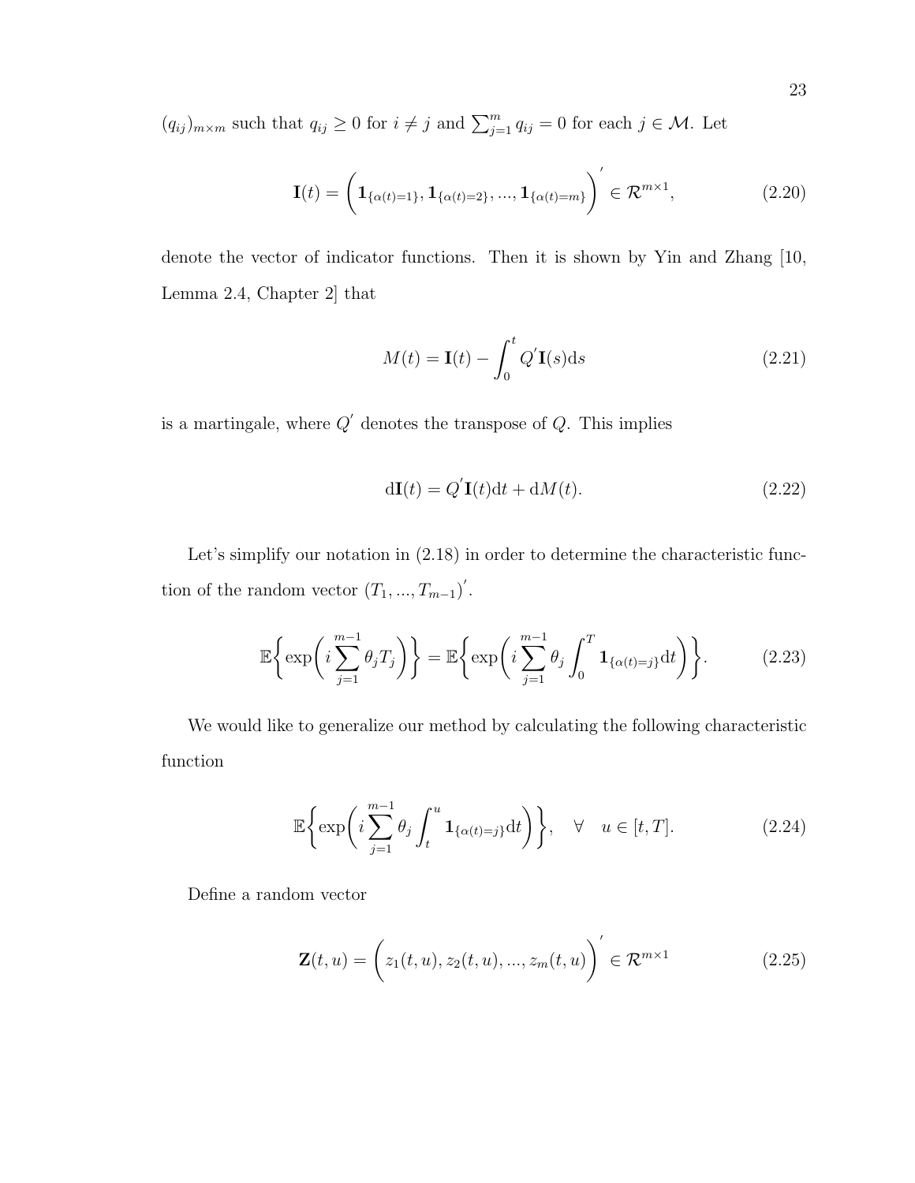$(q_{ij})_{m\times m}$ such that $q_{ij} \geq 0$ for $i \neq j$ and $\sum_{j=1}^{m} q_{ij} = 0$ for each $j \in \mathcal{M}$. Let

$$\mathbf{I}(t) = \bigg(\mathbf{1}_{\{\alpha(t)=1\}}, \mathbf{1}_{\{\alpha(t)=2\}}, ..., \mathbf{1}_{\{\alpha(t)=m\}}\bigg)^{'} \in \mathcal{R}^{m\times 1}, \tag{2.20}$$

denote the vector of indicator functions. Then it is shown by Yin and Zhang [10, Lemma 2.4, Chapter 2] that

$$M(t) = \mathbf{I}(t) - \int_0^t Q^{'}\mathbf{I}(s)\mathrm{d}s \tag{2.21}$$

is a martingale, where $Q^{'}$ denotes the transpose of $Q$. This implies

$$\mathrm{d}\mathbf{I}(t) = Q^{'}\mathbf{I}(t)\mathrm{d}t + \mathrm{d}M(t). \tag{2.22}$$

Let's simplify our notation in (2.18) in order to determine the characteristic function of the random vector $(T_1, ..., T_{m-1})^{'}$.

$$\mathbb{E}\bigg\{\exp\bigg(i\sum_{j=1}^{m-1}\theta_j T_j\bigg)\bigg\} = \mathbb{E}\bigg\{\exp\bigg(i\sum_{j=1}^{m-1}\theta_j\int_0^T \mathbf{1}_{\{\alpha(t)=j\}}\mathrm{d}t\bigg)\bigg\}. \tag{2.23}$$

We would like to generalize our method by calculating the following characteristic function

$$\mathbb{E}\bigg\{\exp\bigg(i\sum_{j=1}^{m-1}\theta_j\int_t^u \mathbf{1}_{\{\alpha(t)=j\}}\mathrm{d}t\bigg)\bigg\}, \quad \forall \quad u \in [t, T]. \tag{2.24}$$

Define a random vector

$$\mathbf{Z}(t, u) = \bigg(z_1(t, u), z_2(t, u), ..., z_m(t, u)\bigg)^{'} \in \mathcal{R}^{m\times 1} \tag{2.25}$$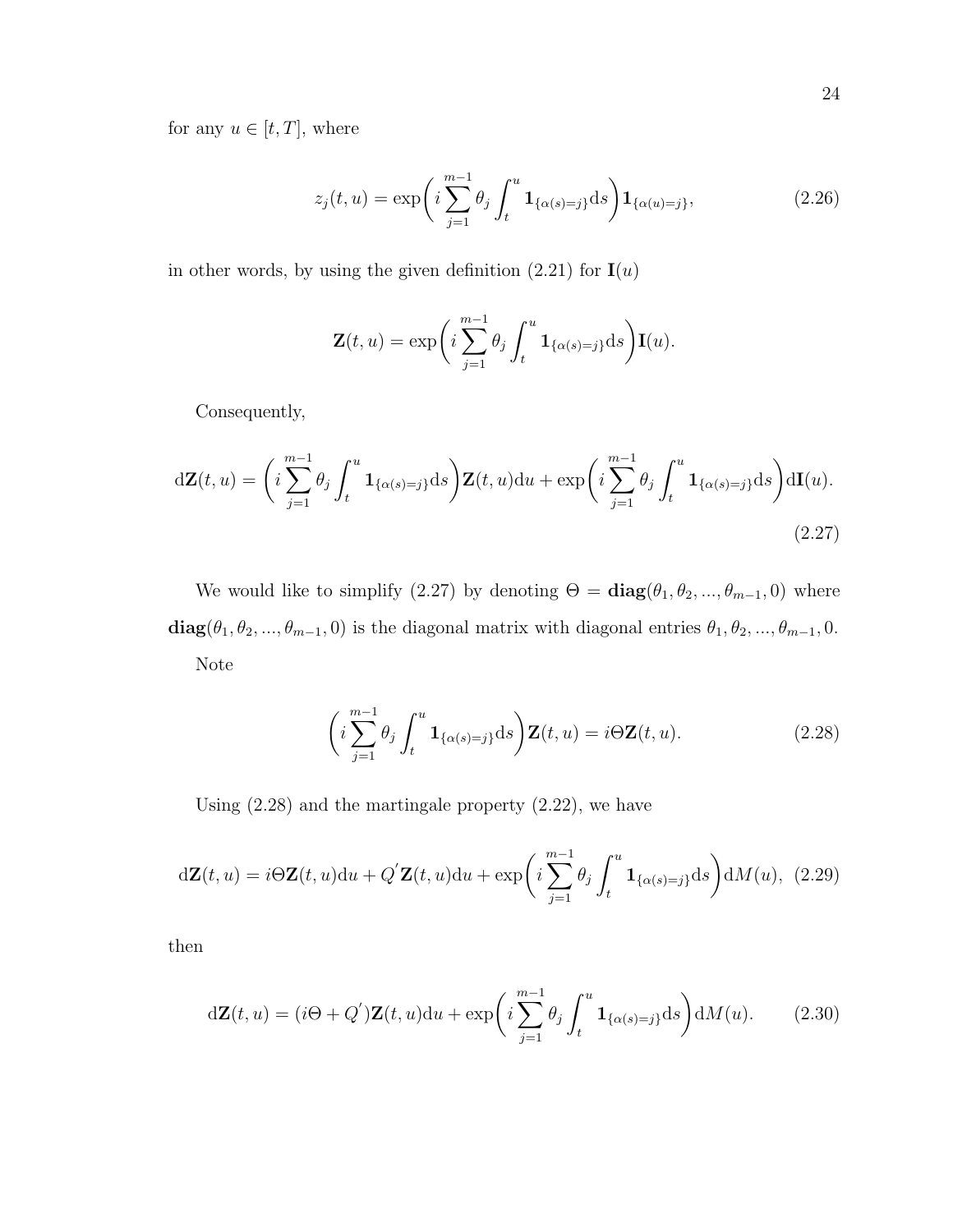for any $u \in [t, T]$, where

$$z_j(t,u) = \exp\bigg( i \sum_{j=1}^{m-1} \theta_j \int_t^u \mathbf{1}_{\{\alpha(s)=j\}} \mathrm{d}s \bigg) \mathbf{1}_{\{\alpha(u)=j\}}, \tag{2.26}$$

in other words, by using the given definition (2.21) for $\mathbf{I}(u)$

$$\mathbf{Z}(t,u) = \exp\bigg( i \sum_{j=1}^{m-1} \theta_j \int_t^u \mathbf{1}_{\{\alpha(s)=j\}} \mathrm{d}s \bigg) \mathbf{I}(u).$$

Consequently,

$$\mathrm{d}\mathbf{Z}(t,u) = \bigg( i \sum_{j=1}^{m-1} \theta_j \int_t^u \mathbf{1}_{\{\alpha(s)=j\}} \mathrm{d}s \bigg) \mathbf{Z}(t,u) \mathrm{d}u + \exp\bigg( i \sum_{j=1}^{m-1} \theta_j \int_t^u \mathbf{1}_{\{\alpha(s)=j\}} \mathrm{d}s \bigg) \mathrm{d}\mathbf{I}(u). \tag{2.27}$$

We would like to simplify (2.27) by denoting $\Theta = \mathbf{diag}(\theta_1, \theta_2, ..., \theta_{m-1}, 0)$ where $\mathbf{diag}(\theta_1, \theta_2, ..., \theta_{m-1}, 0)$ is the diagonal matrix with diagonal entries $\theta_1, \theta_2, ..., \theta_{m-1}, 0$.

Note

$$\bigg( i \sum_{j=1}^{m-1} \theta_j \int_t^u \mathbf{1}_{\{\alpha(s)=j\}} \mathrm{d}s \bigg) \mathbf{Z}(t,u) = i\Theta \mathbf{Z}(t,u). \tag{2.28}$$

Using (2.28) and the martingale property (2.22), we have

$$\mathrm{d}\mathbf{Z}(t,u) = i\Theta \mathbf{Z}(t,u) \mathrm{d}u + Q^{'} \mathbf{Z}(t,u) \mathrm{d}u + \exp\bigg( i \sum_{j=1}^{m-1} \theta_j \int_t^u \mathbf{1}_{\{\alpha(s)=j\}} \mathrm{d}s \bigg) \mathrm{d}M(u), \tag{2.29}$$

then

$$\mathrm{d}\mathbf{Z}(t,u) = (i\Theta + Q^{'}) \mathbf{Z}(t,u) \mathrm{d}u + \exp\bigg( i \sum_{j=1}^{m-1} \theta_j \int_t^u \mathbf{1}_{\{\alpha(s)=j\}} \mathrm{d}s \bigg) \mathrm{d}M(u). \tag{2.30}$$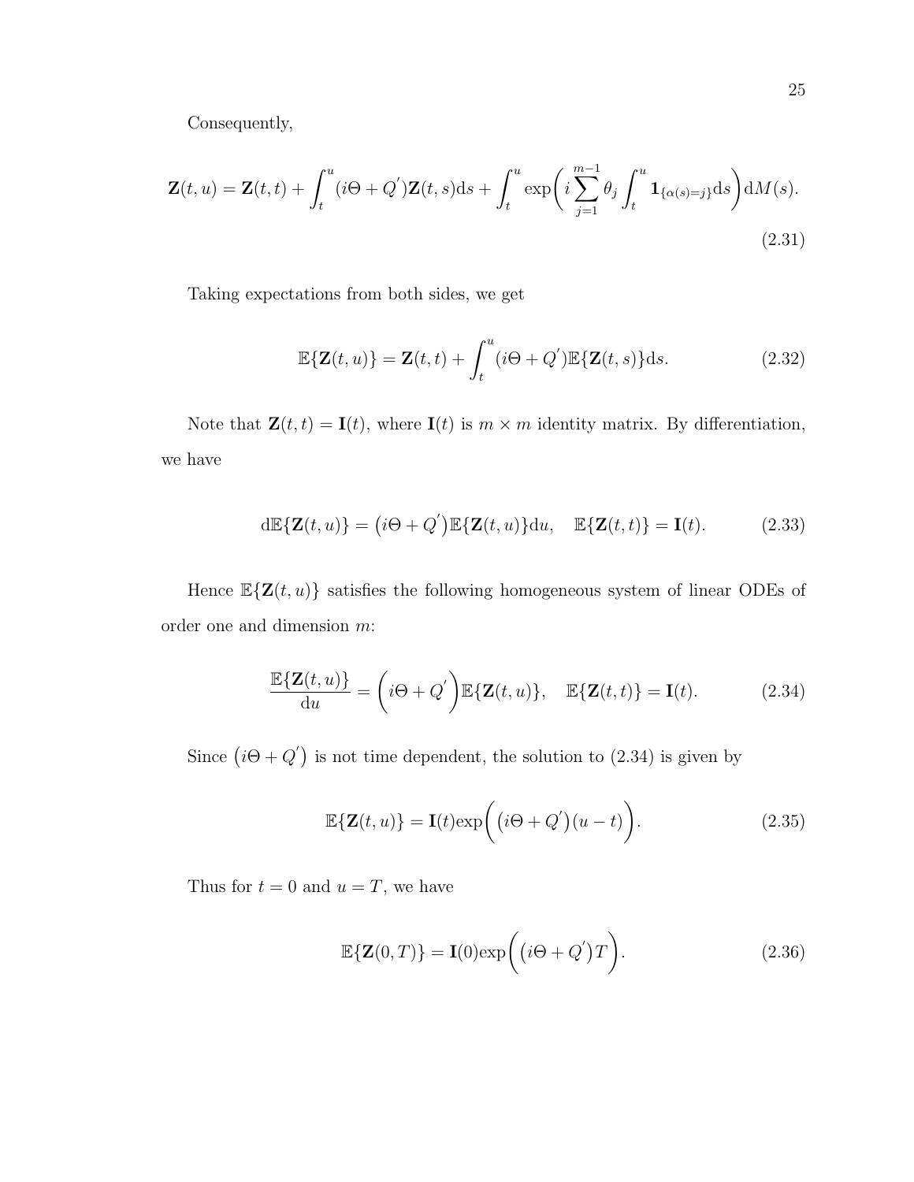Consequently,

$$\mathbf{Z}(t,u) = \mathbf{Z}(t,t) + \int_t^u (i\Theta + Q^{'})\mathbf{Z}(t,s)\mathrm{d}s + \int_t^u \exp\bigg( i\sum_{j=1}^{m-1}\theta_j \int_t^u \mathbf{1}_{\{\alpha(s)=j\}}\mathrm{d}s\bigg)\mathrm{d}M(s). \tag{2.31}$$

Taking expectations from both sides, we get

$$\mathbb{E}\{\mathbf{Z}(t,u)\} = \mathbf{Z}(t,t) + \int_t^u (i\Theta + Q^{'})\mathbb{E}\{\mathbf{Z}(t,s)\}\mathrm{d}s. \tag{2.32}$$

Note that $\mathbf{Z}(t,t) = \mathbf{I}(t)$, where $\mathbf{I}(t)$ is $m \times m$ identity matrix. By differentiation, we have

$$\mathrm{d}\mathbb{E}\{\mathbf{Z}(t,u)\} = \big(i\Theta + Q^{'}\big)\mathbb{E}\{\mathbf{Z}(t,u)\}\mathrm{d}u, \quad \mathbb{E}\{\mathbf{Z}(t,t)\} = \mathbf{I}(t). \tag{2.33}$$

Hence $\mathbb{E}\{\mathbf{Z}(t,u)\}$ satisfies the following homogeneous system of linear ODEs of order one and dimension $m$:

$$\frac{\mathbb{E}\{\mathbf{Z}(t,u)\}}{\mathrm{d}u} = \bigg(i\Theta + Q^{'}\bigg)\mathbb{E}\{\mathbf{Z}(t,u)\}, \quad \mathbb{E}\{\mathbf{Z}(t,t)\} = \mathbf{I}(t). \tag{2.34}$$

Since $\big(i\Theta + Q^{'}\big)$ is not time dependent, the solution to (2.34) is given by

$$\mathbb{E}\{\mathbf{Z}(t,u)\} = \mathbf{I}(t)\exp\bigg(\big(i\Theta + Q^{'}\big)(u-t)\bigg). \tag{2.35}$$

Thus for $t = 0$ and $u = T$, we have

$$\mathbb{E}\{\mathbf{Z}(0,T)\} = \mathbf{I}(0)\exp\bigg(\big(i\Theta + Q^{'}\big)T\bigg). \tag{2.36}$$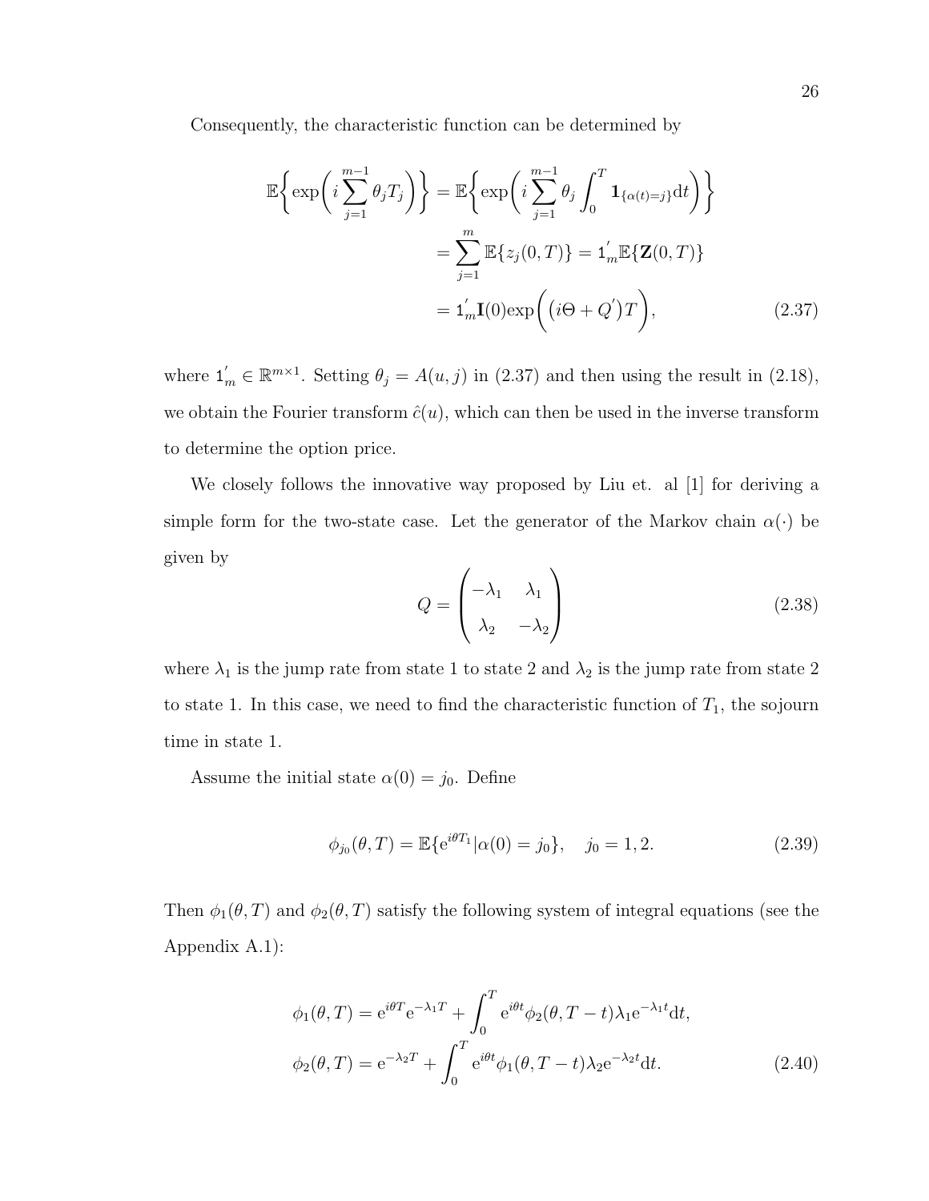Consequently, the characteristic function can be determined by

$$
\begin{aligned}
\mathbb{E}\left\{\exp\left(i\sum_{j=1}^{m-1}\theta_j T_j\right)\right\} &= \mathbb{E}\left\{\exp\left(i\sum_{j=1}^{m-1}\theta_j\int_0^T \mathbf{1}_{\{\alpha(t)=j\}}\mathrm{d}t\right)\right\} \\
&= \sum_{j=1}^{m}\mathbb{E}\{z_j(0,T)\} = \mathbb{1}_m^{'}\mathbb{E}\{\mathbf{Z}(0,T)\} \\
&= \mathbb{1}_m^{'}\mathbf{I}(0)\exp\left(\left(i\Theta + Q^{'}\right)T\right),
\end{aligned}
\tag{2.37}
$$

where $\mathbb{1}_m^{'} \in \mathbb{R}^{m\times 1}$. Setting $\theta_j = A(u,j)$ in (2.37) and then using the result in (2.18), we obtain the Fourier transform $\hat{c}(u)$, which can then be used in the inverse transform to determine the option price.

We closely follows the innovative way proposed by Liu et. al [1] for deriving a simple form for the two-state case. Let the generator of the Markov chain $\alpha(\cdot)$ be given by

$$
Q = \begin{pmatrix} -\lambda_1 & \lambda_1 \\ \lambda_2 & -\lambda_2 \end{pmatrix}
\tag{2.38}
$$

where $\lambda_1$ is the jump rate from state 1 to state 2 and $\lambda_2$ is the jump rate from state 2 to state 1. In this case, we need to find the characteristic function of $T_1$, the sojourn time in state 1.

Assume the initial state $\alpha(0) = j_0$. Define

$$
\phi_{j_0}(\theta,T) = \mathbb{E}\{\mathrm{e}^{i\theta T_1}|\alpha(0)=j_0\}, \quad j_0 = 1,2.
\tag{2.39}
$$

Then $\phi_1(\theta,T)$ and $\phi_2(\theta,T)$ satisfy the following system of integral equations (see the Appendix A.1):

$$
\begin{aligned}
\phi_1(\theta,T) &= \mathrm{e}^{i\theta T}\mathrm{e}^{-\lambda_1 T} + \int_0^T \mathrm{e}^{i\theta t}\phi_2(\theta,T-t)\lambda_1\mathrm{e}^{-\lambda_1 t}\mathrm{d}t, \\
\phi_2(\theta,T) &= \mathrm{e}^{-\lambda_2 T} + \int_0^T \mathrm{e}^{i\theta t}\phi_1(\theta,T-t)\lambda_2\mathrm{e}^{-\lambda_2 t}\mathrm{d}t.
\end{aligned}
\tag{2.40}
$$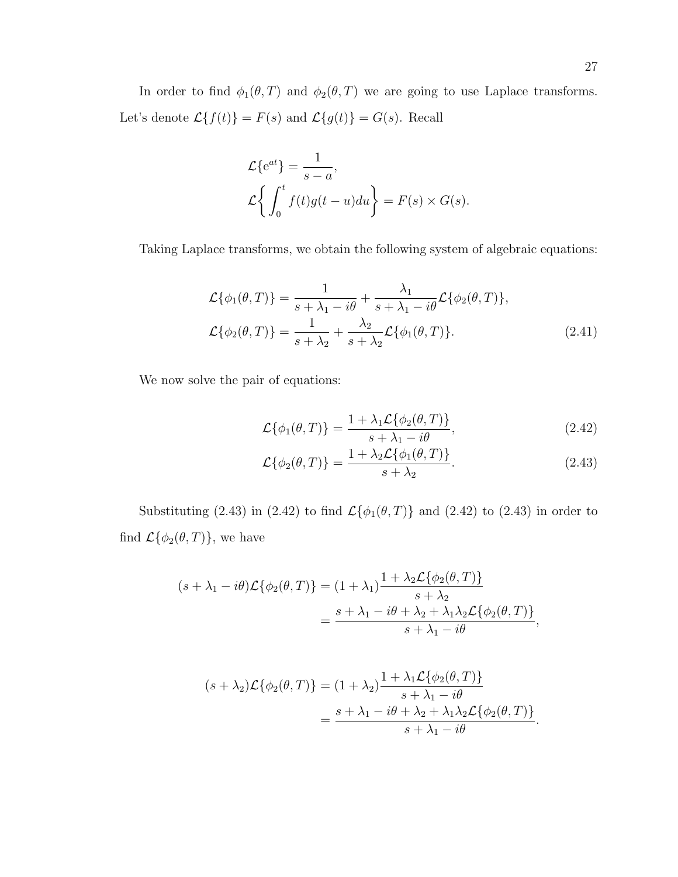In order to find $\phi_1(\theta, T)$ and $\phi_2(\theta, T)$ we are going to use Laplace transforms. Let's denote $\mathcal{L}\{f(t)\} = F(s)$ and $\mathcal{L}\{g(t)\} = G(s)$. Recall

$$
\begin{aligned}
&\mathcal{L}\{e^{at}\} = \frac{1}{s-a}, \\
&\mathcal{L}\bigg\{ \int_0^t f(t)g(t-u)du \bigg\} = F(s) \times G(s).
\end{aligned}
$$

Taking Laplace transforms, we obtain the following system of algebraic equations:

$$
\begin{aligned}
\mathcal{L}\{\phi_1(\theta, T)\} &= \frac{1}{s+\lambda_1 - i\theta} + \frac{\lambda_1}{s+\lambda_1 - i\theta}\mathcal{L}\{\phi_2(\theta, T)\}, \\
\mathcal{L}\{\phi_2(\theta, T)\} &= \frac{1}{s+\lambda_2} + \frac{\lambda_2}{s+\lambda_2}\mathcal{L}\{\phi_1(\theta, T)\}.
\end{aligned} \tag{2.41}
$$

We now solve the pair of equations:

$$
\mathcal{L}\{\phi_1(\theta, T)\} = \frac{1 + \lambda_1 \mathcal{L}\{\phi_2(\theta, T)\}}{s+\lambda_1 - i\theta}, \tag{2.42}
$$

$$
\mathcal{L}\{\phi_2(\theta, T)\} = \frac{1 + \lambda_2 \mathcal{L}\{\phi_1(\theta, T)\}}{s+\lambda_2}. \tag{2.43}
$$

Substituting (2.43) in (2.42) to find $\mathcal{L}\{\phi_1(\theta, T)\}$ and (2.42) to (2.43) in order to find $\mathcal{L}\{\phi_2(\theta, T)\}$, we have

$$
\begin{aligned}
(s+\lambda_1 - i\theta)\mathcal{L}\{\phi_2(\theta, T)\} &= (1+\lambda_1)\frac{1 + \lambda_2 \mathcal{L}\{\phi_2(\theta, T)\}}{s+\lambda_2} \\
&= \frac{s+\lambda_1 - i\theta + \lambda_2 + \lambda_1\lambda_2 \mathcal{L}\{\phi_2(\theta, T)\}}{s+\lambda_1 - i\theta},
\end{aligned}
$$

$$
\begin{aligned}
(s+\lambda_2)\mathcal{L}\{\phi_2(\theta, T)\} &= (1+\lambda_2)\frac{1 + \lambda_1 \mathcal{L}\{\phi_2(\theta, T)\}}{s+\lambda_1 - i\theta} \\
&= \frac{s+\lambda_1 - i\theta + \lambda_2 + \lambda_1\lambda_2 \mathcal{L}\{\phi_2(\theta, T)\}}{s+\lambda_1 - i\theta}.
\end{aligned}
$$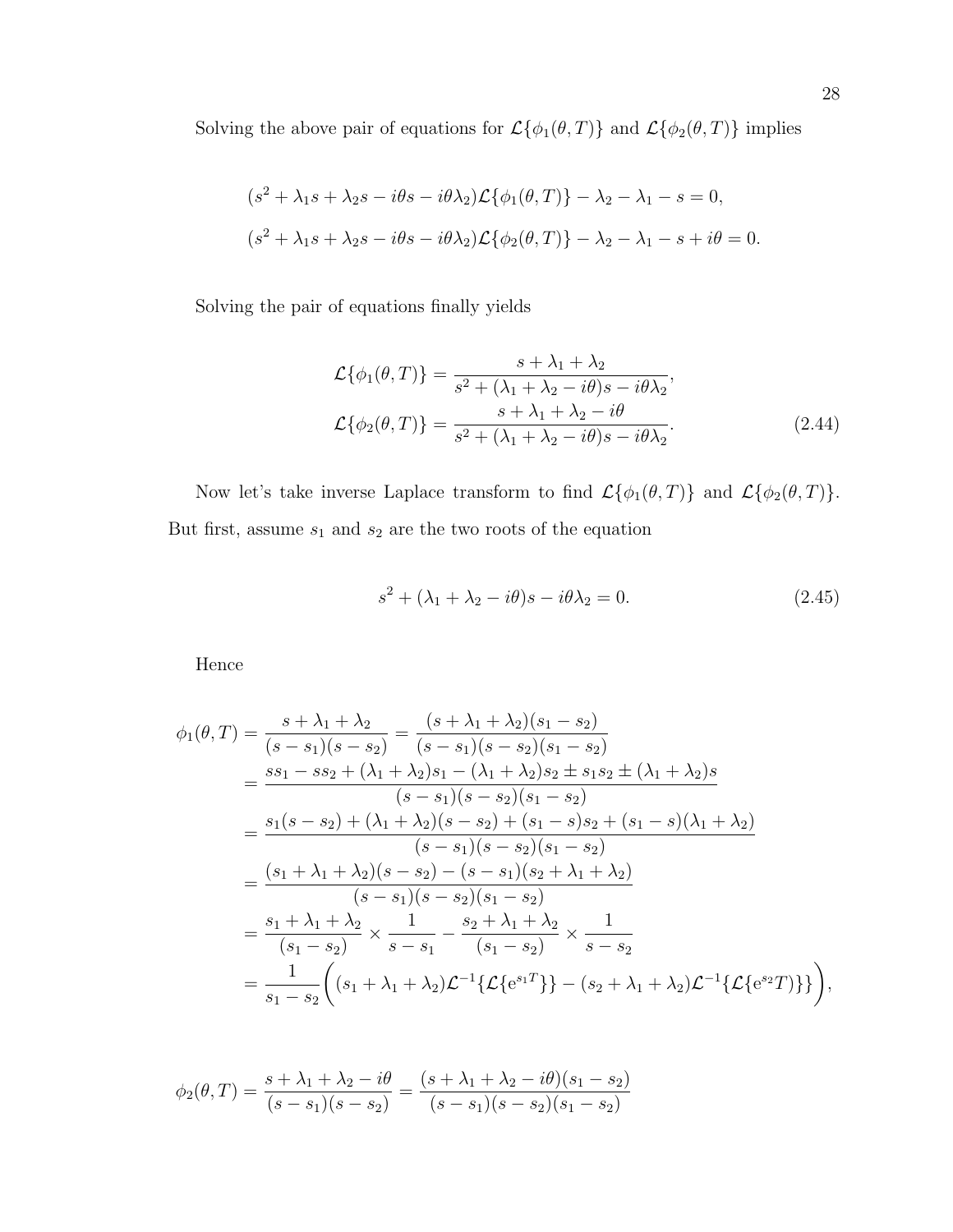Solving the above pair of equations for $\mathcal{L}\{\phi_1(\theta,T)\}$ and $\mathcal{L}\{\phi_2(\theta,T)\}$ implies

$$
\begin{aligned}
&(s^2+\lambda_1 s+\lambda_2 s-i\theta s-i\theta\lambda_2)\mathcal{L}\{\phi_1(\theta,T)\}-\lambda_2-\lambda_1-s=0,\\
&(s^2+\lambda_1 s+\lambda_2 s-i\theta s-i\theta\lambda_2)\mathcal{L}\{\phi_2(\theta,T)\}-\lambda_2-\lambda_1-s+i\theta=0.
\end{aligned}
$$

Solving the pair of equations finally yields

$$
\begin{aligned}
\mathcal{L}\{\phi_1(\theta,T)\}&=\frac{s+\lambda_1+\lambda_2}{s^2+(\lambda_1+\lambda_2-i\theta)s-i\theta\lambda_2},\\
\mathcal{L}\{\phi_2(\theta,T)\}&=\frac{s+\lambda_1+\lambda_2-i\theta}{s^2+(\lambda_1+\lambda_2-i\theta)s-i\theta\lambda_2}.
\end{aligned}
\tag{2.44}
$$

Now let's take inverse Laplace transform to find $\mathcal{L}\{\phi_1(\theta,T)\}$ and $\mathcal{L}\{\phi_2(\theta,T)\}$. But first, assume $s_1$ and $s_2$ are the two roots of the equation

$$
s^2+(\lambda_1+\lambda_2-i\theta)s-i\theta\lambda_2=0. \tag{2.45}
$$

Hence

$$
\begin{aligned}
\phi_1(\theta,T)&=\frac{s+\lambda_1+\lambda_2}{(s-s_1)(s-s_2)}=\frac{(s+\lambda_1+\lambda_2)(s_1-s_2)}{(s-s_1)(s-s_2)(s_1-s_2)}\\
&=\frac{ss_1-ss_2+(\lambda_1+\lambda_2)s_1-(\lambda_1+\lambda_2)s_2\pm s_1s_2\pm(\lambda_1+\lambda_2)s}{(s-s_1)(s-s_2)(s_1-s_2)}\\
&=\frac{s_1(s-s_2)+(\lambda_1+\lambda_2)(s-s_2)+(s_1-s)s_2+(s_1-s)(\lambda_1+\lambda_2)}{(s-s_1)(s-s_2)(s_1-s_2)}\\
&=\frac{(s_1+\lambda_1+\lambda_2)(s-s_2)-(s-s_1)(s_2+\lambda_1+\lambda_2)}{(s-s_1)(s-s_2)(s_1-s_2)}\\
&=\frac{s_1+\lambda_1+\lambda_2}{(s_1-s_2)}\times\frac{1}{s-s_1}-\frac{s_2+\lambda_1+\lambda_2}{(s_1-s_2)}\times\frac{1}{s-s_2}\\
&=\frac{1}{s_1-s_2}\bigg((s_1+\lambda_1+\lambda_2)\mathcal{L}^{-1}\{\mathcal{L}\{\mathrm{e}^{s_1T}\}\}-(s_2+\lambda_1+\lambda_2)\mathcal{L}^{-1}\{\mathcal{L}\{\mathrm{e}^{s_2}T)\}\}\bigg),
\end{aligned}
$$

$$
\phi_2(\theta,T)=\frac{s+\lambda_1+\lambda_2-i\theta}{(s-s_1)(s-s_2)}=\frac{(s+\lambda_1+\lambda_2-i\theta)(s_1-s_2)}{(s-s_1)(s-s_2)(s_1-s_2)}
$$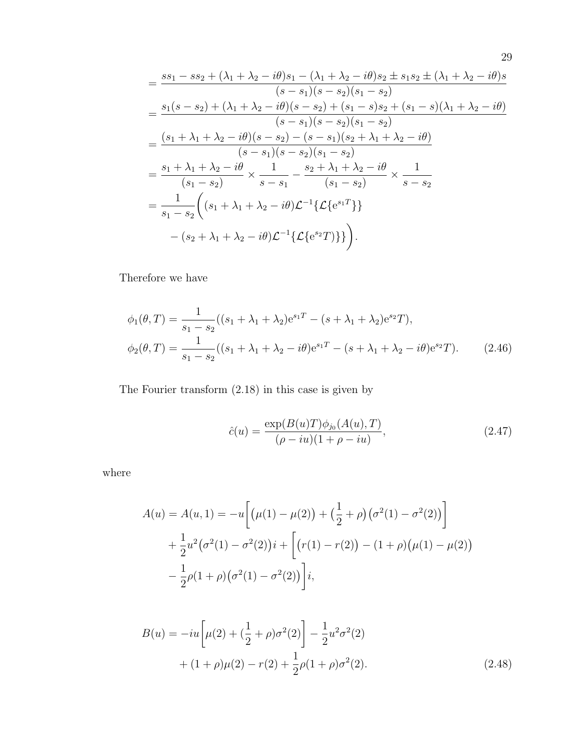$$
\begin{aligned}
&= \frac{ss_1 - ss_2 + (\lambda_1+\lambda_2-i\theta)s_1 - (\lambda_1+\lambda_2-i\theta)s_2 \pm s_1s_2 \pm (\lambda_1+\lambda_2-i\theta)s}{(s-s_1)(s-s_2)(s_1-s_2)} \\
&= \frac{s_1(s-s_2) + (\lambda_1+\lambda_2-i\theta)(s-s_2) + (s_1-s)s_2 + (s_1-s)(\lambda_1+\lambda_2-i\theta)}{(s-s_1)(s-s_2)(s_1-s_2)} \\
&= \frac{(s_1+\lambda_1+\lambda_2-i\theta)(s-s_2) - (s-s_1)(s_2+\lambda_1+\lambda_2-i\theta)}{(s-s_1)(s-s_2)(s_1-s_2)} \\
&= \frac{s_1+\lambda_1+\lambda_2-i\theta}{(s_1-s_2)} \times \frac{1}{s-s_1} - \frac{s_2+\lambda_1+\lambda_2-i\theta}{(s_1-s_2)} \times \frac{1}{s-s_2} \\
&= \frac{1}{s_1-s_2}\bigg( (s_1+\lambda_1+\lambda_2-i\theta)\mathcal{L}^{-1}\{\mathcal{L}\{\mathrm{e}^{s_1T}\}\} \\
&\qquad - (s_2+\lambda_1+\lambda_2-i\theta)\mathcal{L}^{-1}\{\mathcal{L}\{\mathrm{e}^{s_2}T)\}\}\bigg).
\end{aligned}
$$

Therefore we have

$$
\begin{aligned}
\phi_1(\theta,T) &= \frac{1}{s_1-s_2}((s_1+\lambda_1+\lambda_2)\mathrm{e}^{s_1T} - (s+\lambda_1+\lambda_2)\mathrm{e}^{s_2}T), \\
\phi_2(\theta,T) &= \frac{1}{s_1-s_2}((s_1+\lambda_1+\lambda_2-i\theta)\mathrm{e}^{s_1T} - (s+\lambda_1+\lambda_2-i\theta)\mathrm{e}^{s_2}T). \qquad (2.46)
\end{aligned}
$$

The Fourier transform (2.18) in this case is given by

$$
\hat{c}(u) = \frac{\exp(B(u)T)\phi_{j_0}(A(u),T)}{(\rho-iu)(1+\rho-iu)}, \qquad (2.47)
$$

where

$$
\begin{aligned}
A(u) = A(u,1) &= -u\bigg[\big(\mu(1)-\mu(2)\big) + \big(\frac{1}{2}+\rho\big)\big(\sigma^2(1)-\sigma^2(2)\big)\bigg] \\
&\quad + \frac{1}{2}u^2\big(\sigma^2(1)-\sigma^2(2)\big)i + \bigg[\big(r(1)-r(2)\big) - (1+\rho)\big(\mu(1)-\mu(2)\big) \\
&\quad - \frac{1}{2}\rho(1+\rho)\big(\sigma^2(1)-\sigma^2(2)\big)\bigg]i,
\end{aligned}
$$

$$
\begin{aligned}
B(u) &= -iu\bigg[\mu(2) + (\frac{1}{2}+\rho)\sigma^2(2)\bigg] - \frac{1}{2}u^2\sigma^2(2) \\
&\quad + (1+\rho)\mu(2) - r(2) + \frac{1}{2}\rho(1+\rho)\sigma^2(2). \qquad (2.48)
\end{aligned}
$$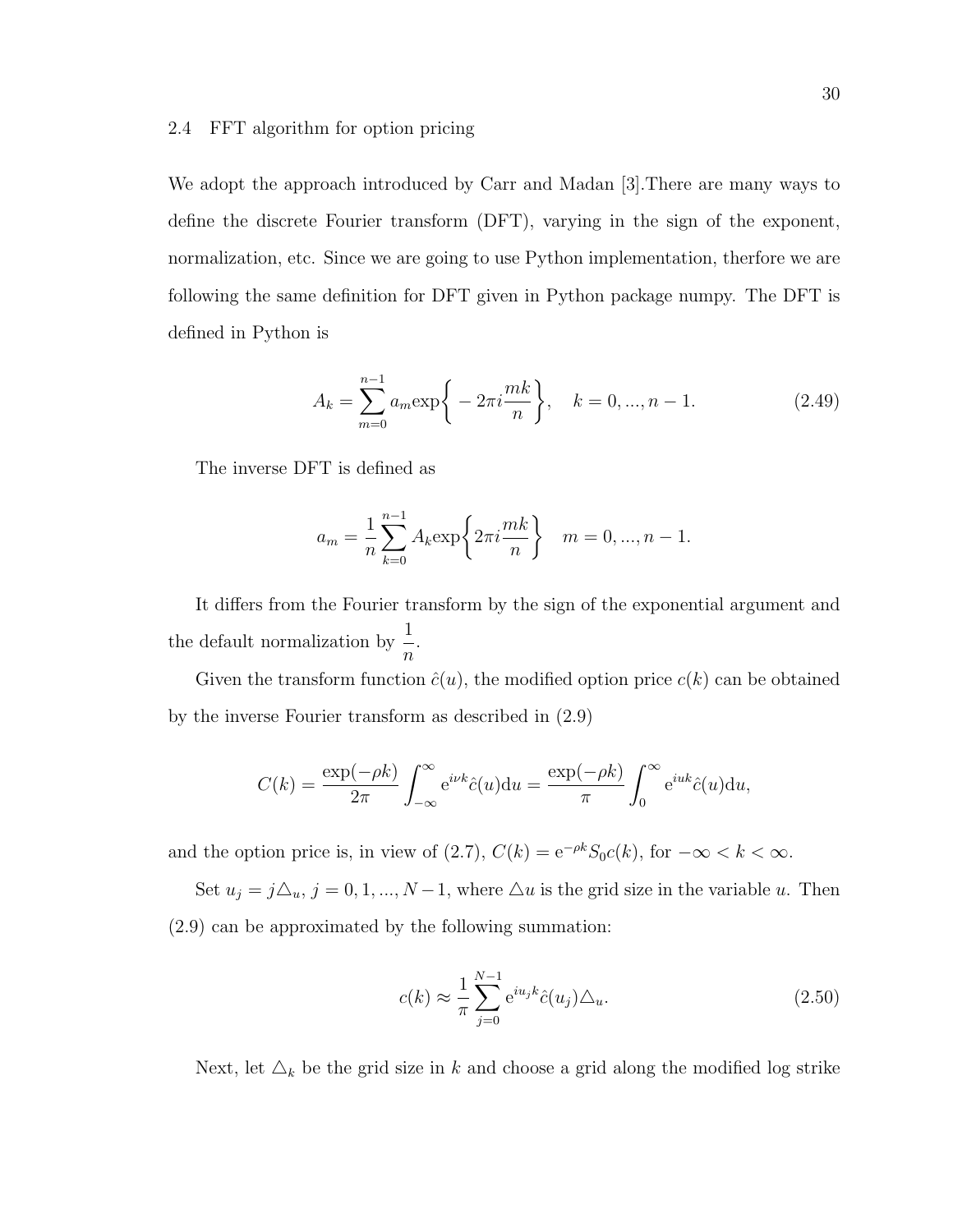### 2.4 FFT algorithm for option pricing

We adopt the approach introduced by Carr and Madan [3].There are many ways to define the discrete Fourier transform (DFT), varying in the sign of the exponent, normalization, etc. Since we are going to use Python implementation, therfore we are following the same definition for DFT given in Python package numpy. The DFT is defined in Python is

$$A_k = \sum_{m=0}^{n-1} a_m \exp\left\{ -2\pi i \frac{mk}{n} \right\}, \quad k = 0, ..., n-1. \tag{2.49}$$

The inverse DFT is defined as

$$a_m = \frac{1}{n} \sum_{k=0}^{n-1} A_k \exp\left\{ 2\pi i \frac{mk}{n} \right\} \quad m = 0, ..., n-1.$$

It differs from the Fourier transform by the sign of the exponential argument and the default normalization by $\dfrac{1}{n}$.

Given the transform function $\hat{c}(u)$, the modified option price $c(k)$ can be obtained by the inverse Fourier transform as described in (2.9)

$$C(k) = \frac{\exp(-\rho k)}{2\pi} \int_{-\infty}^{\infty} \mathrm{e}^{i\nu k} \hat{c}(u) \mathrm{d}u = \frac{\exp(-\rho k)}{\pi} \int_{0}^{\infty} \mathrm{e}^{iuk} \hat{c}(u) \mathrm{d}u,$$

and the option price is, in view of (2.7), $C(k) = \mathrm{e}^{-\rho k} S_0 c(k)$, for $-\infty < k < \infty$.

Set $u_j = j\triangle_u$, $j = 0, 1, ..., N-1$, where $\triangle u$ is the grid size in the variable $u$. Then (2.9) can be approximated by the following summation:

$$c(k) \approx \frac{1}{\pi} \sum_{j=0}^{N-1} \mathrm{e}^{iu_j k} \hat{c}(u_j) \triangle_u. \tag{2.50}$$

Next, let $\triangle_k$ be the grid size in $k$ and choose a grid along the modified log strike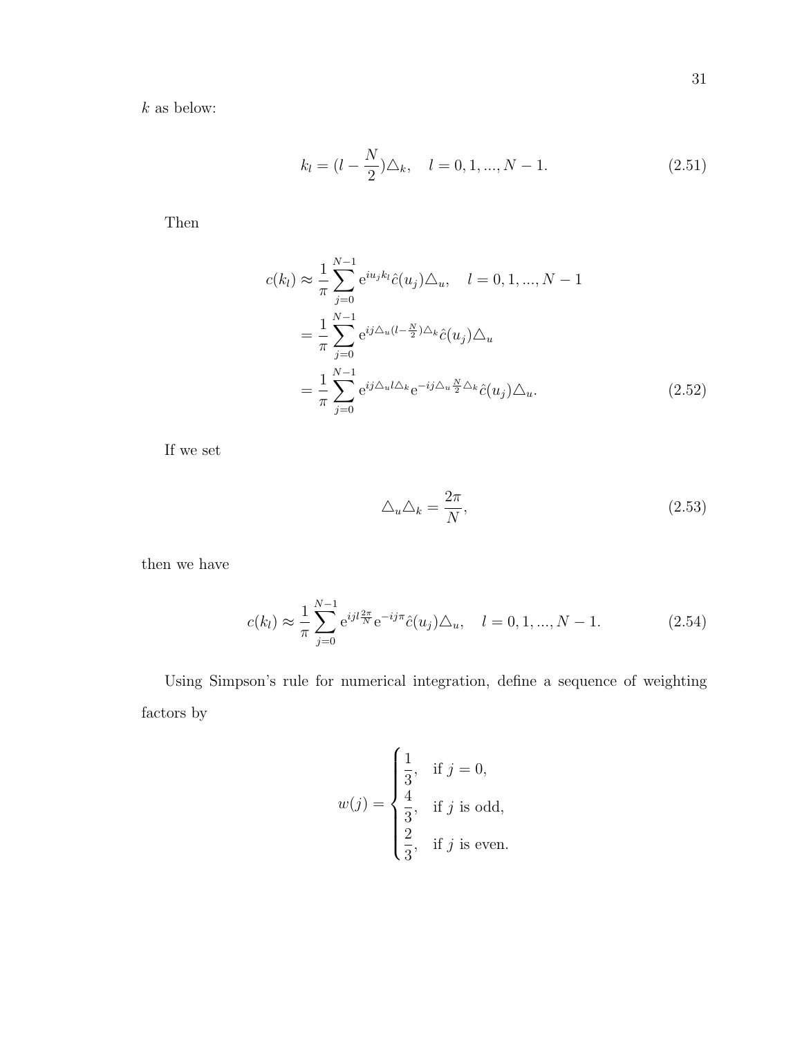$k$ as below:

$$k_l = (l - \frac{N}{2})\triangle_k, \quad l = 0, 1, ..., N-1. \tag{2.51}$$

Then

$$\begin{aligned}
c(k_l) &\approx \frac{1}{\pi}\sum_{j=0}^{N-1} \mathrm{e}^{iu_j k_l}\hat{c}(u_j)\triangle_u, \quad l = 0, 1, ..., N-1 \\
&= \frac{1}{\pi}\sum_{j=0}^{N-1} \mathrm{e}^{ij\triangle_u(l-\frac{N}{2})\triangle_k}\hat{c}(u_j)\triangle_u \\
&= \frac{1}{\pi}\sum_{j=0}^{N-1} \mathrm{e}^{ij\triangle_u l\triangle_k}\mathrm{e}^{-ij\triangle_u\frac{N}{2}\triangle_k}\hat{c}(u_j)\triangle_u.
\end{aligned} \tag{2.52}$$

If we set

$$\triangle_u \triangle_k = \frac{2\pi}{N}, \tag{2.53}$$

then we have

$$c(k_l) \approx \frac{1}{\pi}\sum_{j=0}^{N-1} \mathrm{e}^{ijl\frac{2\pi}{N}}\mathrm{e}^{-ij\pi}\hat{c}(u_j)\triangle_u, \quad l = 0, 1, ..., N-1. \tag{2.54}$$

Using Simpson's rule for numerical integration, define a sequence of weighting factors by

$$w(j) = \begin{cases} \dfrac{1}{3}, & \text{if } j = 0, \\ \dfrac{4}{3}, & \text{if } j \text{ is odd}, \\ \dfrac{2}{3}, & \text{if } j \text{ is even}. \end{cases}$$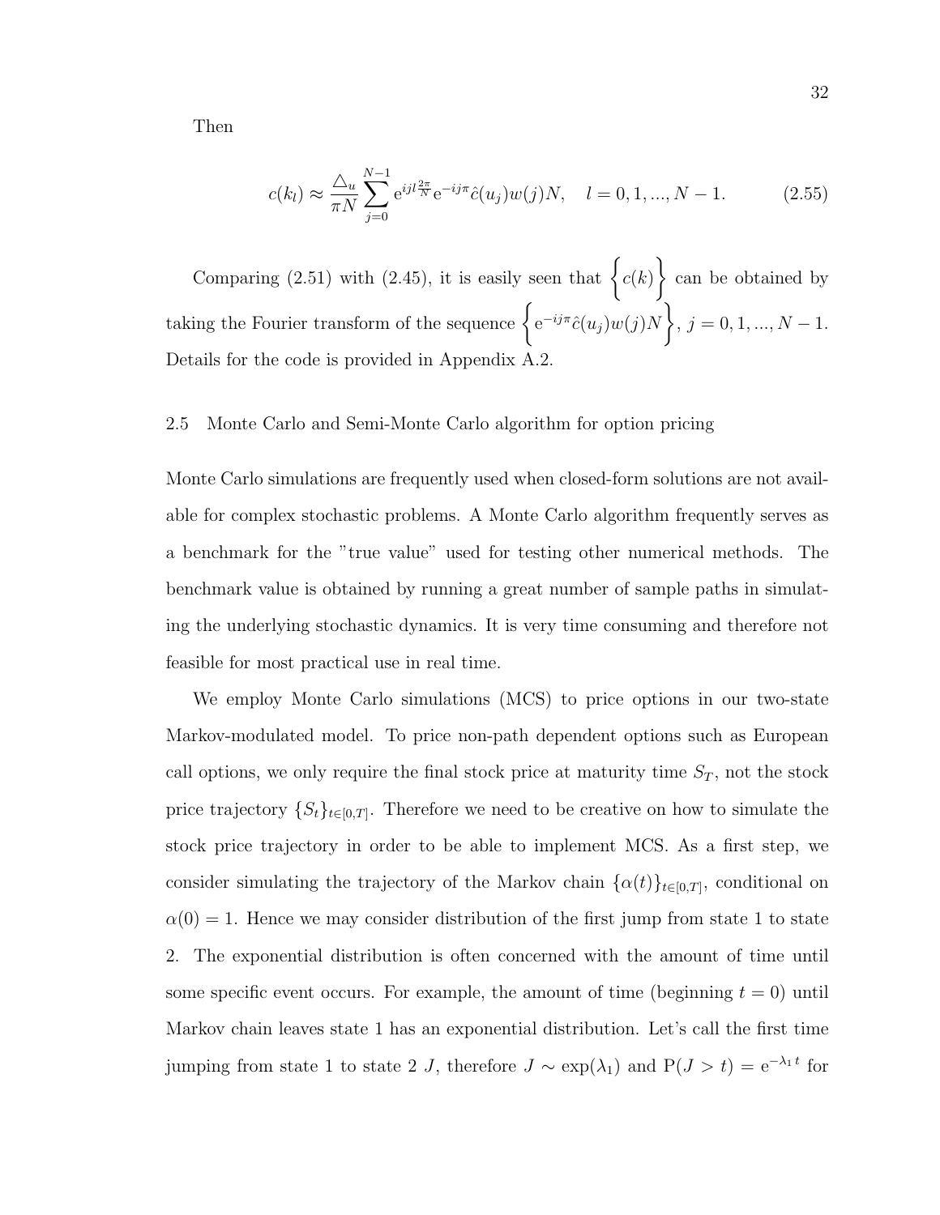Then

$$c(k_l) \approx \frac{\triangle_u}{\pi N} \sum_{j=0}^{N-1} \mathrm{e}^{ijl\frac{2\pi}{N}} \mathrm{e}^{-ij\pi} \hat{c}(u_j) w(j) N, \quad l = 0, 1, ..., N-1. \tag{2.55}$$

Comparing (2.51) with (2.45), it is easily seen that $\Big\{c(k)\Big\}$ can be obtained by taking the Fourier transform of the sequence $\Big\{\mathrm{e}^{-ij\pi}\hat{c}(u_j)w(j)N\Big\}$, $j = 0, 1, ..., N-1$. Details for the code is provided in Appendix A.2.

## 2.5 Monte Carlo and Semi-Monte Carlo algorithm for option pricing

Monte Carlo simulations are frequently used when closed-form solutions are not available for complex stochastic problems. A Monte Carlo algorithm frequently serves as a benchmark for the "true value" used for testing other numerical methods. The benchmark value is obtained by running a great number of sample paths in simulating the underlying stochastic dynamics. It is very time consuming and therefore not feasible for most practical use in real time.

We employ Monte Carlo simulations (MCS) to price options in our two-state Markov-modulated model. To price non-path dependent options such as European call options, we only require the final stock price at maturity time $S_T$, not the stock price trajectory $\{S_t\}_{t\in[0,T]}$. Therefore we need to be creative on how to simulate the stock price trajectory in order to be able to implement MCS. As a first step, we consider simulating the trajectory of the Markov chain $\{\alpha(t)\}_{t\in[0,T]}$, conditional on $\alpha(0) = 1$. Hence we may consider distribution of the first jump from state 1 to state 2. The exponential distribution is often concerned with the amount of time until some specific event occurs. For example, the amount of time (beginning $t = 0$) until Markov chain leaves state 1 has an exponential distribution. Let's call the first time jumping from state 1 to state 2 $J$, therefore $J \sim \exp(\lambda_1)$ and $\mathrm{P}(J > t) = \mathrm{e}^{-\lambda_1 t}$ for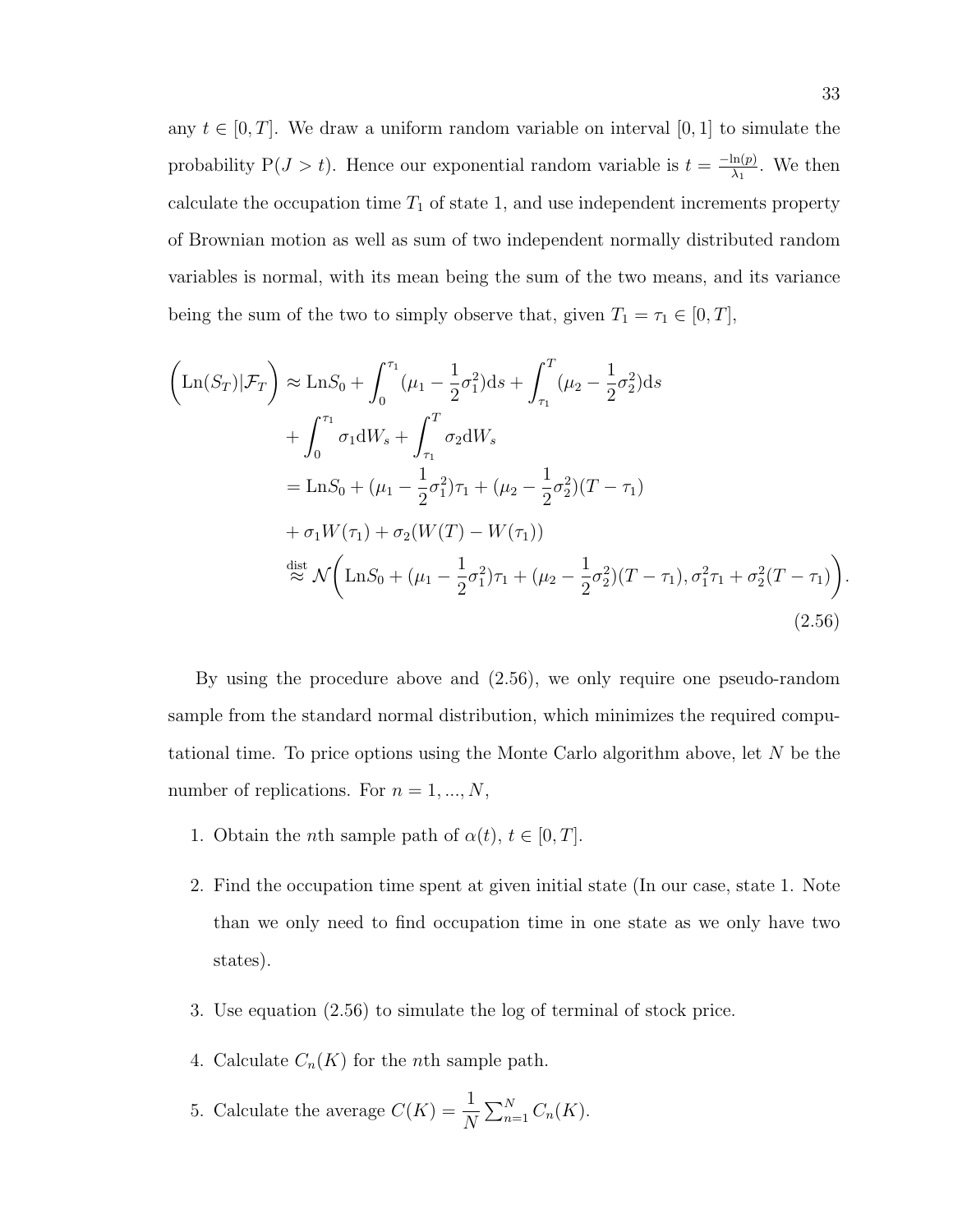any $t \in [0, T]$. We draw a uniform random variable on interval $[0, 1]$ to simulate the probability $\mathrm{P}(J > t)$. Hence our exponential random variable is $t = \frac{-\ln(p)}{\lambda_1}$. We then calculate the occupation time $T_1$ of state 1, and use independent increments property of Brownian motion as well as sum of two independent normally distributed random variables is normal, with its mean being the sum of the two means, and its variance being the sum of the two to simply observe that, given $T_1 = \tau_1 \in [0, T]$,

$$
\begin{aligned}
\left(\mathrm{Ln}(S_T)|\mathcal{F}_T\right) &\approx \mathrm{Ln}S_0 + \int_0^{\tau_1}(\mu_1 - \frac{1}{2}\sigma_1^2)\mathrm{d}s + \int_{\tau_1}^{T}(\mu_2 - \frac{1}{2}\sigma_2^2)\mathrm{d}s \\
&+ \int_0^{\tau_1}\sigma_1 \mathrm{d}W_s + \int_{\tau_1}^{T}\sigma_2 \mathrm{d}W_s \\
&= \mathrm{Ln}S_0 + (\mu_1 - \frac{1}{2}\sigma_1^2)\tau_1 + (\mu_2 - \frac{1}{2}\sigma_2^2)(T - \tau_1) \\
&+ \sigma_1 W(\tau_1) + \sigma_2(W(T) - W(\tau_1)) \\
&\overset{\text{dist}}{\approx} \mathcal{N}\bigg(\mathrm{Ln}S_0 + (\mu_1 - \frac{1}{2}\sigma_1^2)\tau_1 + (\mu_2 - \frac{1}{2}\sigma_2^2)(T - \tau_1), \sigma_1^2\tau_1 + \sigma_2^2(T - \tau_1)\bigg).
\end{aligned}
\tag{2.56}
$$

By using the procedure above and (2.56), we only require one pseudo-random sample from the standard normal distribution, which minimizes the required computational time. To price options using the Monte Carlo algorithm above, let $N$ be the number of replications. For $n = 1, ..., N$,

1. Obtain the $n$th sample path of $\alpha(t)$, $t \in [0, T]$.
2. Find the occupation time spent at given initial state (In our case, state 1. Note than we only need to find occupation time in one state as we only have two states).
3. Use equation (2.56) to simulate the log of terminal of stock price.
4. Calculate $C_n(K)$ for the $n$th sample path.
5. Calculate the average $C(K) = \dfrac{1}{N}\sum_{n=1}^{N} C_n(K)$.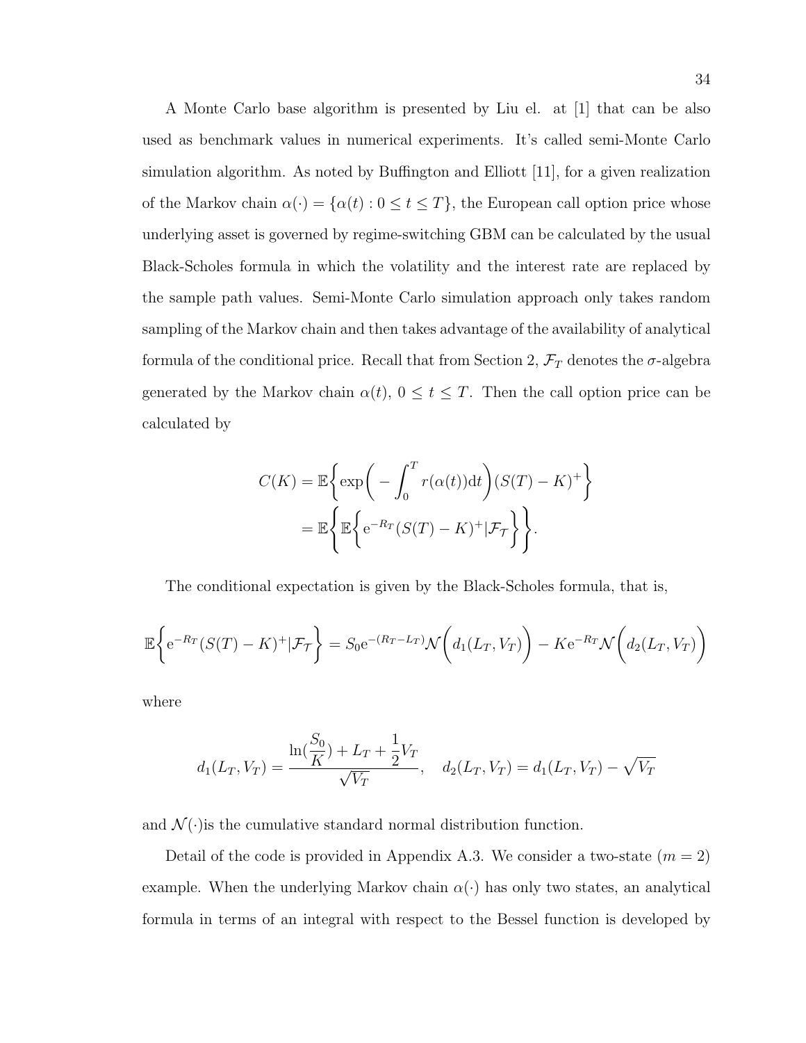A Monte Carlo base algorithm is presented by Liu el. at [1] that can be also used as benchmark values in numerical experiments. It's called semi-Monte Carlo simulation algorithm. As noted by Buffington and Elliott [11], for a given realization of the Markov chain $\alpha(\cdot) = \{\alpha(t) : 0 \leq t \leq T\}$, the European call option price whose underlying asset is governed by regime-switching GBM can be calculated by the usual Black-Scholes formula in which the volatility and the interest rate are replaced by the sample path values. Semi-Monte Carlo simulation approach only takes random sampling of the Markov chain and then takes advantage of the availability of analytical formula of the conditional price. Recall that from Section 2, $\mathcal{F}_T$ denotes the $\sigma$-algebra generated by the Markov chain $\alpha(t)$, $0 \leq t \leq T$. Then the call option price can be calculated by

$$
\begin{aligned}
C(K) &= \mathbb{E}\bigg\{\exp\bigg(-\int_0^T r(\alpha(t))\mathrm{d}t\bigg)(S(T)-K)^+\bigg\} \\
&= \mathbb{E}\bigg\{\mathbb{E}\bigg\{\mathrm{e}^{-R_T}(S(T)-K)^+|\mathcal{F}_{\mathcal{T}}\bigg\}\bigg\}.
\end{aligned}
$$

The conditional expectation is given by the Black-Scholes formula, that is,

$$
\mathbb{E}\bigg\{\mathrm{e}^{-R_T}(S(T)-K)^+|\mathcal{F}_{\mathcal{T}}\bigg\} = S_0\mathrm{e}^{-(R_T-L_T)}\mathcal{N}\bigg(d_1(L_T,V_T)\bigg) - K\mathrm{e}^{-R_T}\mathcal{N}\bigg(d_2(L_T,V_T)\bigg)
$$

where

$$
d_1(L_T,V_T) = \frac{\ln(\dfrac{S_0}{K}) + L_T + \dfrac{1}{2}V_T}{\sqrt{V_T}}, \quad d_2(L_T,V_T) = d_1(L_T,V_T) - \sqrt{V_T}
$$

and $\mathcal{N}(\cdot)$is the cumulative standard normal distribution function.

Detail of the code is provided in Appendix A.3. We consider a two-state ($m = 2$) example. When the underlying Markov chain $\alpha(\cdot)$ has only two states, an analytical formula in terms of an integral with respect to the Bessel function is developed by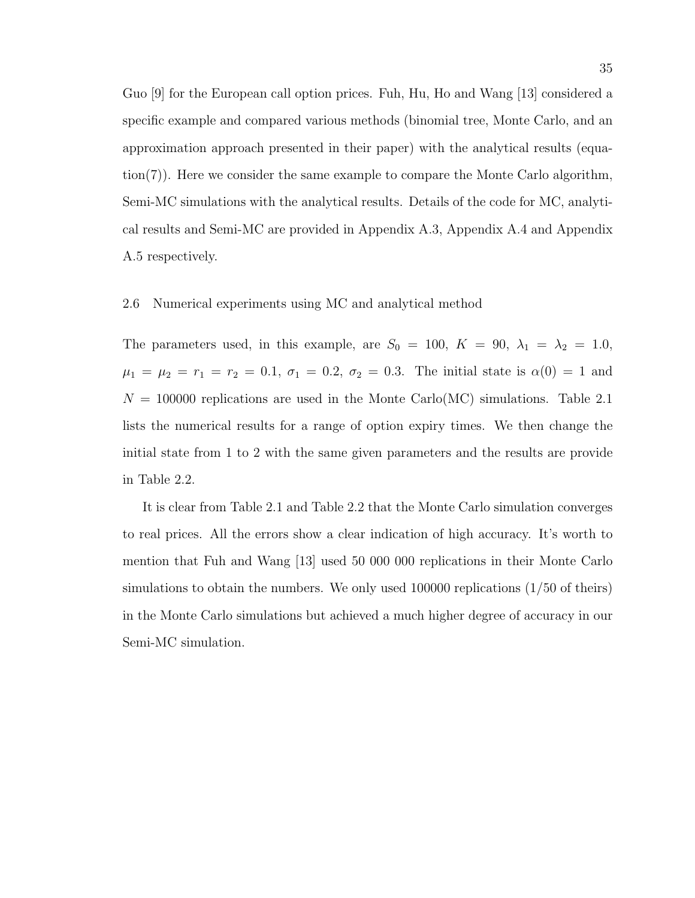Guo [9] for the European call option prices. Fuh, Hu, Ho and Wang [13] considered a specific example and compared various methods (binomial tree, Monte Carlo, and an approximation approach presented in their paper) with the analytical results (equation(7)). Here we consider the same example to compare the Monte Carlo algorithm, Semi-MC simulations with the analytical results. Details of the code for MC, analytical results and Semi-MC are provided in Appendix A.3, Appendix A.4 and Appendix A.5 respectively.

## 2.6 Numerical experiments using MC and analytical method

The parameters used, in this example, are $S_0 = 100$, $K = 90$, $\lambda_1 = \lambda_2 = 1.0$, $\mu_1 = \mu_2 = r_1 = r_2 = 0.1$, $\sigma_1 = 0.2$, $\sigma_2 = 0.3$. The initial state is $\alpha(0) = 1$ and $N = 100000$ replications are used in the Monte Carlo(MC) simulations. Table 2.1 lists the numerical results for a range of option expiry times. We then change the initial state from 1 to 2 with the same given parameters and the results are provide in Table 2.2.

It is clear from Table 2.1 and Table 2.2 that the Monte Carlo simulation converges to real prices. All the errors show a clear indication of high accuracy. It's worth to mention that Fuh and Wang [13] used 50 000 000 replications in their Monte Carlo simulations to obtain the numbers. We only used 100000 replications (1/50 of theirs) in the Monte Carlo simulations but achieved a much higher degree of accuracy in our Semi-MC simulation.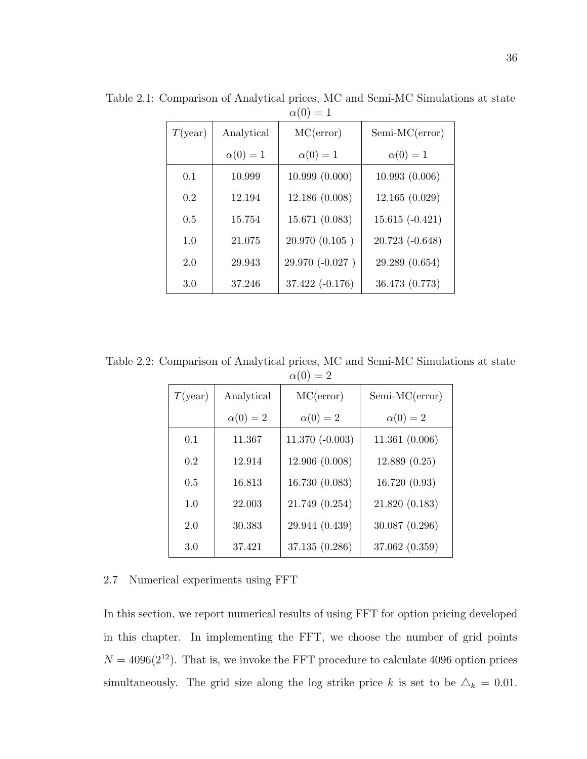Table 2.1: Comparison of Analytical prices, MC and Semi-MC Simulations at state $\alpha(0) = 1$

| $T$(year) | Analytical | MC(error) | Semi-MC(error) |
|---|---|---|---|
| | $\alpha(0) = 1$ | $\alpha(0) = 1$ | $\alpha(0) = 1$ |
| 0.1 | 10.999 | 10.999 (0.000) | 10.993 (0.006) |
| 0.2 | 12.194 | 12.186 (0.008) | 12.165 (0.029) |
| 0.5 | 15.754 | 15.671 (0.083) | 15.615 (-0.421) |
| 1.0 | 21.075 | 20.970 (0.105 ) | 20.723 (-0.648) |
| 2.0 | 29.943 | 29.970 (-0.027 ) | 29.289 (0.654) |
| 3.0 | 37.246 | 37.422 (-0.176) | 36.473 (0.773) |

Table 2.2: Comparison of Analytical prices, MC and Semi-MC Simulations at state $\alpha(0) = 2$

| $T$(year) | Analytical | MC(error) | Semi-MC(error) |
|---|---|---|---|
| | $\alpha(0) = 2$ | $\alpha(0) = 2$ | $\alpha(0) = 2$ |
| 0.1 | 11.367 | 11.370 (-0.003) | 11.361 (0.006) |
| 0.2 | 12.914 | 12.906 (0.008) | 12.889 (0.25) |
| 0.5 | 16.813 | 16.730 (0.083) | 16.720 (0.93) |
| 1.0 | 22.003 | 21.749 (0.254) | 21.820 (0.183) |
| 2.0 | 30.383 | 29.944 (0.439) | 30.087 (0.296) |
| 3.0 | 37.421 | 37.135 (0.286) | 37.062 (0.359) |

## 2.7 Numerical experiments using FFT

In this section, we report numerical results of using FFT for option pricing developed in this chapter. In implementing the FFT, we choose the number of grid points $N = 4096(2^{12})$. That is, we invoke the FFT procedure to calculate 4096 option prices simultaneously. The grid size along the log strike price $k$ is set to be $\triangle_k = 0.01$.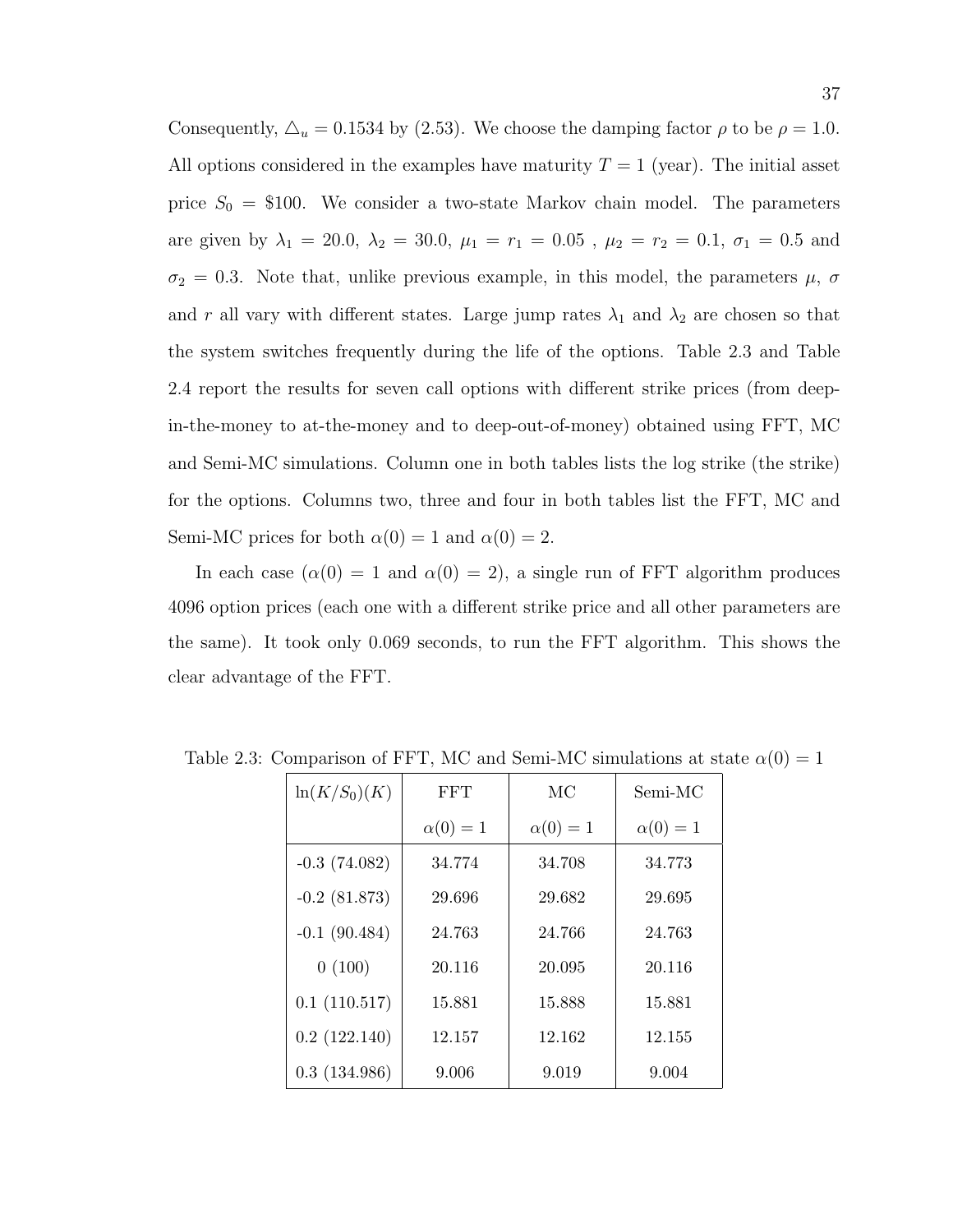Consequently, $\triangle_u = 0.1534$ by (2.53). We choose the damping factor $\rho$ to be $\rho = 1.0$. All options considered in the examples have maturity $T = 1$ (year). The initial asset price $S_0 = \$100$. We consider a two-state Markov chain model. The parameters are given by $\lambda_1 = 20.0$, $\lambda_2 = 30.0$, $\mu_1 = r_1 = 0.05$ , $\mu_2 = r_2 = 0.1$, $\sigma_1 = 0.5$ and $\sigma_2 = 0.3$. Note that, unlike previous example, in this model, the parameters $\mu$, $\sigma$ and $r$ all vary with different states. Large jump rates $\lambda_1$ and $\lambda_2$ are chosen so that the system switches frequently during the life of the options. Table 2.3 and Table 2.4 report the results for seven call options with different strike prices (from deep-in-the-money to at-the-money and to deep-out-of-money) obtained using FFT, MC and Semi-MC simulations. Column one in both tables lists the log strike (the strike) for the options. Columns two, three and four in both tables list the FFT, MC and Semi-MC prices for both $\alpha(0) = 1$ and $\alpha(0) = 2$.

In each case ($\alpha(0) = 1$ and $\alpha(0) = 2$), a single run of FFT algorithm produces 4096 option prices (each one with a different strike price and all other parameters are the same). It took only 0.069 seconds, to run the FFT algorithm. This shows the clear advantage of the FFT.

Table 2.3: Comparison of FFT, MC and Semi-MC simulations at state $\alpha(0) = 1$

| $\ln(K/S_0)(K)$ | FFT | MC | Semi-MC |
|---|---|---|---|
| | $\alpha(0) = 1$ | $\alpha(0) = 1$ | $\alpha(0) = 1$ |
| -0.3 (74.082) | 34.774 | 34.708 | 34.773 |
| -0.2 (81.873) | 29.696 | 29.682 | 29.695 |
| -0.1 (90.484) | 24.763 | 24.766 | 24.763 |
| 0 (100) | 20.116 | 20.095 | 20.116 |
| 0.1 (110.517) | 15.881 | 15.888 | 15.881 |
| 0.2 (122.140) | 12.157 | 12.162 | 12.155 |
| 0.3 (134.986) | 9.006 | 9.019 | 9.004 |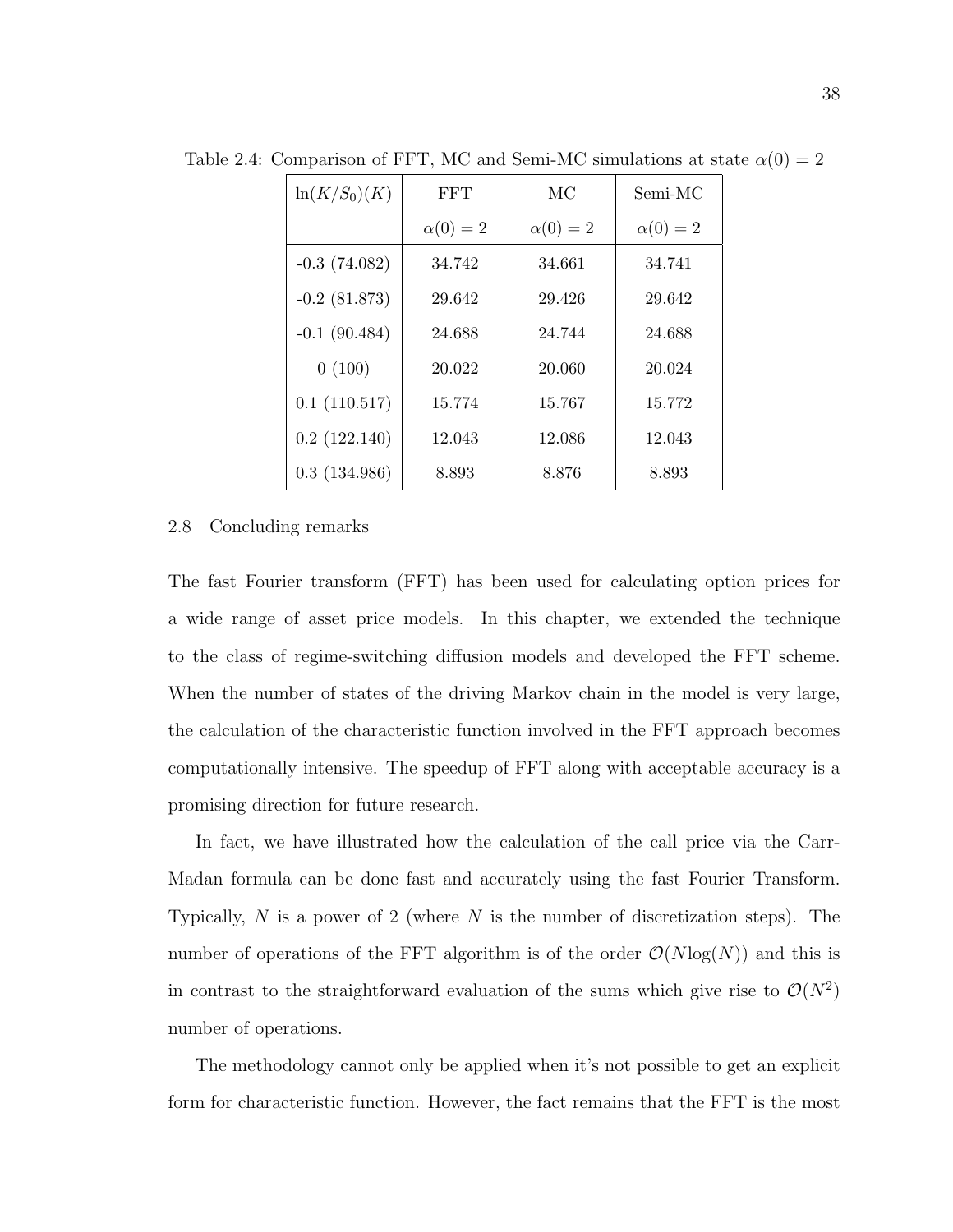Table 2.4: Comparison of FFT, MC and Semi-MC simulations at state $\alpha(0) = 2$

| $\ln(K/S_0)(K)$ | FFT | MC | Semi-MC |
|---|---|---|---|
| | $\alpha(0) = 2$ | $\alpha(0) = 2$ | $\alpha(0) = 2$ |
| -0.3 (74.082) | 34.742 | 34.661 | 34.741 |
| -0.2 (81.873) | 29.642 | 29.426 | 29.642 |
| -0.1 (90.484) | 24.688 | 24.744 | 24.688 |
| 0 (100) | 20.022 | 20.060 | 20.024 |
| 0.1 (110.517) | 15.774 | 15.767 | 15.772 |
| 0.2 (122.140) | 12.043 | 12.086 | 12.043 |
| 0.3 (134.986) | 8.893 | 8.876 | 8.893 |

## 2.8 Concluding remarks

The fast Fourier transform (FFT) has been used for calculating option prices for a wide range of asset price models. In this chapter, we extended the technique to the class of regime-switching diffusion models and developed the FFT scheme. When the number of states of the driving Markov chain in the model is very large, the calculation of the characteristic function involved in the FFT approach becomes computationally intensive. The speedup of FFT along with acceptable accuracy is a promising direction for future research.

In fact, we have illustrated how the calculation of the call price via the Carr-Madan formula can be done fast and accurately using the fast Fourier Transform. Typically, $N$ is a power of 2 (where $N$ is the number of discretization steps). The number of operations of the FFT algorithm is of the order $\mathcal{O}(N\log(N))$ and this is in contrast to the straightforward evaluation of the sums which give rise to $\mathcal{O}(N^2)$ number of operations.

The methodology cannot only be applied when it's not possible to get an explicit form for characteristic function. However, the fact remains that the FFT is the most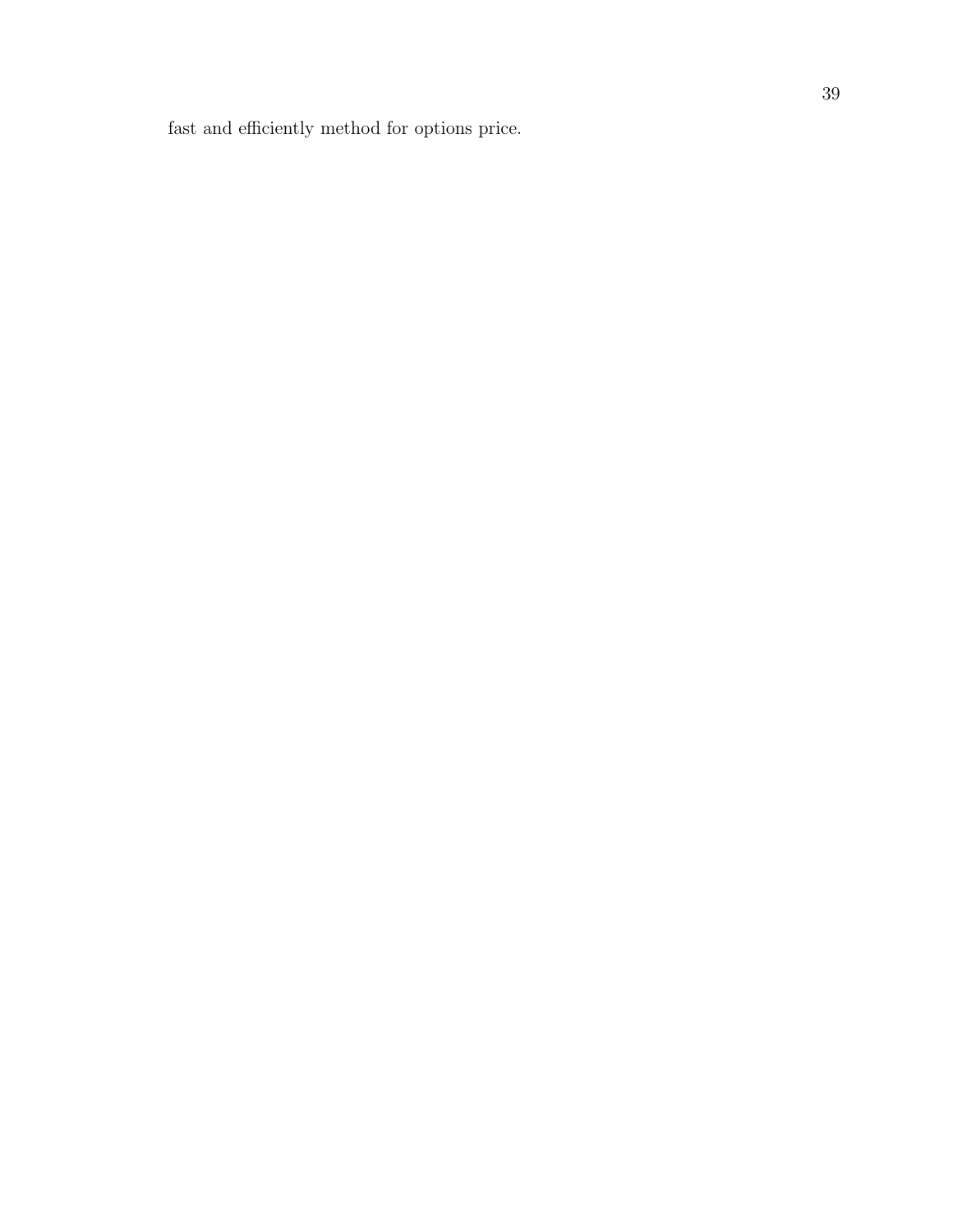fast and efficiently method for options price.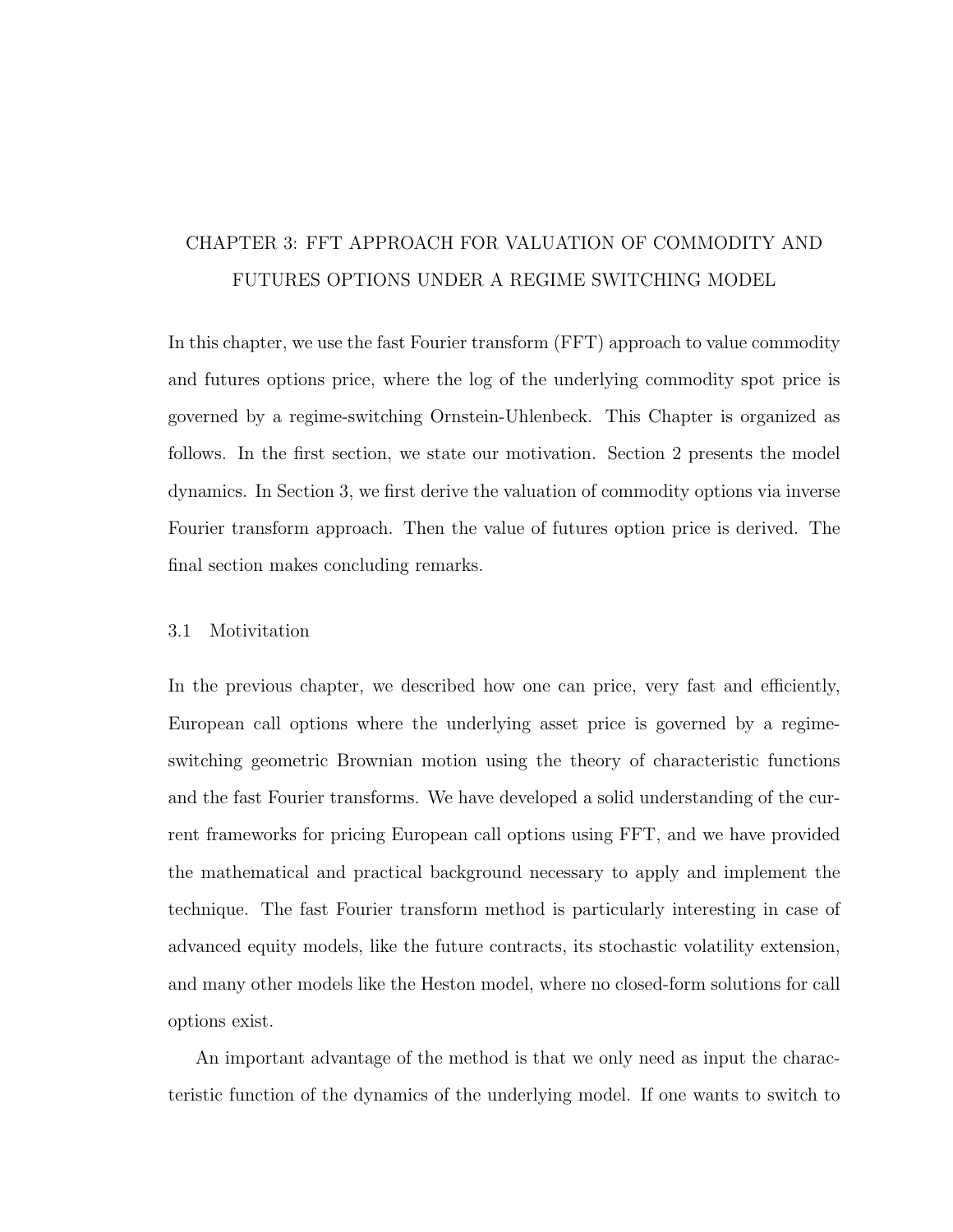# CHAPTER 3: FFT APPROACH FOR VALUATION OF COMMODITY AND FUTURES OPTIONS UNDER A REGIME SWITCHING MODEL

In this chapter, we use the fast Fourier transform (FFT) approach to value commodity and futures options price, where the log of the underlying commodity spot price is governed by a regime-switching Ornstein-Uhlenbeck. This Chapter is organized as follows. In the first section, we state our motivation. Section 2 presents the model dynamics. In Section 3, we first derive the valuation of commodity options via inverse Fourier transform approach. Then the value of futures option price is derived. The final section makes concluding remarks.

## 3.1 Motivitation

In the previous chapter, we described how one can price, very fast and efficiently, European call options where the underlying asset price is governed by a regime-switching geometric Brownian motion using the theory of characteristic functions and the fast Fourier transforms. We have developed a solid understanding of the current frameworks for pricing European call options using FFT, and we have provided the mathematical and practical background necessary to apply and implement the technique. The fast Fourier transform method is particularly interesting in case of advanced equity models, like the future contracts, its stochastic volatility extension, and many other models like the Heston model, where no closed-form solutions for call options exist.

An important advantage of the method is that we only need as input the characteristic function of the dynamics of the underlying model. If one wants to switch to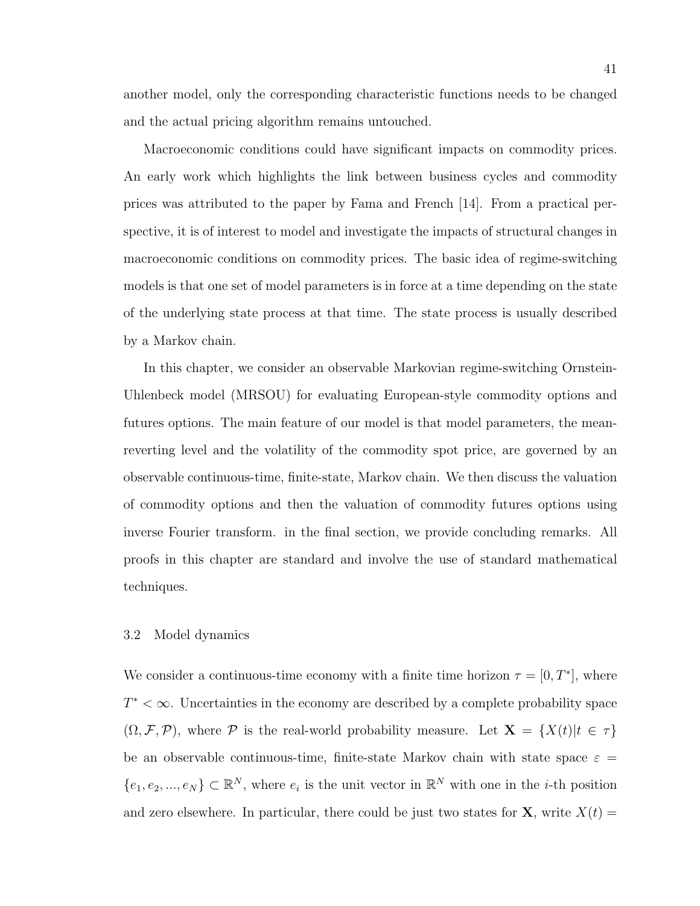another model, only the corresponding characteristic functions needs to be changed and the actual pricing algorithm remains untouched.

Macroeconomic conditions could have significant impacts on commodity prices. An early work which highlights the link between business cycles and commodity prices was attributed to the paper by Fama and French [14]. From a practical perspective, it is of interest to model and investigate the impacts of structural changes in macroeconomic conditions on commodity prices. The basic idea of regime-switching models is that one set of model parameters is in force at a time depending on the state of the underlying state process at that time. The state process is usually described by a Markov chain.

In this chapter, we consider an observable Markovian regime-switching Ornstein-Uhlenbeck model (MRSOU) for evaluating European-style commodity options and futures options. The main feature of our model is that model parameters, the mean-reverting level and the volatility of the commodity spot price, are governed by an observable continuous-time, finite-state, Markov chain. We then discuss the valuation of commodity options and then the valuation of commodity futures options using inverse Fourier transform. in the final section, we provide concluding remarks. All proofs in this chapter are standard and involve the use of standard mathematical techniques.

## 3.2 Model dynamics

We consider a continuous-time economy with a finite time horizon $\tau = [0, T^*]$, where $T^* < \infty$. Uncertainties in the economy are described by a complete probability space $(\Omega, \mathcal{F}, \mathcal{P})$, where $\mathcal{P}$ is the real-world probability measure. Let $\mathbf{X} = \{X(t) | t \in \tau\}$ be an observable continuous-time, finite-state Markov chain with state space $\varepsilon = \{e_1, e_2, ..., e_N\} \subset \mathbb{R}^N$, where $e_i$ is the unit vector in $\mathbb{R}^N$ with one in the $i$-th position and zero elsewhere. In particular, there could be just two states for $\mathbf{X}$, write $X(t) =$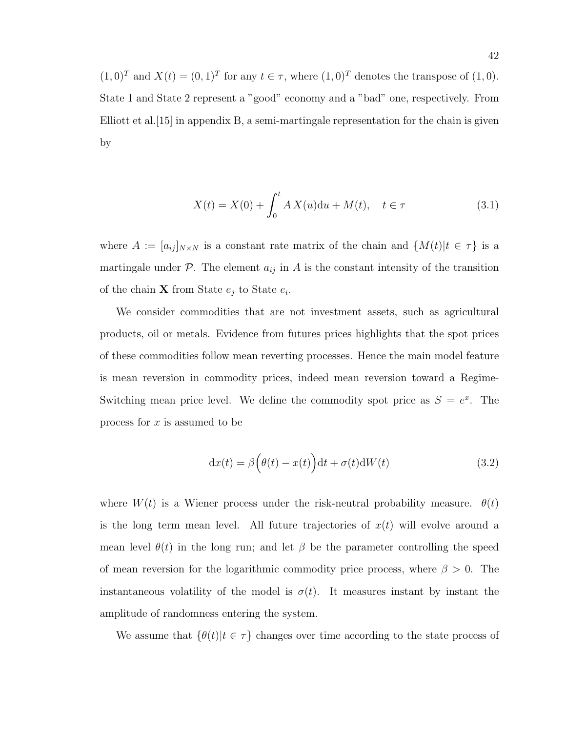$(1,0)^T$ and $X(t) = (0,1)^T$ for any $t \in \tau$, where $(1,0)^T$ denotes the transpose of $(1,0)$. State 1 and State 2 represent a "good" economy and a "bad" one, respectively. From Elliott et al.[15] in appendix B, a semi-martingale representation for the chain is given by

$$X(t) = X(0) + \int_0^t A\, X(u)\mathrm{d}u + M(t), \quad t \in \tau \tag{3.1}$$

where $A := [a_{ij}]_{N \times N}$ is a constant rate matrix of the chain and $\{M(t)|t \in \tau\}$ is a martingale under $\mathcal{P}$. The element $a_{ij}$ in $A$ is the constant intensity of the transition of the chain $\mathbf{X}$ from State $e_j$ to State $e_i$.

We consider commodities that are not investment assets, such as agricultural products, oil or metals. Evidence from futures prices highlights that the spot prices of these commodities follow mean reverting processes. Hence the main model feature is mean reversion in commodity prices, indeed mean reversion toward a Regime-Switching mean price level. We define the commodity spot price as $S = e^x$. The process for $x$ is assumed to be

$$\mathrm{d}x(t) = \beta\Big(\theta(t) - x(t)\Big)\mathrm{d}t + \sigma(t)\mathrm{d}W(t) \tag{3.2}$$

where $W(t)$ is a Wiener process under the risk-neutral probability measure. $\theta(t)$ is the long term mean level. All future trajectories of $x(t)$ will evolve around a mean level $\theta(t)$ in the long run; and let $\beta$ be the parameter controlling the speed of mean reversion for the logarithmic commodity price process, where $\beta > 0$. The instantaneous volatility of the model is $\sigma(t)$. It measures instant by instant the amplitude of randomness entering the system.

We assume that $\{\theta(t)|t \in \tau\}$ changes over time according to the state process of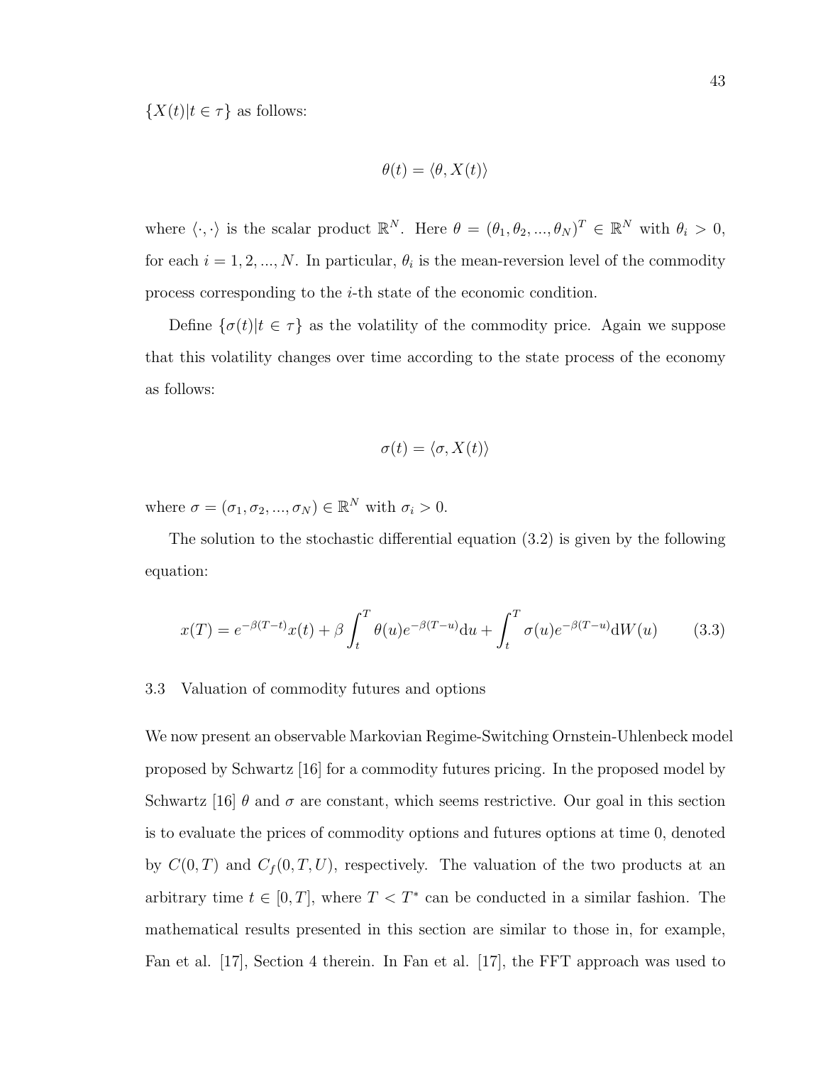$\{X(t)|t \in \tau\}$ as follows:

$$\theta(t) = \langle \theta, X(t) \rangle$$

where $\langle \cdot, \cdot \rangle$ is the scalar product $\mathbb{R}^N$. Here $\theta = (\theta_1, \theta_2, ..., \theta_N)^T \in \mathbb{R}^N$ with $\theta_i > 0$, for each $i = 1, 2, ..., N$. In particular, $\theta_i$ is the mean-reversion level of the commodity process corresponding to the $i$-th state of the economic condition.

Define $\{\sigma(t)|t \in \tau\}$ as the volatility of the commodity price. Again we suppose that this volatility changes over time according to the state process of the economy as follows:

$$\sigma(t) = \langle \sigma, X(t) \rangle$$

where $\sigma = (\sigma_1, \sigma_2, ..., \sigma_N) \in \mathbb{R}^N$ with $\sigma_i > 0$.

The solution to the stochastic differential equation (3.2) is given by the following equation:

$$x(T) = e^{-\beta(T-t)}x(t) + \beta \int_t^T \theta(u) e^{-\beta(T-u)} \mathrm{d}u + \int_t^T \sigma(u) e^{-\beta(T-u)} \mathrm{d}W(u) \tag{3.3}$$

## 3.3 Valuation of commodity futures and options

We now present an observable Markovian Regime-Switching Ornstein-Uhlenbeck model proposed by Schwartz [16] for a commodity futures pricing. In the proposed model by Schwartz [16] $\theta$ and $\sigma$ are constant, which seems restrictive. Our goal in this section is to evaluate the prices of commodity options and futures options at time 0, denoted by $C(0, T)$ and $C_f(0, T, U)$, respectively. The valuation of the two products at an arbitrary time $t \in [0, T]$, where $T < T^*$ can be conducted in a similar fashion. The mathematical results presented in this section are similar to those in, for example, Fan et al. [17], Section 4 therein. In Fan et al. [17], the FFT approach was used to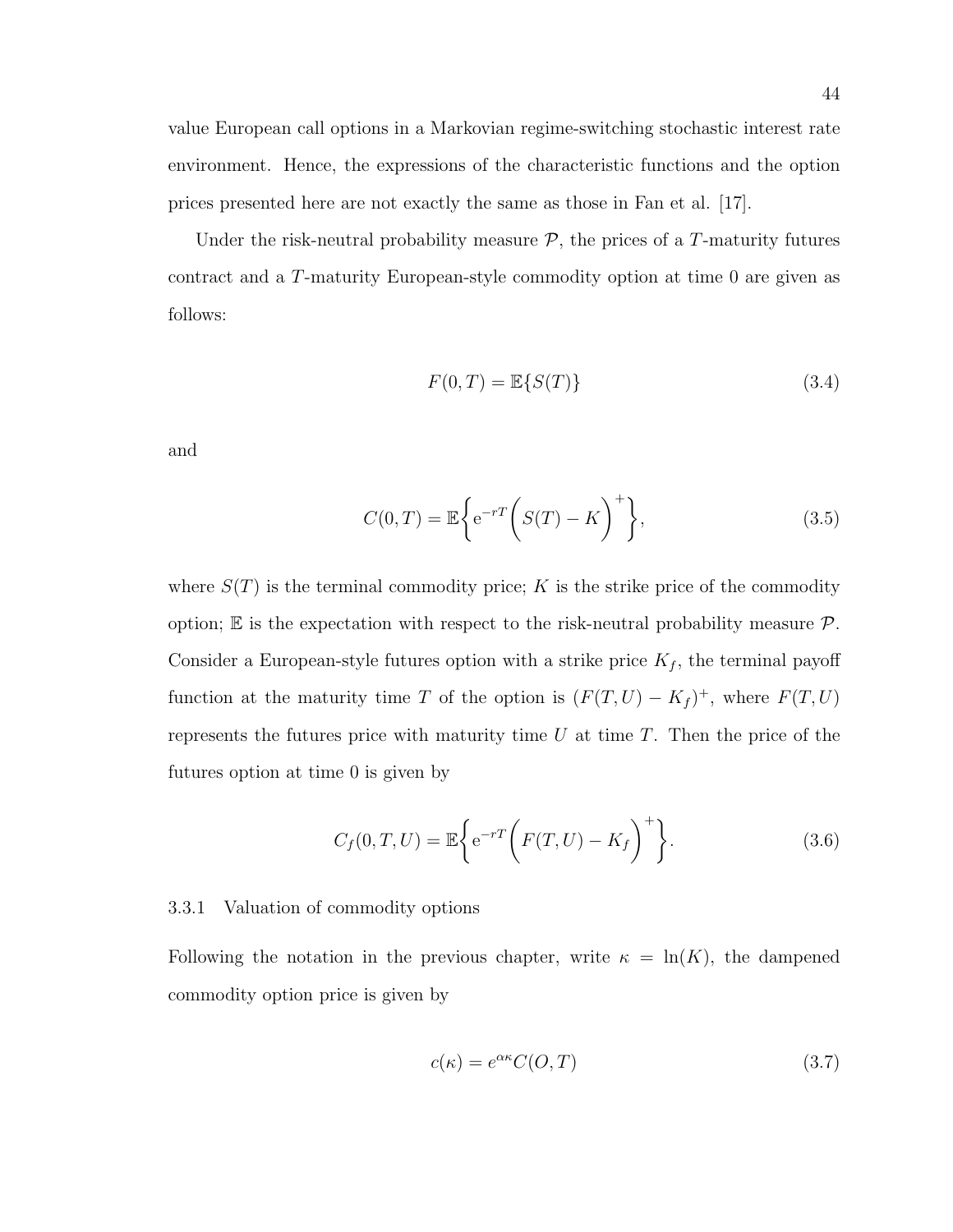value European call options in a Markovian regime-switching stochastic interest rate environment. Hence, the expressions of the characteristic functions and the option prices presented here are not exactly the same as those in Fan et al. [17].

Under the risk-neutral probability measure $\mathcal{P}$, the prices of a $T$-maturity futures contract and a $T$-maturity European-style commodity option at time 0 are given as follows:

$$F(0,T) = \mathbb{E}\{S(T)\} \tag{3.4}$$

and

$$C(0,T) = \mathbb{E}\bigg\{ \mathrm{e}^{-rT} \Big( S(T) - K \Big)^+ \bigg\}, \tag{3.5}$$

where $S(T)$ is the terminal commodity price; $K$ is the strike price of the commodity option; $\mathbb{E}$ is the expectation with respect to the risk-neutral probability measure $\mathcal{P}$. Consider a European-style futures option with a strike price $K_f$, the terminal payoff function at the maturity time $T$ of the option is $(F(T,U) - K_f)^+$, where $F(T,U)$ represents the futures price with maturity time $U$ at time $T$. Then the price of the futures option at time 0 is given by

$$C_f(0,T,U) = \mathbb{E}\bigg\{ \mathrm{e}^{-rT} \Big( F(T,U) - K_f \Big)^+ \bigg\}. \tag{3.6}$$

### 3.3.1 Valuation of commodity options

Following the notation in the previous chapter, write $\kappa = \ln(K)$, the dampened commodity option price is given by

$$c(\kappa) = e^{\alpha\kappa} C(O,T) \tag{3.7}$$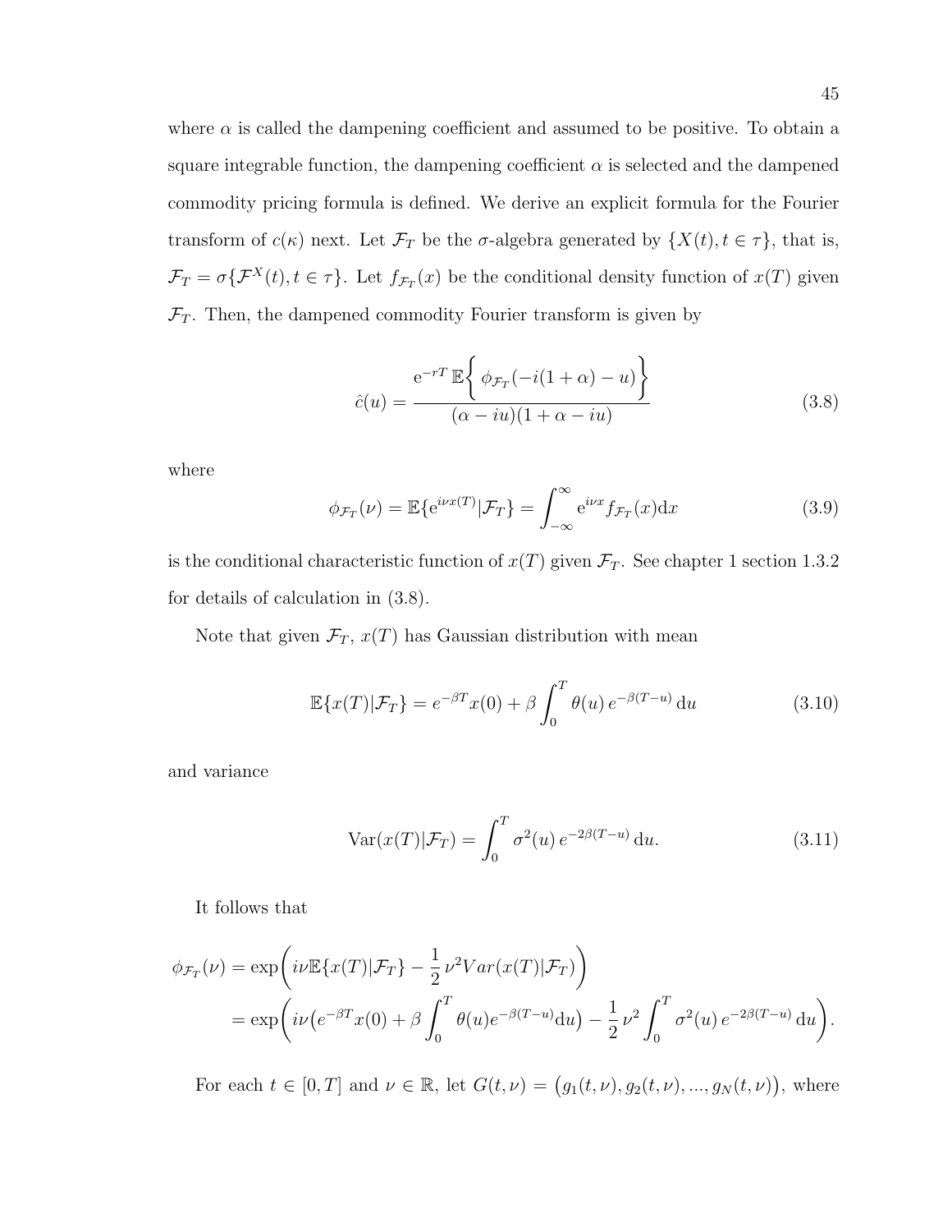where $\alpha$ is called the dampening coefficient and assumed to be positive. To obtain a square integrable function, the dampening coefficient $\alpha$ is selected and the dampened commodity pricing formula is defined. We derive an explicit formula for the Fourier transform of $c(\kappa)$ next. Let $\mathcal{F}_T$ be the $\sigma$-algebra generated by $\{X(t), t \in \tau\}$, that is, $\mathcal{F}_T = \sigma\{\mathcal{F}^X(t), t \in \tau\}$. Let $f_{\mathcal{F}_T}(x)$ be the conditional density function of $x(T)$ given $\mathcal{F}_T$. Then, the dampened commodity Fourier transform is given by

$$
\hat{c}(u) = \frac{\mathrm{e}^{-rT}\,\mathbb{E}\bigg\{\,\phi_{\mathcal{F}_T}(-i(1+\alpha)-u)\bigg\}}{(\alpha - iu)(1+\alpha-iu)} \tag{3.8}
$$

where

$$
\phi_{\mathcal{F}_T}(\nu) = \mathbb{E}\{\mathrm{e}^{i\nu x(T)}|\mathcal{F}_T\} = \int_{-\infty}^{\infty} \mathrm{e}^{i\nu x} f_{\mathcal{F}_T}(x)\mathrm{d}x \tag{3.9}
$$

is the conditional characteristic function of $x(T)$ given $\mathcal{F}_T$. See chapter 1 section 1.3.2 for details of calculation in (3.8).

Note that given $\mathcal{F}_T$, $x(T)$ has Gaussian distribution with mean

$$
\mathbb{E}\{x(T)|\mathcal{F}_T\} = e^{-\beta T}x(0) + \beta\int_0^T \theta(u)\, e^{-\beta(T-u)}\,\mathrm{d}u \tag{3.10}
$$

and variance

$$
\mathrm{Var}(x(T)|\mathcal{F}_T) = \int_0^T \sigma^2(u)\, e^{-2\beta(T-u)}\,\mathrm{d}u. \tag{3.11}
$$

It follows that

$$
\begin{aligned}
\phi_{\mathcal{F}_T}(\nu) &= \exp\bigg( i\nu\mathbb{E}\{x(T)|\mathcal{F}_T\} - \frac{1}{2}\,\nu^2 Var(x(T)|\mathcal{F}_T)\bigg) \\
&= \exp\bigg( i\nu\big(e^{-\beta T}x(0) + \beta\int_0^T \theta(u)e^{-\beta(T-u)}\mathrm{d}u\big) - \frac{1}{2}\,\nu^2\int_0^T \sigma^2(u)\,e^{-2\beta(T-u)}\,\mathrm{d}u\bigg).
\end{aligned}
$$

For each $t \in [0, T]$ and $\nu \in \mathbb{R}$, let $G(t,\nu) = \big(g_1(t,\nu), g_2(t,\nu), ..., g_N(t,\nu)\big)$, where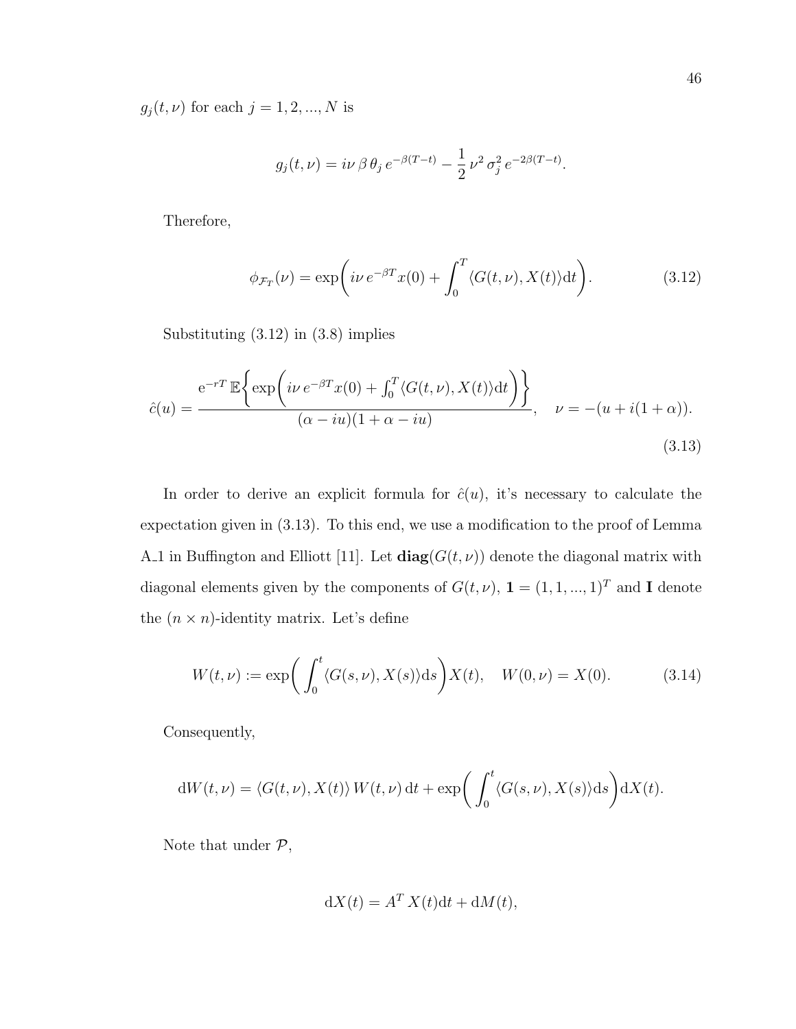$g_j(t,\nu)$ for each $j = 1, 2, ..., N$ is

$$g_j(t,\nu) = i\nu\,\beta\,\theta_j\,e^{-\beta(T-t)} - \frac{1}{2}\,\nu^2\,\sigma_j^2\,e^{-2\beta(T-t)}.$$

Therefore,

$$\phi_{\mathcal{F}_T}(\nu) = \exp\bigg(i\nu\,e^{-\beta T}x(0) + \int_0^T \langle G(t,\nu), X(t)\rangle \mathrm{d}t\bigg). \tag{3.12}$$

Substituting (3.12) in (3.8) implies

$$\hat{c}(u) = \frac{\mathrm{e}^{-rT}\,\mathbb{E}\bigg\{\exp\bigg(i\nu\,e^{-\beta T}x(0) + \int_0^T \langle G(t,\nu), X(t)\rangle \mathrm{d}t\bigg)\bigg\}}{(\alpha - iu)(1+\alpha-iu)}, \quad \nu = -(u + i(1+\alpha)). \tag{3.13}$$

In order to derive an explicit formula for $\hat{c}(u)$, it's necessary to calculate the expectation given in (3.13). To this end, we use a modification to the proof of Lemma A_1 in Buffington and Elliott [11]. Let $\mathbf{diag}(G(t,\nu))$ denote the diagonal matrix with diagonal elements given by the components of $G(t,\nu)$, $\mathbf{1} = (1,1,...,1)^T$ and $\mathbf{I}$ denote the $(n \times n)$-identity matrix. Let's define

$$W(t,\nu) := \exp\bigg(\int_0^t \langle G(s,\nu), X(s)\rangle \mathrm{d}s\bigg)X(t), \quad W(0,\nu) = X(0). \tag{3.14}$$

Consequently,

$$\mathrm{d}W(t,\nu) = \langle G(t,\nu), X(t)\rangle\,W(t,\nu)\,\mathrm{d}t + \exp\bigg(\int_0^t \langle G(s,\nu), X(s)\rangle \mathrm{d}s\bigg)\mathrm{d}X(t).$$

Note that under $\mathcal{P}$,

$$\mathrm{d}X(t) = A^T\,X(t)\mathrm{d}t + \mathrm{d}M(t),$$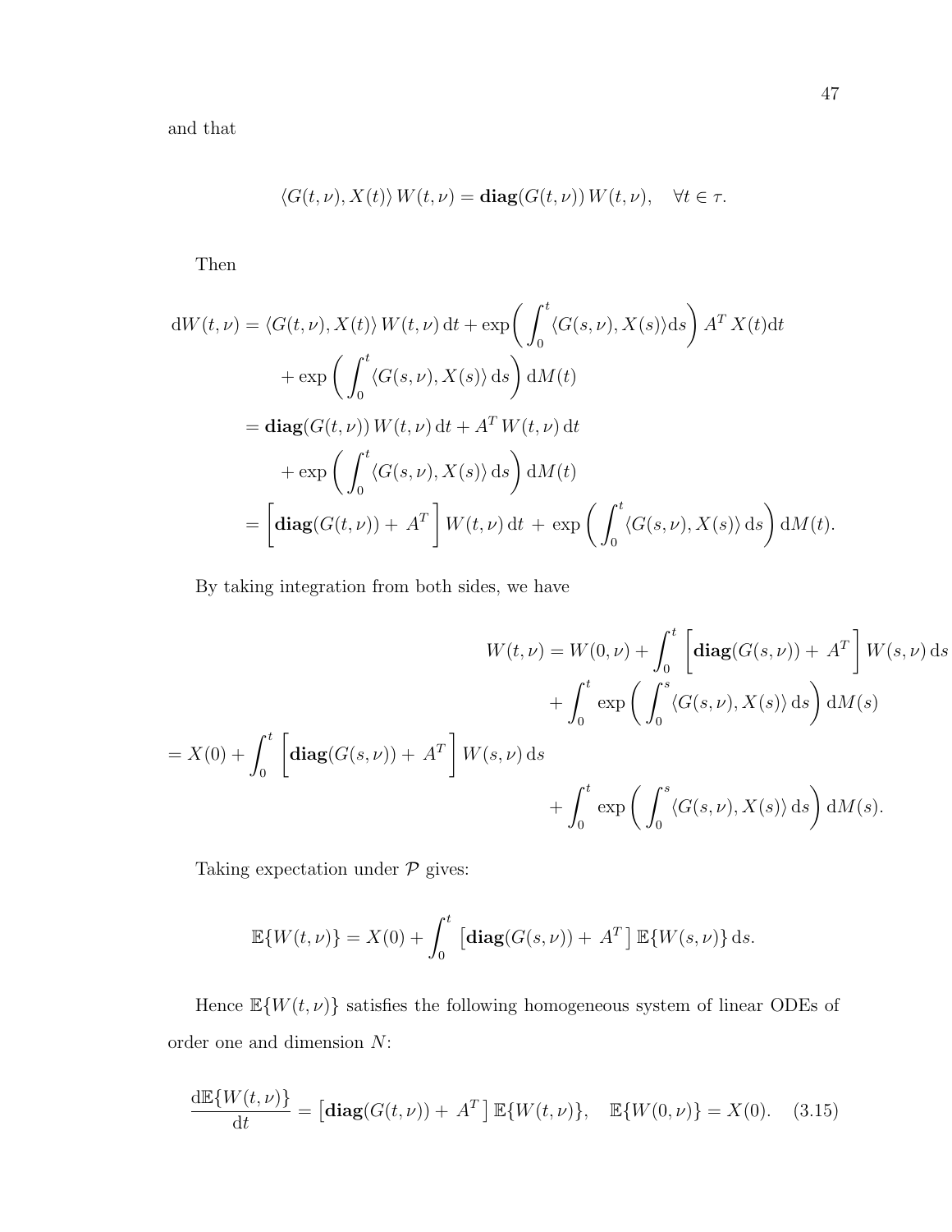and that

$$\langle G(t,\nu), X(t) \rangle \, W(t,\nu) = \mathbf{diag}(G(t,\nu)) \, W(t,\nu), \quad \forall t \in \tau.$$

Then

$$\begin{aligned}
\mathrm{d}W(t,\nu) &= \langle G(t,\nu), X(t) \rangle \, W(t,\nu) \, \mathrm{d}t + \exp\bigg( \int_0^t \langle G(s,\nu), X(s) \rangle \mathrm{d}s \bigg) \, A^T X(t) \mathrm{d}t \\
&\quad + \exp\bigg( \int_0^t \langle G(s,\nu), X(s) \rangle \, \mathrm{d}s \bigg) \, \mathrm{d}M(t) \\
&= \mathbf{diag}(G(t,\nu)) \, W(t,\nu) \, \mathrm{d}t + A^T \, W(t,\nu) \, \mathrm{d}t \\
&\quad + \exp\bigg( \int_0^t \langle G(s,\nu), X(s) \rangle \, \mathrm{d}s \bigg) \, \mathrm{d}M(t) \\
&= \bigg[ \mathbf{diag}(G(t,\nu)) + \, A^T \bigg] \, W(t,\nu) \, \mathrm{d}t \, + \, \exp\bigg( \int_0^t \langle G(s,\nu), X(s) \rangle \, \mathrm{d}s \bigg) \, \mathrm{d}M(t).
\end{aligned}$$

By taking integration from both sides, we have

$$\begin{aligned}
W(t,\nu) &= W(0,\nu) + \int_0^t \bigg[ \mathbf{diag}(G(s,\nu)) + \, A^T \bigg] \, W(s,\nu) \, \mathrm{d}s \\
&\quad + \int_0^t \exp\bigg( \int_0^s \langle G(s,\nu), X(s) \rangle \, \mathrm{d}s \bigg) \, \mathrm{d}M(s) \\
&= X(0) + \int_0^t \bigg[ \mathbf{diag}(G(s,\nu)) + \, A^T \bigg] \, W(s,\nu) \, \mathrm{d}s \\
&\quad + \int_0^t \exp\bigg( \int_0^s \langle G(s,\nu), X(s) \rangle \, \mathrm{d}s \bigg) \, \mathrm{d}M(s).
\end{aligned}$$

Taking expectation under $\mathcal{P}$ gives:

$$\mathbb{E}\{W(t,\nu)\} = X(0) + \int_0^t \big[ \mathbf{diag}(G(s,\nu)) + \, A^T \big] \, \mathbb{E}\{W(s,\nu)\} \, \mathrm{d}s.$$

Hence $\mathbb{E}\{W(t,\nu)\}$ satisfies the following homogeneous system of linear ODEs of order one and dimension $N$:

$$\frac{\mathrm{d}\mathbb{E}\{W(t,\nu)\}}{\mathrm{d}t} = \big[ \mathbf{diag}(G(t,\nu)) + \, A^T \big] \, \mathbb{E}\{W(t,\nu)\}, \quad \mathbb{E}\{W(0,\nu)\} = X(0). \tag{3.15}$$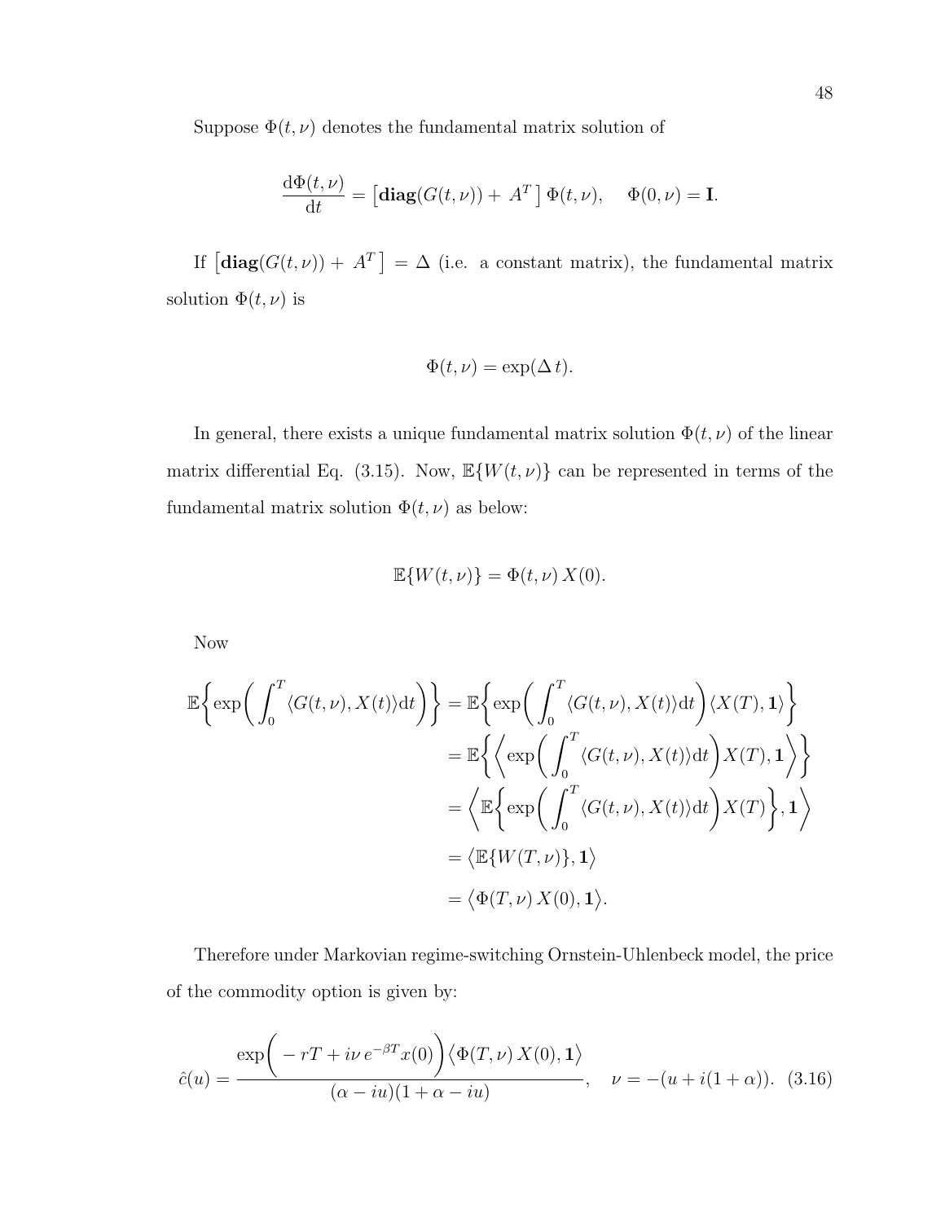Suppose $\Phi(t,\nu)$ denotes the fundamental matrix solution of

$$\frac{\mathrm{d}\Phi(t,\nu)}{\mathrm{d}t} = \left[\mathbf{diag}(G(t,\nu)) + A^T\right]\Phi(t,\nu), \quad \Phi(0,\nu) = \mathbf{I}.$$

If $\left[\mathbf{diag}(G(t,\nu)) + A^T\right] = \Delta$ (i.e. a constant matrix), the fundamental matrix solution $\Phi(t,\nu)$ is

$$\Phi(t,\nu) = \exp(\Delta\, t).$$

In general, there exists a unique fundamental matrix solution $\Phi(t,\nu)$ of the linear matrix differential Eq. (3.15). Now, $\mathbb{E}\{W(t,\nu)\}$ can be represented in terms of the fundamental matrix solution $\Phi(t,\nu)$ as below:

$$\mathbb{E}\{W(t,\nu)\} = \Phi(t,\nu)\, X(0).$$

Now

$$\begin{aligned}
\mathbb{E}\bigg\{\exp\bigg(\int_0^T \langle G(t,\nu), X(t)\rangle \mathrm{d}t\bigg)\bigg\} &= \mathbb{E}\bigg\{\exp\bigg(\int_0^T \langle G(t,\nu), X(t)\rangle \mathrm{d}t\bigg)\langle X(T), \mathbf{1}\rangle\bigg\} \\
&= \mathbb{E}\bigg\{\bigg\langle \exp\bigg(\int_0^T \langle G(t,\nu), X(t)\rangle \mathrm{d}t\bigg) X(T), \mathbf{1}\bigg\rangle\bigg\} \\
&= \bigg\langle \mathbb{E}\bigg\{\exp\bigg(\int_0^T \langle G(t,\nu), X(t)\rangle \mathrm{d}t\bigg) X(T)\bigg\}, \mathbf{1}\bigg\rangle \\
&= \big\langle \mathbb{E}\{W(T,\nu)\}, \mathbf{1}\big\rangle \\
&= \big\langle \Phi(T,\nu)\, X(0), \mathbf{1}\big\rangle.
\end{aligned}$$

Therefore under Markovian regime-switching Ornstein-Uhlenbeck model, the price of the commodity option is given by:

$$\hat{c}(u) = \frac{\exp\bigg(-rT + i\nu\, e^{-\beta T} x(0)\bigg)\big\langle \Phi(T,\nu)\, X(0), \mathbf{1}\big\rangle}{(\alpha - iu)(1 + \alpha - iu)}, \quad \nu = -(u + i(1+\alpha)). \quad (3.16)$$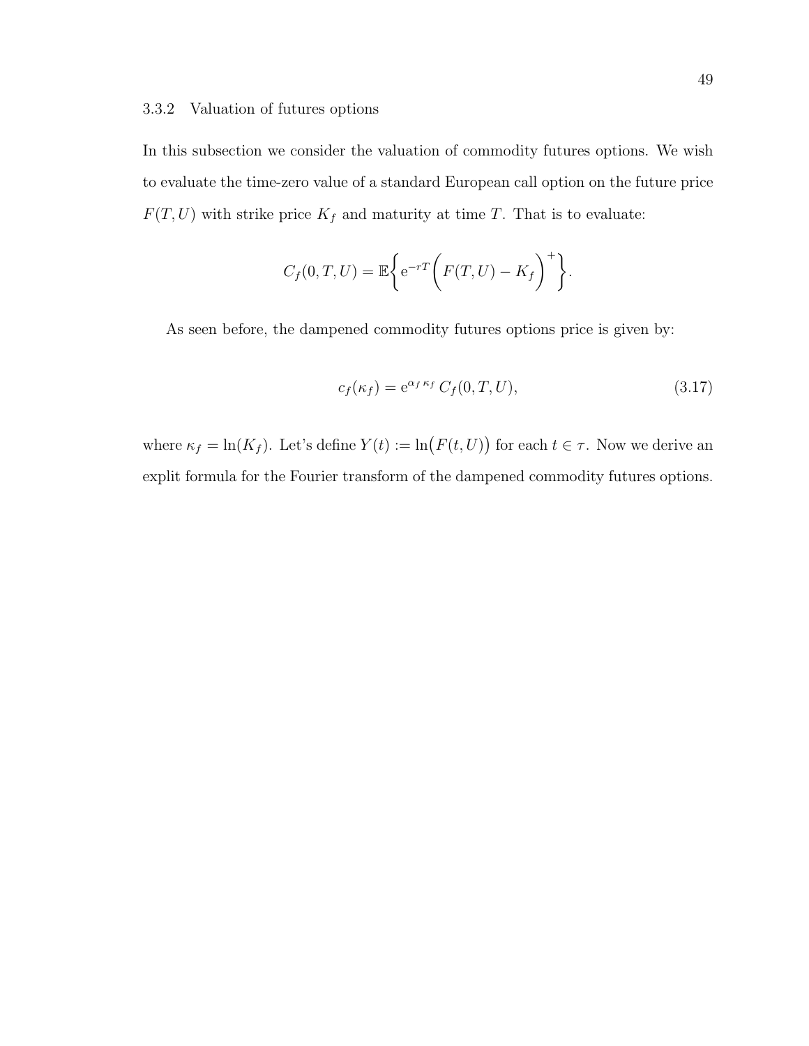### 3.3.2 Valuation of futures options

In this subsection we consider the valuation of commodity futures options. We wish to evaluate the time-zero value of a standard European call option on the future price $F(T, U)$ with strike price $K_f$ and maturity at time $T$. That is to evaluate:

$$C_f(0, T, U) = \mathbb{E}\left\{ \mathrm{e}^{-rT} \left( F(T, U) - K_f \right)^+ \right\}.$$

As seen before, the dampened commodity futures options price is given by:

$$c_f(\kappa_f) = \mathrm{e}^{\alpha_f \kappa_f} C_f(0, T, U), \tag{3.17}$$

where $\kappa_f = \ln(K_f)$. Let's define $Y(t) := \ln\big(F(t, U)\big)$ for each $t \in \tau$. Now we derive an explit formula for the Fourier transform of the dampened commodity futures options.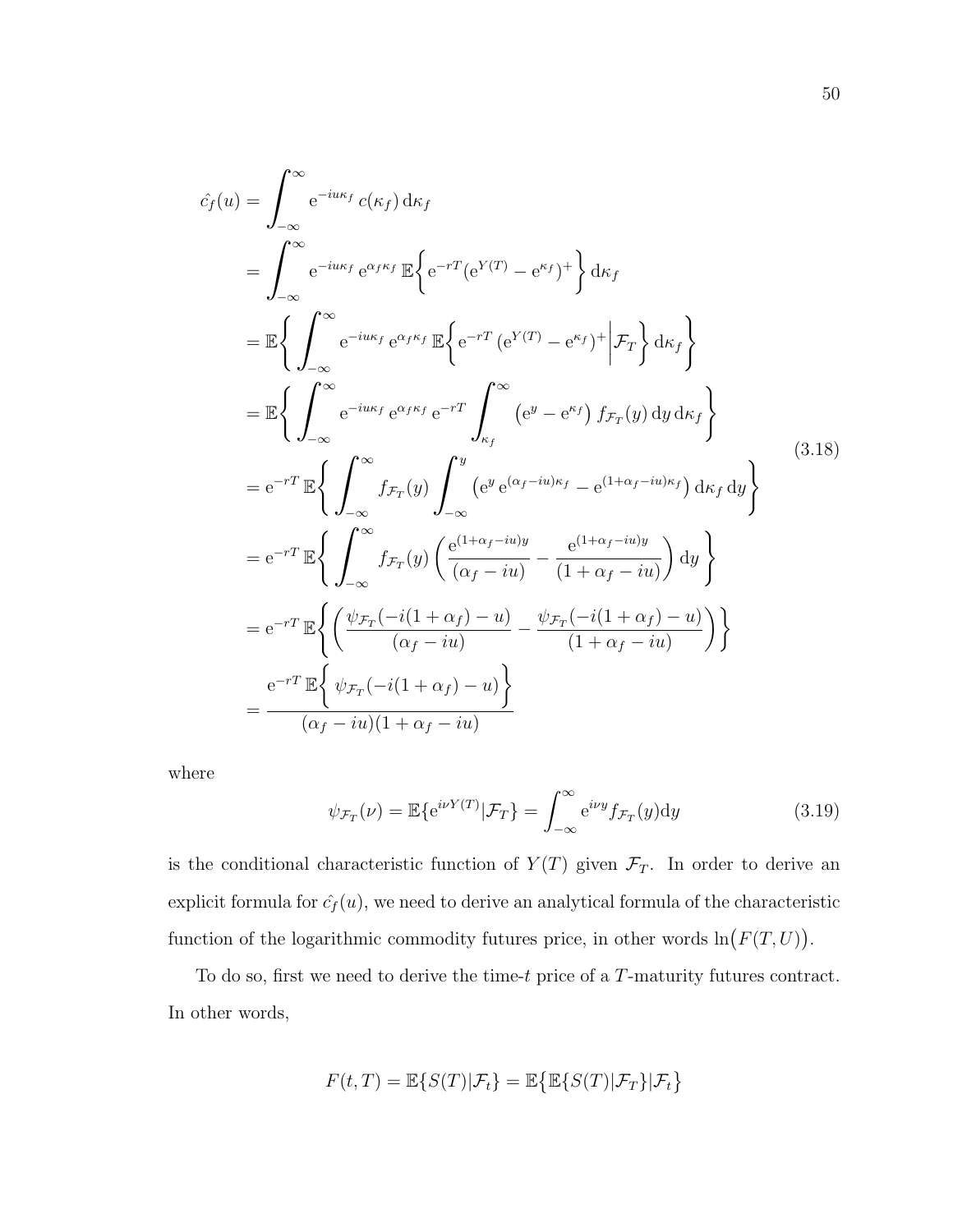$$
\begin{aligned}
\hat{c}_f(u) &= \int_{-\infty}^{\infty} \mathrm{e}^{-iu\kappa_f}\, c(\kappa_f)\, \mathrm{d}\kappa_f \\
&= \int_{-\infty}^{\infty} \mathrm{e}^{-iu\kappa_f}\, \mathrm{e}^{\alpha_f \kappa_f}\, \mathbb{E}\Big\{ \mathrm{e}^{-rT} (\mathrm{e}^{Y(T)} - \mathrm{e}^{\kappa_f})^+ \Big\}\, \mathrm{d}\kappa_f \\
&= \mathbb{E}\Big\{ \int_{-\infty}^{\infty} \mathrm{e}^{-iu\kappa_f}\, \mathrm{e}^{\alpha_f \kappa_f}\, \mathbb{E}\Big\{ \mathrm{e}^{-rT}\, (\mathrm{e}^{Y(T)} - \mathrm{e}^{\kappa_f})^+ \Big| \mathcal{F}_T \Big\}\, \mathrm{d}\kappa_f \Big\} \\
&= \mathbb{E}\Big\{ \int_{-\infty}^{\infty} \mathrm{e}^{-iu\kappa_f}\, \mathrm{e}^{\alpha_f \kappa_f}\, \mathrm{e}^{-rT} \int_{\kappa_f}^{\infty} \big(\mathrm{e}^{y} - \mathrm{e}^{\kappa_f}\big)\, f_{\mathcal{F}_T}(y)\, \mathrm{d}y\, \mathrm{d}\kappa_f \Big\} \\
&= \mathrm{e}^{-rT}\, \mathbb{E}\Big\{ \int_{-\infty}^{\infty} f_{\mathcal{F}_T}(y) \int_{-\infty}^{y} \big(\mathrm{e}^{y}\, \mathrm{e}^{(\alpha_f - iu)\kappa_f} - \mathrm{e}^{(1+\alpha_f - iu)\kappa_f}\big)\, \mathrm{d}\kappa_f\, \mathrm{d}y \Big\} \\
&= \mathrm{e}^{-rT}\, \mathbb{E}\Big\{ \int_{-\infty}^{\infty} f_{\mathcal{F}_T}(y) \left( \frac{\mathrm{e}^{(1+\alpha_f - iu)y}}{(\alpha_f - iu)} - \frac{\mathrm{e}^{(1+\alpha_f - iu)y}}{(1+\alpha_f - iu)} \right) \mathrm{d}y \Big\} \\
&= \mathrm{e}^{-rT}\, \mathbb{E}\Big\{ \left( \frac{\psi_{\mathcal{F}_T}(-i(1+\alpha_f) - u)}{(\alpha_f - iu)} - \frac{\psi_{\mathcal{F}_T}(-i(1+\alpha_f) - u)}{(1+\alpha_f - iu)} \right) \Big\} \\
&= \frac{\mathrm{e}^{-rT}\, \mathbb{E}\Big\{ \psi_{\mathcal{F}_T}(-i(1+\alpha_f) - u) \Big\}}{(\alpha_f - iu)(1+\alpha_f - iu)}
\end{aligned}
\tag{3.18}
$$

where

$$
\psi_{\mathcal{F}_T}(\nu) = \mathbb{E}\{\mathrm{e}^{i\nu Y(T)} | \mathcal{F}_T\} = \int_{-\infty}^{\infty} \mathrm{e}^{i\nu y} f_{\mathcal{F}_T}(y) \mathrm{d}y \tag{3.19}
$$

is the conditional characteristic function of $Y(T)$ given $\mathcal{F}_T$. In order to derive an explicit formula for $\hat{c_f}(u)$, we need to derive an analytical formula of the characteristic function of the logarithmic commodity futures price, in other words $\ln\big(F(T,U)\big)$.

To do so, first we need to derive the time-$t$ price of a $T$-maturity futures contract. In other words,

$$
F(t,T) = \mathbb{E}\{S(T)|\mathcal{F}_t\} = \mathbb{E}\big\{\mathbb{E}\{S(T)|\mathcal{F}_T\}|\mathcal{F}_t\big\}
$$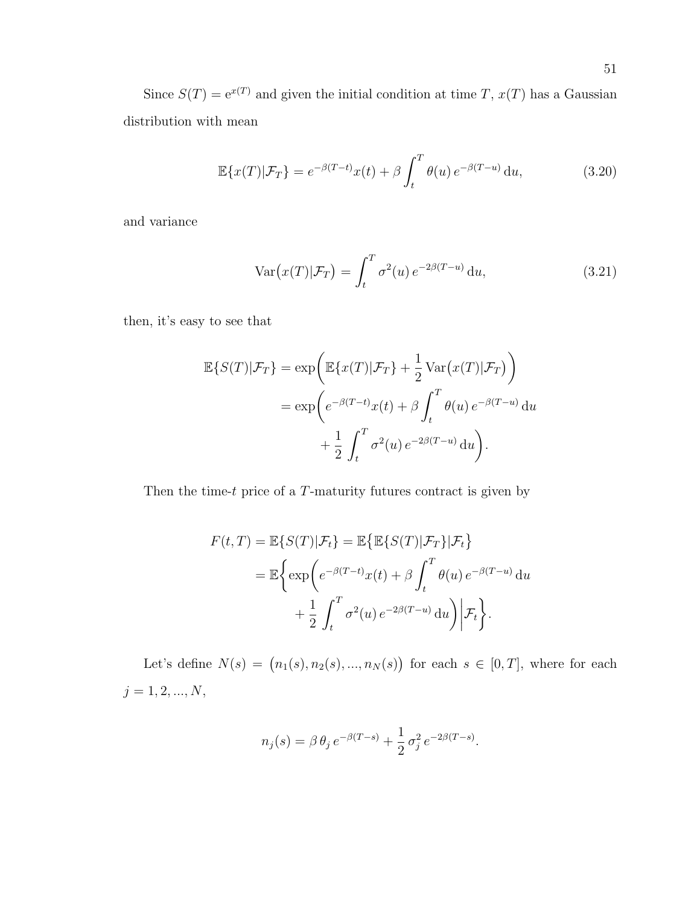Since $S(T) = \mathrm{e}^{x(T)}$ and given the initial condition at time $T$, $x(T)$ has a Gaussian distribution with mean

$$\mathbb{E}\{x(T)|\mathcal{F}_T\} = e^{-\beta(T-t)}x(t) + \beta \int_t^T \theta(u)\, e^{-\beta(T-u)}\, \mathrm{d}u, \tag{3.20}$$

and variance

$$\mathrm{Var}\big(x(T)|\mathcal{F}_T\big) = \int_t^T \sigma^2(u)\, e^{-2\beta(T-u)}\, \mathrm{d}u, \tag{3.21}$$

then, it's easy to see that

$$\begin{aligned}
\mathbb{E}\{S(T)|\mathcal{F}_T\} &= \exp\bigg(\mathbb{E}\{x(T)|\mathcal{F}_T\} + \frac{1}{2}\,\mathrm{Var}\big(x(T)|\mathcal{F}_T\big)\bigg) \\
&= \exp\bigg(e^{-\beta(T-t)}x(t) + \beta \int_t^T \theta(u)\, e^{-\beta(T-u)}\, \mathrm{d}u \\
&\qquad + \frac{1}{2}\int_t^T \sigma^2(u)\, e^{-2\beta(T-u)}\, \mathrm{d}u\bigg).
\end{aligned}$$

Then the time-$t$ price of a $T$-maturity futures contract is given by

$$\begin{aligned}
F(t,T) &= \mathbb{E}\{S(T)|\mathcal{F}_t\} = \mathbb{E}\big\{\mathbb{E}\{S(T)|\mathcal{F}_T\}|\mathcal{F}_t\big\} \\
&= \mathbb{E}\bigg\{\exp\bigg(e^{-\beta(T-t)}x(t) + \beta \int_t^T \theta(u)\, e^{-\beta(T-u)}\, \mathrm{d}u \\
&\qquad + \frac{1}{2}\int_t^T \sigma^2(u)\, e^{-2\beta(T-u)}\, \mathrm{d}u\bigg)\bigg|\mathcal{F}_t\bigg\}.
\end{aligned}$$

Let's define $N(s) = \big(n_1(s), n_2(s), ..., n_N(s)\big)$ for each $s \in [0,T]$, where for each $j = 1, 2, ..., N$,

$$n_j(s) = \beta\,\theta_j\, e^{-\beta(T-s)} + \frac{1}{2}\,\sigma_j^2\, e^{-2\beta(T-s)}.$$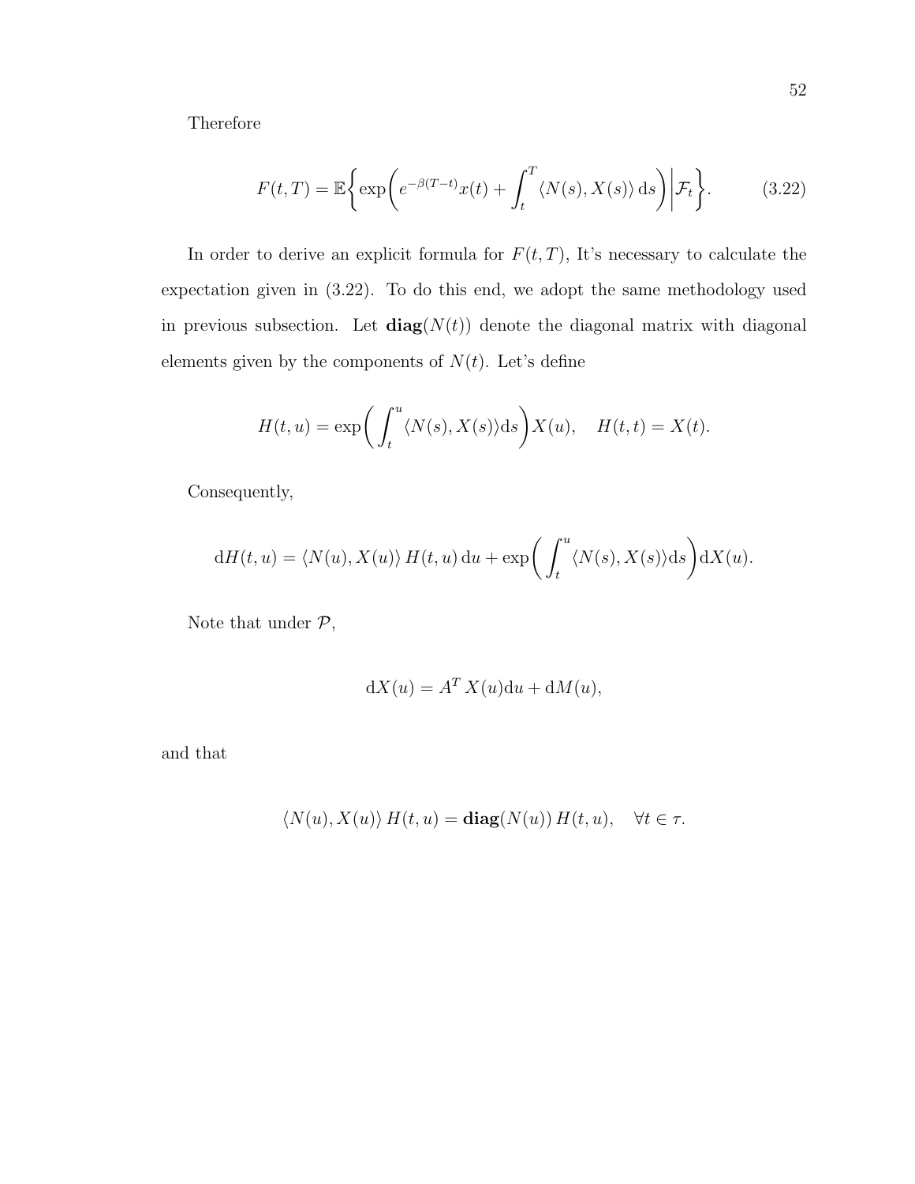Therefore

$$F(t,T) = \mathbb{E}\bigg\{\exp\bigg(e^{-\beta(T-t)}x(t) + \int_t^T \langle N(s), X(s)\rangle \,\mathrm{d}s\bigg)\bigg|\mathcal{F}_t\bigg\}. \qquad (3.22)$$

In order to derive an explicit formula for $F(t,T)$, It's necessary to calculate the expectation given in (3.22). To do this end, we adopt the same methodology used in previous subsection. Let $\mathbf{diag}(N(t))$ denote the diagonal matrix with diagonal elements given by the components of $N(t)$. Let's define

$$H(t,u) = \exp\bigg(\int_t^u \langle N(s), X(s)\rangle \mathrm{d}s\bigg)X(u), \quad H(t,t) = X(t).$$

Consequently,

$$\mathrm{d}H(t,u) = \langle N(u), X(u)\rangle \, H(t,u)\,\mathrm{d}u + \exp\bigg(\int_t^u \langle N(s), X(s)\rangle \mathrm{d}s\bigg)\mathrm{d}X(u).$$

Note that under $\mathcal{P}$,

$$\mathrm{d}X(u) = A^T X(u)\mathrm{d}u + \mathrm{d}M(u),$$

and that

$$\langle N(u), X(u)\rangle \, H(t,u) = \mathbf{diag}(N(u))\, H(t,u), \quad \forall t \in \tau.$$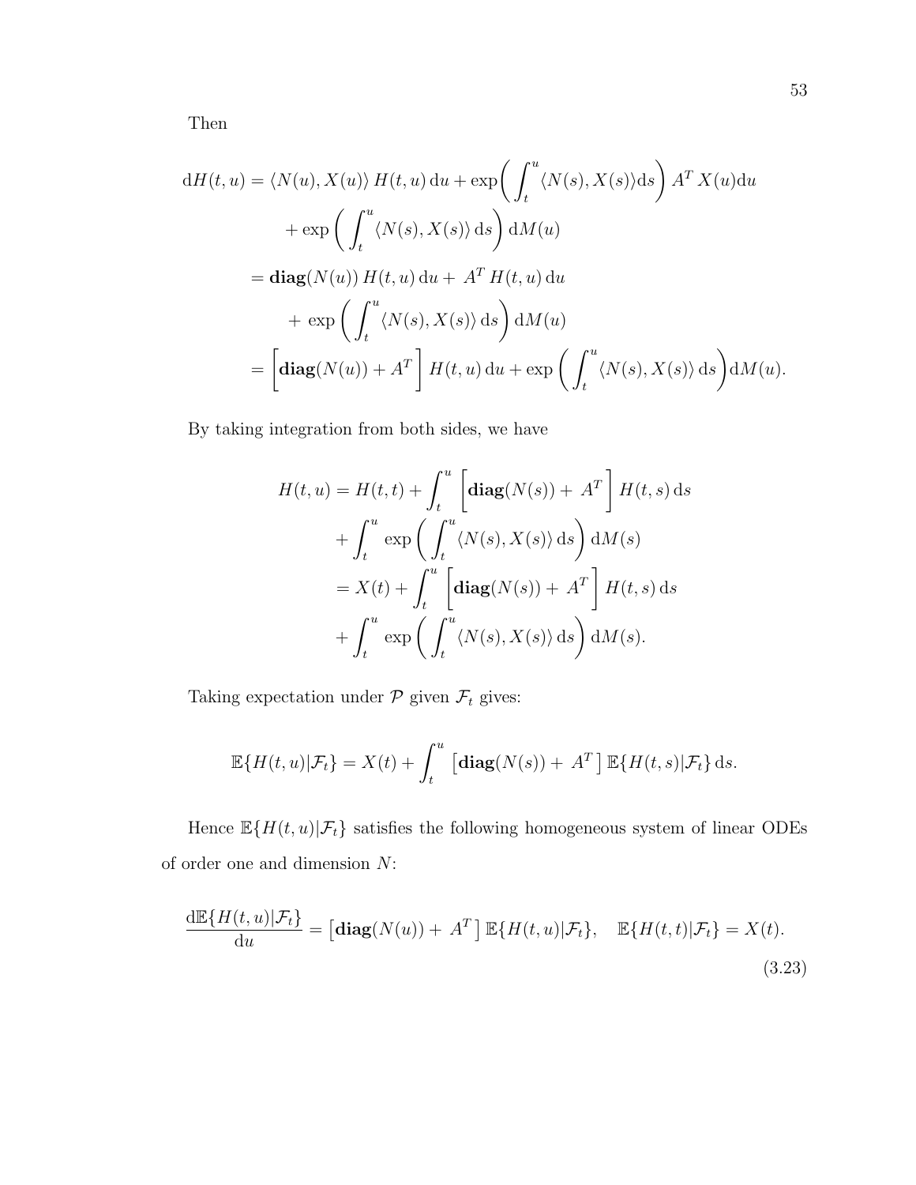Then

$$
\begin{aligned}
\mathrm{d}H(t,u) &= \langle N(u), X(u)\rangle\, H(t,u)\,\mathrm{d}u + \exp\bigg( \int_t^u \langle N(s), X(s)\rangle \mathrm{d}s \bigg)\, A^T\, X(u)\mathrm{d}u \\
&\quad + \exp\left( \int_t^u \langle N(s), X(s)\rangle\, \mathrm{d}s \right) \mathrm{d}M(u) \\
&= \mathbf{diag}(N(u))\, H(t,u)\,\mathrm{d}u + \; A^T\, H(t,u)\,\mathrm{d}u \\
&\quad + \; \exp\left( \int_t^u \langle N(s), X(s)\rangle\, \mathrm{d}s \right) \mathrm{d}M(u) \\
&= \left[ \mathbf{diag}(N(u)) + A^T \right] H(t,u)\,\mathrm{d}u + \exp\left( \int_t^u \langle N(s), X(s)\rangle\, \mathrm{d}s \right) \mathrm{d}M(u).
\end{aligned}
$$

By taking integration from both sides, we have

$$
\begin{aligned}
H(t,u) &= H(t,t) + \int_t^u \left[ \mathbf{diag}(N(s)) + \; A^T \right] H(t,s)\,\mathrm{d}s \\
&\quad + \int_t^u \; \exp\left( \int_t^u \langle N(s), X(s)\rangle\, \mathrm{d}s \right) \mathrm{d}M(s) \\
&= X(t) + \int_t^u \left[ \mathbf{diag}(N(s)) + \; A^T \right] H(t,s)\,\mathrm{d}s \\
&\quad + \int_t^u \; \exp\left( \int_t^u \langle N(s), X(s)\rangle\, \mathrm{d}s \right) \mathrm{d}M(s).
\end{aligned}
$$

Taking expectation under $\mathcal{P}$ given $\mathcal{F}_t$ gives:

$$
\mathbb{E}\{H(t,u)|\mathcal{F}_t\} = X(t) + \int_t^u \left[ \mathbf{diag}(N(s)) + \; A^T \right] \mathbb{E}\{H(t,s)|\mathcal{F}_t\}\,\mathrm{d}s.
$$

Hence $\mathbb{E}\{H(t,u)|\mathcal{F}_t\}$ satisfies the following homogeneous system of linear ODEs of order one and dimension $N$:

$$
\frac{\mathrm{d}\mathbb{E}\{H(t,u)|\mathcal{F}_t\}}{\mathrm{d}u} = \left[ \mathbf{diag}(N(u)) + \; A^T \right] \mathbb{E}\{H(t,u)|\mathcal{F}_t\}, \quad \mathbb{E}\{H(t,t)|\mathcal{F}_t\} = X(t). \tag{3.23}
$$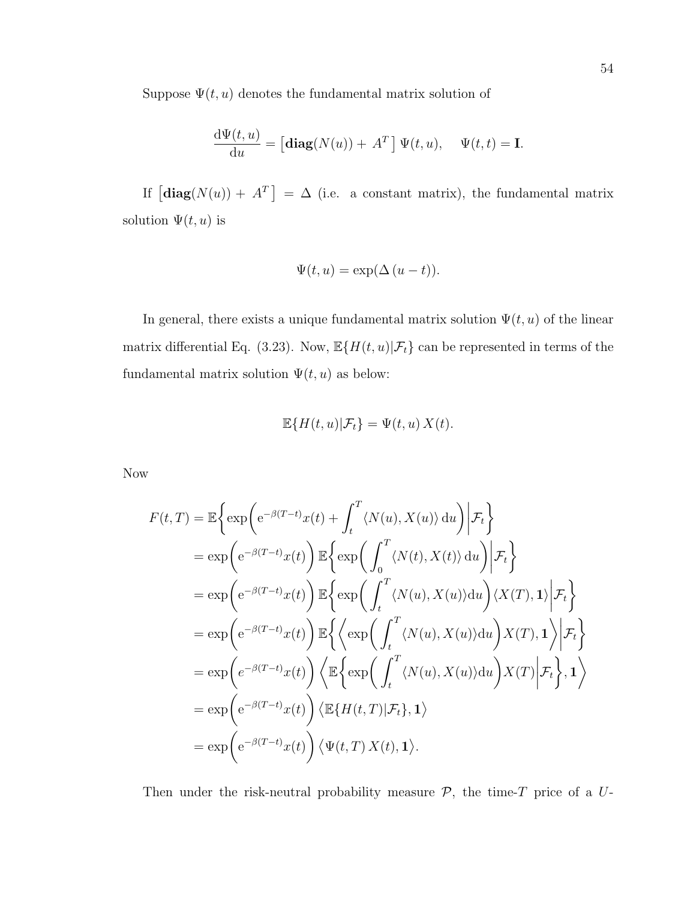Suppose $\Psi(t,u)$ denotes the fundamental matrix solution of

$$\frac{\mathrm{d}\Psi(t,u)}{\mathrm{d}u} = \left[\mathbf{diag}(N(u)) + A^T\right]\Psi(t,u), \quad \Psi(t,t) = \mathbf{I}.$$

If $\left[\mathbf{diag}(N(u)) + A^T\right] = \Delta$ (i.e. a constant matrix), the fundamental matrix solution $\Psi(t,u)$ is

$$\Psi(t,u) = \exp(\Delta\,(u-t)).$$

In general, there exists a unique fundamental matrix solution $\Psi(t,u)$ of the linear matrix differential Eq. (3.23). Now, $\mathbb{E}\{H(t,u)|\mathcal{F}_t\}$ can be represented in terms of the fundamental matrix solution $\Psi(t,u)$ as below:

$$\mathbb{E}\{H(t,u)|\mathcal{F}_t\} = \Psi(t,u)\,X(t).$$

Now

$$\begin{aligned}
F(t,T) &= \mathbb{E}\bigg\{\exp\bigg(\mathrm{e}^{-\beta(T-t)}x(t) + \int_t^T \langle N(u), X(u)\rangle\,\mathrm{d}u\bigg)\bigg|\mathcal{F}_t\bigg\} \\
&= \exp\bigg(\mathrm{e}^{-\beta(T-t)}x(t)\bigg)\,\mathbb{E}\bigg\{\exp\bigg(\int_0^T \langle N(t), X(t)\rangle\,\mathrm{d}u\bigg)\bigg|\mathcal{F}_t\bigg\} \\
&= \exp\bigg(\mathrm{e}^{-\beta(T-t)}x(t)\bigg)\,\mathbb{E}\bigg\{\exp\bigg(\int_t^T \langle N(u), X(u)\rangle \mathrm{d}u\bigg)\langle X(T), \mathbf{1}\rangle\bigg|\mathcal{F}_t\bigg\} \\
&= \exp\bigg(\mathrm{e}^{-\beta(T-t)}x(t)\bigg)\,\mathbb{E}\bigg\{\bigg\langle\exp\bigg(\int_t^T \langle N(u), X(u)\rangle \mathrm{d}u\bigg)X(T), \mathbf{1}\bigg\rangle\bigg|\mathcal{F}_t\bigg\} \\
&= \exp\bigg(e^{-\beta(T-t)}x(t)\bigg)\,\bigg\langle\mathbb{E}\bigg\{\exp\bigg(\int_t^T \langle N(u), X(u)\rangle \mathrm{d}u\bigg)X(T)\bigg|\mathcal{F}_t\bigg\}, \mathbf{1}\bigg\rangle \\
&= \exp\bigg(\mathrm{e}^{-\beta(T-t)}x(t)\bigg)\,\big\langle\mathbb{E}\{H(t,T)|\mathcal{F}_t\}, \mathbf{1}\big\rangle \\
&= \exp\bigg(\mathrm{e}^{-\beta(T-t)}x(t)\bigg)\,\big\langle\Psi(t,T)\,X(t), \mathbf{1}\big\rangle.
\end{aligned}$$

Then under the risk-neutral probability measure $\mathcal{P}$, the time-$T$ price of a $U$-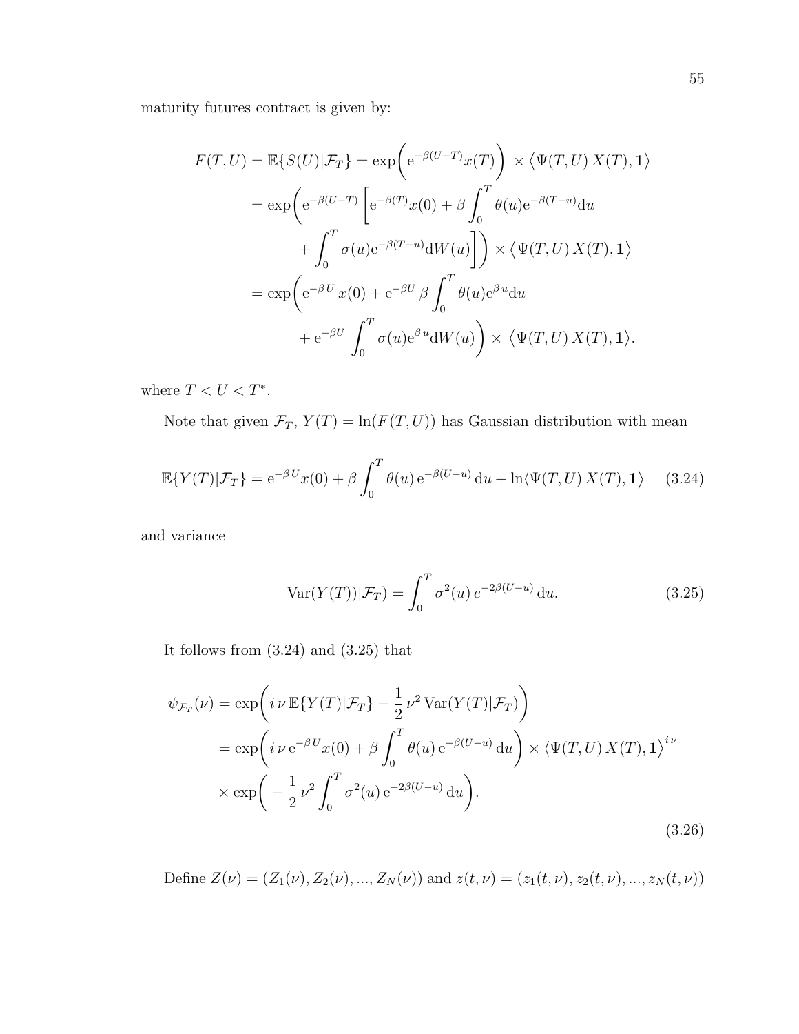maturity futures contract is given by:

$$
\begin{aligned}
F(T,U) = \mathbb{E}\{S(U)|\mathcal{F}_T\} &= \exp\bigg(\mathrm{e}^{-\beta(U-T)}x(T)\bigg) \times \big\langle \Psi(T,U)\,X(T),\mathbf{1}\big\rangle \\
&= \exp\bigg(\mathrm{e}^{-\beta(U-T)}\bigg[\mathrm{e}^{-\beta(T)}x(0) + \beta\int_0^T \theta(u)\mathrm{e}^{-\beta(T-u)}\mathrm{d}u \\
&\qquad + \int_0^T \sigma(u)\mathrm{e}^{-\beta(T-u)}\mathrm{d}W(u)\bigg]\bigg) \times \big\langle \Psi(T,U)\,X(T),\mathbf{1}\big\rangle \\
&= \exp\bigg(\mathrm{e}^{-\beta\,U}\,x(0) + \mathrm{e}^{-\beta U}\,\beta\int_0^T \theta(u)\mathrm{e}^{\beta\,u}\mathrm{d}u \\
&\qquad + \mathrm{e}^{-\beta U}\int_0^T \sigma(u)\mathrm{e}^{\beta\,u}\mathrm{d}W(u)\bigg) \times \big\langle \Psi(T,U)\,X(T),\mathbf{1}\big\rangle.
\end{aligned}
$$

where $T < U < T^*$.

Note that given $\mathcal{F}_T$, $Y(T) = \ln(F(T,U))$ has Gaussian distribution with mean

$$
\mathbb{E}\{Y(T)|\mathcal{F}_T\} = \mathrm{e}^{-\beta\,U}x(0) + \beta\int_0^T \theta(u)\,\mathrm{e}^{-\beta(U-u)}\,\mathrm{d}u + \ln\langle\Psi(T,U)\,X(T),\mathbf{1}\rangle \tag{3.24}
$$

and variance

$$
\mathrm{Var}(Y(T))|\mathcal{F}_T) = \int_0^T \sigma^2(u)\,e^{-2\beta(U-u)}\,\mathrm{d}u. \tag{3.25}
$$

It follows from (3.24) and (3.25) that

$$
\begin{aligned}
\psi_{\mathcal{F}_T}(\nu) &= \exp\bigg(i\,\nu\,\mathbb{E}\{Y(T)|\mathcal{F}_T\} - \frac{1}{2}\,\nu^2\,\mathrm{Var}(Y(T)|\mathcal{F}_T)\bigg) \\
&= \exp\bigg(i\,\nu\,\mathrm{e}^{-\beta\,U}x(0) + \beta\int_0^T \theta(u)\,\mathrm{e}^{-\beta(U-u)}\,\mathrm{d}u\bigg) \times \langle\Psi(T,U)\,X(T),\mathbf{1}\rangle^{i\,\nu} \\
&\quad \times \exp\bigg(-\frac{1}{2}\,\nu^2\int_0^T \sigma^2(u)\,\mathrm{e}^{-2\beta(U-u)}\,\mathrm{d}u\bigg).
\end{aligned}
\tag{3.26}
$$

Define $Z(\nu) = (Z_1(\nu), Z_2(\nu), ..., Z_N(\nu))$ and $z(t,\nu) = (z_1(t,\nu), z_2(t,\nu), ..., z_N(t,\nu))$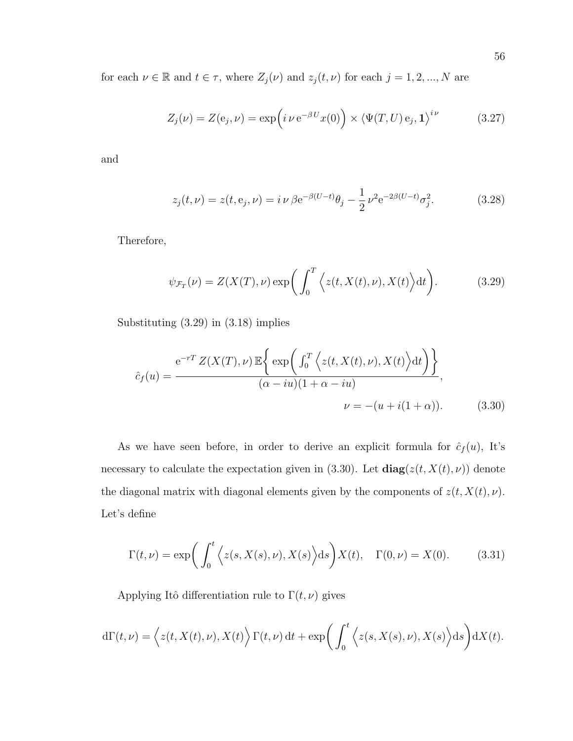for each $\nu \in \mathbb{R}$ and $t \in \tau$, where $Z_j(\nu)$ and $z_j(t,\nu)$ for each $j = 1, 2, ..., N$ are

$$
Z_j(\nu) = Z(\mathrm{e}_j, \nu) = \exp\Big(i\,\nu\,\mathrm{e}^{-\beta U} x(0)\Big) \times \langle \Psi(T,U)\,\mathrm{e}_j, \mathbf{1}\rangle^{i\,\nu} \tag{3.27}
$$

and

$$
z_j(t,\nu) = z(t, \mathrm{e}_j, \nu) = i\,\nu\,\beta \mathrm{e}^{-\beta(U-t)}\theta_j - \frac{1}{2}\,\nu^2 \mathrm{e}^{-2\beta(U-t)}\sigma_j^2. \tag{3.28}
$$

Therefore,

$$
\psi_{\mathcal{F}_T}(\nu) = Z(X(T),\nu)\exp\bigg(\int_0^T \Big\langle z(t, X(t), \nu), X(t)\Big\rangle \mathrm{d}t\bigg). \tag{3.29}
$$

Substituting (3.29) in (3.18) implies

$$
\hat{c}_f(u) = \frac{\mathrm{e}^{-rT}\, Z(X(T),\nu)\,\mathbb{E}\bigg\{\exp\bigg(\int_0^T \Big\langle z(t, X(t), \nu), X(t)\Big\rangle \mathrm{d}t\bigg)\bigg\}}{(\alpha - iu)(1 + \alpha - iu)},
$$

$$
\nu = -(u + i(1+\alpha)). \tag{3.30}
$$

As we have seen before, in order to derive an explicit formula for $\hat{c}_f(u)$, It's necessary to calculate the expectation given in (3.30). Let $\mathbf{diag}(z(t, X(t), \nu))$ denote the diagonal matrix with diagonal elements given by the components of $z(t, X(t), \nu)$. Let's define

$$
\Gamma(t,\nu) = \exp\bigg(\int_0^t \Big\langle z(s, X(s), \nu), X(s)\Big\rangle \mathrm{d}s\bigg) X(t), \quad \Gamma(0,\nu) = X(0). \tag{3.31}
$$

Applying Itô differentiation rule to $\Gamma(t,\nu)$ gives

$$
\mathrm{d}\Gamma(t,\nu) = \Big\langle z(t, X(t), \nu), X(t)\Big\rangle\,\Gamma(t,\nu)\,\mathrm{d}t + \exp\bigg(\int_0^t \Big\langle z(s, X(s), \nu), X(s)\Big\rangle \mathrm{d}s\bigg)\mathrm{d}X(t).
$$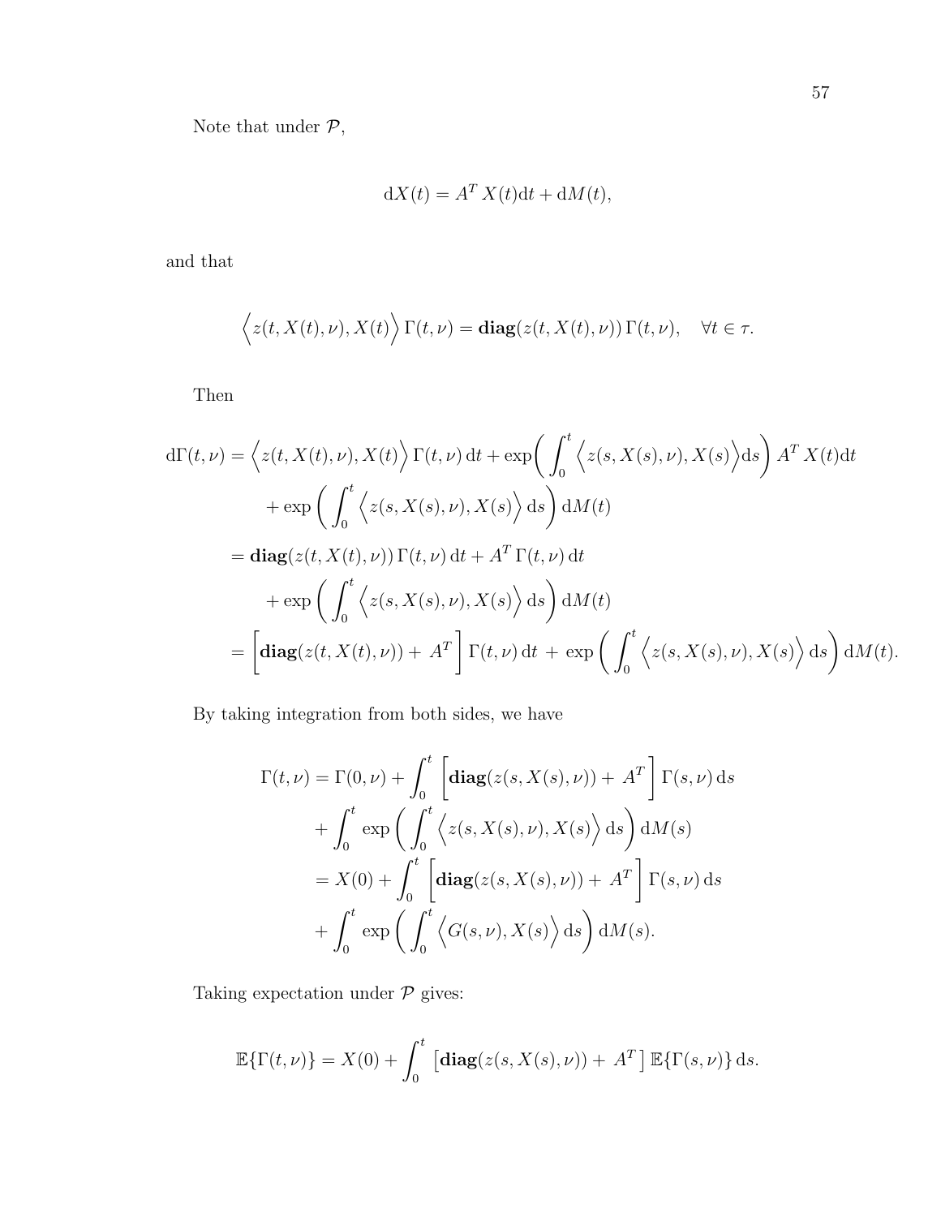Note that under $\mathcal{P}$,

$$\mathrm{d}X(t) = A^T X(t)\mathrm{d}t + \mathrm{d}M(t),$$

and that

$$\Big\langle z(t, X(t), \nu), X(t) \Big\rangle \, \Gamma(t, \nu) = \mathbf{diag}(z(t, X(t), \nu)) \, \Gamma(t, \nu), \quad \forall t \in \tau.$$

Then

$$\begin{aligned}
\mathrm{d}\Gamma(t, \nu) &= \Big\langle z(t, X(t), \nu), X(t) \Big\rangle \, \Gamma(t, \nu) \, \mathrm{d}t + \exp\bigg( \int_0^t \Big\langle z(s, X(s), \nu), X(s) \Big\rangle \mathrm{d}s \bigg) \, A^T X(t) \mathrm{d}t \\
&\quad + \exp\bigg( \int_0^t \Big\langle z(s, X(s), \nu), X(s) \Big\rangle \, \mathrm{d}s \bigg) \, \mathrm{d}M(t) \\
&= \mathbf{diag}(z(t, X(t), \nu)) \, \Gamma(t, \nu) \, \mathrm{d}t + A^T \, \Gamma(t, \nu) \, \mathrm{d}t \\
&\quad + \exp\bigg( \int_0^t \Big\langle z(s, X(s), \nu), X(s) \Big\rangle \, \mathrm{d}s \bigg) \, \mathrm{d}M(t) \\
&= \bigg[ \mathbf{diag}(z(t, X(t), \nu)) + \, A^T \bigg] \, \Gamma(t, \nu) \, \mathrm{d}t \, + \, \exp\bigg( \int_0^t \Big\langle z(s, X(s), \nu), X(s) \Big\rangle \, \mathrm{d}s \bigg) \, \mathrm{d}M(t).
\end{aligned}$$

By taking integration from both sides, we have

$$\begin{aligned}
\Gamma(t, \nu) &= \Gamma(0, \nu) + \int_0^t \, \bigg[ \mathbf{diag}(z(s, X(s), \nu)) + \, A^T \bigg] \, \Gamma(s, \nu) \, \mathrm{d}s \\
&\quad + \int_0^t \, \exp\bigg( \int_0^t \Big\langle z(s, X(s), \nu), X(s) \Big\rangle \, \mathrm{d}s \bigg) \, \mathrm{d}M(s) \\
&= X(0) + \int_0^t \, \bigg[ \mathbf{diag}(z(s, X(s), \nu)) + \, A^T \bigg] \, \Gamma(s, \nu) \, \mathrm{d}s \\
&\quad + \int_0^t \, \exp\bigg( \int_0^t \Big\langle G(s, \nu), X(s) \Big\rangle \, \mathrm{d}s \bigg) \, \mathrm{d}M(s).
\end{aligned}$$

Taking expectation under $\mathcal{P}$ gives:

$$\mathbb{E}\{\Gamma(t, \nu)\} = X(0) + \int_0^t \, \big[ \mathbf{diag}(z(s, X(s), \nu)) + \, A^T \big] \, \mathbb{E}\{\Gamma(s, \nu)\} \, \mathrm{d}s.$$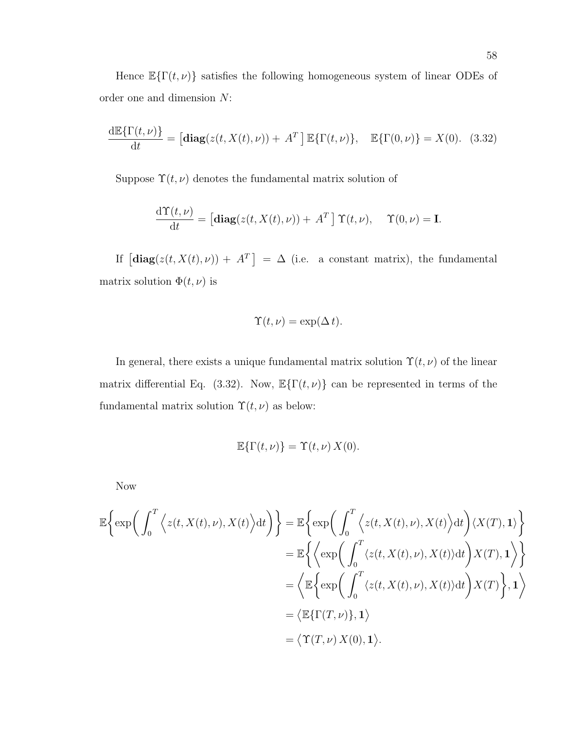Hence $\mathbb{E}\{\Gamma(t,\nu)\}$ satisfies the following homogeneous system of linear ODEs of order one and dimension $N$:

$$\frac{\mathrm{d}\mathbb{E}\{\Gamma(t,\nu)\}}{\mathrm{d}t} = \left[\mathbf{diag}(z(t,X(t),\nu)) + \, A^T\right]\mathbb{E}\{\Gamma(t,\nu)\}, \quad \mathbb{E}\{\Gamma(0,\nu)\} = X(0). \quad (3.32)$$

Suppose $\Upsilon(t,\nu)$ denotes the fundamental matrix solution of

$$\frac{\mathrm{d}\Upsilon(t,\nu)}{\mathrm{d}t} = \left[\mathbf{diag}(z(t,X(t),\nu)) + \, A^T\right]\Upsilon(t,\nu), \quad \Upsilon(0,\nu) = \mathbf{I}.$$

If $\left[\mathbf{diag}(z(t,X(t),\nu)) + \, A^T\right] = \Delta$ (i.e. a constant matrix), the fundamental matrix solution $\Phi(t,\nu)$ is

$$\Upsilon(t,\nu) = \exp(\Delta\, t).$$

In general, there exists a unique fundamental matrix solution $\Upsilon(t,\nu)$ of the linear matrix differential Eq. (3.32). Now, $\mathbb{E}\{\Gamma(t,\nu)\}$ can be represented in terms of the fundamental matrix solution $\Upsilon(t,\nu)$ as below:

$$\mathbb{E}\{\Gamma(t,\nu)\} = \Upsilon(t,\nu)\, X(0).$$

Now

$$\begin{aligned}
\mathbb{E}\bigg\{\exp\bigg(\int_0^T \Big\langle z(t,X(t),\nu), X(t)\Big\rangle \mathrm{d}t\bigg)\bigg\} &= \mathbb{E}\bigg\{\exp\bigg(\int_0^T \Big\langle z(t,X(t),\nu), X(t)\Big\rangle \mathrm{d}t\bigg)\langle X(T), \mathbf{1}\rangle\bigg\} \\
&= \mathbb{E}\bigg\{\bigg\langle \exp\bigg(\int_0^T \langle z(t,X(t),\nu), X(t)\rangle \mathrm{d}t\bigg) X(T), \mathbf{1}\bigg\rangle\bigg\} \\
&= \bigg\langle \mathbb{E}\bigg\{\exp\bigg(\int_0^T \langle z(t,X(t),\nu), X(t)\rangle \mathrm{d}t\bigg) X(T)\bigg\}, \mathbf{1}\bigg\rangle \\
&= \big\langle \mathbb{E}\{\Gamma(T,\nu)\}, \mathbf{1}\big\rangle \\
&= \big\langle \Upsilon(T,\nu)\, X(0), \mathbf{1}\big\rangle.
\end{aligned}$$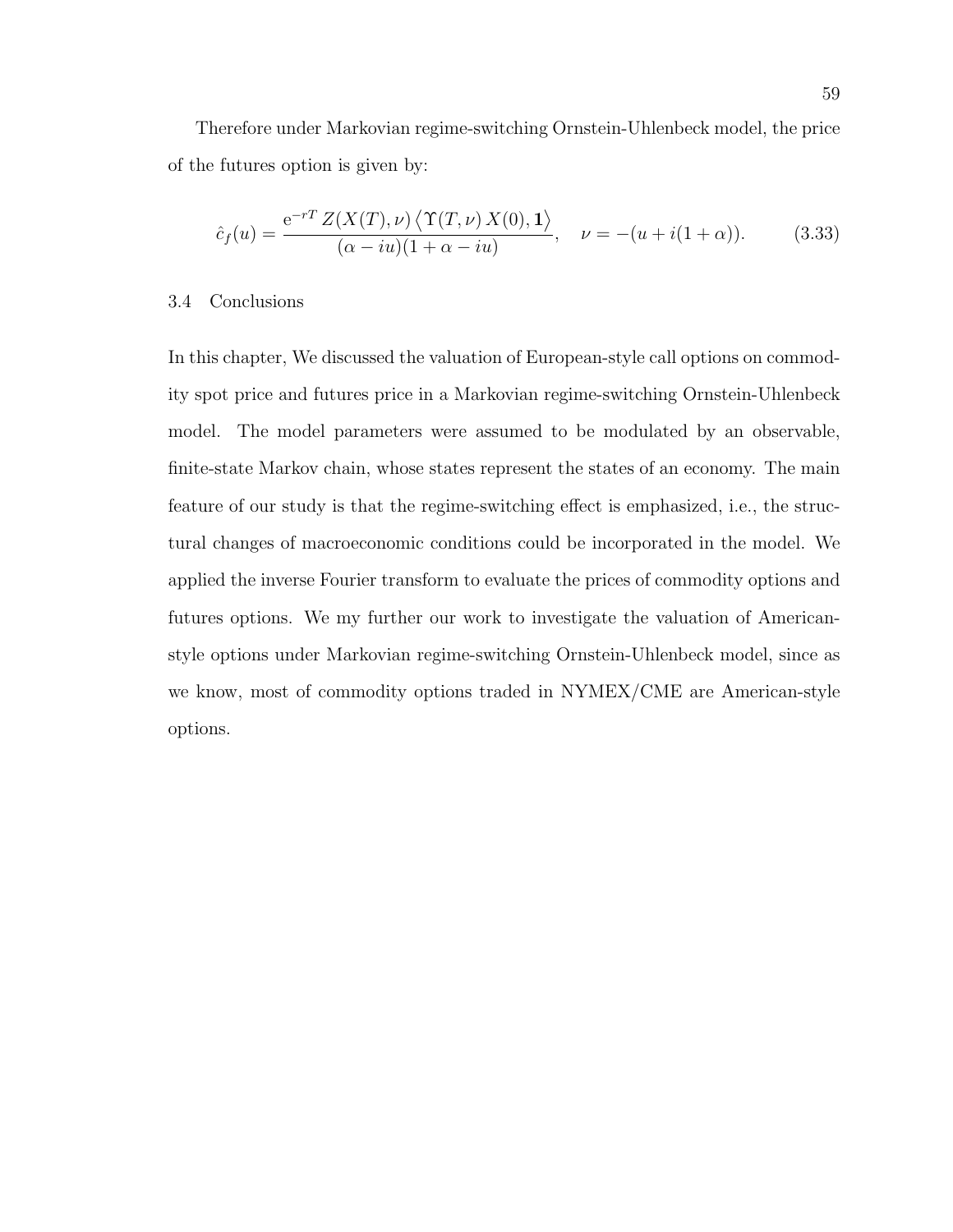Therefore under Markovian regime-switching Ornstein-Uhlenbeck model, the price of the futures option is given by:

$$\hat{c}_f(u) = \frac{\mathrm{e}^{-rT}\, Z(X(T), \nu) \left\langle \Upsilon(T, \nu)\, X(0), \mathbf{1} \right\rangle}{(\alpha - iu)(1 + \alpha - iu)}, \quad \nu = -(u + i(1+\alpha)). \tag{3.33}$$

## 3.4 Conclusions

In this chapter, We discussed the valuation of European-style call options on commodity spot price and futures price in a Markovian regime-switching Ornstein-Uhlenbeck model. The model parameters were assumed to be modulated by an observable, finite-state Markov chain, whose states represent the states of an economy. The main feature of our study is that the regime-switching effect is emphasized, i.e., the structural changes of macroeconomic conditions could be incorporated in the model. We applied the inverse Fourier transform to evaluate the prices of commodity options and futures options. We my further our work to investigate the valuation of American-style options under Markovian regime-switching Ornstein-Uhlenbeck model, since as we know, most of commodity options traded in NYMEX/CME are American-style options.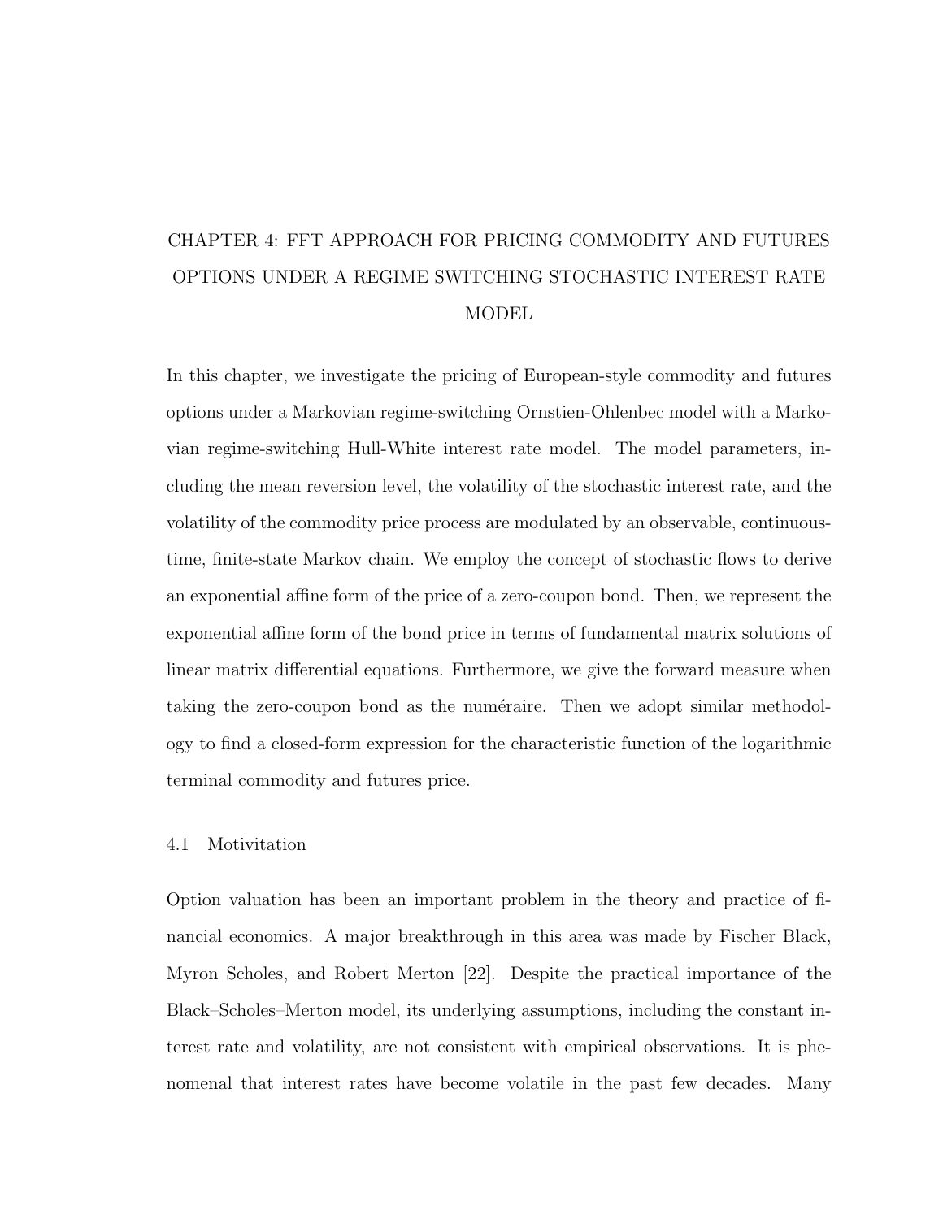# CHAPTER 4: FFT APPROACH FOR PRICING COMMODITY AND FUTURES OPTIONS UNDER A REGIME SWITCHING STOCHASTIC INTEREST RATE MODEL

In this chapter, we investigate the pricing of European-style commodity and futures options under a Markovian regime-switching Ornstien-Ohlenbec model with a Markovian regime-switching Hull-White interest rate model. The model parameters, including the mean reversion level, the volatility of the stochastic interest rate, and the volatility of the commodity price process are modulated by an observable, continuous-time, finite-state Markov chain. We employ the concept of stochastic flows to derive an exponential affine form of the price of a zero-coupon bond. Then, we represent the exponential affine form of the bond price in terms of fundamental matrix solutions of linear matrix differential equations. Furthermore, we give the forward measure when taking the zero-coupon bond as the numéraire. Then we adopt similar methodology to find a closed-form expression for the characteristic function of the logarithmic terminal commodity and futures price.

## 4.1 Motivitation

Option valuation has been an important problem in the theory and practice of financial economics. A major breakthrough in this area was made by Fischer Black, Myron Scholes, and Robert Merton [22]. Despite the practical importance of the Black–Scholes–Merton model, its underlying assumptions, including the constant interest rate and volatility, are not consistent with empirical observations. It is phenomenal that interest rates have become volatile in the past few decades. Many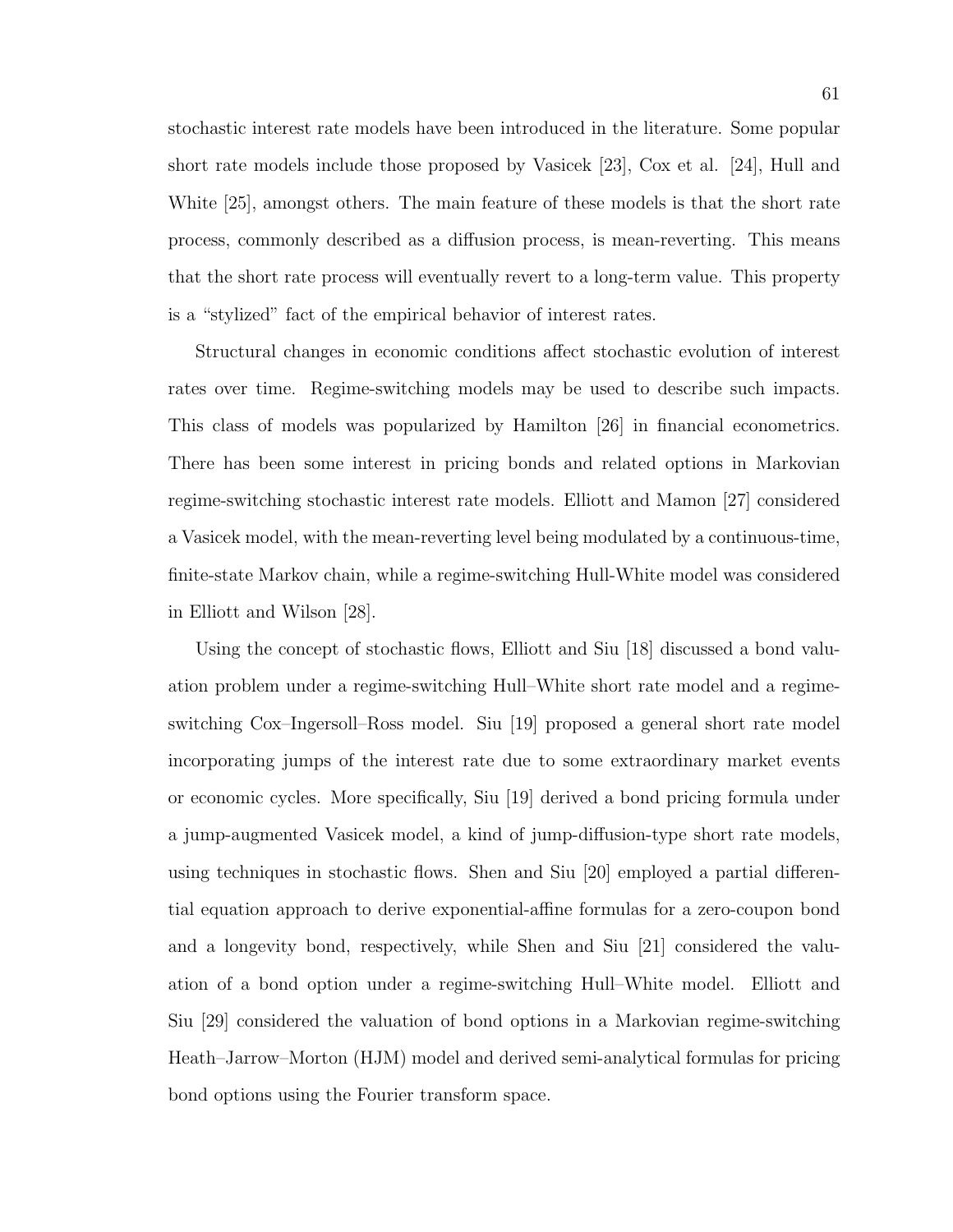stochastic interest rate models have been introduced in the literature. Some popular short rate models include those proposed by Vasicek [23], Cox et al. [24], Hull and White [25], amongst others. The main feature of these models is that the short rate process, commonly described as a diffusion process, is mean-reverting. This means that the short rate process will eventually revert to a long-term value. This property is a "stylized" fact of the empirical behavior of interest rates.

Structural changes in economic conditions affect stochastic evolution of interest rates over time. Regime-switching models may be used to describe such impacts. This class of models was popularized by Hamilton [26] in financial econometrics. There has been some interest in pricing bonds and related options in Markovian regime-switching stochastic interest rate models. Elliott and Mamon [27] considered a Vasicek model, with the mean-reverting level being modulated by a continuous-time, finite-state Markov chain, while a regime-switching Hull-White model was considered in Elliott and Wilson [28].

Using the concept of stochastic flows, Elliott and Siu [18] discussed a bond valuation problem under a regime-switching Hull–White short rate model and a regime-switching Cox–Ingersoll–Ross model. Siu [19] proposed a general short rate model incorporating jumps of the interest rate due to some extraordinary market events or economic cycles. More specifically, Siu [19] derived a bond pricing formula under a jump-augmented Vasicek model, a kind of jump-diffusion-type short rate models, using techniques in stochastic flows. Shen and Siu [20] employed a partial differential equation approach to derive exponential-affine formulas for a zero-coupon bond and a longevity bond, respectively, while Shen and Siu [21] considered the valuation of a bond option under a regime-switching Hull–White model. Elliott and Siu [29] considered the valuation of bond options in a Markovian regime-switching Heath–Jarrow–Morton (HJM) model and derived semi-analytical formulas for pricing bond options using the Fourier transform space.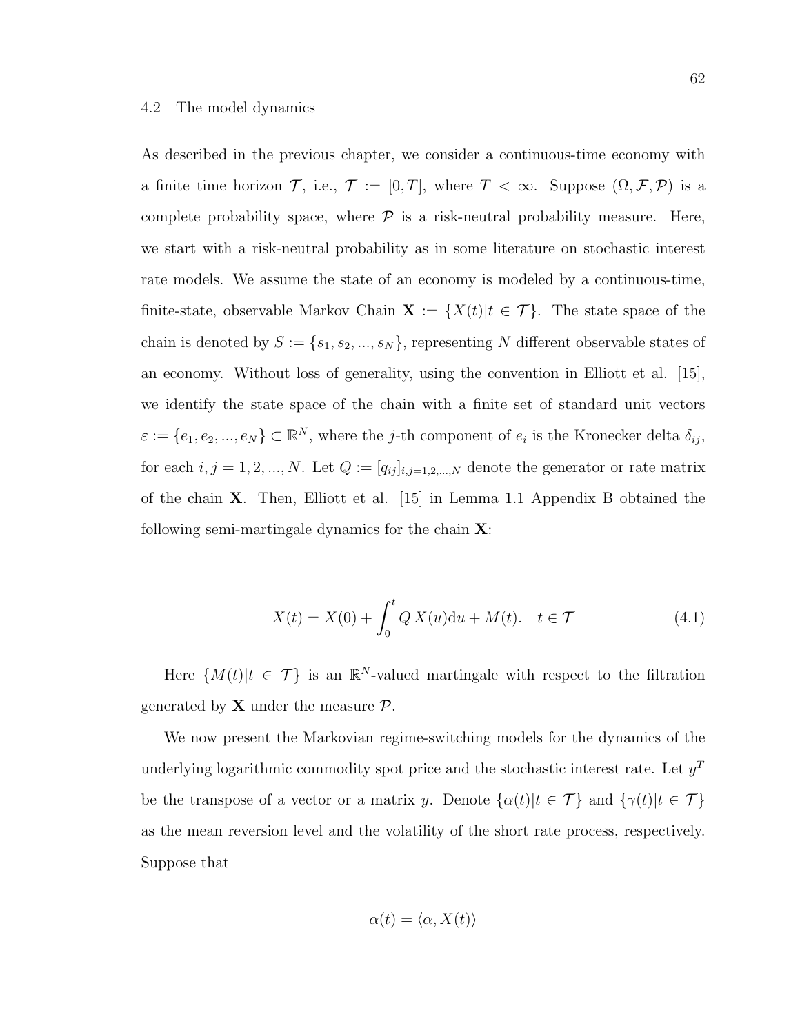## 4.2 The model dynamics

As described in the previous chapter, we consider a continuous-time economy with a finite time horizon $\mathcal{T}$, i.e., $\mathcal{T} := [0, T]$, where $T < \infty$. Suppose $(\Omega, \mathcal{F}, \mathcal{P})$ is a complete probability space, where $\mathcal{P}$ is a risk-neutral probability measure. Here, we start with a risk-neutral probability as in some literature on stochastic interest rate models. We assume the state of an economy is modeled by a continuous-time, finite-state, observable Markov Chain $\mathbf{X} := \{X(t) | t \in \mathcal{T}\}$. The state space of the chain is denoted by $S := \{s_1, s_2, ..., s_N\}$, representing $N$ different observable states of an economy. Without loss of generality, using the convention in Elliott et al. [15], we identify the state space of the chain with a finite set of standard unit vectors $\varepsilon := \{e_1, e_2, ..., e_N\} \subset \mathbb{R}^N$, where the $j$-th component of $e_i$ is the Kronecker delta $\delta_{ij}$, for each $i, j = 1, 2, ..., N$. Let $Q := [q_{ij}]_{i,j=1,2,...,N}$ denote the generator or rate matrix of the chain $\mathbf{X}$. Then, Elliott et al. [15] in Lemma 1.1 Appendix B obtained the following semi-martingale dynamics for the chain $\mathbf{X}$:

$$X(t) = X(0) + \int_0^t Q\, X(u)\mathrm{d}u + M(t). \quad t \in \mathcal{T} \tag{4.1}$$

Here $\{M(t) | t \in \mathcal{T}\}$ is an $\mathbb{R}^N$-valued martingale with respect to the filtration generated by $\mathbf{X}$ under the measure $\mathcal{P}$.

We now present the Markovian regime-switching models for the dynamics of the underlying logarithmic commodity spot price and the stochastic interest rate. Let $y^T$ be the transpose of a vector or a matrix $y$. Denote $\{\alpha(t) | t \in \mathcal{T}\}$ and $\{\gamma(t) | t \in \mathcal{T}\}$ as the mean reversion level and the volatility of the short rate process, respectively. Suppose that

$$\alpha(t) = \langle \alpha, X(t) \rangle$$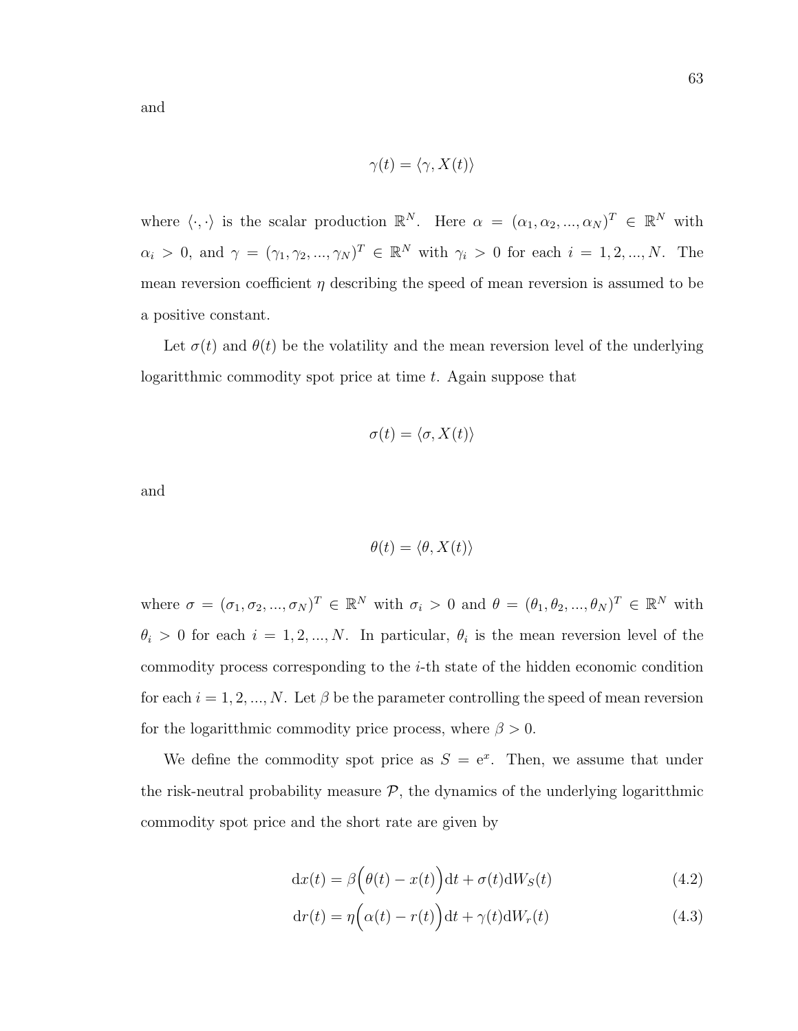and

$$\gamma(t) = \langle \gamma, X(t) \rangle$$

where $\langle \cdot, \cdot \rangle$ is the scalar production $\mathbb{R}^N$. Here $\alpha = (\alpha_1, \alpha_2, ..., \alpha_N)^T \in \mathbb{R}^N$ with $\alpha_i > 0$, and $\gamma = (\gamma_1, \gamma_2, ..., \gamma_N)^T \in \mathbb{R}^N$ with $\gamma_i > 0$ for each $i = 1, 2, ..., N$. The mean reversion coefficient $\eta$ describing the speed of mean reversion is assumed to be a positive constant.

Let $\sigma(t)$ and $\theta(t)$ be the volatility and the mean reversion level of the underlying logaritthmic commodity spot price at time $t$. Again suppose that

$$\sigma(t) = \langle \sigma, X(t) \rangle$$

and

$$\theta(t) = \langle \theta, X(t) \rangle$$

where $\sigma = (\sigma_1, \sigma_2, ..., \sigma_N)^T \in \mathbb{R}^N$ with $\sigma_i > 0$ and $\theta = (\theta_1, \theta_2, ..., \theta_N)^T \in \mathbb{R}^N$ with $\theta_i > 0$ for each $i = 1, 2, ..., N$. In particular, $\theta_i$ is the mean reversion level of the commodity process corresponding to the $i$-th state of the hidden economic condition for each $i = 1, 2, ..., N$. Let $\beta$ be the parameter controlling the speed of mean reversion for the logaritthmic commodity price process, where $\beta > 0$.

We define the commodity spot price as $S = \mathrm{e}^x$. Then, we assume that under the risk-neutral probability measure $\mathcal{P}$, the dynamics of the underlying logaritthmic commodity spot price and the short rate are given by

$$\mathrm{d}x(t) = \beta\Big(\theta(t) - x(t)\Big)\mathrm{d}t + \sigma(t)\mathrm{d}W_S(t) \tag{4.2}$$

$$\mathrm{d}r(t) = \eta\Big(\alpha(t) - r(t)\Big)\mathrm{d}t + \gamma(t)\mathrm{d}W_r(t) \tag{4.3}$$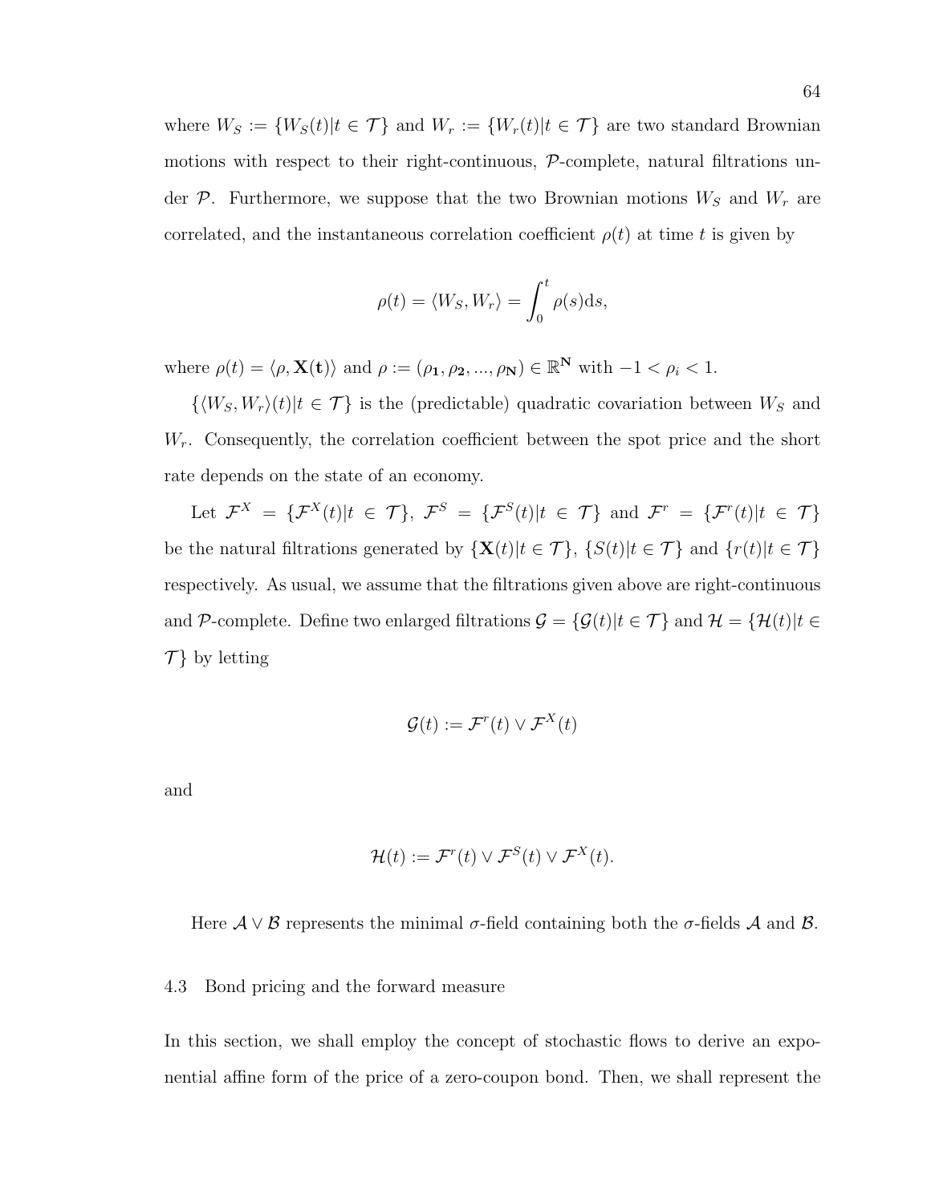where $W_S := \{W_S(t)|t \in \mathcal{T}\}$ and $W_r := \{W_r(t)|t \in \mathcal{T}\}$ are two standard Brownian motions with respect to their right-continuous, $\mathcal{P}$-complete, natural filtrations under $\mathcal{P}$. Furthermore, we suppose that the two Brownian motions $W_S$ and $W_r$ are correlated, and the instantaneous correlation coefficient $\rho(t)$ at time $t$ is given by

$$\rho(t) = \langle W_S, W_r \rangle = \int_0^t \rho(s) \mathrm{d}s,$$

where $\rho(t) = \langle \rho, \mathbf{X(t)} \rangle$ and $\rho := (\rho_\mathbf{1}, \rho_\mathbf{2}, ..., \rho_\mathbf{N}) \in \mathbb{R}^\mathbf{N}$ with $-1 < \rho_i < 1$.

$\{\langle W_S, W_r \rangle(t)|t \in \mathcal{T}\}$ is the (predictable) quadratic covariation between $W_S$ and $W_r$. Consequently, the correlation coefficient between the spot price and the short rate depends on the state of an economy.

Let $\mathcal{F}^X = \{\mathcal{F}^X(t)|t \in \mathcal{T}\}$, $\mathcal{F}^S = \{\mathcal{F}^S(t)|t \in \mathcal{T}\}$ and $\mathcal{F}^r = \{\mathcal{F}^r(t)|t \in \mathcal{T}\}$ be the natural filtrations generated by $\{\mathbf{X}(t)|t \in \mathcal{T}\}$, $\{S(t)|t \in \mathcal{T}\}$ and $\{r(t)|t \in \mathcal{T}\}$ respectively. As usual, we assume that the filtrations given above are right-continuous and $\mathcal{P}$-complete. Define two enlarged filtrations $\mathcal{G} = \{\mathcal{G}(t)|t \in \mathcal{T}\}$ and $\mathcal{H} = \{\mathcal{H}(t)|t \in \mathcal{T}\}$ by letting

$$\mathcal{G}(t) := \mathcal{F}^r(t) \vee \mathcal{F}^X(t)$$

and

$$\mathcal{H}(t) := \mathcal{F}^r(t) \vee \mathcal{F}^S(t) \vee \mathcal{F}^X(t).$$

Here $\mathcal{A} \vee \mathcal{B}$ represents the minimal $\sigma$-field containing both the $\sigma$-fields $\mathcal{A}$ and $\mathcal{B}$.

## 4.3 Bond pricing and the forward measure

In this section, we shall employ the concept of stochastic flows to derive an exponential affine form of the price of a zero-coupon bond. Then, we shall represent the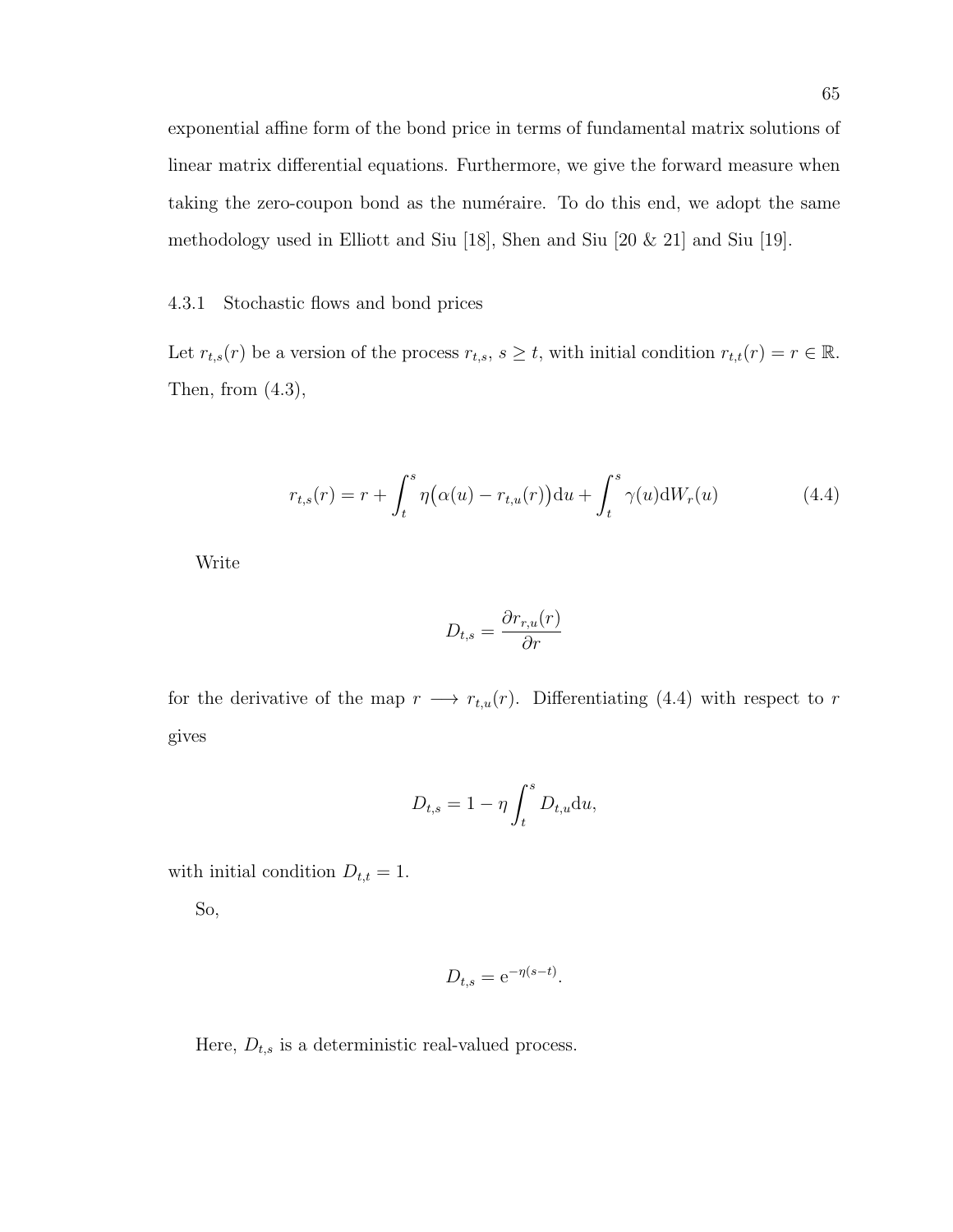exponential affine form of the bond price in terms of fundamental matrix solutions of linear matrix differential equations. Furthermore, we give the forward measure when taking the zero-coupon bond as the numéraire. To do this end, we adopt the same methodology used in Elliott and Siu [18], Shen and Siu [20 & 21] and Siu [19].

### 4.3.1 Stochastic flows and bond prices

Let $r_{t,s}(r)$ be a version of the process $r_{t,s}$, $s \geq t$, with initial condition $r_{t,t}(r) = r \in \mathbb{R}$. Then, from (4.3),

$$r_{t,s}(r) = r + \int_t^s \eta\big(\alpha(u) - r_{t,u}(r)\big)\mathrm{d}u + \int_t^s \gamma(u)\mathrm{d}W_r(u) \tag{4.4}$$

Write

$$D_{t,s} = \frac{\partial r_{r,u}(r)}{\partial r}$$

for the derivative of the map $r \longrightarrow r_{t,u}(r)$. Differentiating (4.4) with respect to $r$ gives

$$D_{t,s} = 1 - \eta \int_t^s D_{t,u}\mathrm{d}u,$$

with initial condition $D_{t,t} = 1$.

So,

$$D_{t,s} = \mathrm{e}^{-\eta(s-t)}.$$

Here, $D_{t,s}$ is a deterministic real-valued process.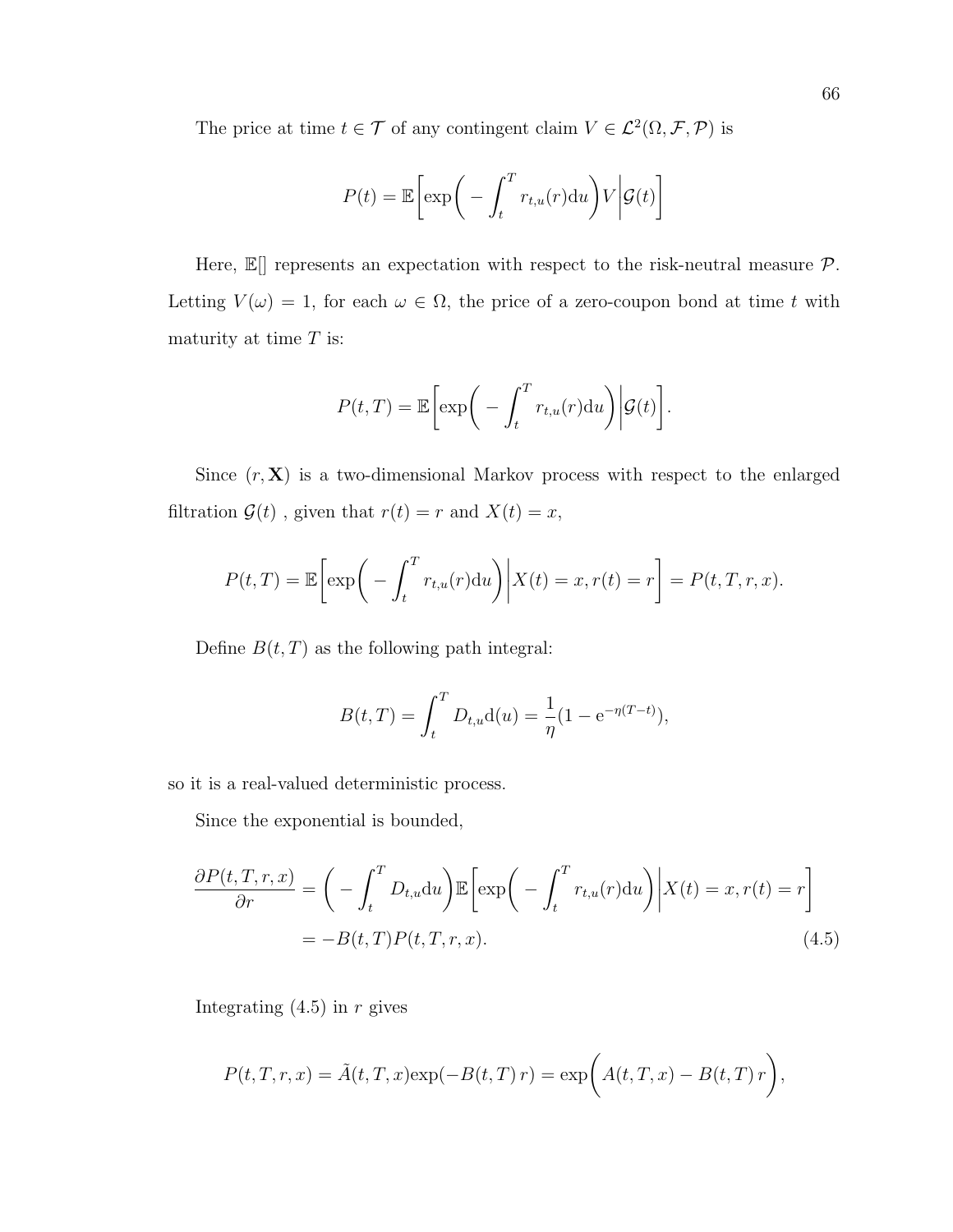The price at time $t \in \mathcal{T}$ of any contingent claim $V \in \mathcal{L}^2(\Omega, \mathcal{F}, \mathcal{P})$ is

$$P(t) = \mathbb{E}\bigg[\exp\bigg( - \int_t^T r_{t,u}(r)\mathrm{d}u\bigg) V \bigg| \mathcal{G}(t)\bigg]$$

Here, $\mathbb{E}[]$ represents an expectation with respect to the risk-neutral measure $\mathcal{P}$. Letting $V(\omega) = 1$, for each $\omega \in \Omega$, the price of a zero-coupon bond at time $t$ with maturity at time $T$ is:

$$P(t,T) = \mathbb{E}\bigg[\exp\bigg( - \int_t^T r_{t,u}(r)\mathrm{d}u\bigg) \bigg| \mathcal{G}(t)\bigg].$$

Since $(r, \mathbf{X})$ is a two-dimensional Markov process with respect to the enlarged filtration $\mathcal{G}(t)$ , given that $r(t) = r$ and $X(t) = x$,

$$P(t,T) = \mathbb{E}\bigg[\exp\bigg( - \int_t^T r_{t,u}(r)\mathrm{d}u\bigg) \bigg| X(t) = x, r(t) = r\bigg] = P(t,T,r,x).$$

Define $B(t,T)$ as the following path integral:

$$B(t,T) = \int_t^T D_{t,u}\mathrm{d}(u) = \frac{1}{\eta}(1 - \mathrm{e}^{-\eta(T-t)}),$$

so it is a real-valued deterministic process.

Since the exponential is bounded,

$$\begin{aligned}
\frac{\partial P(t,T,r,x)}{\partial r} &= \bigg( - \int_t^T D_{t,u}\mathrm{d}u\bigg)\mathbb{E}\bigg[\exp\bigg( - \int_t^T r_{t,u}(r)\mathrm{d}u\bigg) \bigg| X(t) = x, r(t) = r\bigg] \\
&= -B(t,T)P(t,T,r,x).
\end{aligned} \tag{4.5}$$

Integrating (4.5) in $r$ gives

$$P(t,T,r,x) = \tilde{A}(t,T,x)\exp(-B(t,T)\,r) = \exp\bigg(A(t,T,x) - B(t,T)\,r\bigg),$$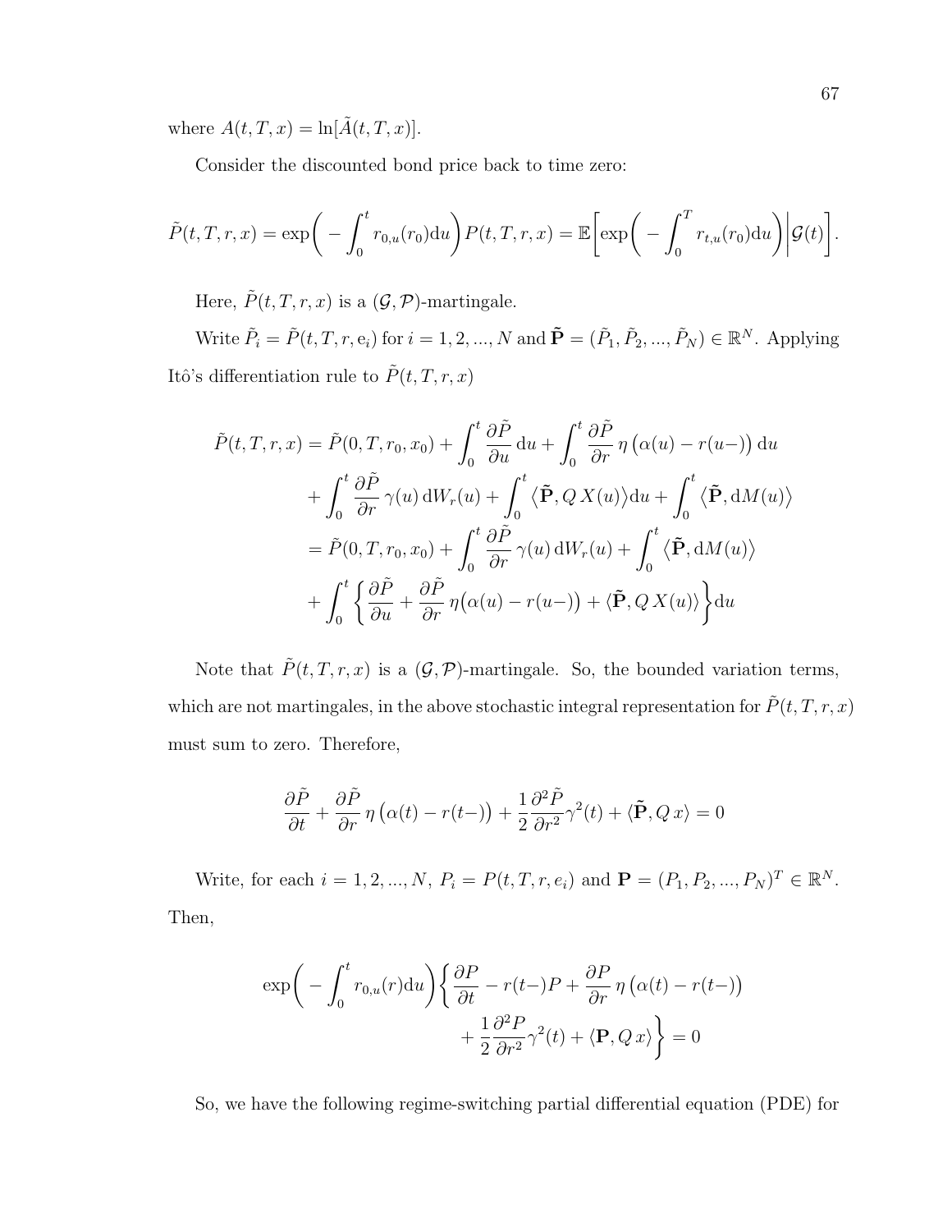where $A(t, T, x) = \ln[\tilde{A}(t, T, x)]$.

Consider the discounted bond price back to time zero:

$$\tilde{P}(t, T, r, x) = \exp\bigg( - \int_0^t r_{0,u}(r_0) \mathrm{d}u \bigg) P(t, T, r, x) = \mathbb{E}\bigg[ \exp\bigg( - \int_0^T r_{t,u}(r_0) \mathrm{d}u \bigg) \bigg| \mathcal{G}(t) \bigg].$$

Here, $\tilde{P}(t, T, r, x)$ is a $(\mathcal{G}, \mathcal{P})$-martingale.

Write $\tilde{P}_i = \tilde{P}(t, T, r, \mathrm{e}_i)$ for $i = 1, 2, ..., N$ and $\tilde{\mathbf{P}} = (\tilde{P}_1, \tilde{P}_2, ..., \tilde{P}_N) \in \mathbb{R}^N$. Applying Itô's differentiation rule to $\tilde{P}(t, T, r, x)$

$$\begin{aligned}
\tilde{P}(t, T, r, x) &= \tilde{P}(0, T, r_0, x_0) + \int_0^t \frac{\partial \tilde{P}}{\partial u} \, \mathrm{d}u + \int_0^t \frac{\partial \tilde{P}}{\partial r} \, \eta \left( \alpha(u) - r(u-) \right) \mathrm{d}u \\
&\quad + \int_0^t \frac{\partial \tilde{P}}{\partial r} \, \gamma(u) \, \mathrm{d}W_r(u) + \int_0^t \big\langle \tilde{\mathbf{P}}, Q \, X(u) \big\rangle \mathrm{d}u + \int_0^t \big\langle \tilde{\mathbf{P}}, \mathrm{d}M(u) \big\rangle \\
&= \tilde{P}(0, T, r_0, x_0) + \int_0^t \frac{\partial \tilde{P}}{\partial r} \, \gamma(u) \, \mathrm{d}W_r(u) + \int_0^t \big\langle \tilde{\mathbf{P}}, \mathrm{d}M(u) \big\rangle \\
&\quad + \int_0^t \bigg\{ \frac{\partial \tilde{P}}{\partial u} + \frac{\partial \tilde{P}}{\partial r} \, \eta \big( \alpha(u) - r(u-) \big) + \langle \tilde{\mathbf{P}}, Q \, X(u) \rangle \bigg\} \mathrm{d}u
\end{aligned}$$

Note that $\tilde{P}(t, T, r, x)$ is a $(\mathcal{G}, \mathcal{P})$-martingale. So, the bounded variation terms, which are not martingales, in the above stochastic integral representation for $\tilde{P}(t, T, r, x)$ must sum to zero. Therefore,

$$\frac{\partial \tilde{P}}{\partial t} + \frac{\partial \tilde{P}}{\partial r} \, \eta \left( \alpha(t) - r(t-) \right) + \frac{1}{2} \frac{\partial^2 \tilde{P}}{\partial r^2} \gamma^2(t) + \langle \tilde{\mathbf{P}}, Q \, x \rangle = 0$$

Write, for each $i = 1, 2, ..., N$, $P_i = P(t, T, r, e_i)$ and $\mathbf{P} = (P_1, P_2, ..., P_N)^T \in \mathbb{R}^N$. Then,

$$\begin{aligned}
\exp\bigg( - \int_0^t r_{0,u}(r) \mathrm{d}u \bigg) \bigg\{ \frac{\partial P}{\partial t} - r(t-) P + \frac{\partial P}{\partial r} \, \eta \left( \alpha(t) - r(t-) \right) \\
+ \frac{1}{2} \frac{\partial^2 P}{\partial r^2} \gamma^2(t) + \langle \mathbf{P}, Q \, x \rangle \bigg\} = 0
\end{aligned}$$

So, we have the following regime-switching partial differential equation (PDE) for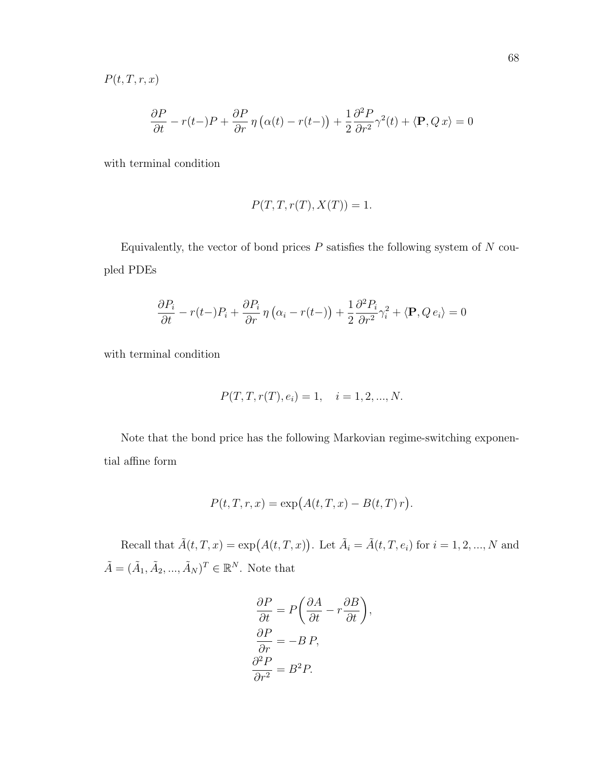$P(t, T, r, x)$

$$\frac{\partial P}{\partial t} - r(t-)P + \frac{\partial P}{\partial r}\,\eta\big(\alpha(t) - r(t-)\big) + \frac{1}{2}\frac{\partial^2 P}{\partial r^2}\gamma^2(t) + \langle \mathbf{P}, Q\,x\rangle = 0$$

with terminal condition

$$P(T, T, r(T), X(T)) = 1.$$

Equivalently, the vector of bond prices $P$ satisfies the following system of $N$ coupled PDEs

$$\frac{\partial P_i}{\partial t} - r(t-)P_i + \frac{\partial P_i}{\partial r}\,\eta\big(\alpha_i - r(t-)\big) + \frac{1}{2}\frac{\partial^2 P_i}{\partial r^2}\gamma_i^2 + \langle \mathbf{P}, Q\,e_i\rangle = 0$$

with terminal condition

$$P(T, T, r(T), e_i) = 1, \quad i = 1, 2, ..., N.$$

Note that the bond price has the following Markovian regime-switching exponential affine form

$$P(t, T, r, x) = \exp\big(A(t, T, x) - B(t, T)\,r\big).$$

Recall that $\tilde{A}(t, T, x) = \exp\big(A(t, T, x)\big)$. Let $\tilde{A}_i = \tilde{A}(t, T, e_i)$ for $i = 1, 2, ..., N$ and $\tilde{A} = (\tilde{A}_1, \tilde{A}_2, ..., \tilde{A}_N)^T \in \mathbb{R}^N$. Note that

$$\begin{aligned}
\frac{\partial P}{\partial t} &= P\bigg(\frac{\partial A}{\partial t} - r\frac{\partial B}{\partial t}\bigg), \\
\frac{\partial P}{\partial r} &= -B\,P, \\
\frac{\partial^2 P}{\partial r^2} &= B^2 P.
\end{aligned}$$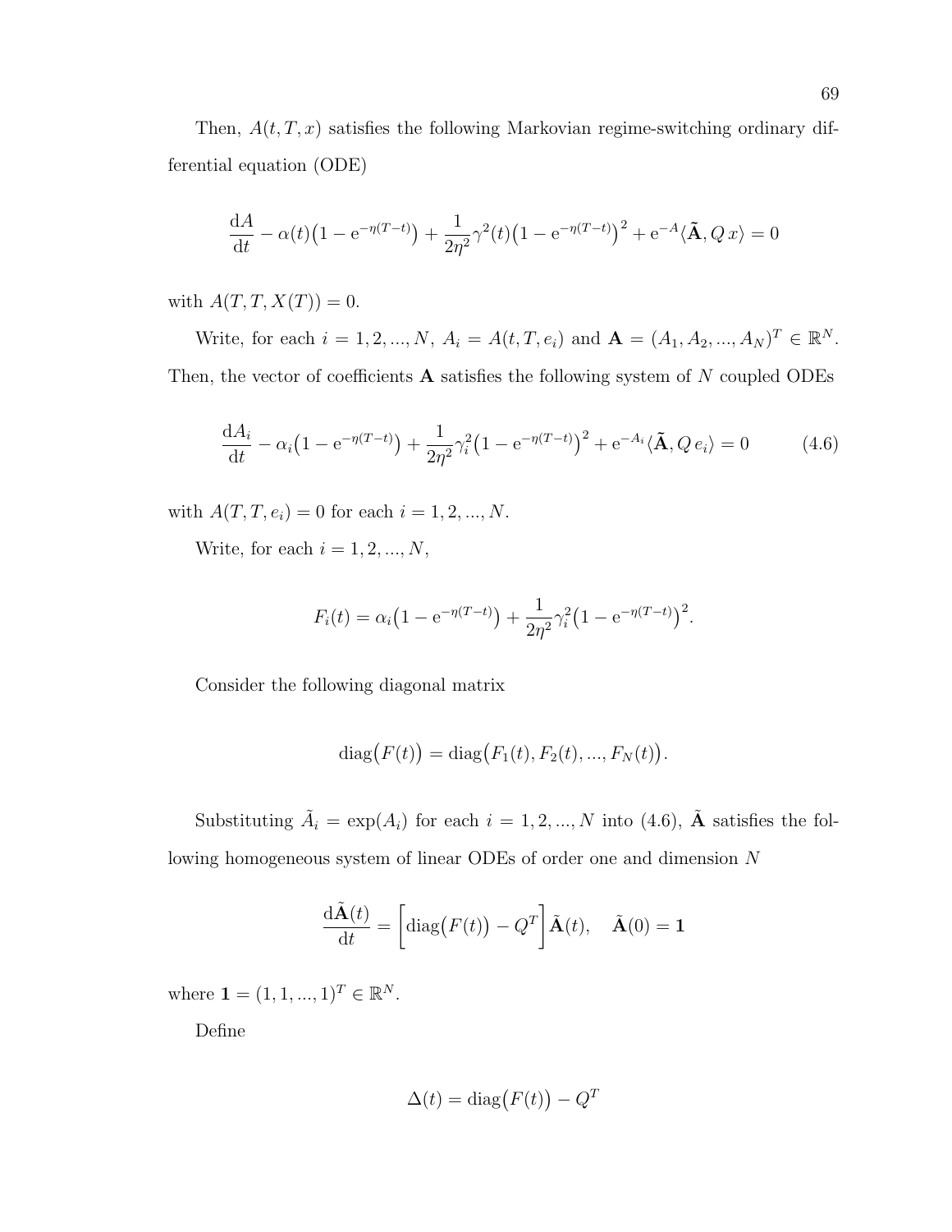Then, $A(t, T, x)$ satisfies the following Markovian regime-switching ordinary differential equation (ODE)

$$\frac{\mathrm{d}A}{\mathrm{d}t} - \alpha(t)\big(1 - \mathrm{e}^{-\eta(T-t)}\big) + \frac{1}{2\eta^2}\gamma^2(t)\big(1 - \mathrm{e}^{-\eta(T-t)}\big)^2 + \mathrm{e}^{-A}\langle \tilde{\mathbf{A}}, Q\,x\rangle = 0$$

with $A(T, T, X(T)) = 0$.

Write, for each $i = 1, 2, ..., N$, $A_i = A(t, T, e_i)$ and $\mathbf{A} = (A_1, A_2, ..., A_N)^T \in \mathbb{R}^N$. Then, the vector of coefficients $\mathbf{A}$ satisfies the following system of $N$ coupled ODEs

$$\frac{\mathrm{d}A_i}{\mathrm{d}t} - \alpha_i\big(1 - \mathrm{e}^{-\eta(T-t)}\big) + \frac{1}{2\eta^2}\gamma_i^2\big(1 - \mathrm{e}^{-\eta(T-t)}\big)^2 + \mathrm{e}^{-A_i}\langle \tilde{\mathbf{A}}, Q\,e_i\rangle = 0 \tag{4.6}$$

with $A(T, T, e_i) = 0$ for each $i = 1, 2, ..., N$.

Write, for each $i = 1, 2, ..., N$,

$$F_i(t) = \alpha_i\big(1 - \mathrm{e}^{-\eta(T-t)}\big) + \frac{1}{2\eta^2}\gamma_i^2\big(1 - \mathrm{e}^{-\eta(T-t)}\big)^2.$$

Consider the following diagonal matrix

$$\mathrm{diag}\big(F(t)\big) = \mathrm{diag}\big(F_1(t), F_2(t), ..., F_N(t)\big).$$

Substituting $\tilde{A}_i = \exp(A_i)$ for each $i = 1, 2, ..., N$ into (4.6), $\tilde{\mathbf{A}}$ satisfies the following homogeneous system of linear ODEs of order one and dimension $N$

$$\frac{\mathrm{d}\tilde{\mathbf{A}}(t)}{\mathrm{d}t} = \bigg[\mathrm{diag}\big(F(t)\big) - Q^T\bigg]\tilde{\mathbf{A}}(t), \quad \tilde{\mathbf{A}}(0) = \mathbf{1}$$

where $\mathbf{1} = (1, 1, ..., 1)^T \in \mathbb{R}^N$.

Define

$$\Delta(t) = \mathrm{diag}\big(F(t)\big) - Q^T$$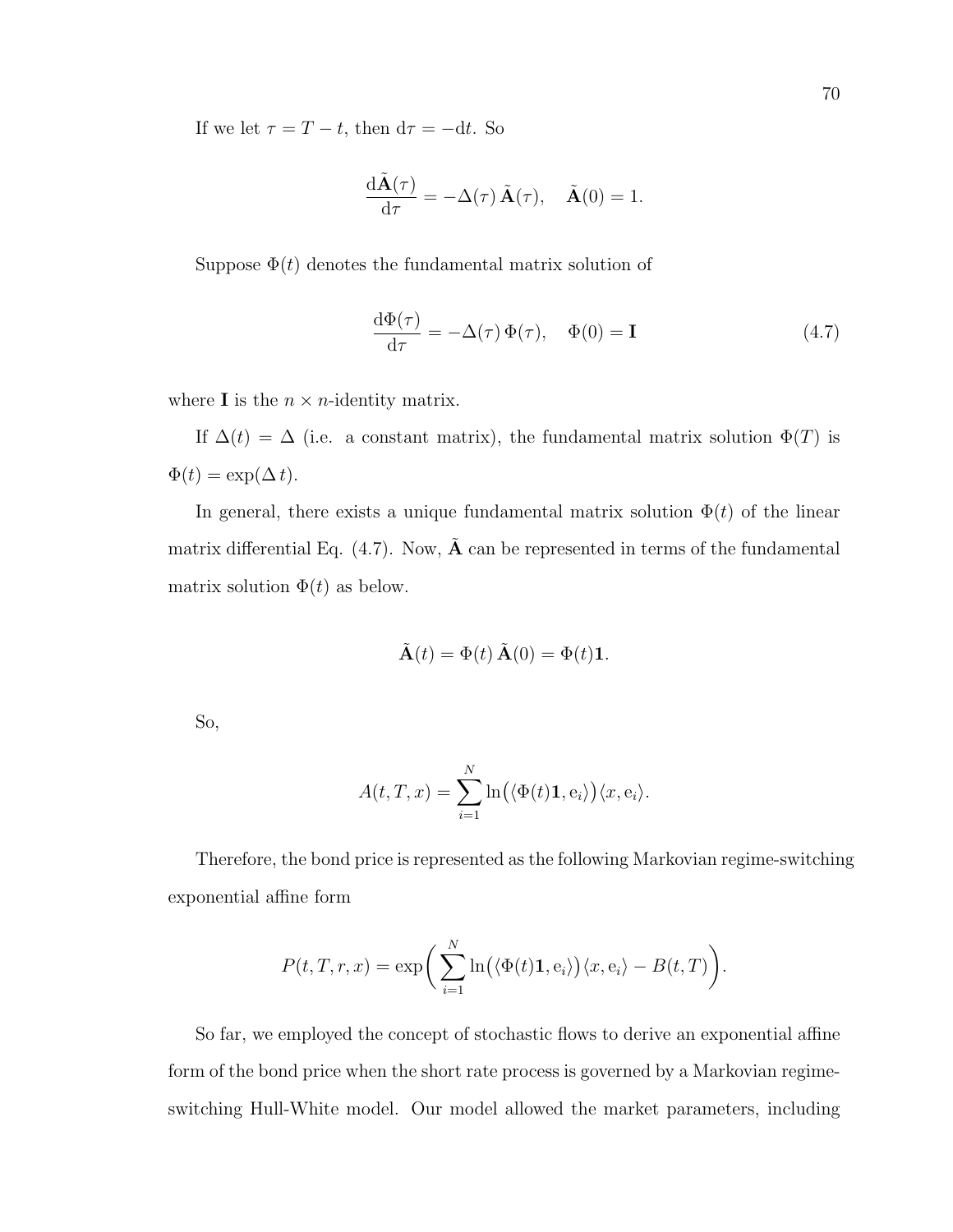If we let $\tau = T - t$, then $\mathrm{d}\tau = -\mathrm{d}t$. So

$$\frac{\mathrm{d}\tilde{\mathbf{A}}(\tau)}{\mathrm{d}\tau} = -\Delta(\tau)\,\tilde{\mathbf{A}}(\tau), \quad \tilde{\mathbf{A}}(0) = 1.$$

Suppose $\Phi(t)$ denotes the fundamental matrix solution of

$$\frac{\mathrm{d}\Phi(\tau)}{\mathrm{d}\tau} = -\Delta(\tau)\,\Phi(\tau), \quad \Phi(0) = \mathbf{I} \tag{4.7}$$

where $\mathbf{I}$ is the $n \times n$-identity matrix.

If $\Delta(t) = \Delta$ (i.e. a constant matrix), the fundamental matrix solution $\Phi(T)$ is $\Phi(t) = \exp(\Delta\, t)$.

In general, there exists a unique fundamental matrix solution $\Phi(t)$ of the linear matrix differential Eq. (4.7). Now, $\tilde{\mathbf{A}}$ can be represented in terms of the fundamental matrix solution $\Phi(t)$ as below.

$$\tilde{\mathbf{A}}(t) = \Phi(t)\,\tilde{\mathbf{A}}(0) = \Phi(t)\mathbf{1}.$$

So,

$$A(t, T, x) = \sum_{i=1}^{N} \ln\big(\langle \Phi(t)\mathbf{1}, \mathrm{e}_i\rangle\big)\langle x, \mathrm{e}_i\rangle.$$

Therefore, the bond price is represented as the following Markovian regime-switching exponential affine form

$$P(t, T, r, x) = \exp\bigg(\sum_{i=1}^{N} \ln\big(\langle \Phi(t)\mathbf{1}, \mathrm{e}_i\rangle\big)\langle x, \mathrm{e}_i\rangle - B(t, T)\bigg).$$

So far, we employed the concept of stochastic flows to derive an exponential affine form of the bond price when the short rate process is governed by a Markovian regime-switching Hull-White model. Our model allowed the market parameters, including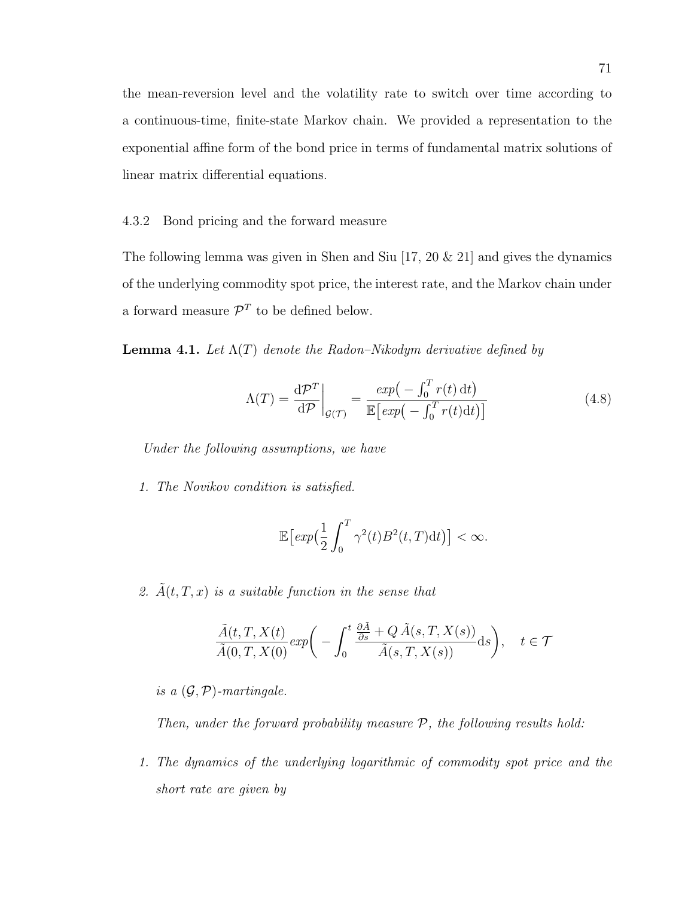the mean-reversion level and the volatility rate to switch over time according to a continuous-time, finite-state Markov chain. We provided a representation to the exponential affine form of the bond price in terms of fundamental matrix solutions of linear matrix differential equations.

### 4.3.2 Bond pricing and the forward measure

The following lemma was given in Shen and Siu [17, 20 & 21] and gives the dynamics of the underlying commodity spot price, the interest rate, and the Markov chain under a forward measure $\mathcal{P}^T$ to be defined below.

**Lemma 4.1.** *Let $\Lambda(T)$ denote the Radon–Nikodym derivative defined by*

$$\Lambda(T) = \frac{\mathrm{d}\mathcal{P}^T}{\mathrm{d}\mathcal{P}}\bigg|_{\mathcal{G}(\mathcal{T})} = \frac{exp\big(-\int_0^T r(t)\,\mathrm{d}t\big)}{\mathbb{E}\big[exp\big(-\int_0^T r(t)\mathrm{d}t\big)\big]} \tag{4.8}$$

*Under the following assumptions, we have*

1. *The Novikov condition is satisfied.*

$$\mathbb{E}\big[exp\big(\frac{1}{2}\int_0^T \gamma^2(t)B^2(t,T)\mathrm{d}t\big)\big] < \infty.$$

2. *$\tilde{A}(t,T,x)$ is a suitable function in the sense that*

$$\frac{\tilde{A}(t,T,X(t)}{\tilde{A}(0,T,X(0)}exp\bigg(-\int_0^t \frac{\frac{\partial \tilde{A}}{\partial s} + Q\,\tilde{A}(s,T,X(s))}{\tilde{A}(s,T,X(s))}\mathrm{d}s\bigg), \quad t \in \mathcal{T}$$

*is a $(\mathcal{G},\mathcal{P})$-martingale.*

*Then, under the forward probability measure $\mathcal{P}$, the following results hold:*

1. *The dynamics of the underlying logarithmic of commodity spot price and the short rate are given by*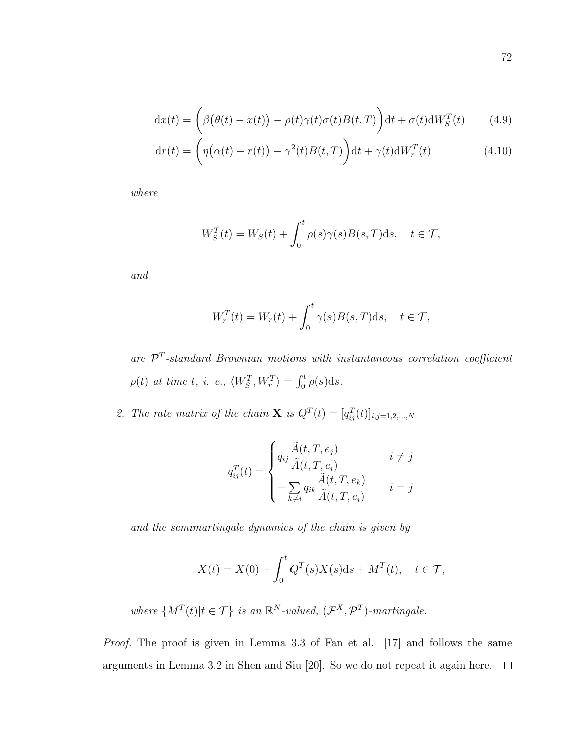$$\mathrm{d}x(t) = \left(\beta\big(\theta(t) - x(t)\big) - \rho(t)\gamma(t)\sigma(t)B(t,T)\right)\mathrm{d}t + \sigma(t)\mathrm{d}W_S^T(t) \tag{4.9}$$

$$\mathrm{d}r(t) = \left(\eta\big(\alpha(t) - r(t)\big) - \gamma^2(t)B(t,T)\right)\mathrm{d}t + \gamma(t)\mathrm{d}W_r^T(t) \tag{4.10}$$

*where*

$$W_S^T(t) = W_S(t) + \int_0^t \rho(s)\gamma(s)B(s,T)\mathrm{d}s, \quad t \in \mathcal{T},$$

*and*

$$W_r^T(t) = W_r(t) + \int_0^t \gamma(s)B(s,T)\mathrm{d}s, \quad t \in \mathcal{T},$$

*are $\mathcal{P}^T$-standard Brownian motions with instantaneous correlation coefficient $\rho(t)$ at time $t$, i. e., $\langle W_S^T, W_r^T \rangle = \int_0^t \rho(s)\mathrm{d}s$.*

2. *The rate matrix of the chain $\mathbf{X}$ is $Q^T(t) = [q_{ij}^T(t)]_{i,j=1,2,\ldots,N}$*

$$q_{ij}^T(t) = \begin{cases} q_{ij}\dfrac{\tilde{A}(t,T,e_j)}{\tilde{A}(t,T,e_i)} & i \neq j \\ -\sum\limits_{k\neq i} q_{ik}\dfrac{\tilde{A}(t,T,e_k)}{\tilde{A}(t,T,e_i)} & i = j \end{cases}$$

*and the semimartingale dynamics of the chain is given by*

$$X(t) = X(0) + \int_0^t Q^T(s)X(s)\mathrm{d}s + M^T(t), \quad t \in \mathcal{T},$$

*where $\{M^T(t)|t \in \mathcal{T}\}$ is an $\mathbb{R}^N$-valued, $(\mathcal{F}^X, \mathcal{P}^T)$-martingale.*

*Proof.* The proof is given in Lemma 3.3 of Fan et al. [17] and follows the same arguments in Lemma 3.2 in Shen and Siu [20]. So we do not repeat it again here. □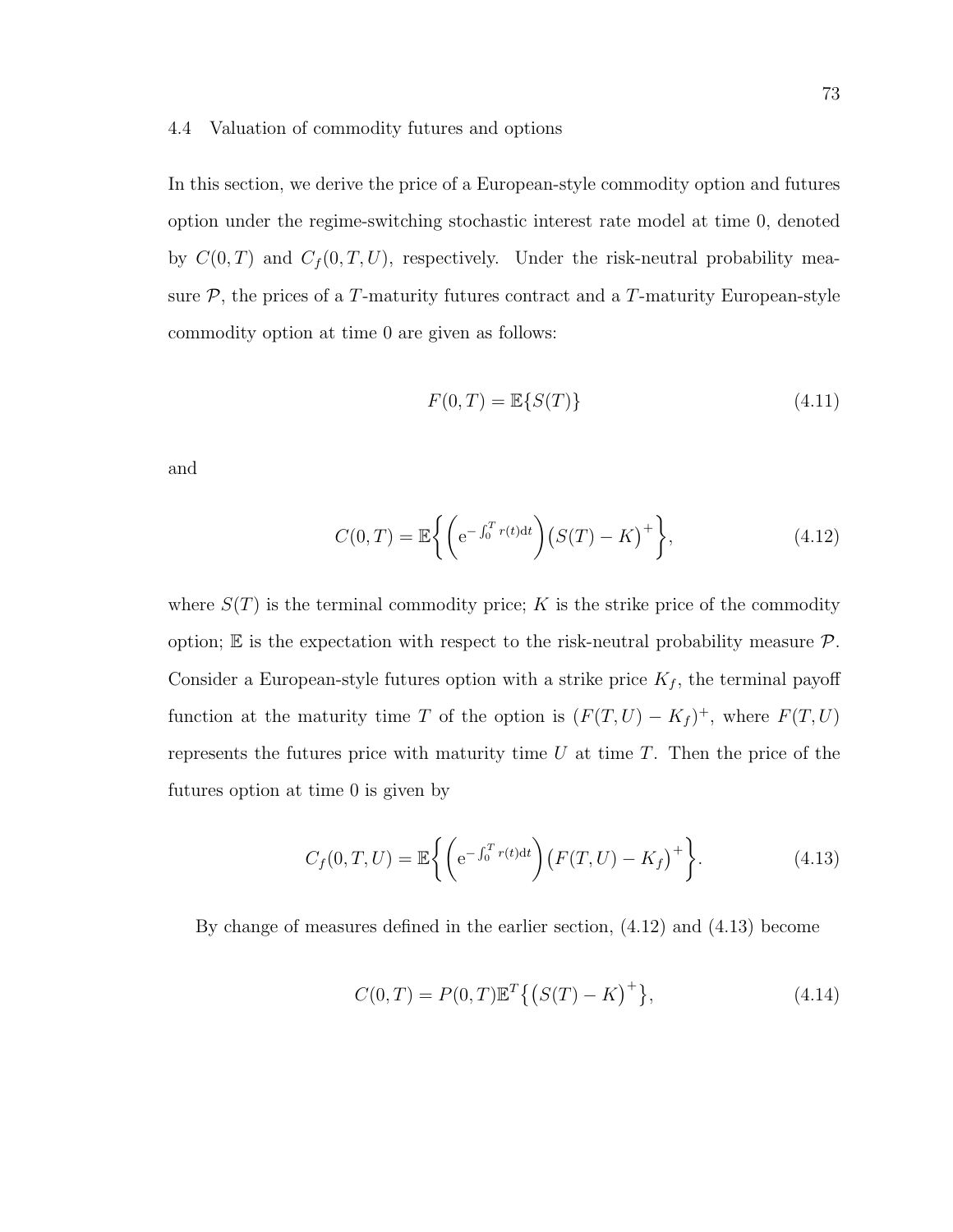### 4.4 Valuation of commodity futures and options

In this section, we derive the price of a European-style commodity option and futures option under the regime-switching stochastic interest rate model at time 0, denoted by $C(0,T)$ and $C_f(0,T,U)$, respectively. Under the risk-neutral probability measure $\mathcal{P}$, the prices of a $T$-maturity futures contract and a $T$-maturity European-style commodity option at time 0 are given as follows:

$$F(0,T) = \mathbb{E}\{S(T)\} \tag{4.11}$$

and

$$C(0,T) = \mathbb{E}\bigg\{\left(\mathrm{e}^{-\int_0^T r(t)\mathrm{d}t}\right)\big(S(T)-K\big)^+\bigg\}, \tag{4.12}$$

where $S(T)$ is the terminal commodity price; $K$ is the strike price of the commodity option; $\mathbb{E}$ is the expectation with respect to the risk-neutral probability measure $\mathcal{P}$. Consider a European-style futures option with a strike price $K_f$, the terminal payoff function at the maturity time $T$ of the option is $(F(T,U)-K_f)^+$, where $F(T,U)$ represents the futures price with maturity time $U$ at time $T$. Then the price of the futures option at time 0 is given by

$$C_f(0,T,U) = \mathbb{E}\bigg\{\left(\mathrm{e}^{-\int_0^T r(t)\mathrm{d}t}\right)\big(F(T,U)-K_f\big)^+\bigg\}. \tag{4.13}$$

By change of measures defined in the earlier section, (4.12) and (4.13) become

$$C(0,T) = P(0,T)\mathbb{E}^T\big\{\big(S(T)-K\big)^+\big\}, \tag{4.14}$$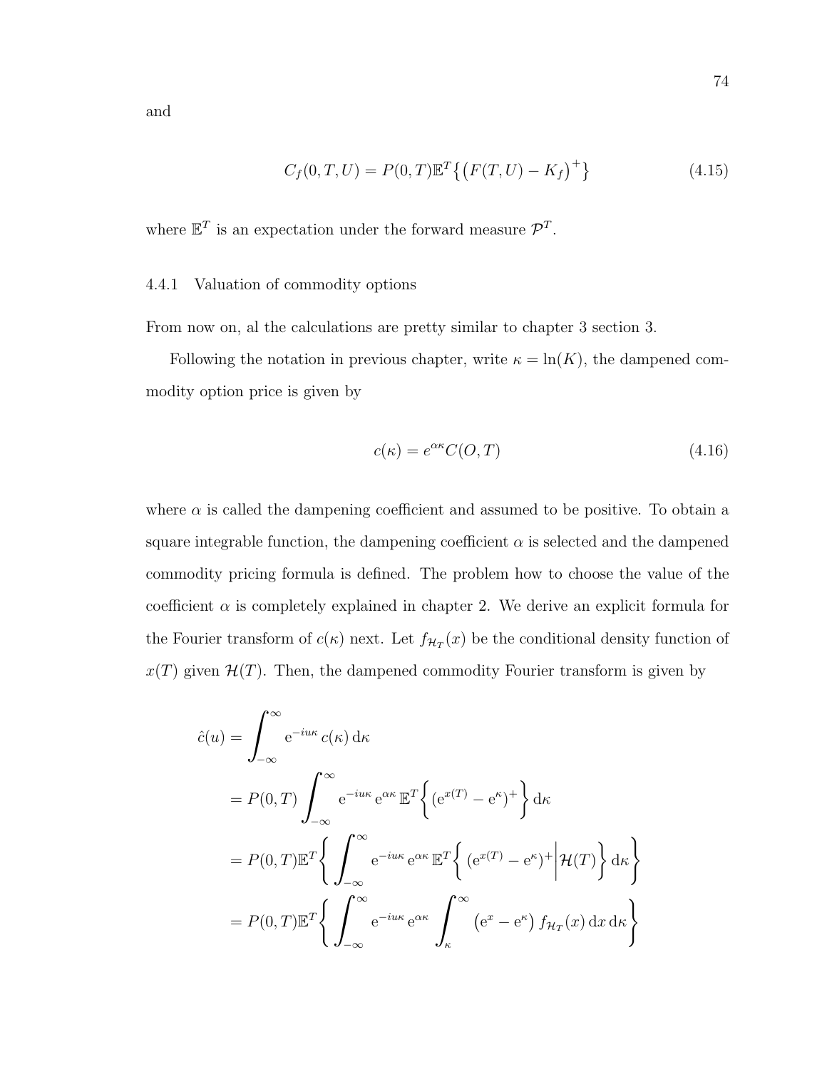and

$$
C_f(0,T,U) = P(0,T)\mathbb{E}^T\big\{\big(F(T,U) - K_f\big)^+\big\} \tag{4.15}
$$

where $\mathbb{E}^T$ is an expectation under the forward measure $\mathcal{P}^T$.

### 4.4.1 Valuation of commodity options

From now on, al the calculations are pretty similar to chapter 3 section 3.

Following the notation in previous chapter, write $\kappa = \ln(K)$, the dampened commodity option price is given by

$$
c(\kappa) = e^{\alpha\kappa} C(O,T) \tag{4.16}
$$

where $\alpha$ is called the dampening coefficient and assumed to be positive. To obtain a square integrable function, the dampening coefficient $\alpha$ is selected and the dampened commodity pricing formula is defined. The problem how to choose the value of the coefficient $\alpha$ is completely explained in chapter 2. We derive an explicit formula for the Fourier transform of $c(\kappa)$ next. Let $f_{\mathcal{H}_T}(x)$ be the conditional density function of $x(T)$ given $\mathcal{H}(T)$. Then, the dampened commodity Fourier transform is given by

$$
\begin{aligned}
\hat{c}(u) &= \int_{-\infty}^{\infty} \mathrm{e}^{-iu\kappa}\, c(\kappa)\,\mathrm{d}\kappa \\
&= P(0,T)\int_{-\infty}^{\infty} \mathrm{e}^{-iu\kappa}\,\mathrm{e}^{\alpha\kappa}\,\mathbb{E}^T\Big\{(\mathrm{e}^{x(T)} - \mathrm{e}^{\kappa})^+\Big\}\,\mathrm{d}\kappa \\
&= P(0,T)\mathbb{E}^T\Big\{\int_{-\infty}^{\infty} \mathrm{e}^{-iu\kappa}\,\mathrm{e}^{\alpha\kappa}\,\mathbb{E}^T\Big\{(\mathrm{e}^{x(T)} - \mathrm{e}^{\kappa})^+\Big|\mathcal{H}(T)\Big\}\,\mathrm{d}\kappa\Big\} \\
&= P(0,T)\mathbb{E}^T\Big\{\int_{-\infty}^{\infty} \mathrm{e}^{-iu\kappa}\,\mathrm{e}^{\alpha\kappa}\int_{\kappa}^{\infty}\big(\mathrm{e}^{x} - \mathrm{e}^{\kappa}\big)\,f_{\mathcal{H}_T}(x)\,\mathrm{d}x\,\mathrm{d}\kappa\Big\}
\end{aligned}
$$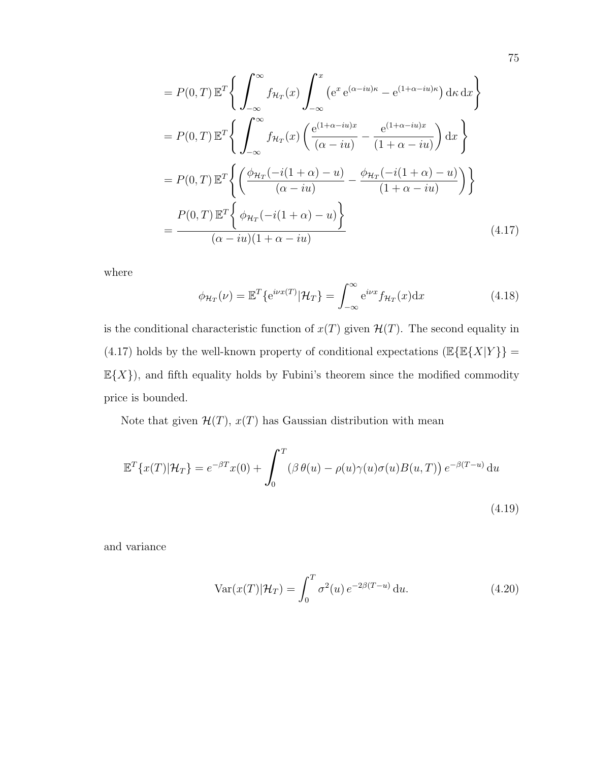$$
\begin{aligned}
&= P(0,T)\,\mathbb{E}^T\Bigg\{ \int_{-\infty}^{\infty} f_{\mathcal{H}_T}(x) \int_{-\infty}^{x} \left( \mathrm{e}^{x}\,\mathrm{e}^{(\alpha-iu)\kappa} - \mathrm{e}^{(1+\alpha-iu)\kappa} \right) \mathrm{d}\kappa\, \mathrm{d}x \Bigg\} \\
&= P(0,T)\,\mathbb{E}^T\Bigg\{ \int_{-\infty}^{\infty} f_{\mathcal{H}_T}(x) \left( \frac{\mathrm{e}^{(1+\alpha-iu)x}}{(\alpha-iu)} - \frac{\mathrm{e}^{(1+\alpha-iu)x}}{(1+\alpha-iu)} \right) \mathrm{d}x \Bigg\} \\
&= P(0,T)\,\mathbb{E}^T\Bigg\{ \left( \frac{\phi_{\mathcal{H}_T}(-i(1+\alpha)-u)}{(\alpha-iu)} - \frac{\phi_{\mathcal{H}_T}(-i(1+\alpha)-u)}{(1+\alpha-iu)} \right) \Bigg\} \\
&= \frac{P(0,T)\,\mathbb{E}^T\Big\{ \phi_{\mathcal{H}_T}(-i(1+\alpha)-u) \Big\}}{(\alpha-iu)(1+\alpha-iu)}
\end{aligned}
\tag{4.17}
$$

where

$$
\phi_{\mathcal{H}_T}(\nu) = \mathbb{E}^T\{\mathrm{e}^{i\nu x(T)}|\mathcal{H}_T\} = \int_{-\infty}^{\infty} \mathrm{e}^{i\nu x} f_{\mathcal{H}_T}(x)\mathrm{d}x \tag{4.18}
$$

is the conditional characteristic function of $x(T)$ given $\mathcal{H}(T)$. The second equality in (4.17) holds by the well-known property of conditional expectations ($\mathbb{E}\{\mathbb{E}\{X|Y\}\} = \mathbb{E}\{X\}$), and fifth equality holds by Fubini's theorem since the modified commodity price is bounded.

Note that given $\mathcal{H}(T)$, $x(T)$ has Gaussian distribution with mean

$$
\mathbb{E}^T\{x(T)|\mathcal{H}_T\} = e^{-\beta T}x(0) + \int_0^T \left(\beta\,\theta(u) - \rho(u)\gamma(u)\sigma(u)B(u,T)\right) e^{-\beta(T-u)}\,\mathrm{d}u \tag{4.19}
$$

and variance

$$
\mathrm{Var}(x(T)|\mathcal{H}_T) = \int_0^T \sigma^2(u)\,e^{-2\beta(T-u)}\,\mathrm{d}u. \tag{4.20}
$$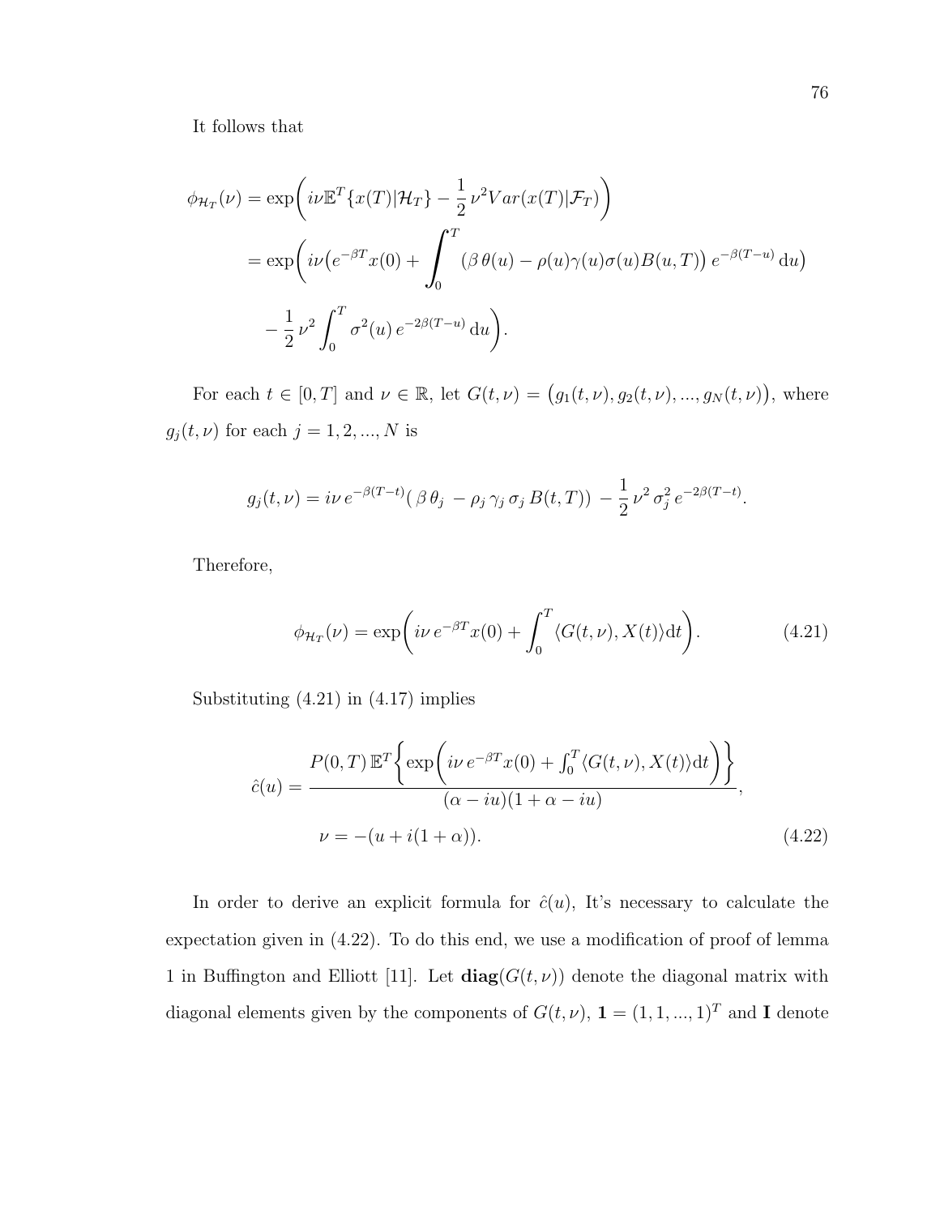It follows that

$$
\begin{aligned}
\phi_{\mathcal{H}_T}(\nu) &= \exp\bigg( i\nu \mathbb{E}^T\{x(T)|\mathcal{H}_T\} - \frac{1}{2}\,\nu^2 Var(x(T)|\mathcal{F}_T)\bigg) \\
&= \exp\bigg( i\nu\big(e^{-\beta T}x(0) + \int_0^T \big(\beta\,\theta(u) - \rho(u)\gamma(u)\sigma(u)B(u,T)\big)\,e^{-\beta(T-u)}\,\mathrm{d}u\big) \\
&\quad - \frac{1}{2}\,\nu^2 \int_0^T \sigma^2(u)\,e^{-2\beta(T-u)}\,\mathrm{d}u\bigg).
\end{aligned}
$$

For each $t \in [0, T]$ and $\nu \in \mathbb{R}$, let $G(t,\nu) = \big(g_1(t,\nu), g_2(t,\nu), ..., g_N(t,\nu)\big)$, where $g_j(t,\nu)$ for each $j = 1, 2, ..., N$ is

$$
g_j(t,\nu) = i\nu\, e^{-\beta(T-t)}(\,\beta\,\theta_j\, - \rho_j\,\gamma_j\,\sigma_j\,B(t,T))\, - \frac{1}{2}\,\nu^2\,\sigma_j^2\,e^{-2\beta(T-t)}.
$$

Therefore,

$$
\phi_{\mathcal{H}_T}(\nu) = \exp\bigg( i\nu\, e^{-\beta T}x(0) + \int_0^T \langle G(t,\nu), X(t)\rangle \mathrm{d}t\bigg). \tag{4.21}
$$

Substituting (4.21) in (4.17) implies

$$
\hat{c}(u) = \frac{P(0,T)\,\mathbb{E}^T\bigg\{\exp\bigg( i\nu\, e^{-\beta T}x(0) + \int_0^T \langle G(t,\nu), X(t)\rangle \mathrm{d}t\bigg)\bigg\}}{(\alpha - iu)(1+\alpha - iu)},
$$

$$
\nu = -(u + i(1+\alpha)). \tag{4.22}
$$

In order to derive an explicit formula for $\hat{c}(u)$, It's necessary to calculate the expectation given in (4.22). To do this end, we use a modification of proof of lemma 1 in Buffington and Elliott [11]. Let $\mathbf{diag}(G(t,\nu))$ denote the diagonal matrix with diagonal elements given by the components of $G(t,\nu)$, $\mathbf{1} = (1, 1, ..., 1)^T$ and $\mathbf{I}$ denote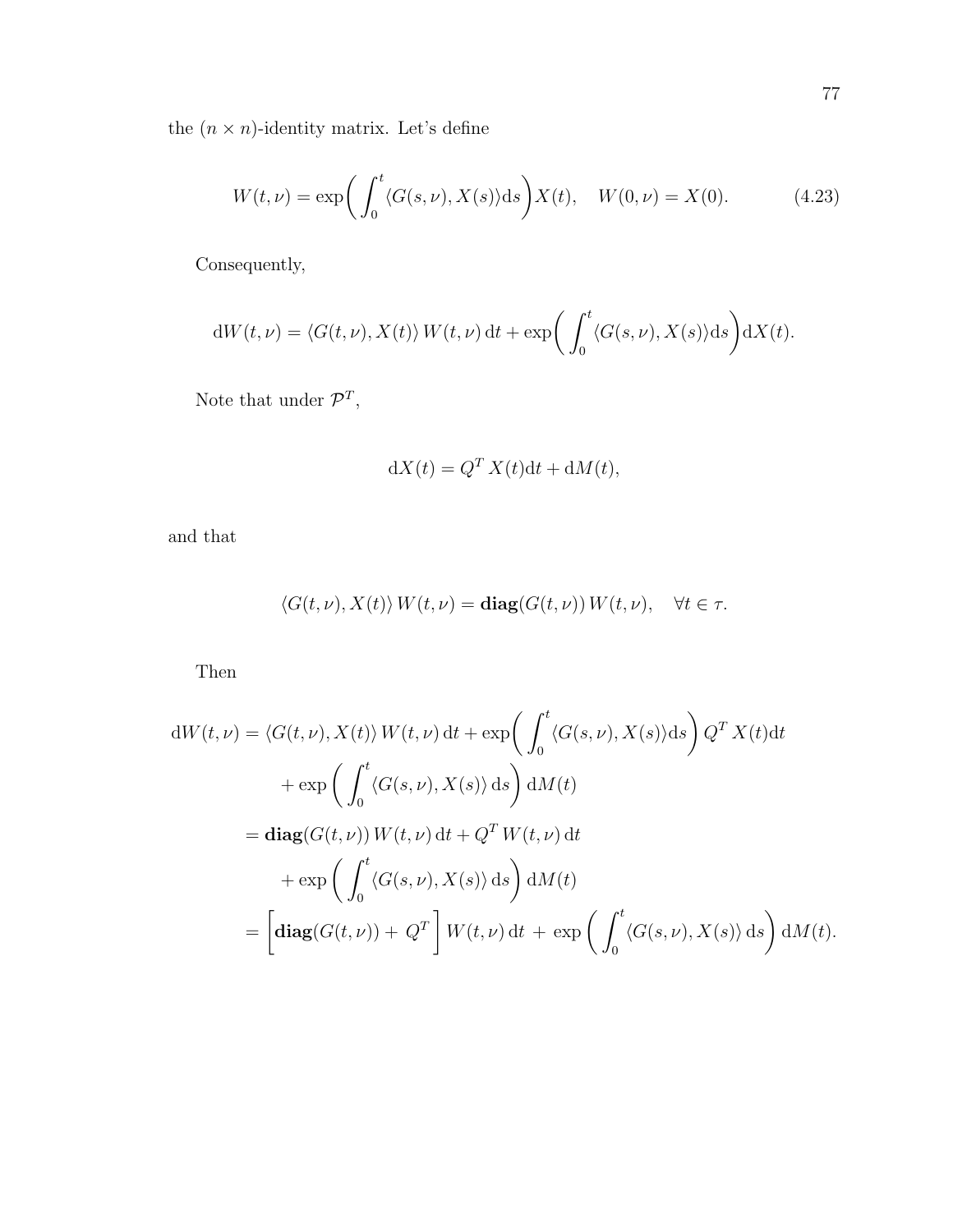the $(n \times n)$-identity matrix. Let's define

$$W(t,\nu) = \exp\bigg( \int_0^t \langle G(s,\nu), X(s) \rangle \mathrm{d}s \bigg) X(t), \quad W(0,\nu) = X(0). \tag{4.23}$$

Consequently,

$$\mathrm{d}W(t,\nu) = \langle G(t,\nu), X(t) \rangle \, W(t,\nu) \, \mathrm{d}t + \exp\bigg( \int_0^t \langle G(s,\nu), X(s) \rangle \mathrm{d}s \bigg) \mathrm{d}X(t).$$

Note that under $\mathcal{P}^T$,

$$\mathrm{d}X(t) = Q^T X(t)\mathrm{d}t + \mathrm{d}M(t),$$

and that

$$\langle G(t,\nu), X(t) \rangle \, W(t,\nu) = \mathbf{diag}(G(t,\nu)) \, W(t,\nu), \quad \forall t \in \tau.$$

Then

$$\begin{aligned}
\mathrm{d}W(t,\nu) &= \langle G(t,\nu), X(t) \rangle \, W(t,\nu) \, \mathrm{d}t + \exp\bigg( \int_0^t \langle G(s,\nu), X(s) \rangle \mathrm{d}s \bigg) \, Q^T X(t) \mathrm{d}t \\
&\quad + \exp\bigg( \int_0^t \langle G(s,\nu), X(s) \rangle \, \mathrm{d}s \bigg) \, \mathrm{d}M(t) \\
&= \mathbf{diag}(G(t,\nu)) \, W(t,\nu) \, \mathrm{d}t + Q^T \, W(t,\nu) \, \mathrm{d}t \\
&\quad + \exp\bigg( \int_0^t \langle G(s,\nu), X(s) \rangle \, \mathrm{d}s \bigg) \, \mathrm{d}M(t) \\
&= \bigg[ \mathbf{diag}(G(t,\nu)) + Q^T \bigg] \, W(t,\nu) \, \mathrm{d}t + \exp\bigg( \int_0^t \langle G(s,\nu), X(s) \rangle \, \mathrm{d}s \bigg) \, \mathrm{d}M(t).
\end{aligned}$$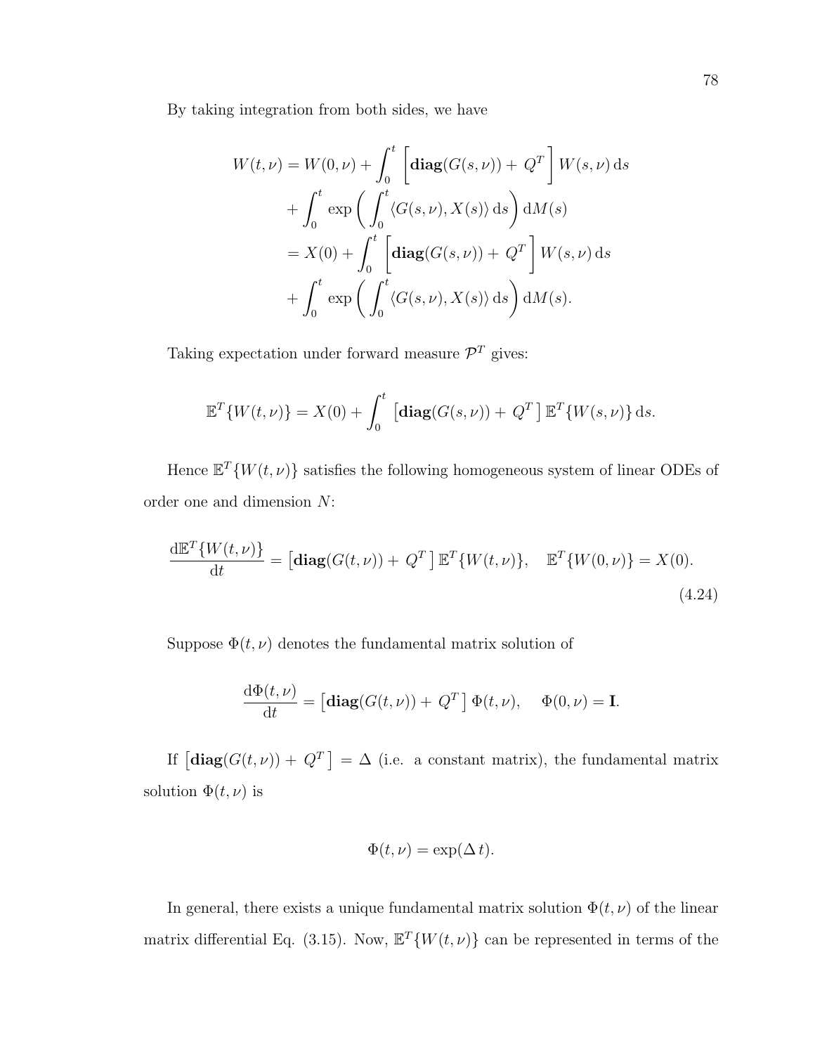By taking integration from both sides, we have

$$
\begin{aligned}
W(t,\nu) &= W(0,\nu) + \int_0^t \left[\mathbf{diag}(G(s,\nu)) + Q^T\right] W(s,\nu)\,\mathrm{d}s \\
&\quad + \int_0^t \exp\left(\int_0^t \langle G(s,\nu), X(s)\rangle\,\mathrm{d}s\right)\mathrm{d}M(s) \\
&= X(0) + \int_0^t \left[\mathbf{diag}(G(s,\nu)) + Q^T\right] W(s,\nu)\,\mathrm{d}s \\
&\quad + \int_0^t \exp\left(\int_0^t \langle G(s,\nu), X(s)\rangle\,\mathrm{d}s\right)\mathrm{d}M(s).
\end{aligned}
$$

Taking expectation under forward measure $\mathcal{P}^T$ gives:

$$
\mathbb{E}^T\{W(t,\nu)\} = X(0) + \int_0^t \left[\mathbf{diag}(G(s,\nu)) + Q^T\right] \mathbb{E}^T\{W(s,\nu)\}\,\mathrm{d}s.
$$

Hence $\mathbb{E}^T\{W(t,\nu)\}$ satisfies the following homogeneous system of linear ODEs of order one and dimension $N$:

$$
\frac{\mathrm{d}\mathbb{E}^T\{W(t,\nu)\}}{\mathrm{d}t} = \left[\mathbf{diag}(G(t,\nu)) + Q^T\right] \mathbb{E}^T\{W(t,\nu)\}, \quad \mathbb{E}^T\{W(0,\nu)\} = X(0). \tag{4.24}
$$

Suppose $\Phi(t,\nu)$ denotes the fundamental matrix solution of

$$
\frac{\mathrm{d}\Phi(t,\nu)}{\mathrm{d}t} = \left[\mathbf{diag}(G(t,\nu)) + Q^T\right] \Phi(t,\nu), \quad \Phi(0,\nu) = \mathbf{I}.
$$

If $\left[\mathbf{diag}(G(t,\nu)) + Q^T\right] = \Delta$ (i.e. a constant matrix), the fundamental matrix solution $\Phi(t,\nu)$ is

$$
\Phi(t,\nu) = \exp(\Delta\, t).
$$

In general, there exists a unique fundamental matrix solution $\Phi(t,\nu)$ of the linear matrix differential Eq. (3.15). Now, $\mathbb{E}^T\{W(t,\nu)\}$ can be represented in terms of the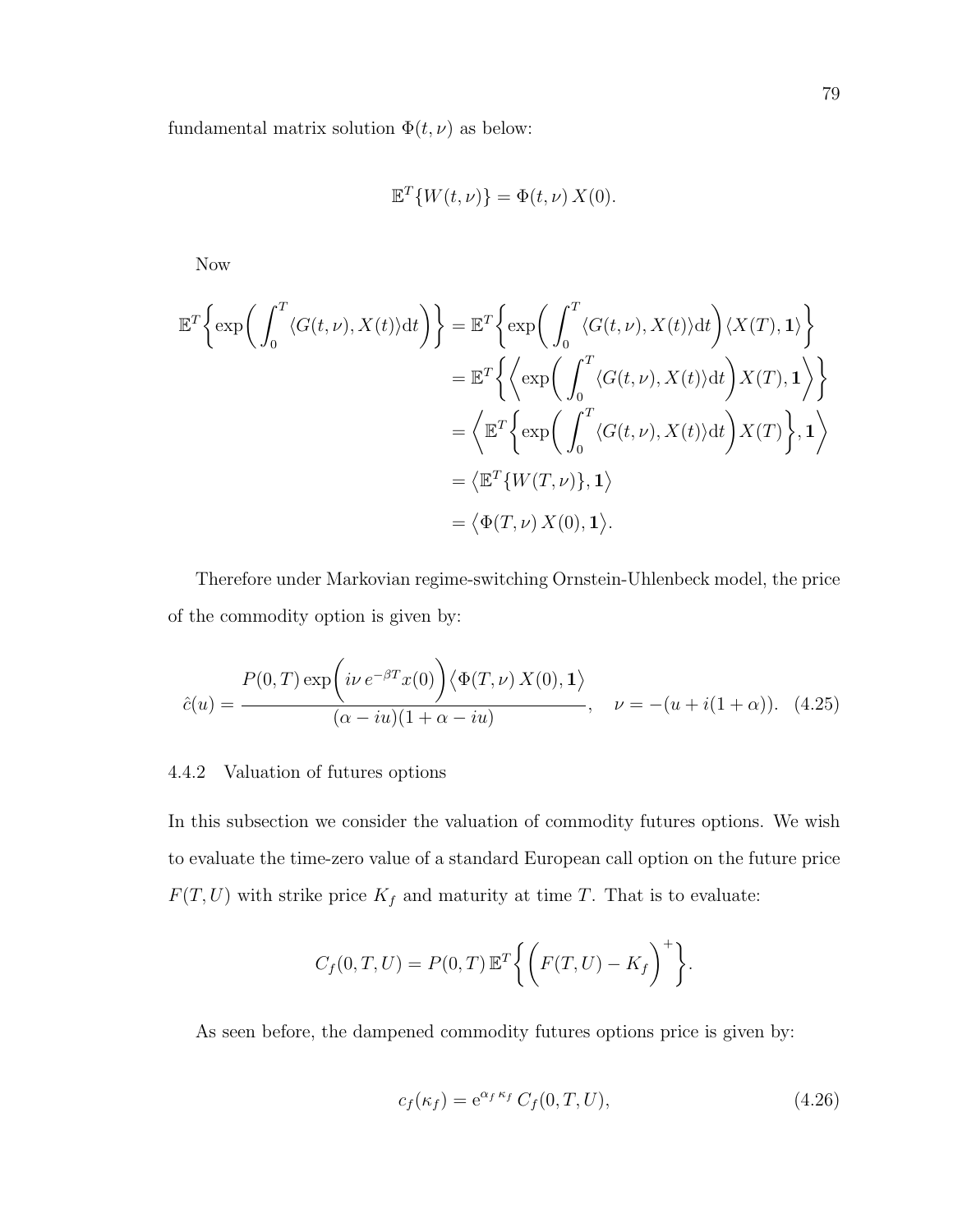fundamental matrix solution $\Phi(t, \nu)$ as below:

$$\mathbb{E}^T\{W(t,\nu)\} = \Phi(t,\nu)\, X(0).$$

Now

$$
\begin{aligned}
\mathbb{E}^T\bigg\{\exp\bigg(\int_0^T \langle G(t,\nu), X(t)\rangle \mathrm{d}t\bigg)\bigg\} &= \mathbb{E}^T\bigg\{\exp\bigg(\int_0^T \langle G(t,\nu), X(t)\rangle \mathrm{d}t\bigg)\langle X(T), \mathbf{1}\rangle\bigg\} \\
&= \mathbb{E}^T\bigg\{\bigg\langle \exp\bigg(\int_0^T \langle G(t,\nu), X(t)\rangle \mathrm{d}t\bigg) X(T), \mathbf{1}\bigg\rangle\bigg\} \\
&= \bigg\langle \mathbb{E}^T\bigg\{\exp\bigg(\int_0^T \langle G(t,\nu), X(t)\rangle \mathrm{d}t\bigg) X(T)\bigg\}, \mathbf{1}\bigg\rangle \\
&= \big\langle \mathbb{E}^T\{W(T,\nu)\}, \mathbf{1}\big\rangle \\
&= \big\langle \Phi(T,\nu)\, X(0), \mathbf{1}\big\rangle.
\end{aligned}
$$

Therefore under Markovian regime-switching Ornstein-Uhlenbeck model, the price of the commodity option is given by:

$$\hat{c}(u) = \frac{P(0,T)\exp\bigg(i\nu\, e^{-\beta T}x(0)\bigg)\big\langle \Phi(T,\nu)\, X(0), \mathbf{1}\big\rangle}{(\alpha - iu)(1+\alpha - iu)}, \quad \nu = -(u + i(1+\alpha)). \quad (4.25)$$

### 4.4.2 Valuation of futures options

In this subsection we consider the valuation of commodity futures options. We wish to evaluate the time-zero value of a standard European call option on the future price $F(T, U)$ with strike price $K_f$ and maturity at time $T$. That is to evaluate:

$$C_f(0,T,U) = P(0,T)\,\mathbb{E}^T\bigg\{\bigg(F(T,U) - K_f\bigg)^+\bigg\}.$$

As seen before, the dampened commodity futures options price is given by:

$$c_f(\kappa_f) = \mathrm{e}^{\alpha_f \kappa_f}\, C_f(0,T,U), \quad (4.26)$$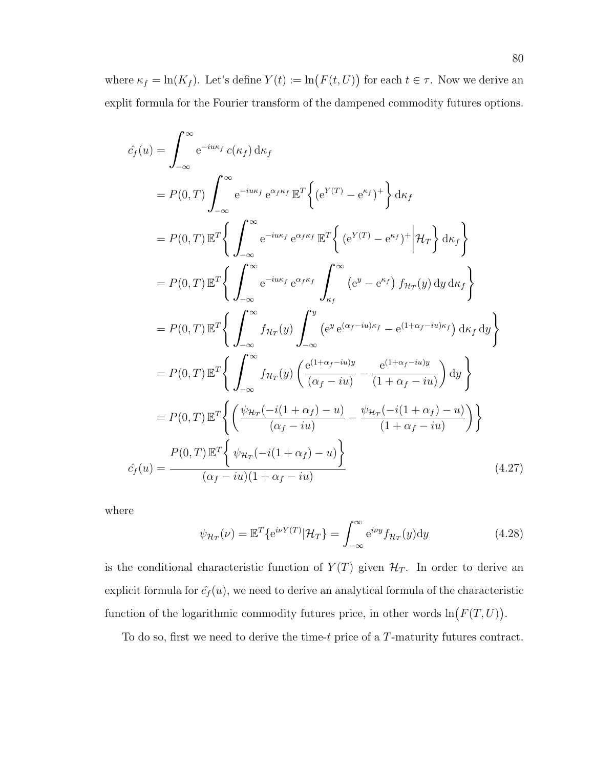where $\kappa_f = \ln(K_f)$. Let's define $Y(t) := \ln\big(F(t, U)\big)$ for each $t \in \tau$. Now we derive an explit formula for the Fourier transform of the dampened commodity futures options.

$$
\begin{aligned}
\hat{c_f}(u) &= \int_{-\infty}^{\infty} \mathrm{e}^{-iu\kappa_f}\, c(\kappa_f)\, \mathrm{d}\kappa_f \\
&= P(0,T) \int_{-\infty}^{\infty} \mathrm{e}^{-iu\kappa_f}\, \mathrm{e}^{\alpha_f \kappa_f}\, \mathbb{E}^T\Big\{ (\mathrm{e}^{Y(T)} - \mathrm{e}^{\kappa_f})^+ \Big\}\, \mathrm{d}\kappa_f \\
&= P(0,T)\, \mathbb{E}^T\Bigg\{ \int_{-\infty}^{\infty} \mathrm{e}^{-iu\kappa_f}\, \mathrm{e}^{\alpha_f \kappa_f}\, \mathbb{E}^T\Big\{ (\mathrm{e}^{Y(T)} - \mathrm{e}^{\kappa_f})^+ \Big| \mathcal{H}_T \Big\}\, \mathrm{d}\kappa_f \Bigg\} \\
&= P(0,T)\, \mathbb{E}^T\Bigg\{ \int_{-\infty}^{\infty} \mathrm{e}^{-iu\kappa_f}\, \mathrm{e}^{\alpha_f \kappa_f} \int_{\kappa_f}^{\infty} \big(\mathrm{e}^{y} - \mathrm{e}^{\kappa_f}\big)\, f_{\mathcal{H}_T}(y)\, \mathrm{d}y\, \mathrm{d}\kappa_f \Bigg\} \\
&= P(0,T)\, \mathbb{E}^T\Bigg\{ \int_{-\infty}^{\infty} f_{\mathcal{H}_T}(y) \int_{-\infty}^{y} \big(\mathrm{e}^{y}\, \mathrm{e}^{(\alpha_f - iu)\kappa_f} - \mathrm{e}^{(1+\alpha_f - iu)\kappa_f}\big)\, \mathrm{d}\kappa_f\, \mathrm{d}y \Bigg\} \\
&= P(0,T)\, \mathbb{E}^T\Bigg\{ \int_{-\infty}^{\infty} f_{\mathcal{H}_T}(y) \left( \frac{\mathrm{e}^{(1+\alpha_f - iu)y}}{(\alpha_f - iu)} - \frac{\mathrm{e}^{(1+\alpha_f - iu)y}}{(1+\alpha_f - iu)} \right) \mathrm{d}y \Bigg\} \\
&= P(0,T)\, \mathbb{E}^T\Bigg\{ \left( \frac{\psi_{\mathcal{H}_T}(-i(1+\alpha_f) - u)}{(\alpha_f - iu)} - \frac{\psi_{\mathcal{H}_T}(-i(1+\alpha_f) - u)}{(1+\alpha_f - iu)} \right) \Bigg\} \\
\hat{c_f}(u) &= \frac{P(0,T)\, \mathbb{E}^T\Big\{ \psi_{\mathcal{H}_T}(-i(1+\alpha_f) - u) \Big\}}{(\alpha_f - iu)(1+\alpha_f - iu)}
\end{aligned} \tag{4.27}
$$

where

$$
\psi_{\mathcal{H}_T}(\nu) = \mathbb{E}^T\{\mathrm{e}^{i\nu Y(T)} | \mathcal{H}_T\} = \int_{-\infty}^{\infty} \mathrm{e}^{i\nu y} f_{\mathcal{H}_T}(y) \mathrm{d}y \tag{4.28}
$$

is the conditional characteristic function of $Y(T)$ given $\mathcal{H}_T$. In order to derive an explicit formula for $\hat{c_f}(u)$, we need to derive an analytical formula of the characteristic function of the logarithmic commodity futures price, in other words $\ln\big(F(T, U)\big)$.

To do so, first we need to derive the time-$t$ price of a $T$-maturity futures contract.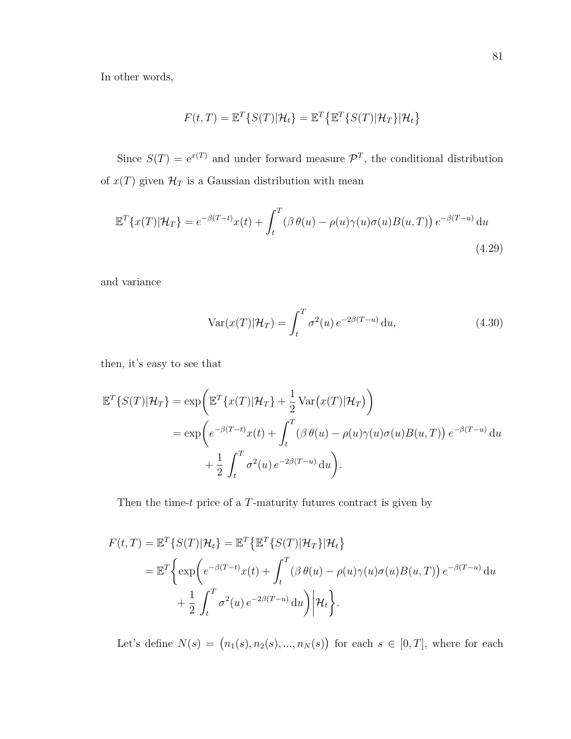In other words,

$$F(t,T) = \mathbb{E}^T\{S(T)|\mathcal{H}_t\} = \mathbb{E}^T\big\{\mathbb{E}^T\{S(T)|\mathcal{H}_T\}|\mathcal{H}_t\big\}$$

Since $S(T) = \mathrm{e}^{x(T)}$ and under forward measure $\mathcal{P}^T$, the conditional distribution of $x(T)$ given $\mathcal{H}_T$ is a Gaussian distribution with mean

$$\mathbb{E}^T\{x(T)|\mathcal{H}_T\} = e^{-\beta(T-t)}x(t) + \int_t^T \big(\beta\,\theta(u) - \rho(u)\gamma(u)\sigma(u)B(u,T)\big)\,e^{-\beta(T-u)}\,\mathrm{d}u \tag{4.29}$$

and variance

$$\mathrm{Var}(x(T)|\mathcal{H}_T) = \int_t^T \sigma^2(u)\,e^{-2\beta(T-u)}\,\mathrm{d}u, \tag{4.30}$$

then, it's easy to see that

$$\begin{aligned}
\mathbb{E}^T\{S(T)|\mathcal{H}_T\} &= \exp\bigg(\mathbb{E}^T\{x(T)|\mathcal{H}_T\} + \frac{1}{2}\,\mathrm{Var}\big(x(T)|\mathcal{H}_T\big)\bigg) \\
&= \exp\bigg(e^{-\beta(T-t)}x(t) + \int_t^T \big(\beta\,\theta(u) - \rho(u)\gamma(u)\sigma(u)B(u,T)\big)\,e^{-\beta(T-u)}\,\mathrm{d}u \\
&\qquad + \frac{1}{2}\int_t^T \sigma^2(u)\,e^{-2\beta(T-u)}\,\mathrm{d}u\bigg).
\end{aligned}$$

Then the time-$t$ price of a $T$-maturity futures contract is given by

$$\begin{aligned}
F(t,T) &= \mathbb{E}^T\{S(T)|\mathcal{H}_t\} = \mathbb{E}^T\big\{\mathbb{E}^T\{S(T)|\mathcal{H}_T\}|\mathcal{H}_t\big\} \\
&= \mathbb{E}^T\bigg\{\exp\bigg(e^{-\beta(T-t)}x(t) + \int_t^T \big(\beta\,\theta(u) - \rho(u)\gamma(u)\sigma(u)B(u,T)\big)\,e^{-\beta(T-u)}\,\mathrm{d}u \\
&\qquad + \frac{1}{2}\int_t^T \sigma^2(u)\,e^{-2\beta(T-u)}\,\mathrm{d}u\bigg)\bigg|\mathcal{H}_t\bigg\}.
\end{aligned}$$

Let's define $N(s) = \big(n_1(s), n_2(s), ..., n_N(s)\big)$ for each $s \in [0,T]$, where for each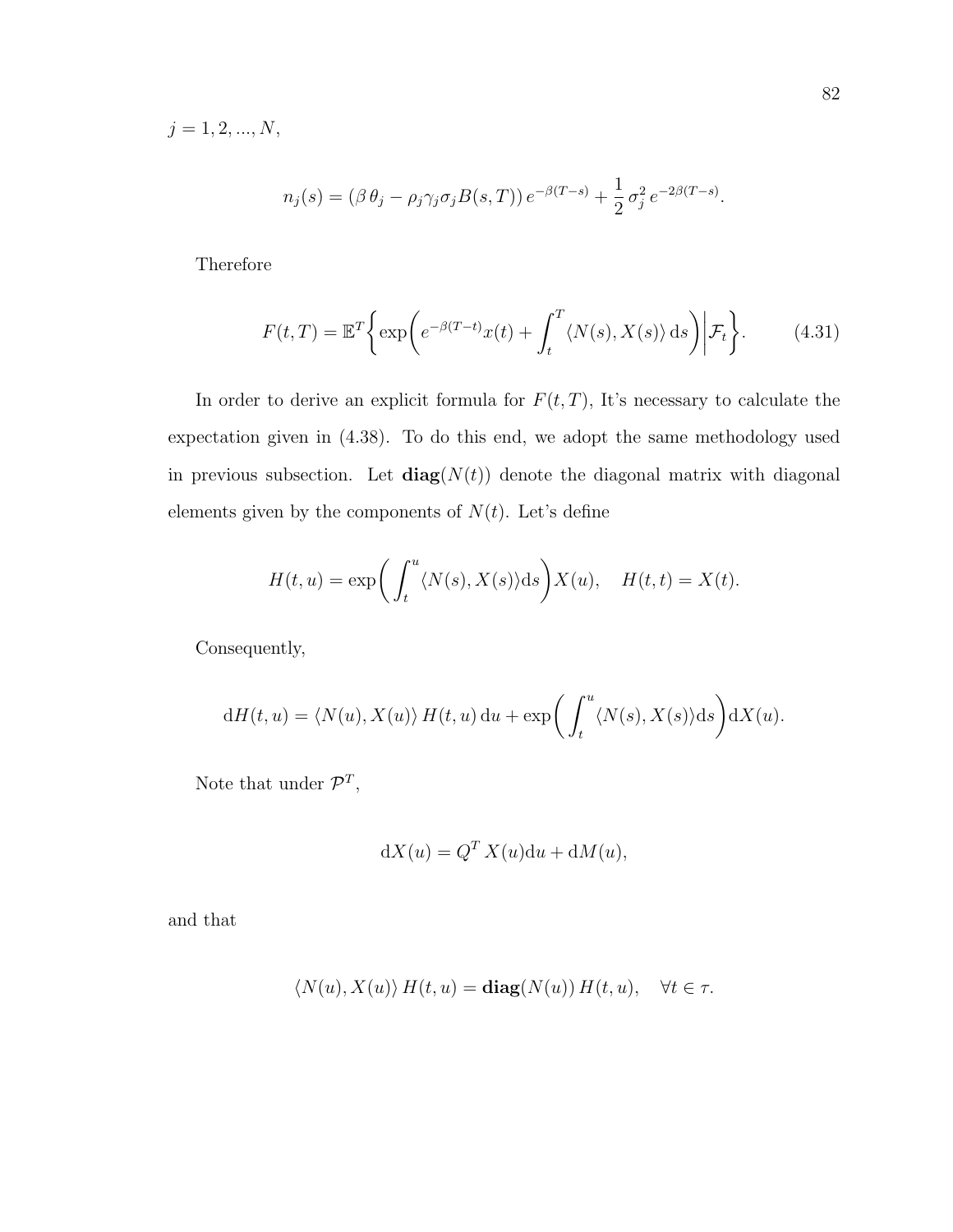$j = 1, 2, ..., N$,

$$n_j(s) = (\beta\,\theta_j - \rho_j \gamma_j \sigma_j B(s,T))\, e^{-\beta(T-s)} + \frac{1}{2}\,\sigma_j^2\, e^{-2\beta(T-s)}.$$

Therefore

$$F(t,T) = \mathbb{E}^T\left\{\exp\left(e^{-\beta(T-t)}x(t) + \int_t^T \langle N(s), X(s)\rangle\, \mathrm{d}s\right)\middle|\mathcal{F}_t\right\}. \tag{4.31}$$

In order to derive an explicit formula for $F(t,T)$, It's necessary to calculate the expectation given in (4.38). To do this end, we adopt the same methodology used in previous subsection. Let $\mathbf{diag}(N(t))$ denote the diagonal matrix with diagonal elements given by the components of $N(t)$. Let's define

$$H(t,u) = \exp\left(\int_t^u \langle N(s), X(s)\rangle \mathrm{d}s\right) X(u), \quad H(t,t) = X(t).$$

Consequently,

$$\mathrm{d}H(t,u) = \langle N(u), X(u)\rangle\, H(t,u)\, \mathrm{d}u + \exp\left(\int_t^u \langle N(s), X(s)\rangle \mathrm{d}s\right) \mathrm{d}X(u).$$

Note that under $\mathcal{P}^T$,

$$\mathrm{d}X(u) = Q^T\, X(u)\mathrm{d}u + \mathrm{d}M(u),$$

and that

$$\langle N(u), X(u)\rangle\, H(t,u) = \mathbf{diag}(N(u))\, H(t,u), \quad \forall t \in \tau.$$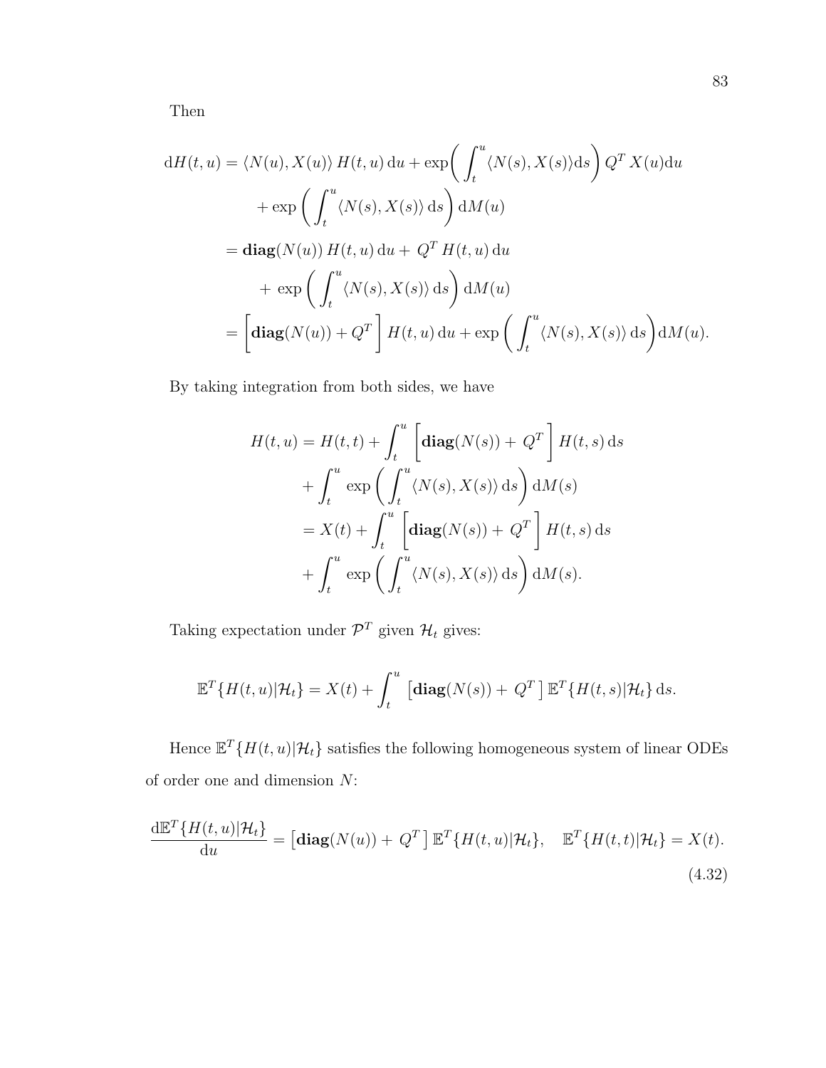Then

$$
\begin{aligned}
\mathrm{d}H(t,u) &= \langle N(u), X(u)\rangle\, H(t,u)\,\mathrm{d}u + \exp\bigg(\int_t^u \langle N(s), X(s)\rangle \mathrm{d}s\bigg)\, Q^T X(u)\mathrm{d}u \\
&\quad + \exp\left(\int_t^u \langle N(s), X(s)\rangle\,\mathrm{d}s\right)\mathrm{d}M(u) \\
&= \mathbf{diag}(N(u))\, H(t,u)\,\mathrm{d}u + \, Q^T H(t,u)\,\mathrm{d}u \\
&\quad + \, \exp\left(\int_t^u \langle N(s), X(s)\rangle\,\mathrm{d}s\right)\mathrm{d}M(u) \\
&= \left[\mathbf{diag}(N(u)) + Q^T\right] H(t,u)\,\mathrm{d}u + \exp\left(\int_t^u \langle N(s), X(s)\rangle\,\mathrm{d}s\right)\mathrm{d}M(u).
\end{aligned}
$$

By taking integration from both sides, we have

$$
\begin{aligned}
H(t,u) &= H(t,t) + \int_t^u \left[\mathbf{diag}(N(s)) + \, Q^T\right] H(t,s)\,\mathrm{d}s \\
&\quad + \int_t^u \exp\left(\int_t^u \langle N(s), X(s)\rangle\,\mathrm{d}s\right)\mathrm{d}M(s) \\
&= X(t) + \int_t^u \left[\mathbf{diag}(N(s)) + \, Q^T\right] H(t,s)\,\mathrm{d}s \\
&\quad + \int_t^u \exp\left(\int_t^u \langle N(s), X(s)\rangle\,\mathrm{d}s\right)\mathrm{d}M(s).
\end{aligned}
$$

Taking expectation under $\mathcal{P}^T$ given $\mathcal{H}_t$ gives:

$$
\mathbb{E}^T\{H(t,u)|\mathcal{H}_t\} = X(t) + \int_t^u \left[\mathbf{diag}(N(s)) + \, Q^T\right] \mathbb{E}^T\{H(t,s)|\mathcal{H}_t\}\,\mathrm{d}s.
$$

Hence $\mathbb{E}^T\{H(t,u)|\mathcal{H}_t\}$ satisfies the following homogeneous system of linear ODEs of order one and dimension $N$:

$$
\frac{\mathrm{d}\mathbb{E}^T\{H(t,u)|\mathcal{H}_t\}}{\mathrm{d}u} = \left[\mathbf{diag}(N(u)) + \, Q^T\right] \mathbb{E}^T\{H(t,u)|\mathcal{H}_t\}, \quad \mathbb{E}^T\{H(t,t)|\mathcal{H}_t\} = X(t). \tag{4.32}
$$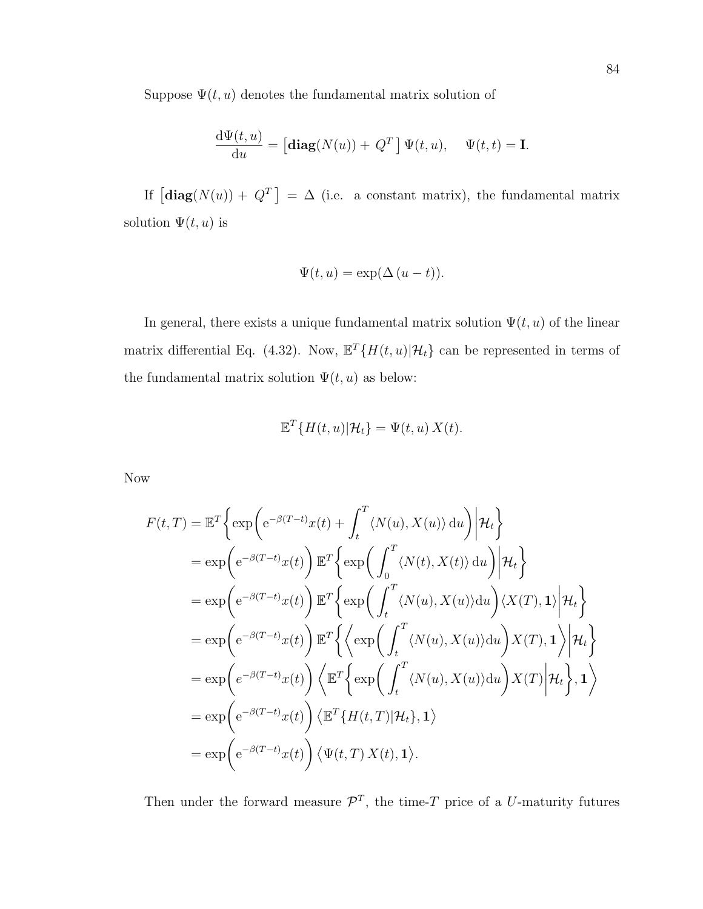Suppose $\Psi(t,u)$ denotes the fundamental matrix solution of

$$\frac{\mathrm{d}\Psi(t,u)}{\mathrm{d}u} = \left[\mathbf{diag}(N(u)) + Q^T\right]\Psi(t,u), \quad \Psi(t,t) = \mathbf{I}.$$

If $\left[\mathbf{diag}(N(u)) + Q^T\right] = \Delta$ (i.e. a constant matrix), the fundamental matrix solution $\Psi(t,u)$ is

$$\Psi(t,u) = \exp(\Delta\,(u-t)).$$

In general, there exists a unique fundamental matrix solution $\Psi(t,u)$ of the linear matrix differential Eq. (4.32). Now, $\mathbb{E}^T\{H(t,u)|\mathcal{H}_t\}$ can be represented in terms of the fundamental matrix solution $\Psi(t,u)$ as below:

$$\mathbb{E}^T\{H(t,u)|\mathcal{H}_t\} = \Psi(t,u)\,X(t).$$

Now

$$\begin{aligned}
F(t,T) &= \mathbb{E}^T\bigg\{\exp\bigg(\mathrm{e}^{-\beta(T-t)}x(t) + \int_t^T \langle N(u), X(u)\rangle\,\mathrm{d}u\bigg)\bigg|\mathcal{H}_t\bigg\} \\
&= \exp\bigg(\mathrm{e}^{-\beta(T-t)}x(t)\bigg)\,\mathbb{E}^T\bigg\{\exp\bigg(\int_0^T \langle N(t), X(t)\rangle\,\mathrm{d}u\bigg)\bigg|\mathcal{H}_t\bigg\} \\
&= \exp\bigg(\mathrm{e}^{-\beta(T-t)}x(t)\bigg)\,\mathbb{E}^T\bigg\{\exp\bigg(\int_t^T \langle N(u), X(u)\rangle\mathrm{d}u\bigg)\langle X(T), \mathbf{1}\rangle\bigg|\mathcal{H}_t\bigg\} \\
&= \exp\bigg(\mathrm{e}^{-\beta(T-t)}x(t)\bigg)\,\mathbb{E}^T\bigg\{\bigg\langle\exp\bigg(\int_t^T \langle N(u), X(u)\rangle\mathrm{d}u\bigg)X(T), \mathbf{1}\bigg\rangle\bigg|\mathcal{H}_t\bigg\} \\
&= \exp\bigg(e^{-\beta(T-t)}x(t)\bigg)\,\bigg\langle\mathbb{E}^T\bigg\{\exp\bigg(\int_t^T \langle N(u), X(u)\rangle\mathrm{d}u\bigg)X(T)\bigg|\mathcal{H}_t\bigg\}, \mathbf{1}\bigg\rangle \\
&= \exp\bigg(\mathrm{e}^{-\beta(T-t)}x(t)\bigg)\,\big\langle\mathbb{E}^T\{H(t,T)|\mathcal{H}_t\}, \mathbf{1}\big\rangle \\
&= \exp\bigg(\mathrm{e}^{-\beta(T-t)}x(t)\bigg)\,\big\langle\Psi(t,T)\,X(t), \mathbf{1}\big\rangle.
\end{aligned}$$

Then under the forward measure $\mathcal{P}^T$, the time-$T$ price of a $U$-maturity futures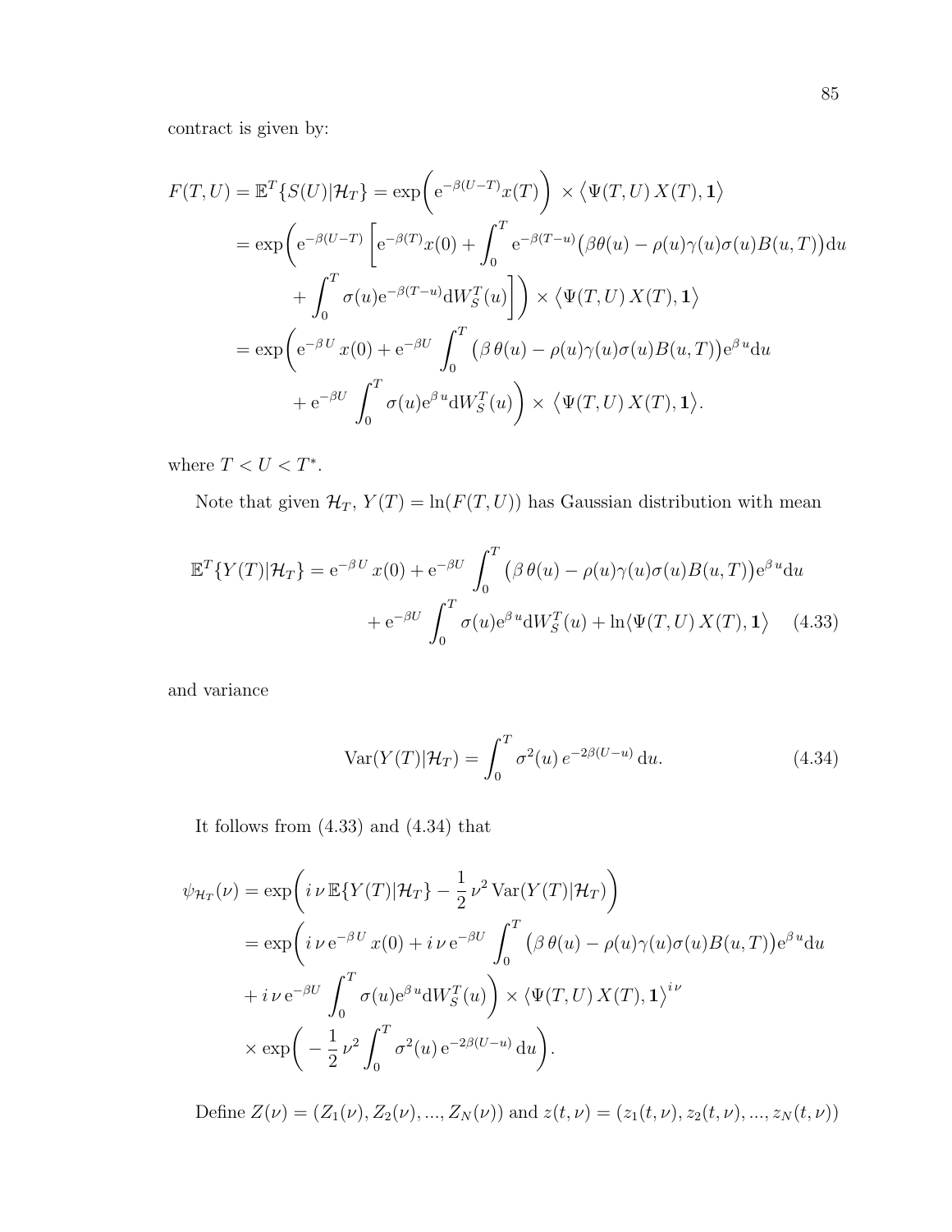contract is given by:

$$
\begin{aligned}
F(T,U) &= \mathbb{E}^T\{S(U)|\mathcal{H}_T\} = \exp\bigg(\mathrm{e}^{-\beta(U-T)}x(T)\bigg) \times \big\langle \Psi(T,U)\, X(T), \mathbf{1}\big\rangle \\
&= \exp\bigg(\mathrm{e}^{-\beta(U-T)}\bigg[\mathrm{e}^{-\beta(T)}x(0) + \int_0^T \mathrm{e}^{-\beta(T-u)}\big(\beta\theta(u) - \rho(u)\gamma(u)\sigma(u)B(u,T)\big)\mathrm{d}u \\
&\qquad + \int_0^T \sigma(u)\mathrm{e}^{-\beta(T-u)}\mathrm{d}W_S^T(u)\bigg]\bigg) \times \big\langle \Psi(T,U)\, X(T), \mathbf{1}\big\rangle \\
&= \exp\bigg(\mathrm{e}^{-\beta U}\, x(0) + \mathrm{e}^{-\beta U}\int_0^T \big(\beta\,\theta(u) - \rho(u)\gamma(u)\sigma(u)B(u,T)\big)\mathrm{e}^{\beta u}\mathrm{d}u \\
&\qquad + \mathrm{e}^{-\beta U}\int_0^T \sigma(u)\mathrm{e}^{\beta u}\mathrm{d}W_S^T(u)\bigg) \times \big\langle \Psi(T,U)\, X(T), \mathbf{1}\big\rangle.
\end{aligned}
$$

where $T < U < T^*$.

Note that given $\mathcal{H}_T$, $Y(T) = \ln(F(T,U))$ has Gaussian distribution with mean

$$
\begin{aligned}
\mathbb{E}^T\{Y(T)|\mathcal{H}_T\} &= \mathrm{e}^{-\beta U}\, x(0) + \mathrm{e}^{-\beta U}\int_0^T \big(\beta\,\theta(u) - \rho(u)\gamma(u)\sigma(u)B(u,T)\big)\mathrm{e}^{\beta u}\mathrm{d}u \\
&\qquad + \mathrm{e}^{-\beta U}\int_0^T \sigma(u)\mathrm{e}^{\beta u}\mathrm{d}W_S^T(u) + \ln\langle\Psi(T,U)\, X(T), \mathbf{1}\big\rangle \qquad (4.33)
\end{aligned}
$$

and variance

$$
\mathrm{Var}(Y(T)|\mathcal{H}_T) = \int_0^T \sigma^2(u)\, e^{-2\beta(U-u)}\,\mathrm{d}u. \qquad (4.34)
$$

It follows from (4.33) and (4.34) that

$$
\begin{aligned}
\psi_{\mathcal{H}_T}(\nu) &= \exp\bigg(i\,\nu\,\mathbb{E}\{Y(T)|\mathcal{H}_T\} - \frac{1}{2}\,\nu^2\,\mathrm{Var}(Y(T)|\mathcal{H}_T)\bigg) \\
&= \exp\bigg(i\,\nu\,\mathrm{e}^{-\beta U}\, x(0) + i\,\nu\,\mathrm{e}^{-\beta U}\int_0^T \big(\beta\,\theta(u) - \rho(u)\gamma(u)\sigma(u)B(u,T)\big)\mathrm{e}^{\beta u}\mathrm{d}u \\
&+ i\,\nu\,\mathrm{e}^{-\beta U}\int_0^T \sigma(u)\mathrm{e}^{\beta u}\mathrm{d}W_S^T(u)\bigg) \times \langle\Psi(T,U)\, X(T), \mathbf{1}\big\rangle^{i\,\nu} \\
&\times \exp\bigg(-\frac{1}{2}\,\nu^2\int_0^T \sigma^2(u)\,\mathrm{e}^{-2\beta(U-u)}\,\mathrm{d}u\bigg).
\end{aligned}
$$

Define $Z(\nu) = (Z_1(\nu), Z_2(\nu), ..., Z_N(\nu))$ and $z(t,\nu) = (z_1(t,\nu), z_2(t,\nu), ..., z_N(t,\nu))$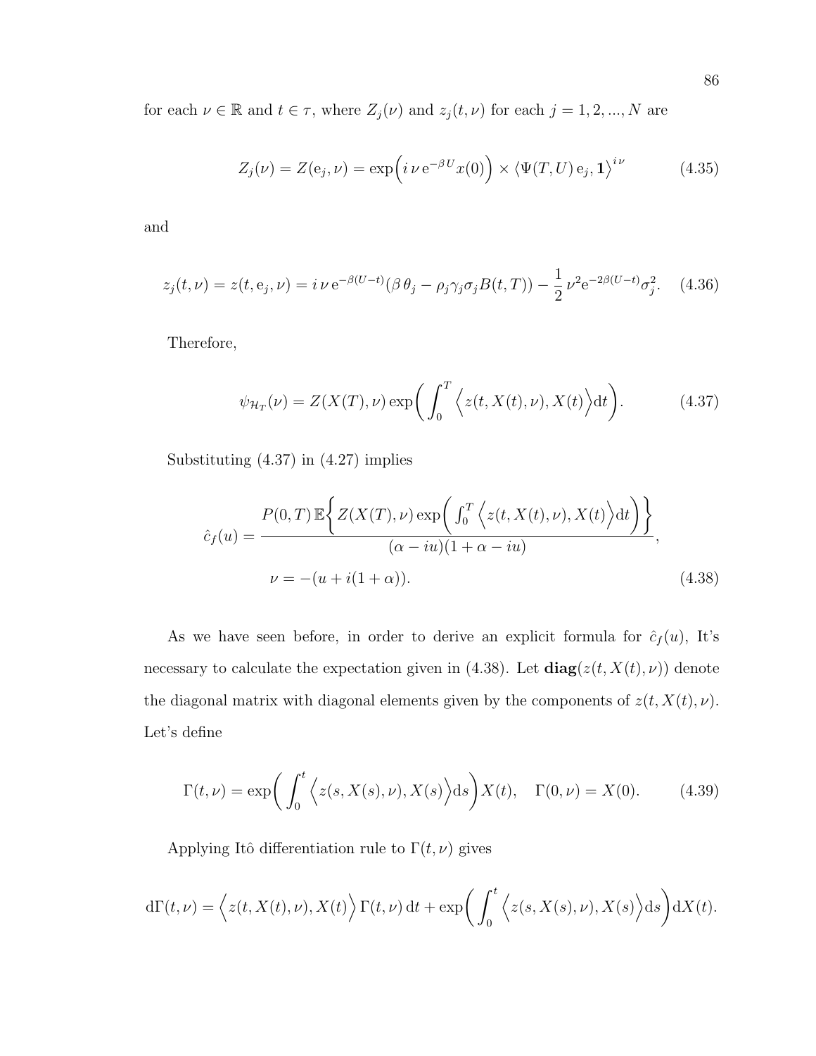for each $\nu \in \mathbb{R}$ and $t \in \tau$, where $Z_j(\nu)$ and $z_j(t,\nu)$ for each $j = 1, 2, ..., N$ are

$$Z_j(\nu) = Z(\mathrm{e}_j, \nu) = \exp\Big(i\,\nu\,\mathrm{e}^{-\beta U}x(0)\Big) \times \langle \Psi(T,U)\,\mathrm{e}_j, \mathbf{1}\rangle^{i\,\nu} \tag{4.35}$$

and

$$z_j(t,\nu) = z(t,\mathrm{e}_j,\nu) = i\,\nu\,\mathrm{e}^{-\beta(U-t)}(\beta\,\theta_j - \rho_j\gamma_j\sigma_j B(t,T)) - \frac{1}{2}\,\nu^2\mathrm{e}^{-2\beta(U-t)}\sigma_j^2. \tag{4.36}$$

Therefore,

$$\psi_{\mathcal{H}_T}(\nu) = Z(X(T),\nu)\exp\bigg(\int_0^T \Big\langle z(t,X(t),\nu), X(t)\Big\rangle \mathrm{d}t\bigg). \tag{4.37}$$

Substituting (4.37) in (4.27) implies

$$\hat{c}_f(u) = \frac{P(0,T)\,\mathbb{E}\bigg\{Z(X(T),\nu)\exp\bigg(\int_0^T \Big\langle z(t,X(t),\nu), X(t)\Big\rangle \mathrm{d}t\bigg)\bigg\}}{(\alpha - iu)(1+\alpha - iu)},$$

$$\nu = -(u + i(1+\alpha)). \tag{4.38}$$

As we have seen before, in order to derive an explicit formula for $\hat{c}_f(u)$, It's necessary to calculate the expectation given in (4.38). Let $\mathbf{diag}(z(t,X(t),\nu))$ denote the diagonal matrix with diagonal elements given by the components of $z(t,X(t),\nu)$. Let's define

$$\Gamma(t,\nu) = \exp\bigg(\int_0^t \Big\langle z(s,X(s),\nu), X(s)\Big\rangle \mathrm{d}s\bigg)X(t), \quad \Gamma(0,\nu) = X(0). \tag{4.39}$$

Applying Itô differentiation rule to $\Gamma(t,\nu)$ gives

$$\mathrm{d}\Gamma(t,\nu) = \Big\langle z(t,X(t),\nu), X(t)\Big\rangle\,\Gamma(t,\nu)\,\mathrm{d}t + \exp\bigg(\int_0^t \Big\langle z(s,X(s),\nu), X(s)\Big\rangle \mathrm{d}s\bigg)\mathrm{d}X(t).$$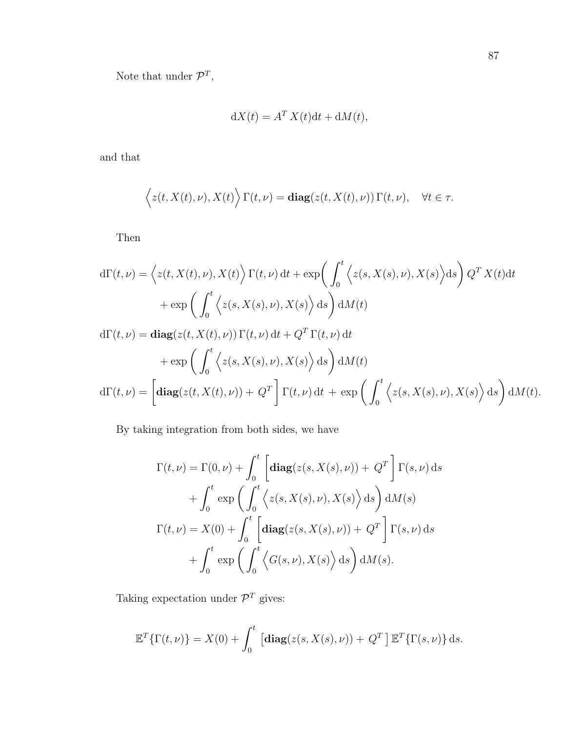Note that under $\mathcal{P}^T$,

$$\mathrm{d}X(t) = A^T X(t)\mathrm{d}t + \mathrm{d}M(t),$$

and that

$$\Big\langle z(t, X(t), \nu), X(t) \Big\rangle \, \Gamma(t, \nu) = \mathbf{diag}(z(t, X(t), \nu)) \, \Gamma(t, \nu), \quad \forall t \in \tau.$$

Then

$$\begin{aligned}
\mathrm{d}\Gamma(t, \nu) &= \Big\langle z(t, X(t), \nu), X(t) \Big\rangle \, \Gamma(t, \nu) \, \mathrm{d}t + \exp\bigg( \int_0^t \Big\langle z(s, X(s), \nu), X(s) \Big\rangle \mathrm{d}s \bigg) \, Q^T X(t)\mathrm{d}t \\
&\quad + \exp\bigg( \int_0^t \Big\langle z(s, X(s), \nu), X(s) \Big\rangle \, \mathrm{d}s \bigg) \, \mathrm{d}M(t) \\
\mathrm{d}\Gamma(t, \nu) &= \mathbf{diag}(z(t, X(t), \nu)) \, \Gamma(t, \nu) \, \mathrm{d}t + Q^T \, \Gamma(t, \nu) \, \mathrm{d}t \\
&\quad + \exp\bigg( \int_0^t \Big\langle z(s, X(s), \nu), X(s) \Big\rangle \, \mathrm{d}s \bigg) \, \mathrm{d}M(t) \\
\mathrm{d}\Gamma(t, \nu) &= \bigg[ \mathbf{diag}(z(t, X(t), \nu)) + \, Q^T \bigg] \, \Gamma(t, \nu) \, \mathrm{d}t \, + \, \exp\bigg( \int_0^t \Big\langle z(s, X(s), \nu), X(s) \Big\rangle \, \mathrm{d}s \bigg) \, \mathrm{d}M(t).
\end{aligned}$$

By taking integration from both sides, we have

$$\begin{aligned}
\Gamma(t, \nu) &= \Gamma(0, \nu) + \int_0^t \, \bigg[ \mathbf{diag}(z(s, X(s), \nu)) + \, Q^T \bigg] \, \Gamma(s, \nu) \, \mathrm{d}s \\
&\quad + \int_0^t \, \exp\bigg( \int_0^t \Big\langle z(s, X(s), \nu), X(s) \Big\rangle \, \mathrm{d}s \bigg) \, \mathrm{d}M(s) \\
\Gamma(t, \nu) &= X(0) + \int_0^t \, \bigg[ \mathbf{diag}(z(s, X(s), \nu)) + \, Q^T \bigg] \, \Gamma(s, \nu) \, \mathrm{d}s \\
&\quad + \int_0^t \, \exp\bigg( \int_0^t \Big\langle G(s, \nu), X(s) \Big\rangle \, \mathrm{d}s \bigg) \, \mathrm{d}M(s).
\end{aligned}$$

Taking expectation under $\mathcal{P}^T$ gives:

$$\mathbb{E}^T\{\Gamma(t, \nu)\} = X(0) + \int_0^t \, \big[ \mathbf{diag}(z(s, X(s), \nu)) + \, Q^T \big] \, \mathbb{E}^T\{\Gamma(s, \nu)\} \, \mathrm{d}s.$$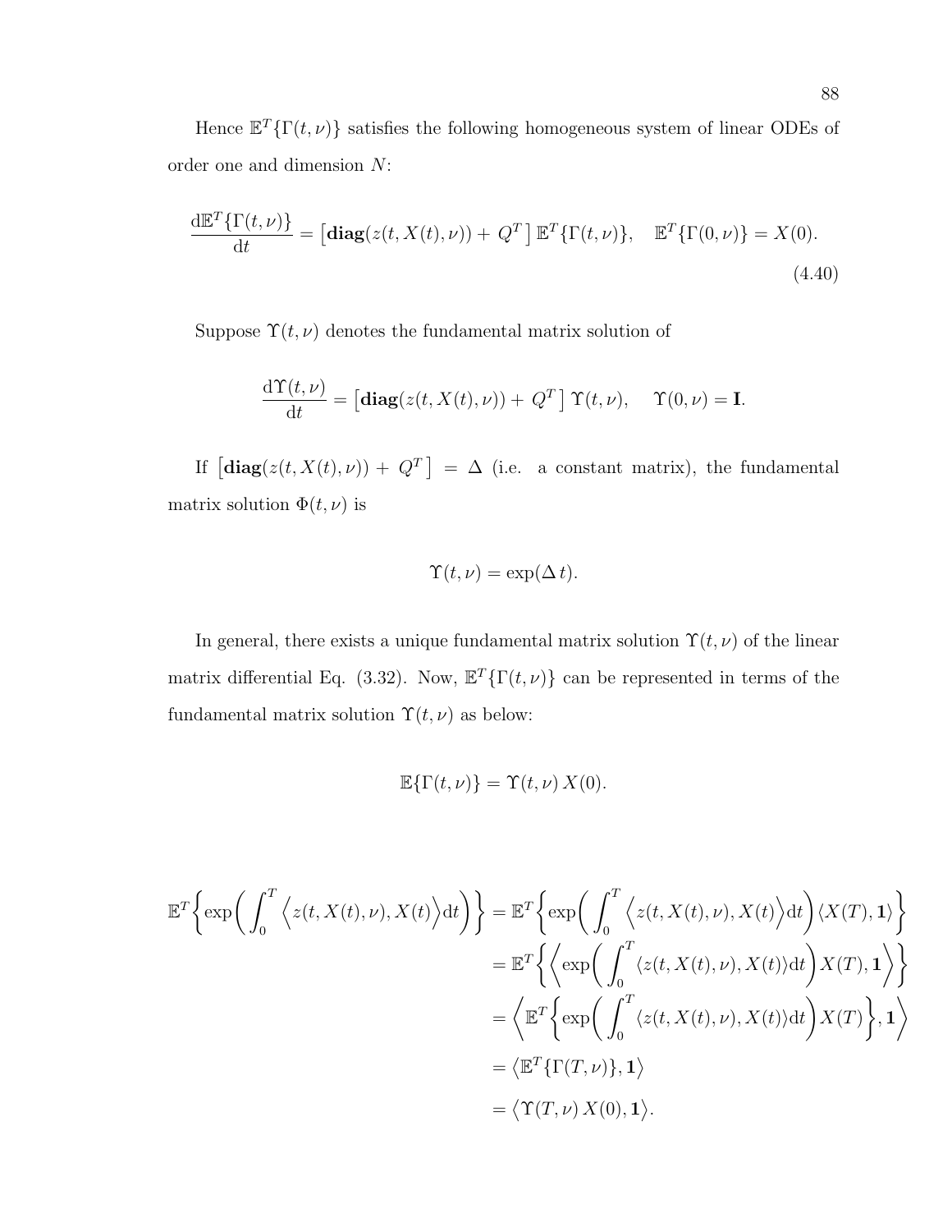Hence $\mathbb{E}^T\{\Gamma(t,\nu)\}$ satisfies the following homogeneous system of linear ODEs of order one and dimension $N$:

$$\frac{\mathrm{d}\mathbb{E}^T\{\Gamma(t,\nu)\}}{\mathrm{d}t} = \left[\mathbf{diag}(z(t,X(t),\nu)) + Q^T\right]\mathbb{E}^T\{\Gamma(t,\nu)\}, \quad \mathbb{E}^T\{\Gamma(0,\nu)\} = X(0). \tag{4.40}$$

Suppose $\Upsilon(t,\nu)$ denotes the fundamental matrix solution of

$$\frac{\mathrm{d}\Upsilon(t,\nu)}{\mathrm{d}t} = \left[\mathbf{diag}(z(t,X(t),\nu)) + Q^T\right]\Upsilon(t,\nu), \quad \Upsilon(0,\nu) = \mathbf{I}.$$

If $\left[\mathbf{diag}(z(t,X(t),\nu)) + Q^T\right] = \Delta$ (i.e. a constant matrix), the fundamental matrix solution $\Phi(t,\nu)$ is

$$\Upsilon(t,\nu) = \exp(\Delta\, t).$$

In general, there exists a unique fundamental matrix solution $\Upsilon(t,\nu)$ of the linear matrix differential Eq. (3.32). Now, $\mathbb{E}^T\{\Gamma(t,\nu)\}$ can be represented in terms of the fundamental matrix solution $\Upsilon(t,\nu)$ as below:

$$\mathbb{E}\{\Gamma(t,\nu)\} = \Upsilon(t,\nu)\, X(0).$$

$$\begin{aligned}
\mathbb{E}^T\Big\{\exp\Big(\int_0^T \Big\langle z(t,X(t),\nu), X(t)\Big\rangle \mathrm{d}t\Big)\Big\} &= \mathbb{E}^T\Big\{\exp\Big(\int_0^T \Big\langle z(t,X(t),\nu), X(t)\Big\rangle \mathrm{d}t\Big)\langle X(T), \mathbf{1}\rangle\Big\} \\
&= \mathbb{E}^T\Big\{\Big\langle \exp\Big(\int_0^T \langle z(t,X(t),\nu), X(t)\rangle \mathrm{d}t\Big) X(T), \mathbf{1}\Big\rangle\Big\} \\
&= \Big\langle \mathbb{E}^T\Big\{\exp\Big(\int_0^T \langle z(t,X(t),\nu), X(t)\rangle \mathrm{d}t\Big) X(T)\Big\}, \mathbf{1}\Big\rangle \\
&= \big\langle \mathbb{E}^T\{\Gamma(T,\nu)\}, \mathbf{1}\big\rangle \\
&= \big\langle \Upsilon(T,\nu)\, X(0), \mathbf{1}\big\rangle.
\end{aligned}$$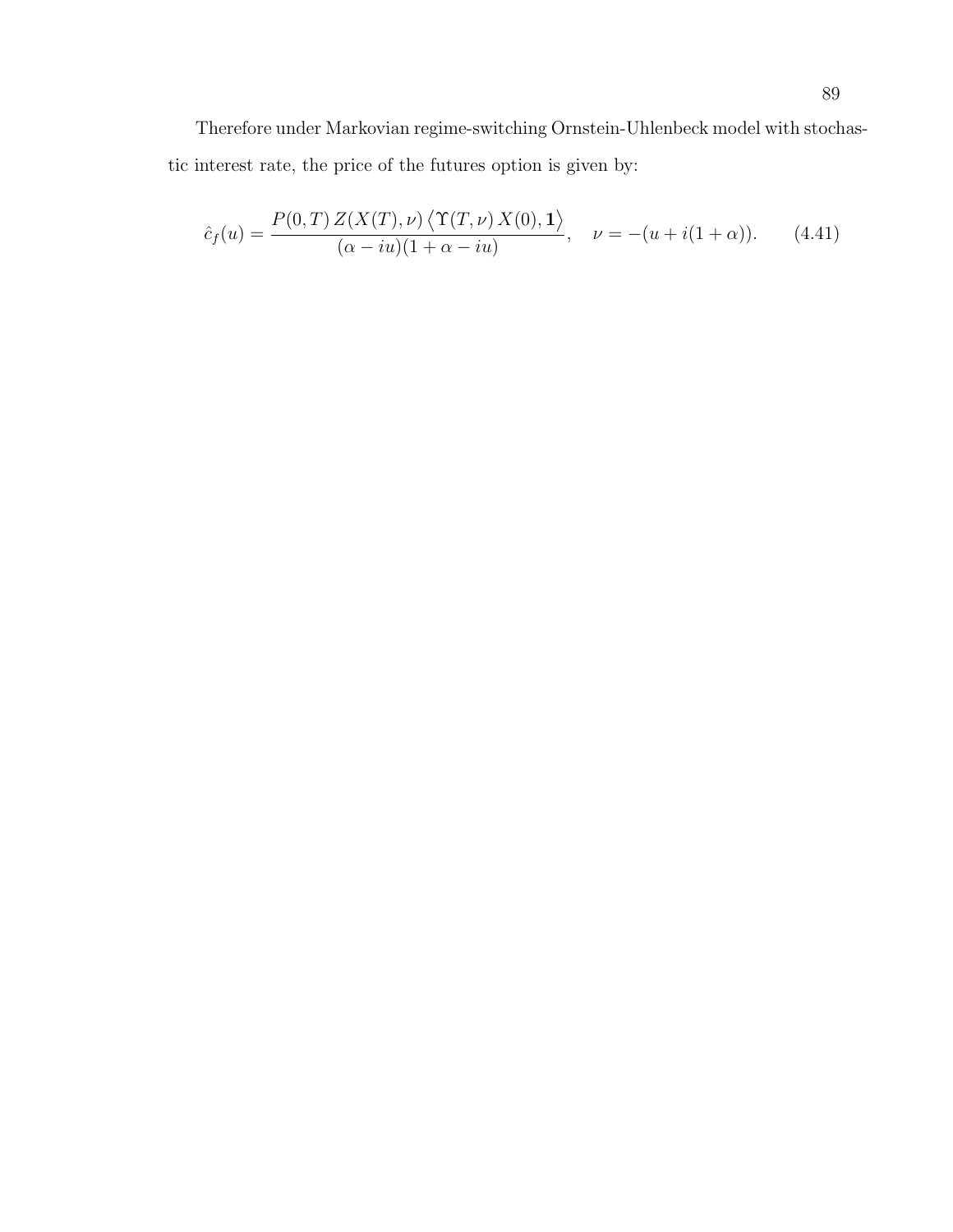Therefore under Markovian regime-switching Ornstein-Uhlenbeck model with stochastic interest rate, the price of the futures option is given by:

$$\hat{c}_f(u) = \frac{P(0,T)\, Z(X(T),\nu) \left\langle \Upsilon(T,\nu)\, X(0), \mathbf{1} \right\rangle}{(\alpha - iu)(1+\alpha - iu)}, \quad \nu = -(u + i(1+\alpha)). \qquad (4.41)$$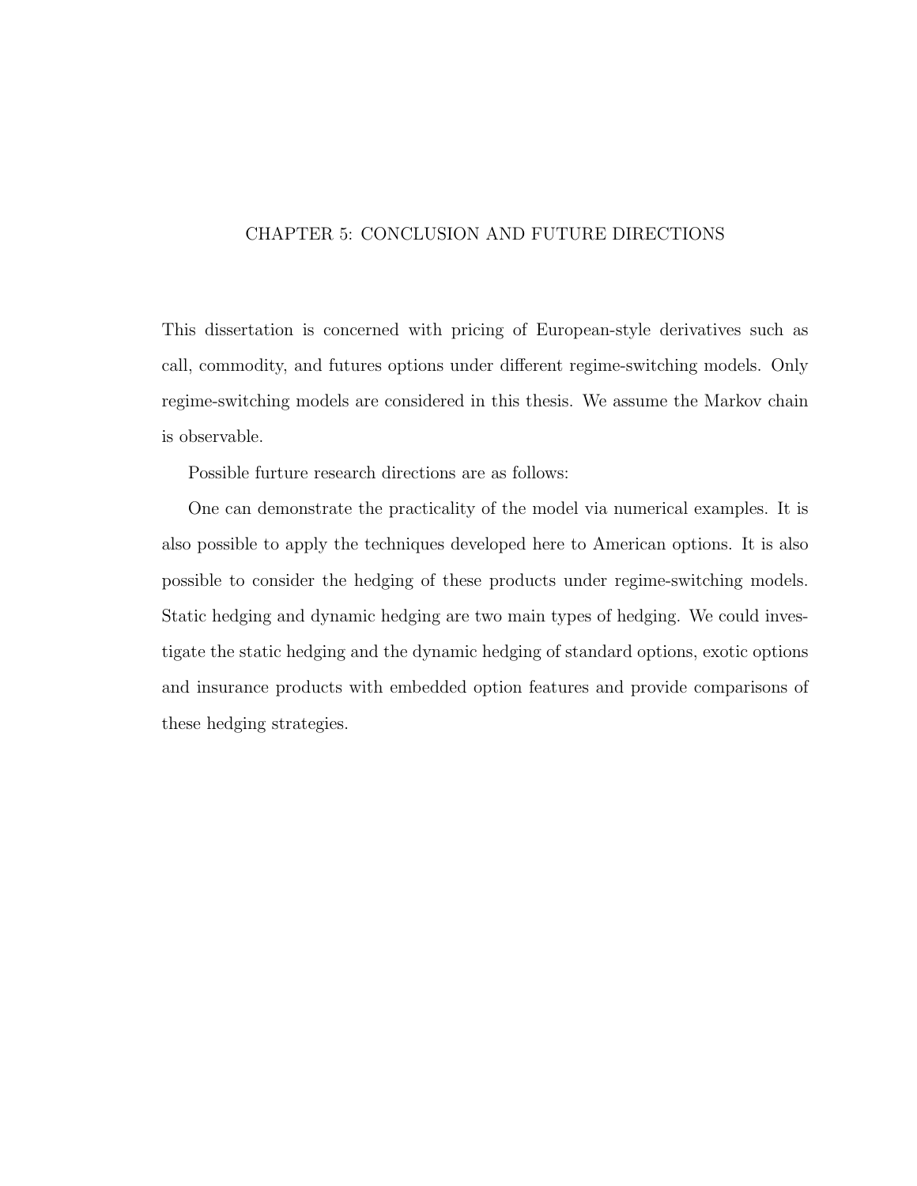# CHAPTER 5: CONCLUSION AND FUTURE DIRECTIONS

This dissertation is concerned with pricing of European-style derivatives such as call, commodity, and futures options under different regime-switching models. Only regime-switching models are considered in this thesis. We assume the Markov chain is observable.

Possible furture research directions are as follows:

One can demonstrate the practicality of the model via numerical examples. It is also possible to apply the techniques developed here to American options. It is also possible to consider the hedging of these products under regime-switching models. Static hedging and dynamic hedging are two main types of hedging. We could investigate the static hedging and the dynamic hedging of standard options, exotic options and insurance products with embedded option features and provide comparisons of these hedging strategies.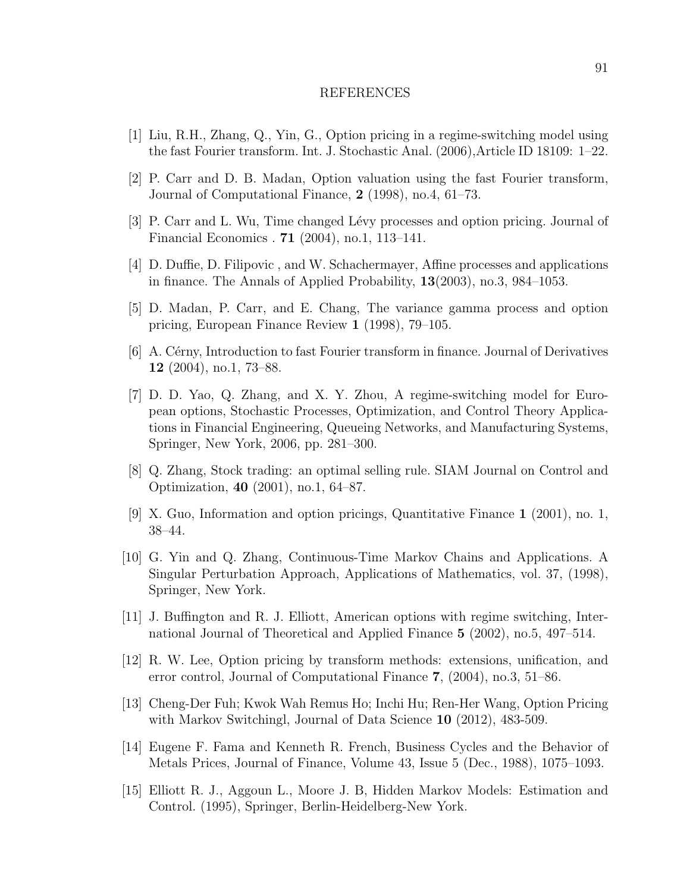# REFERENCES

[1] Liu, R.H., Zhang, Q., Yin, G., Option pricing in a regime-switching model using the fast Fourier transform. Int. J. Stochastic Anal. (2006),Article ID 18109: 1–22.

[2] P. Carr and D. B. Madan, Option valuation using the fast Fourier transform, Journal of Computational Finance, **2** (1998), no.4, 61–73.

[3] P. Carr and L. Wu, Time changed Lévy processes and option pricing. Journal of Financial Economics . **71** (2004), no.1, 113–141.

[4] D. Duffie, D. Filipovic , and W. Schachermayer, Affine processes and applications in finance. The Annals of Applied Probability, **13**(2003), no.3, 984–1053.

[5] D. Madan, P. Carr, and E. Chang, The variance gamma process and option pricing, European Finance Review **1** (1998), 79–105.

[6] A. Cérny, Introduction to fast Fourier transform in finance. Journal of Derivatives **12** (2004), no.1, 73–88.

[7] D. D. Yao, Q. Zhang, and X. Y. Zhou, A regime-switching model for European options, Stochastic Processes, Optimization, and Control Theory Applications in Financial Engineering, Queueing Networks, and Manufacturing Systems, Springer, New York, 2006, pp. 281–300.

[8] Q. Zhang, Stock trading: an optimal selling rule. SIAM Journal on Control and Optimization, **40** (2001), no.1, 64–87.

[9] X. Guo, Information and option pricings, Quantitative Finance **1** (2001), no. 1, 38–44.

[10] G. Yin and Q. Zhang, Continuous-Time Markov Chains and Applications. A Singular Perturbation Approach, Applications of Mathematics, vol. 37, (1998), Springer, New York.

[11] J. Buffington and R. J. Elliott, American options with regime switching, International Journal of Theoretical and Applied Finance **5** (2002), no.5, 497–514.

[12] R. W. Lee, Option pricing by transform methods: extensions, unification, and error control, Journal of Computational Finance **7**, (2004), no.3, 51–86.

[13] Cheng-Der Fuh; Kwok Wah Remus Ho; Inchi Hu; Ren-Her Wang, Option Pricing with Markov Switchingl, Journal of Data Science **10** (2012), 483-509.

[14] Eugene F. Fama and Kenneth R. French, Business Cycles and the Behavior of Metals Prices, Journal of Finance, Volume 43, Issue 5 (Dec., 1988), 1075–1093.

[15] Elliott R. J., Aggoun L., Moore J. B, Hidden Markov Models: Estimation and Control. (1995), Springer, Berlin-Heidelberg-New York.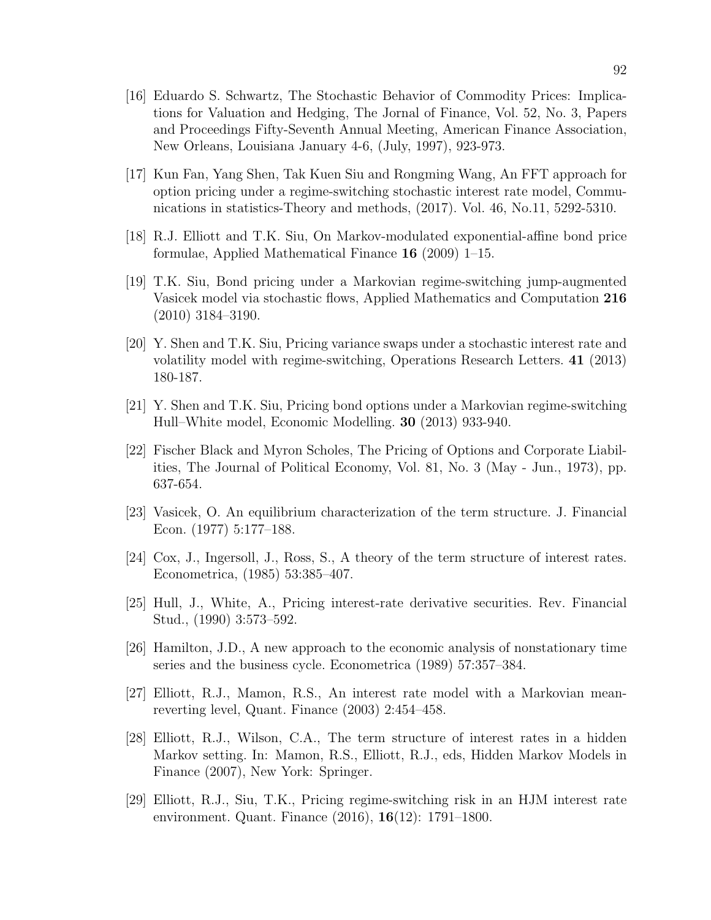[16] Eduardo S. Schwartz, The Stochastic Behavior of Commodity Prices: Implications for Valuation and Hedging, The Jornal of Finance, Vol. 52, No. 3, Papers and Proceedings Fifty-Seventh Annual Meeting, American Finance Association, New Orleans, Louisiana January 4-6, (July, 1997), 923-973.

[17] Kun Fan, Yang Shen, Tak Kuen Siu and Rongming Wang, An FFT approach for option pricing under a regime-switching stochastic interest rate model, Communications in statistics-Theory and methods, (2017). Vol. 46, No.11, 5292-5310.

[18] R.J. Elliott and T.K. Siu, On Markov-modulated exponential-affine bond price formulae, Applied Mathematical Finance **16** (2009) 1–15.

[19] T.K. Siu, Bond pricing under a Markovian regime-switching jump-augmented Vasicek model via stochastic flows, Applied Mathematics and Computation **216** (2010) 3184–3190.

[20] Y. Shen and T.K. Siu, Pricing variance swaps under a stochastic interest rate and volatility model with regime-switching, Operations Research Letters. **41** (2013) 180-187.

[21] Y. Shen and T.K. Siu, Pricing bond options under a Markovian regime-switching Hull–White model, Economic Modelling. **30** (2013) 933-940.

[22] Fischer Black and Myron Scholes, The Pricing of Options and Corporate Liabilities, The Journal of Political Economy, Vol. 81, No. 3 (May - Jun., 1973), pp. 637-654.

[23] Vasicek, O. An equilibrium characterization of the term structure. J. Financial Econ. (1977) 5:177–188.

[24] Cox, J., Ingersoll, J., Ross, S., A theory of the term structure of interest rates. Econometrica, (1985) 53:385–407.

[25] Hull, J., White, A., Pricing interest-rate derivative securities. Rev. Financial Stud., (1990) 3:573–592.

[26] Hamilton, J.D., A new approach to the economic analysis of nonstationary time series and the business cycle. Econometrica (1989) 57:357–384.

[27] Elliott, R.J., Mamon, R.S., An interest rate model with a Markovian mean-reverting level, Quant. Finance (2003) 2:454–458.

[28] Elliott, R.J., Wilson, C.A., The term structure of interest rates in a hidden Markov setting. In: Mamon, R.S., Elliott, R.J., eds, Hidden Markov Models in Finance (2007), New York: Springer.

[29] Elliott, R.J., Siu, T.K., Pricing regime-switching risk in an HJM interest rate environment. Quant. Finance (2016), **16**(12): 1791–1800.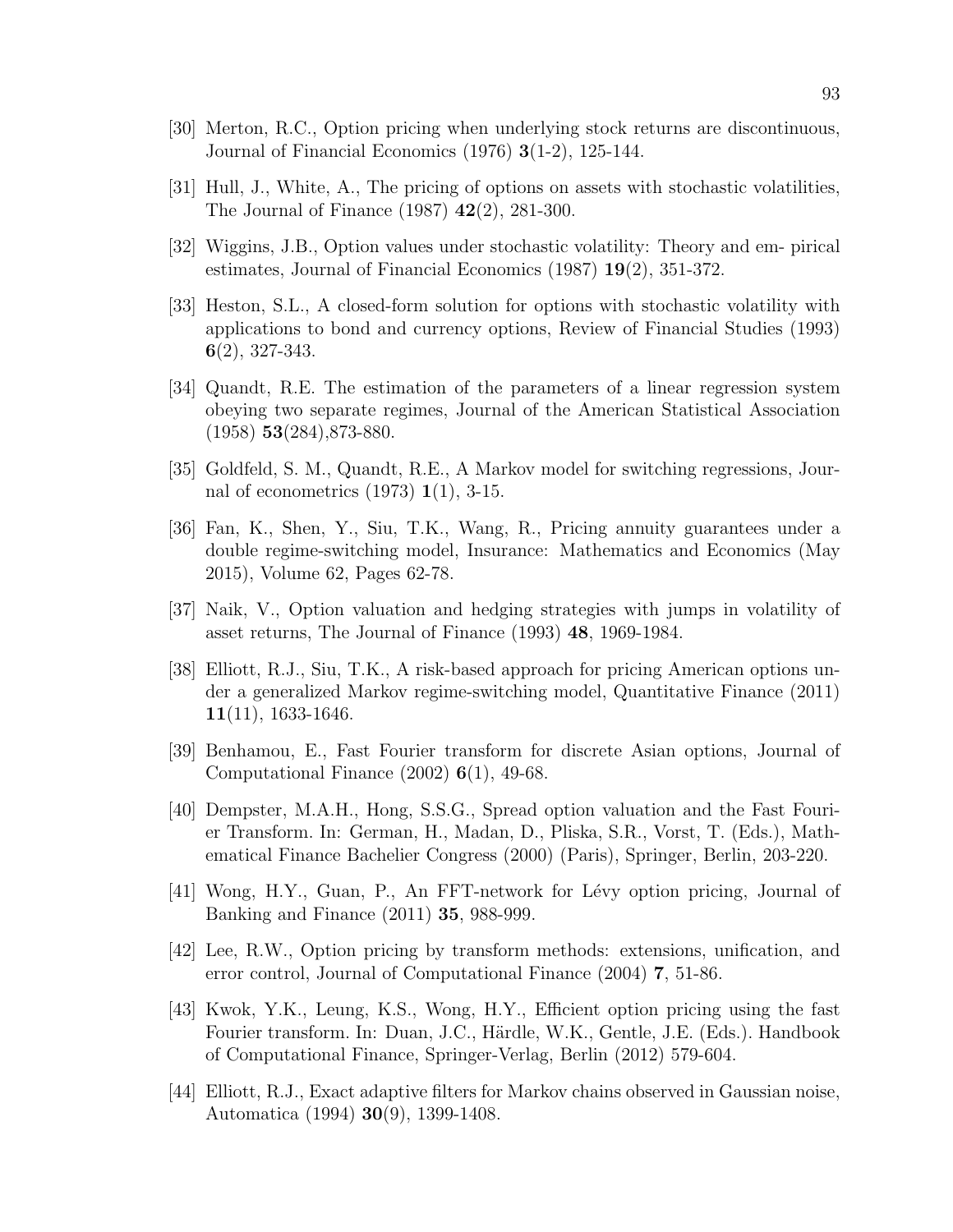[30] Merton, R.C., Option pricing when underlying stock returns are discontinuous, Journal of Financial Economics (1976) **3**(1-2), 125-144.

[31] Hull, J., White, A., The pricing of options on assets with stochastic volatilities, The Journal of Finance (1987) **42**(2), 281-300.

[32] Wiggins, J.B., Option values under stochastic volatility: Theory and em- pirical estimates, Journal of Financial Economics (1987) **19**(2), 351-372.

[33] Heston, S.L., A closed-form solution for options with stochastic volatility with applications to bond and currency options, Review of Financial Studies (1993) **6**(2), 327-343.

[34] Quandt, R.E. The estimation of the parameters of a linear regression system obeying two separate regimes, Journal of the American Statistical Association (1958) **53**(284),873-880.

[35] Goldfeld, S. M., Quandt, R.E., A Markov model for switching regressions, Journal of econometrics (1973) **1**(1), 3-15.

[36] Fan, K., Shen, Y., Siu, T.K., Wang, R., Pricing annuity guarantees under a double regime-switching model, Insurance: Mathematics and Economics (May 2015), Volume 62, Pages 62-78.

[37] Naik, V., Option valuation and hedging strategies with jumps in volatility of asset returns, The Journal of Finance (1993) **48**, 1969-1984.

[38] Elliott, R.J., Siu, T.K., A risk-based approach for pricing American options under a generalized Markov regime-switching model, Quantitative Finance (2011) **11**(11), 1633-1646.

[39] Benhamou, E., Fast Fourier transform for discrete Asian options, Journal of Computational Finance (2002) **6**(1), 49-68.

[40] Dempster, M.A.H., Hong, S.S.G., Spread option valuation and the Fast Fourier Transform. In: German, H., Madan, D., Pliska, S.R., Vorst, T. (Eds.), Mathematical Finance Bachelier Congress (2000) (Paris), Springer, Berlin, 203-220.

[41] Wong, H.Y., Guan, P., An FFT-network for Lévy option pricing, Journal of Banking and Finance (2011) **35**, 988-999.

[42] Lee, R.W., Option pricing by transform methods: extensions, unification, and error control, Journal of Computational Finance (2004) **7**, 51-86.

[43] Kwok, Y.K., Leung, K.S., Wong, H.Y., Efficient option pricing using the fast Fourier transform. In: Duan, J.C., Härdle, W.K., Gentle, J.E. (Eds.). Handbook of Computational Finance, Springer-Verlag, Berlin (2012) 579-604.

[44] Elliott, R.J., Exact adaptive filters for Markov chains observed in Gaussian noise, Automatica (1994) **30**(9), 1399-1408.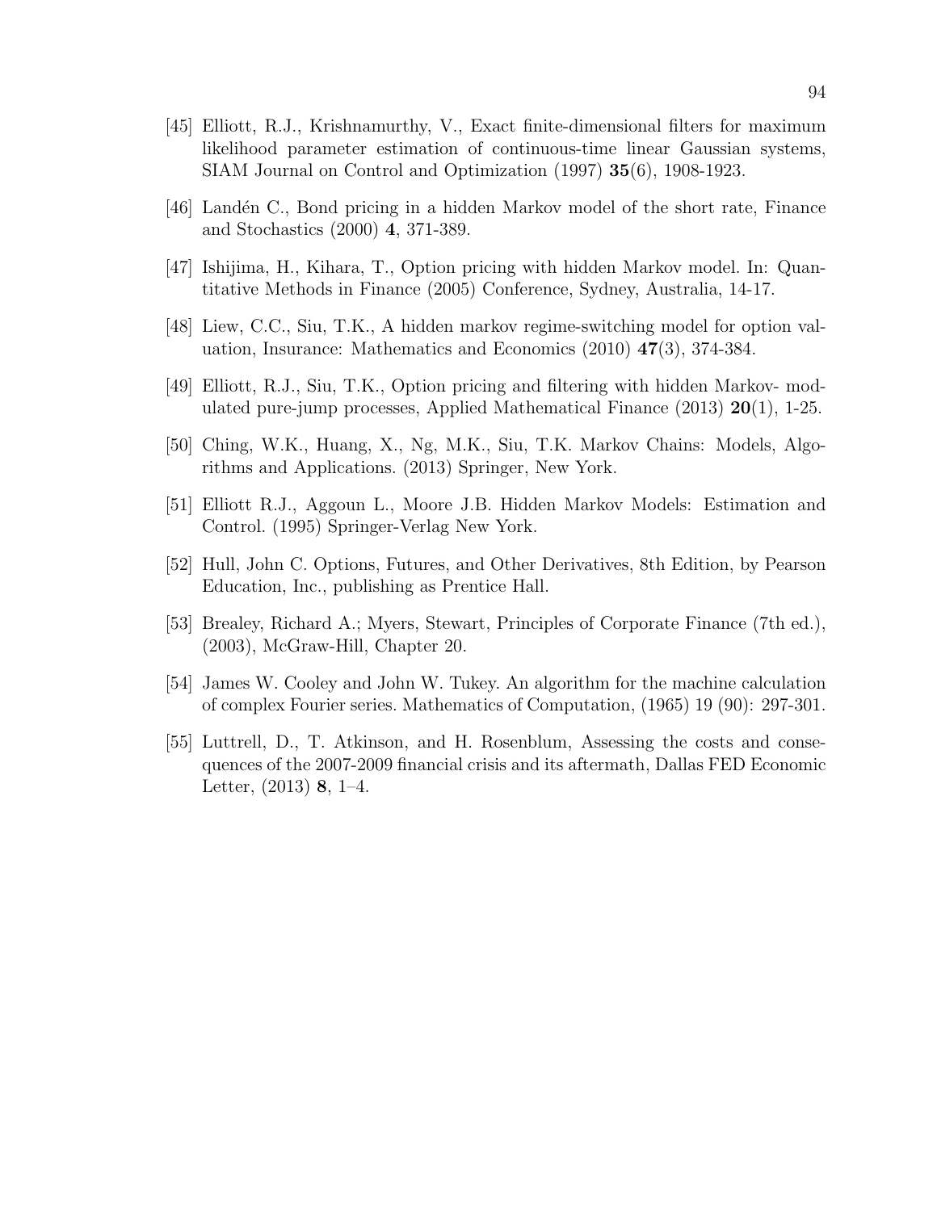[45] Elliott, R.J., Krishnamurthy, V., Exact finite-dimensional filters for maximum likelihood parameter estimation of continuous-time linear Gaussian systems, SIAM Journal on Control and Optimization (1997) **35**(6), 1908-1923.

[46] Landén C., Bond pricing in a hidden Markov model of the short rate, Finance and Stochastics (2000) **4**, 371-389.

[47] Ishijima, H., Kihara, T., Option pricing with hidden Markov model. In: Quantitative Methods in Finance (2005) Conference, Sydney, Australia, 14-17.

[48] Liew, C.C., Siu, T.K., A hidden markov regime-switching model for option valuation, Insurance: Mathematics and Economics (2010) **47**(3), 374-384.

[49] Elliott, R.J., Siu, T.K., Option pricing and filtering with hidden Markov- modulated pure-jump processes, Applied Mathematical Finance (2013) **20**(1), 1-25.

[50] Ching, W.K., Huang, X., Ng, M.K., Siu, T.K. Markov Chains: Models, Algorithms and Applications. (2013) Springer, New York.

[51] Elliott R.J., Aggoun L., Moore J.B. Hidden Markov Models: Estimation and Control. (1995) Springer-Verlag New York.

[52] Hull, John C. Options, Futures, and Other Derivatives, 8th Edition, by Pearson Education, Inc., publishing as Prentice Hall.

[53] Brealey, Richard A.; Myers, Stewart, Principles of Corporate Finance (7th ed.), (2003), McGraw-Hill, Chapter 20.

[54] James W. Cooley and John W. Tukey. An algorithm for the machine calculation of complex Fourier series. Mathematics of Computation, (1965) 19 (90): 297-301.

[55] Luttrell, D., T. Atkinson, and H. Rosenblum, Assessing the costs and consequences of the 2007-2009 financial crisis and its aftermath, Dallas FED Economic Letter, (2013) **8**, 1–4.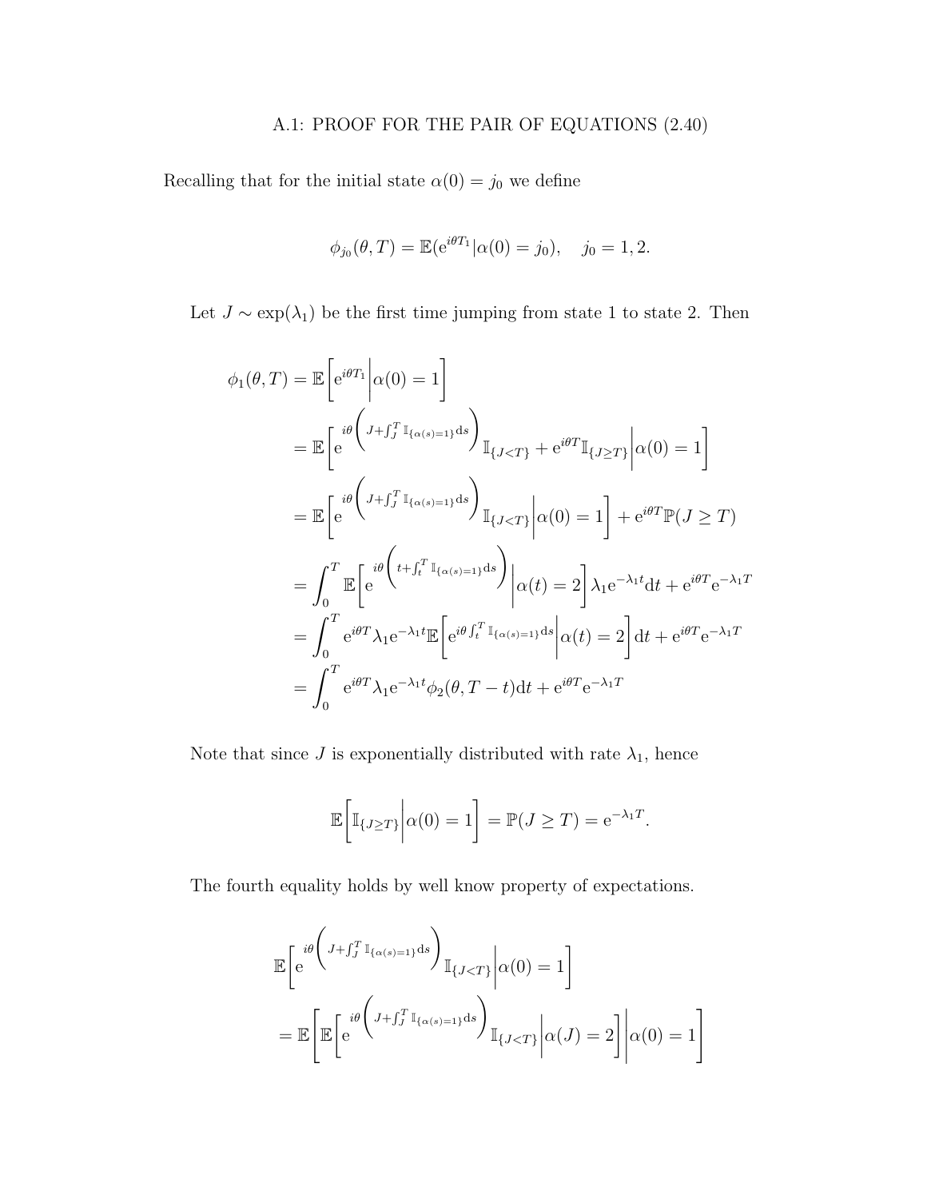# A.1: PROOF FOR THE PAIR OF EQUATIONS (2.40)

Recalling that for the initial state $\alpha(0) = j_0$ we define

$$\phi_{j_0}(\theta, T) = \mathbb{E}(\mathrm{e}^{i\theta T_1} | \alpha(0) = j_0), \quad j_0 = 1, 2.$$

Let $J \sim \exp(\lambda_1)$ be the first time jumping from state 1 to state 2. Then

$$
\begin{aligned}
\phi_1(\theta, T) &= \mathbb{E}\left[\mathrm{e}^{i\theta T_1}\middle|\alpha(0) = 1\right] \\
&= \mathbb{E}\left[\mathrm{e}^{i\theta\left(J + \int_J^T \mathbb{I}_{\{\alpha(s)=1\}}\mathrm{d}s\right)}\mathbb{I}_{\{J<T\}} + \mathrm{e}^{i\theta T}\mathbb{I}_{\{J \geq T\}}\middle|\alpha(0) = 1\right] \\
&= \mathbb{E}\left[\mathrm{e}^{i\theta\left(J + \int_J^T \mathbb{I}_{\{\alpha(s)=1\}}\mathrm{d}s\right)}\mathbb{I}_{\{J<T\}}\middle|\alpha(0) = 1\right] + \mathrm{e}^{i\theta T}\mathbb{P}(J \geq T) \\
&= \int_0^T \mathbb{E}\left[\mathrm{e}^{i\theta\left(t + \int_t^T \mathbb{I}_{\{\alpha(s)=1\}}\mathrm{d}s\right)}\middle|\alpha(t) = 2\right]\lambda_1\mathrm{e}^{-\lambda_1 t}\mathrm{d}t + \mathrm{e}^{i\theta T}\mathrm{e}^{-\lambda_1 T} \\
&= \int_0^T \mathrm{e}^{i\theta T}\lambda_1\mathrm{e}^{-\lambda_1 t}\mathbb{E}\left[\mathrm{e}^{i\theta\int_t^T \mathbb{I}_{\{\alpha(s)=1\}}\mathrm{d}s}\middle|\alpha(t) = 2\right]\mathrm{d}t + \mathrm{e}^{i\theta T}\mathrm{e}^{-\lambda_1 T} \\
&= \int_0^T \mathrm{e}^{i\theta T}\lambda_1\mathrm{e}^{-\lambda_1 t}\phi_2(\theta, T-t)\mathrm{d}t + \mathrm{e}^{i\theta T}\mathrm{e}^{-\lambda_1 T}
\end{aligned}
$$

Note that since $J$ is exponentially distributed with rate $\lambda_1$, hence

$$\mathbb{E}\left[\mathbb{I}_{\{J \geq T\}}\middle|\alpha(0) = 1\right] = \mathbb{P}(J \geq T) = \mathrm{e}^{-\lambda_1 T}.$$

The fourth equality holds by well know property of expectations.

$$
\begin{aligned}
&\mathbb{E}\left[\mathrm{e}^{i\theta\left(J + \int_J^T \mathbb{I}_{\{\alpha(s)=1\}}\mathrm{d}s\right)}\mathbb{I}_{\{J<T\}}\middle|\alpha(0) = 1\right] \\
&= \mathbb{E}\left[\mathbb{E}\left[\mathrm{e}^{i\theta\left(J + \int_J^T \mathbb{I}_{\{\alpha(s)=1\}}\mathrm{d}s\right)}\mathbb{I}_{\{J<T\}}\middle|\alpha(J) = 2\right]\middle|\alpha(0) = 1\right]
\end{aligned}
$$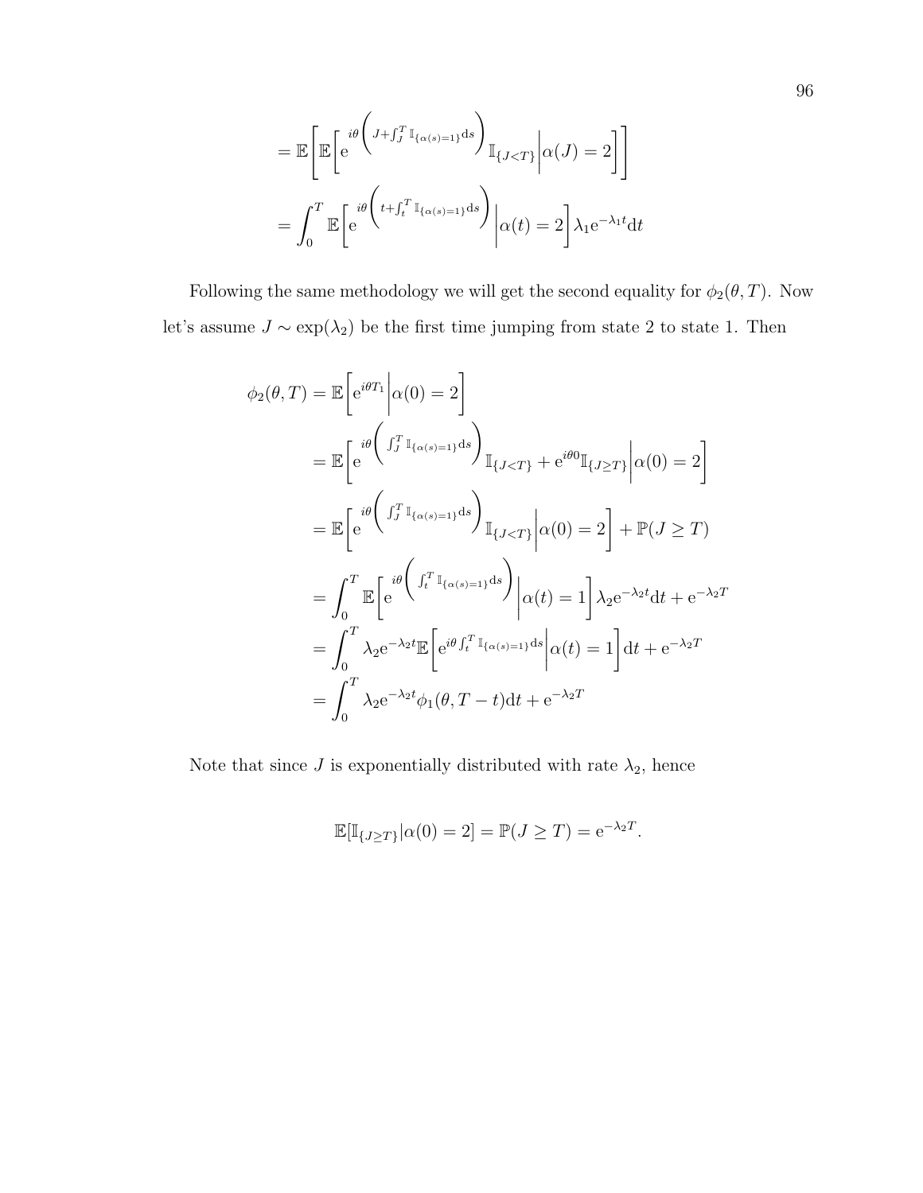$$
\begin{aligned}
&= \mathbb{E}\Bigg[\mathbb{E}\bigg[\mathrm{e}^{i\theta\left(J+\int_J^T \mathbb{I}_{\{\alpha(s)=1\}}\mathrm{d}s\right)}\mathbb{I}_{\{J<T\}}\bigg|\alpha(J)=2\bigg]\Bigg] \\
&= \int_0^T \mathbb{E}\bigg[\mathrm{e}^{i\theta\left(t+\int_t^T \mathbb{I}_{\{\alpha(s)=1\}}\mathrm{d}s\right)}\bigg|\alpha(t)=2\bigg]\lambda_1\mathrm{e}^{-\lambda_1 t}\mathrm{d}t
\end{aligned}
$$

Following the same methodology we will get the second equality for $\phi_2(\theta, T)$. Now let's assume $J \sim \exp(\lambda_2)$ be the first time jumping from state 2 to state 1. Then

$$
\begin{aligned}
\phi_2(\theta, T) &= \mathbb{E}\bigg[\mathrm{e}^{i\theta T_1}\bigg|\alpha(0)=2\bigg] \\
&= \mathbb{E}\bigg[\mathrm{e}^{i\theta\left(\int_J^T \mathbb{I}_{\{\alpha(s)=1\}}\mathrm{d}s\right)}\mathbb{I}_{\{J<T\}} + \mathrm{e}^{i\theta 0}\mathbb{I}_{\{J\geq T\}}\bigg|\alpha(0)=2\bigg] \\
&= \mathbb{E}\bigg[\mathrm{e}^{i\theta\left(\int_J^T \mathbb{I}_{\{\alpha(s)=1\}}\mathrm{d}s\right)}\mathbb{I}_{\{J<T\}}\bigg|\alpha(0)=2\bigg] + \mathbb{P}(J \geq T) \\
&= \int_0^T \mathbb{E}\bigg[\mathrm{e}^{i\theta\left(\int_t^T \mathbb{I}_{\{\alpha(s)=1\}}\mathrm{d}s\right)}\bigg|\alpha(t)=1\bigg]\lambda_2\mathrm{e}^{-\lambda_2 t}\mathrm{d}t + \mathrm{e}^{-\lambda_2 T} \\
&= \int_0^T \lambda_2\mathrm{e}^{-\lambda_2 t}\mathbb{E}\bigg[\mathrm{e}^{i\theta\int_t^T \mathbb{I}_{\{\alpha(s)=1\}}\mathrm{d}s}\bigg|\alpha(t)=1\bigg]\mathrm{d}t + \mathrm{e}^{-\lambda_2 T} \\
&= \int_0^T \lambda_2\mathrm{e}^{-\lambda_2 t}\phi_1(\theta, T-t)\mathrm{d}t + \mathrm{e}^{-\lambda_2 T}
\end{aligned}
$$

Note that since $J$ is exponentially distributed with rate $\lambda_2$, hence

$$
\mathbb{E}[\mathbb{I}_{\{J\geq T\}}|\alpha(0)=2] = \mathbb{P}(J \geq T) = \mathrm{e}^{-\lambda_2 T}.
$$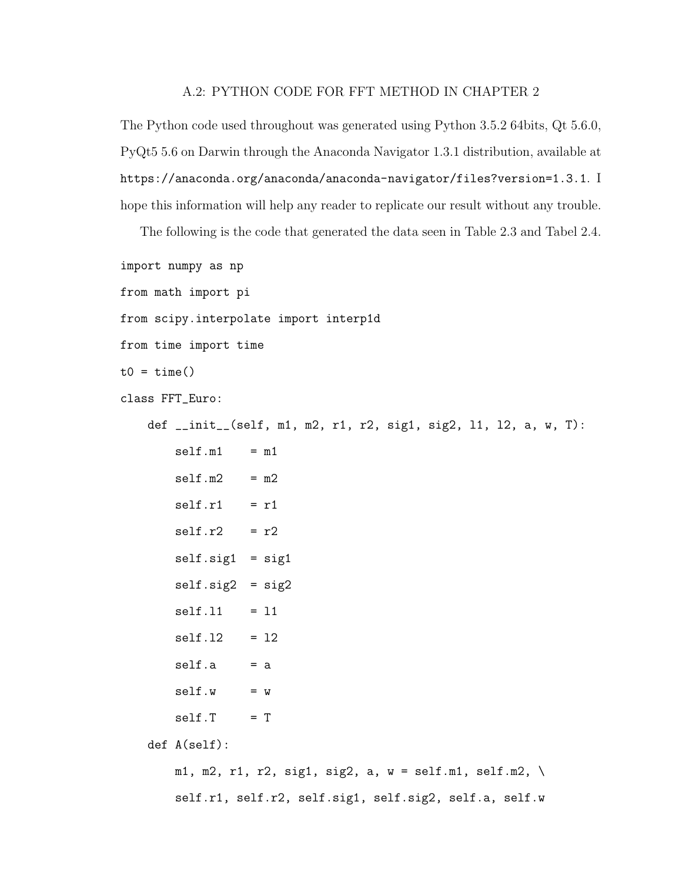## A.2: PYTHON CODE FOR FFT METHOD IN CHAPTER 2

The Python code used throughout was generated using Python 3.5.2 64bits, Qt 5.6.0, PyQt5 5.6 on Darwin through the Anaconda Navigator 1.3.1 distribution, available at `https://anaconda.org/anaconda/anaconda-navigator/files?version=1.3.1`. I hope this information will help any reader to replicate our result without any trouble.

The following is the code that generated the data seen in Table 2.3 and Tabel 2.4.

```
import numpy as np
from math import pi
from scipy.interpolate import interp1d
from time import time
t0 = time()
class FFT_Euro:
    def __init__(self, m1, m2, r1, r2, sig1, sig2, l1, l2, a, w, T):
        self.m1    = m1
        self.m2    = m2
        self.r1    = r1
        self.r2    = r2
        self.sig1  = sig1
        self.sig2  = sig2
        self.l1    = l1
        self.l2    = l2
        self.a     = a
        self.w     = w
        self.T     = T
    def A(self):
        m1, m2, r1, r2, sig1, sig2, a, w = self.m1, self.m2, \
        self.r1, self.r2, self.sig1, self.sig2, self.a, self.w
```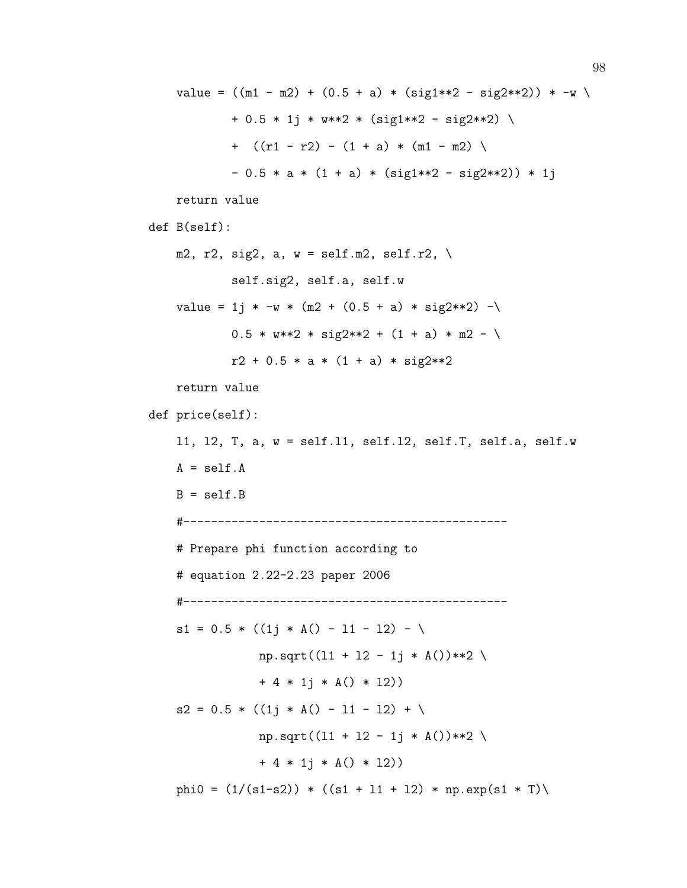```
        value = ((m1 - m2) + (0.5 + a) * (sig1**2 - sig2**2)) * -w \
                + 0.5 * 1j * w**2 * (sig1**2 - sig2**2) \
                +  ((r1 - r2) - (1 + a) * (m1 - m2) \
                - 0.5 * a * (1 + a) * (sig1**2 - sig2**2)) * 1j
        return value
    def B(self):
        m2, r2, sig2, a, w = self.m2, self.r2, \
                self.sig2, self.a, self.w
        value = 1j * -w * (m2 + (0.5 + a) * sig2**2) -\
                0.5 * w**2 * sig2**2 + (1 + a) * m2 - \
                r2 + 0.5 * a * (1 + a) * sig2**2
        return value
    def price(self):
        l1, l2, T, a, w = self.l1, self.l2, self.T, self.a, self.w
        A = self.A
        B = self.B
        #-----------------------------------------------
        # Prepare phi function according to
        # equation 2.22-2.23 paper 2006
        #-----------------------------------------------
        s1 = 0.5 * ((1j * A() - l1 - l2) - \
                    np.sqrt((l1 + l2 - 1j * A())**2 \
                    + 4 * 1j * A() * l2))
        s2 = 0.5 * ((1j * A() - l1 - l2) + \
                    np.sqrt((l1 + l2 - 1j * A())**2 \
                    + 4 * 1j * A() * l2))
        phi0 = (1/(s1-s2)) * ((s1 + l1 + l2) * np.exp(s1 * T)\
```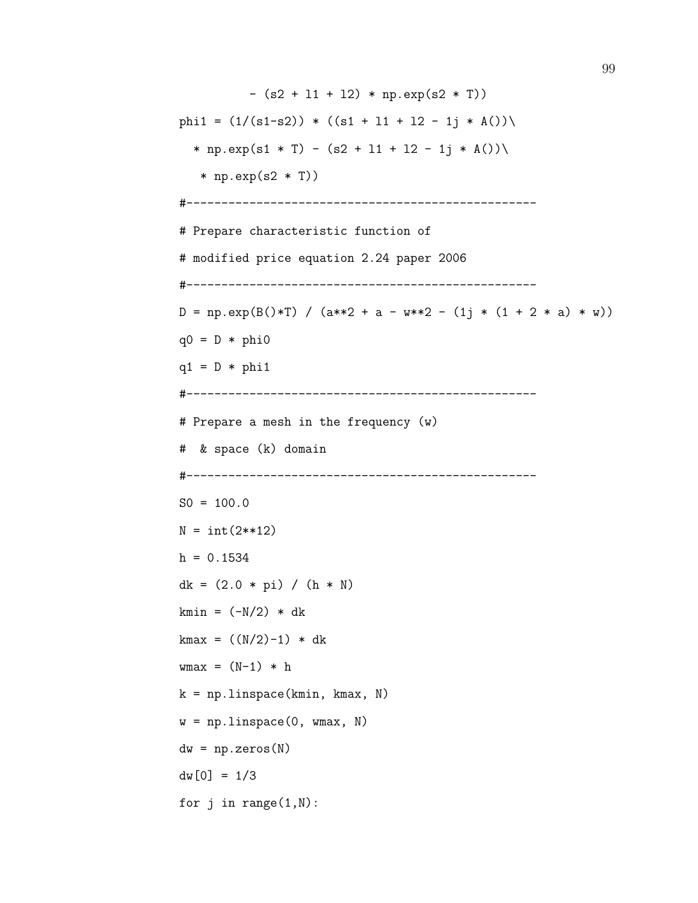```
        - (s2 + l1 + l2) * np.exp(s2 * T))
phi1 = (1/(s1-s2)) * ((s1 + l1 + l2 - 1j * A())\
  * np.exp(s1 * T) - (s2 + l1 + l2 - 1j * A())\
   * np.exp(s2 * T))
#--------------------------------------------------
# Prepare characteristic function of
# modified price equation 2.24 paper 2006
#--------------------------------------------------
D = np.exp(B()*T) / (a**2 + a - w**2 - (1j * (1 + 2 * a) * w))
q0 = D * phi0
q1 = D * phi1
#--------------------------------------------------
# Prepare a mesh in the frequency (w)
#  & space (k) domain
#--------------------------------------------------
S0 = 100.0
N = int(2**12)
h = 0.1534
dk = (2.0 * pi) / (h * N)
kmin = (-N/2) * dk
kmax = ((N/2)-1) * dk
wmax = (N-1) * h
k = np.linspace(kmin, kmax, N)
w = np.linspace(0, wmax, N)
dw = np.zeros(N)
dw[0] = 1/3
for j in range(1,N):
```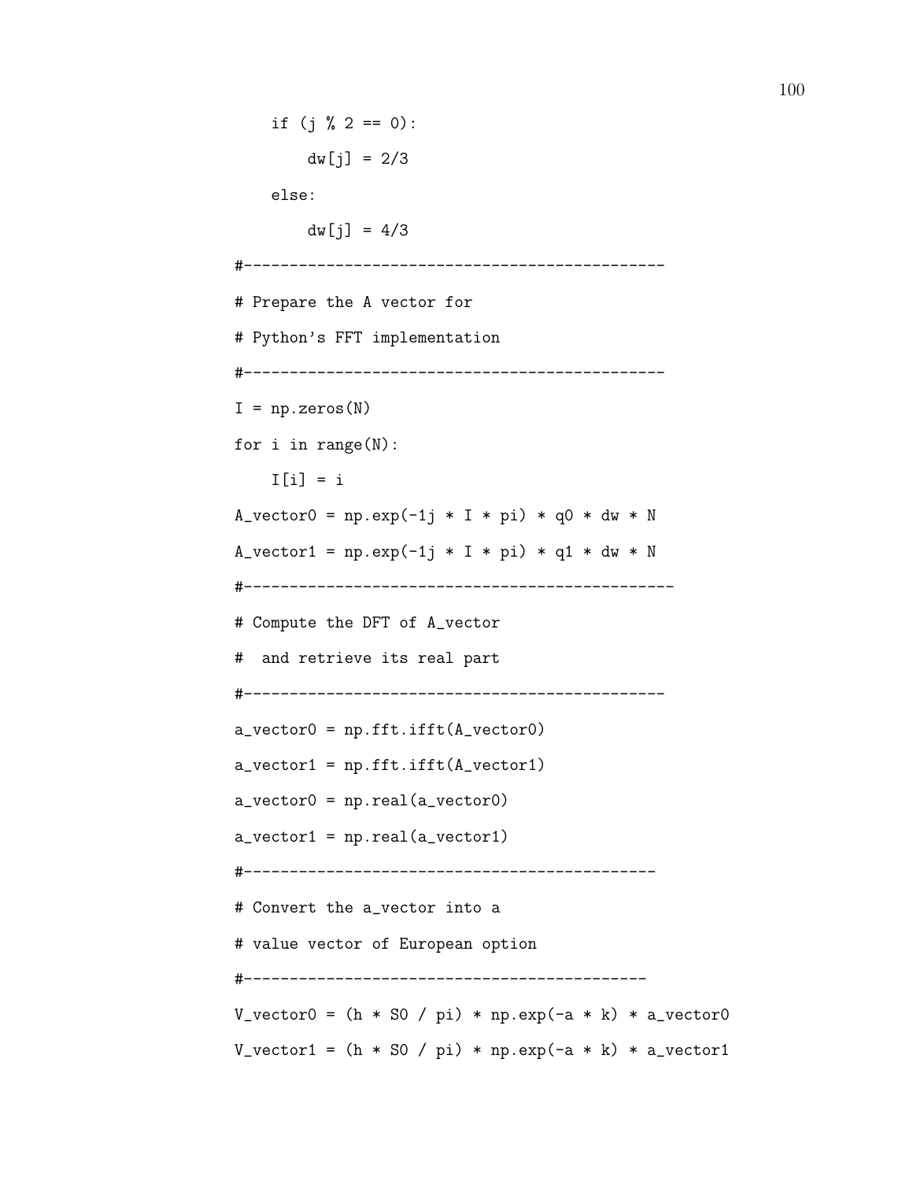```
    if (j % 2 == 0):
        dw[j] = 2/3
    else:
        dw[j] = 4/3
#----------------------------------------------
# Prepare the A vector for
# Python's FFT implementation
#----------------------------------------------
I = np.zeros(N)
for i in range(N):
    I[i] = i
A_vector0 = np.exp(-1j * I * pi) * q0 * dw * N
A_vector1 = np.exp(-1j * I * pi) * q1 * dw * N
#-----------------------------------------------
# Compute the DFT of A_vector
#  and retrieve its real part
#----------------------------------------------
a_vector0 = np.fft.ifft(A_vector0)
a_vector1 = np.fft.ifft(A_vector1)
a_vector0 = np.real(a_vector0)
a_vector1 = np.real(a_vector1)
#---------------------------------------------
# Convert the a_vector into a
# value vector of European option
#--------------------------------------------
V_vector0 = (h * S0 / pi) * np.exp(-a * k) * a_vector0
V_vector1 = (h * S0 / pi) * np.exp(-a * k) * a_vector1
```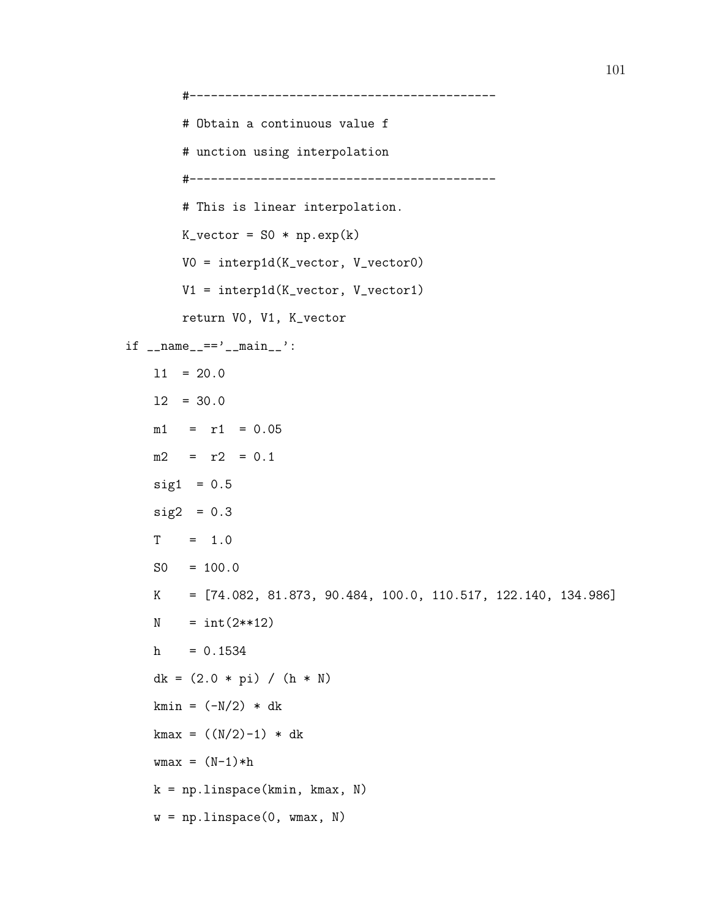```
        #-------------------------------------------
        # Obtain a continuous value f
        # unction using interpolation
        #-------------------------------------------
        # This is linear interpolation.
        K_vector = S0 * np.exp(k)
        V0 = interp1d(K_vector, V_vector0)
        V1 = interp1d(K_vector, V_vector1)
        return V0, V1, K_vector
if __name__=='__main__':
    l1  = 20.0
    l2  = 30.0
    m1   =  r1  = 0.05
    m2   =  r2  = 0.1
    sig1  = 0.5
    sig2  = 0.3
    T    =  1.0
    S0   = 100.0
    K    = [74.082, 81.873, 90.484, 100.0, 110.517, 122.140, 134.986]
    N    = int(2**12)
    h    = 0.1534
    dk = (2.0 * pi) / (h * N)
    kmin = (-N/2) * dk
    kmax = ((N/2)-1) * dk
    wmax = (N-1)*h
    k = np.linspace(kmin, kmax, N)
    w = np.linspace(0, wmax, N)
```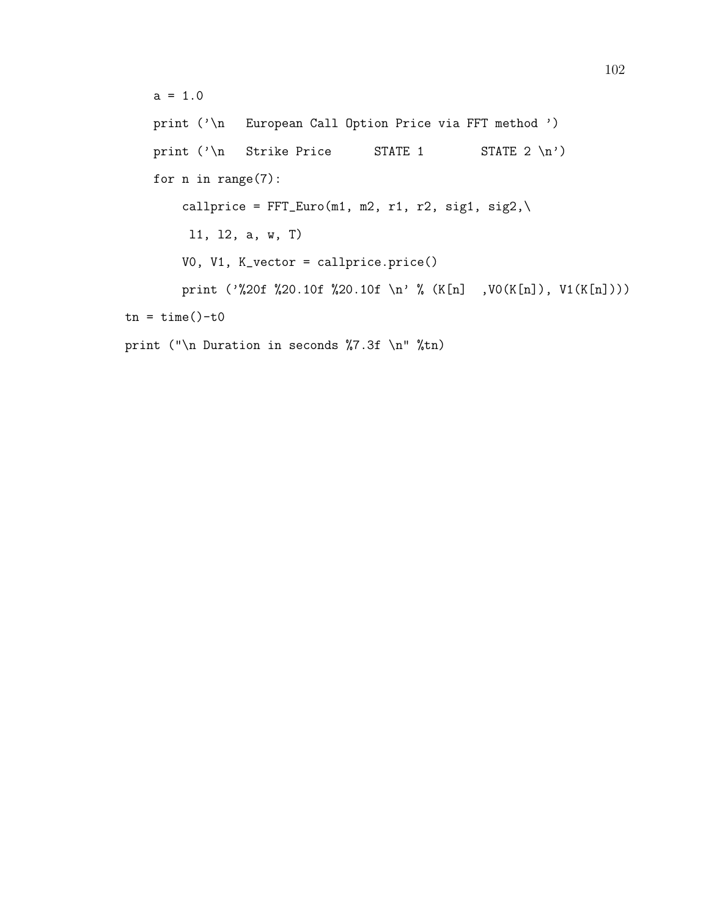```
    a = 1.0
    print ('\n   European Call Option Price via FFT method ')
    print ('\n   Strike Price      STATE 1        STATE 2 \n')
    for n in range(7):
        callprice = FFT_Euro(m1, m2, r1, r2, sig1, sig2,\
         l1, l2, a, w, T)
        V0, V1, K_vector = callprice.price()
        print ('%20f %20.10f %20.10f \n' % (K[n]  ,V0(K[n]), V1(K[n])))
tn = time()-t0
print ("\n Duration in seconds %7.3f \n" %tn)
```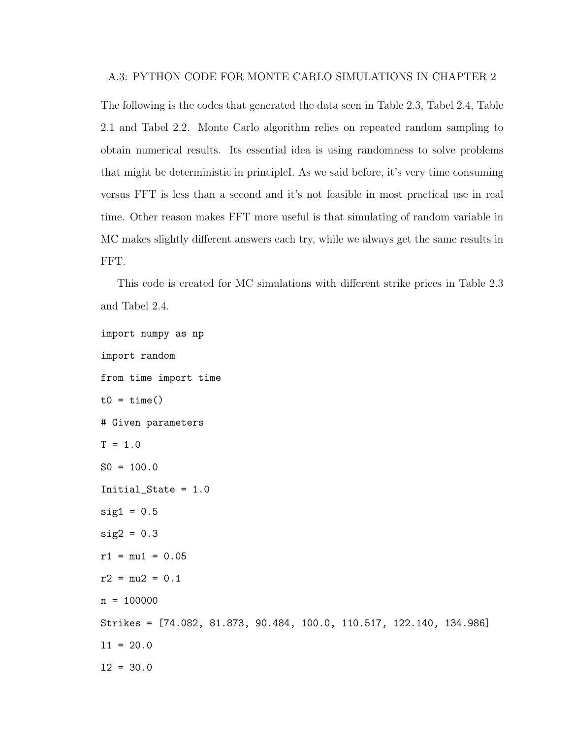## A.3: PYTHON CODE FOR MONTE CARLO SIMULATIONS IN CHAPTER 2

The following is the codes that generated the data seen in Table 2.3, Tabel 2.4, Table 2.1 and Tabel 2.2. Monte Carlo algorithm relies on repeated random sampling to obtain numerical results. Its essential idea is using randomness to solve problems that might be deterministic in principleI. As we said before, it's very time consuming versus FFT is less than a second and it's not feasible in most practical use in real time. Other reason makes FFT more useful is that simulating of random variable in MC makes slightly different answers each try, while we always get the same results in FFT.

This code is created for MC simulations with different strike prices in Table 2.3 and Tabel 2.4.

```
import numpy as np
import random
from time import time
t0 = time()
# Given parameters
T = 1.0
S0 = 100.0
Initial_State = 1.0
sig1 = 0.5
sig2 = 0.3
r1 = mu1 = 0.05
r2 = mu2 = 0.1
n = 100000
Strikes = [74.082, 81.873, 90.484, 100.0, 110.517, 122.140, 134.986]
l1 = 20.0
l2 = 30.0
```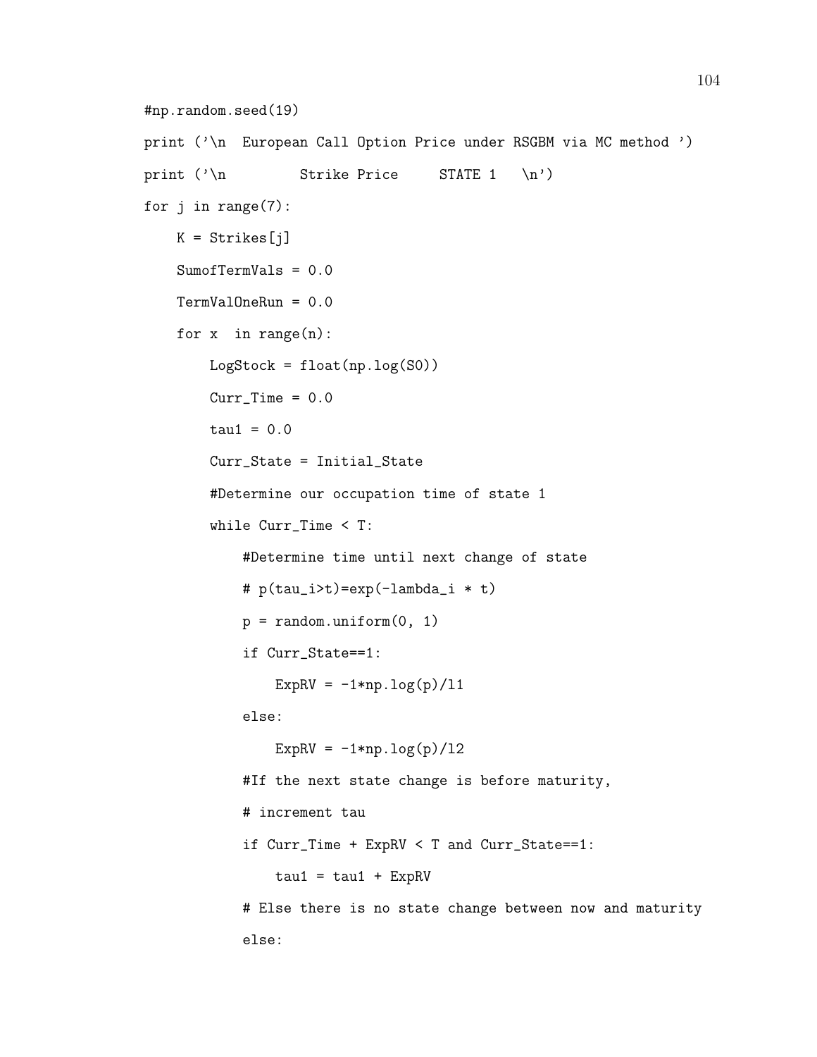```
#np.random.seed(19)
print ('\n  European Call Option Price under RSGBM via MC method ')
print ('\n         Strike Price     STATE 1   \n')
for j in range(7):
    K = Strikes[j]
    SumofTermVals = 0.0
    TermValOneRun = 0.0
    for x  in range(n):
        LogStock = float(np.log(S0))
        Curr_Time = 0.0
        tau1 = 0.0
        Curr_State = Initial_State
        #Determine our occupation time of state 1
        while Curr_Time < T:
            #Determine time until next change of state
            # p(tau_i>t)=exp(-lambda_i * t)
            p = random.uniform(0, 1)
            if Curr_State==1:
                ExpRV = -1*np.log(p)/l1
            else:
                ExpRV = -1*np.log(p)/l2
            #If the next state change is before maturity,
            # increment tau
            if Curr_Time + ExpRV < T and Curr_State==1:
                tau1 = tau1 + ExpRV
            # Else there is no state change between now and maturity
            else:
```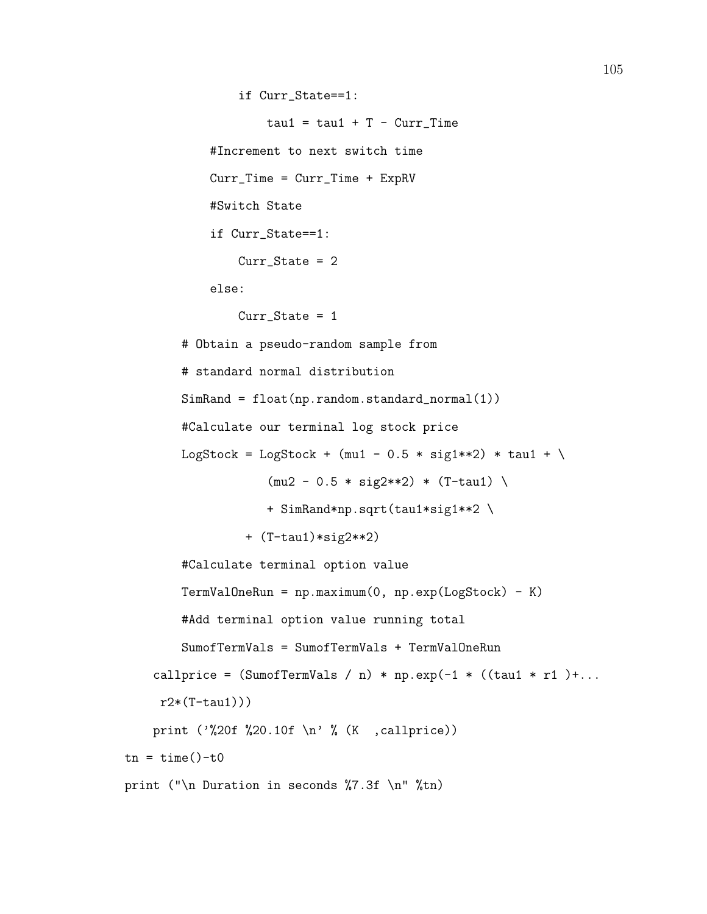```
                if Curr_State==1:

                    tau1 = tau1 + T - Curr_Time

            #Increment to next switch time

            Curr_Time = Curr_Time + ExpRV

            #Switch State

            if Curr_State==1:

                Curr_State = 2

            else:

                Curr_State = 1

        # Obtain a pseudo-random sample from

        # standard normal distribution

        SimRand = float(np.random.standard_normal(1))

        #Calculate our terminal log stock price

        LogStock = LogStock + (mu1 - 0.5 * sig1**2) * tau1 + \

                    (mu2 - 0.5 * sig2**2) * (T-tau1) \

                    + SimRand*np.sqrt(tau1*sig1**2 \

                 + (T-tau1)*sig2**2)

        #Calculate terminal option value

        TermValOneRun = np.maximum(0, np.exp(LogStock) - K)

        #Add terminal option value running total

        SumofTermVals = SumofTermVals + TermValOneRun

    callprice = (SumofTermVals / n) * np.exp(-1 * ((tau1 * r1 )+...

     r2*(T-tau1)))

    print ('%20f %20.10f \n' % (K  ,callprice))

tn = time()-t0

print ("\n Duration in seconds %7.3f \n" %tn)
```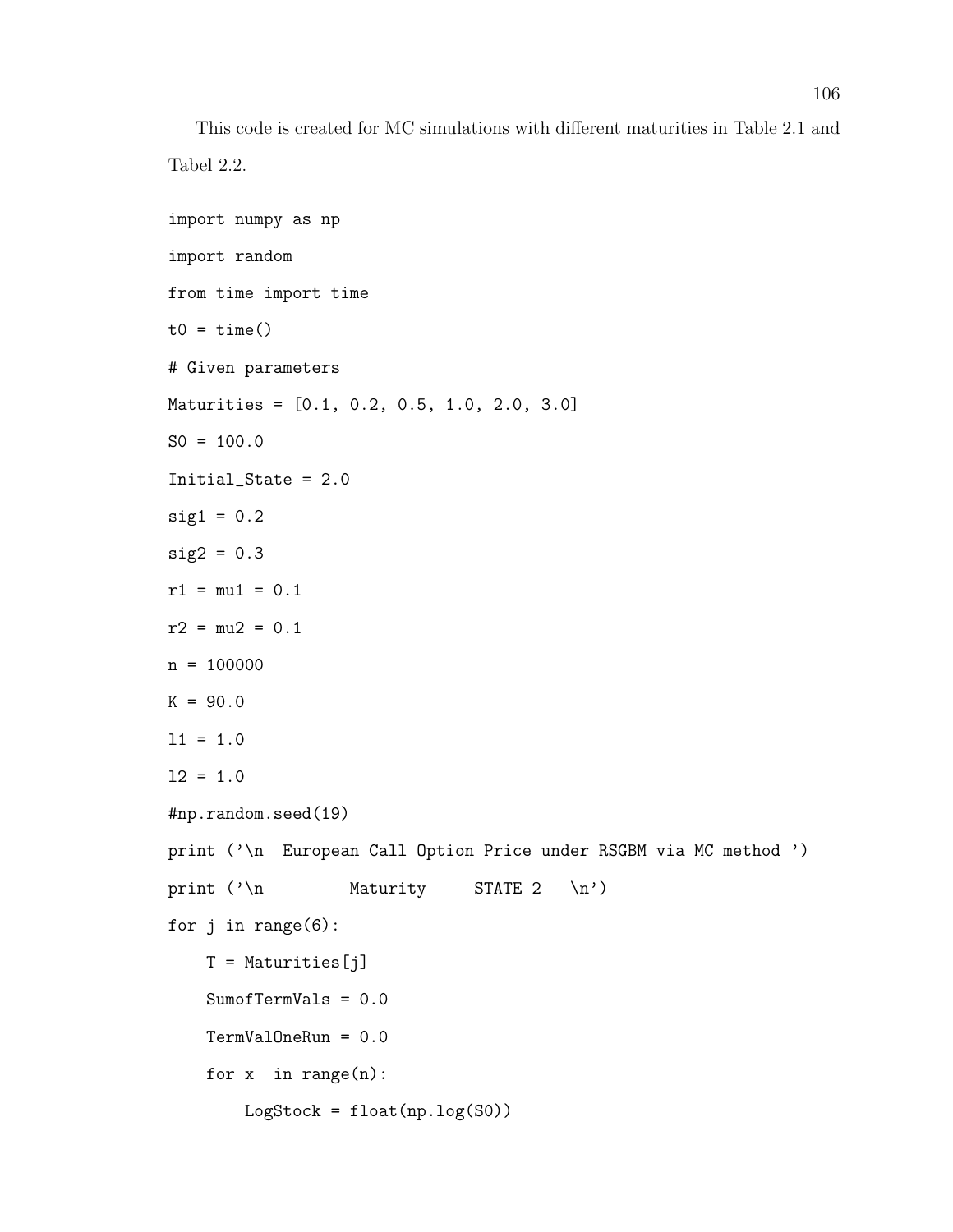This code is created for MC simulations with different maturities in Table 2.1 and Tabel 2.2.

```
import numpy as np
import random
from time import time
t0 = time()
# Given parameters
Maturities = [0.1, 0.2, 0.5, 1.0, 2.0, 3.0]
S0 = 100.0
Initial_State = 2.0
sig1 = 0.2
sig2 = 0.3
r1 = mu1 = 0.1
r2 = mu2 = 0.1
n = 100000
K = 90.0
l1 = 1.0
l2 = 1.0
#np.random.seed(19)
print ('\n  European Call Option Price under RSGBM via MC method ')
print ('\n         Maturity     STATE 2   \n')
for j in range(6):
    T = Maturities[j]
    SumofTermVals = 0.0
    TermValOneRun = 0.0
    for x  in range(n):
        LogStock = float(np.log(S0))
```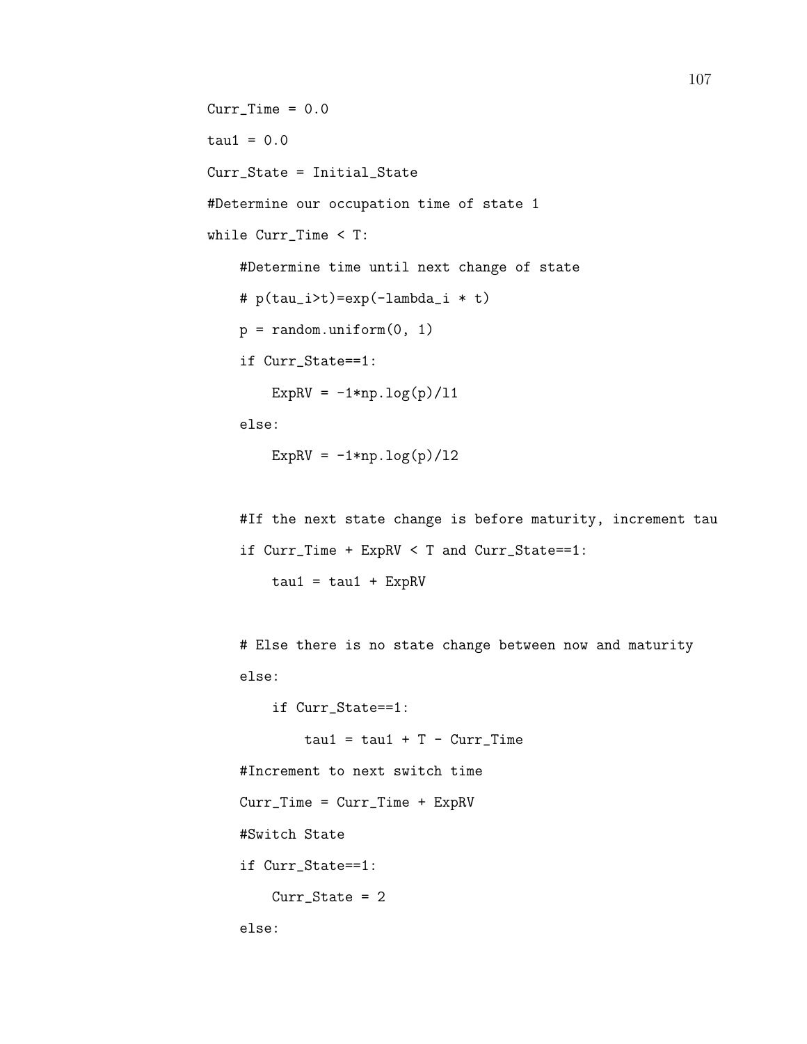```
Curr_Time = 0.0
tau1 = 0.0
Curr_State = Initial_State
#Determine our occupation time of state 1
while Curr_Time < T:
    #Determine time until next change of state
    # p(tau_i>t)=exp(-lambda_i * t)
    p = random.uniform(0, 1)
    if Curr_State==1:
        ExpRV = -1*np.log(p)/l1
    else:
        ExpRV = -1*np.log(p)/l2

    #If the next state change is before maturity, increment tau
    if Curr_Time + ExpRV < T and Curr_State==1:
        tau1 = tau1 + ExpRV

    # Else there is no state change between now and maturity
    else:
        if Curr_State==1:
            tau1 = tau1 + T - Curr_Time
    #Increment to next switch time
    Curr_Time = Curr_Time + ExpRV
    #Switch State
    if Curr_State==1:
        Curr_State = 2
    else:
```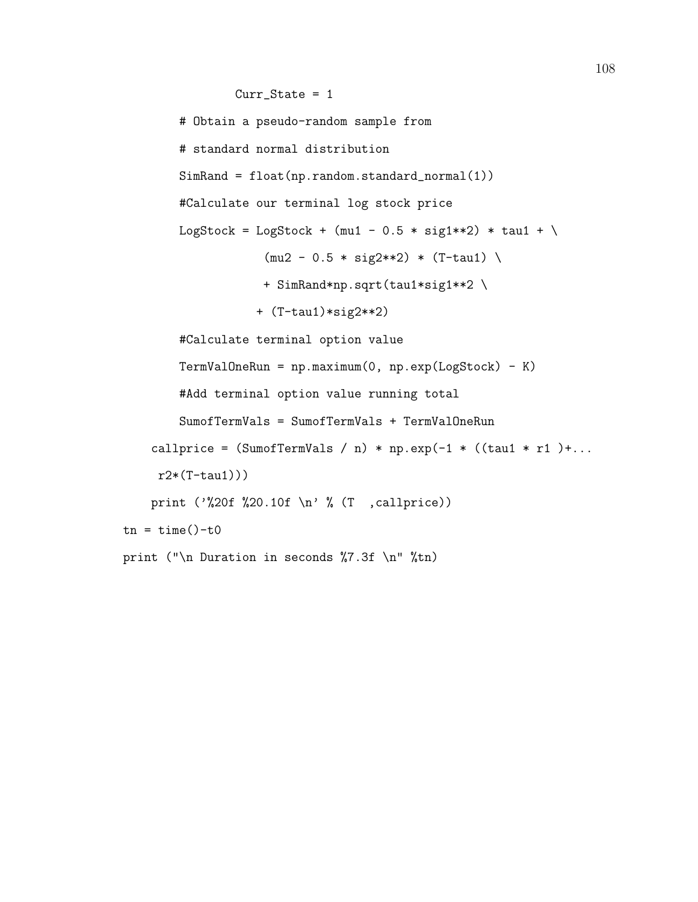```
                Curr_State = 1
        # Obtain a pseudo-random sample from
        # standard normal distribution
        SimRand = float(np.random.standard_normal(1))
        #Calculate our terminal log stock price
        LogStock = LogStock + (mu1 - 0.5 * sig1**2) * tau1 + \
                    (mu2 - 0.5 * sig2**2) * (T-tau1) \
                    + SimRand*np.sqrt(tau1*sig1**2 \
                   + (T-tau1)*sig2**2)
        #Calculate terminal option value
        TermValOneRun = np.maximum(0, np.exp(LogStock) - K)
        #Add terminal option value running total
        SumofTermVals = SumofTermVals + TermValOneRun
    callprice = (SumofTermVals / n) * np.exp(-1 * ((tau1 * r1 )+...
     r2*(T-tau1)))
    print ('%20f %20.10f \n' % (T  ,callprice))
tn = time()-t0
print ("\n Duration in seconds %7.3f \n" %tn)
```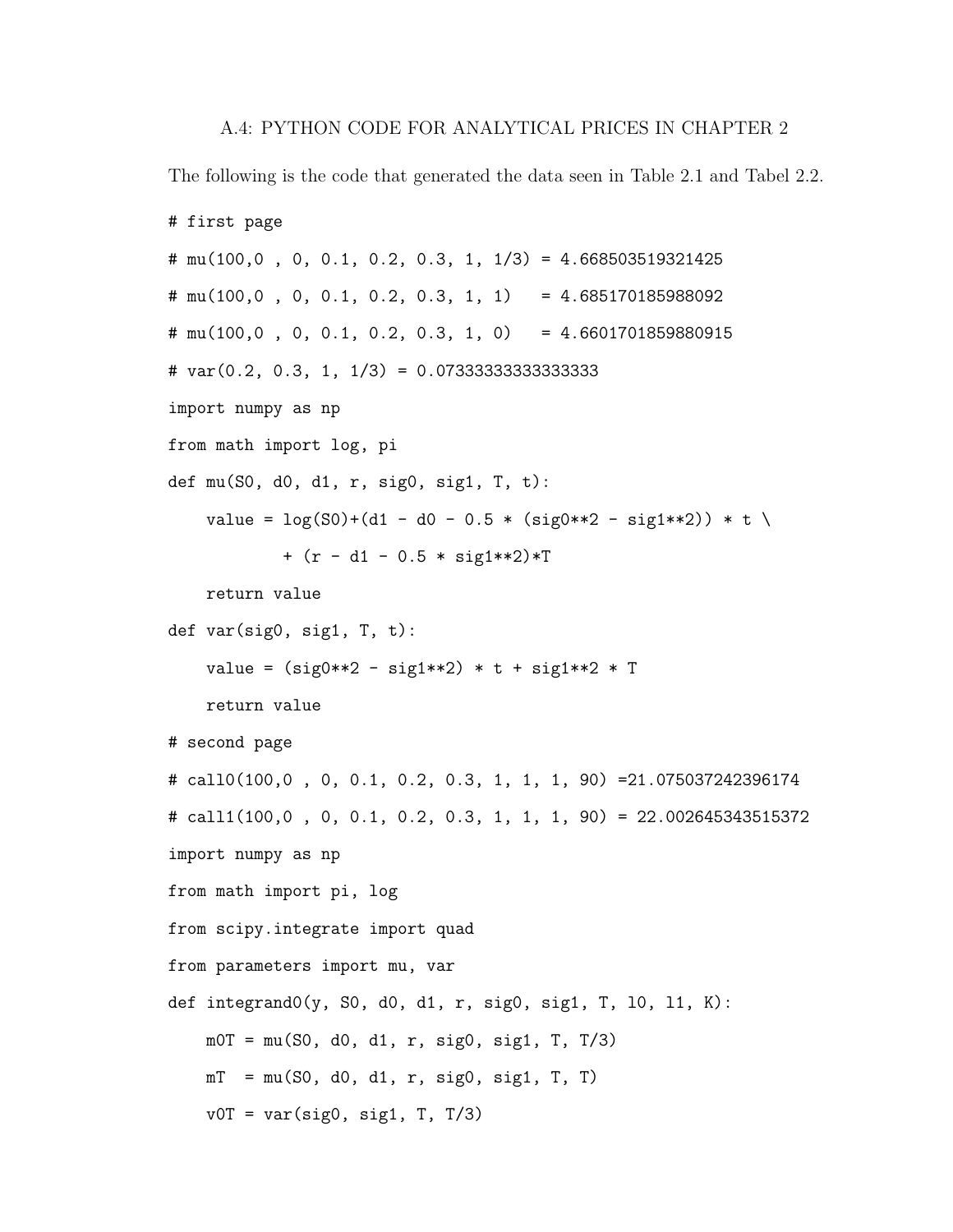A.4: PYTHON CODE FOR ANALYTICAL PRICES IN CHAPTER 2

The following is the code that generated the data seen in Table 2.1 and Tabel 2.2.

```
# first page
# mu(100,0 , 0, 0.1, 0.2, 0.3, 1, 1/3) = 4.668503519321425
# mu(100,0 , 0, 0.1, 0.2, 0.3, 1, 1)   = 4.685170185988092
# mu(100,0 , 0, 0.1, 0.2, 0.3, 1, 0)   = 4.6601701859880915
# var(0.2, 0.3, 1, 1/3) = 0.07333333333333333
import numpy as np
from math import log, pi
def mu(S0, d0, d1, r, sig0, sig1, T, t):
    value = log(S0)+(d1 - d0 - 0.5 * (sig0**2 - sig1**2)) * t \
            + (r - d1 - 0.5 * sig1**2)*T
    return value
def var(sig0, sig1, T, t):
    value = (sig0**2 - sig1**2) * t + sig1**2 * T
    return value
# second page
# call0(100,0 , 0, 0.1, 0.2, 0.3, 1, 1, 1, 90) =21.075037242396174
# call1(100,0 , 0, 0.1, 0.2, 0.3, 1, 1, 1, 90) = 22.002645343515372
import numpy as np
from math import pi, log
from scipy.integrate import quad
from parameters import mu, var
def integrand0(y, S0, d0, d1, r, sig0, sig1, T, l0, l1, K):
    m0T = mu(S0, d0, d1, r, sig0, sig1, T, T/3)
    mT  = mu(S0, d0, d1, r, sig0, sig1, T, T)
    v0T = var(sig0, sig1, T, T/3)
```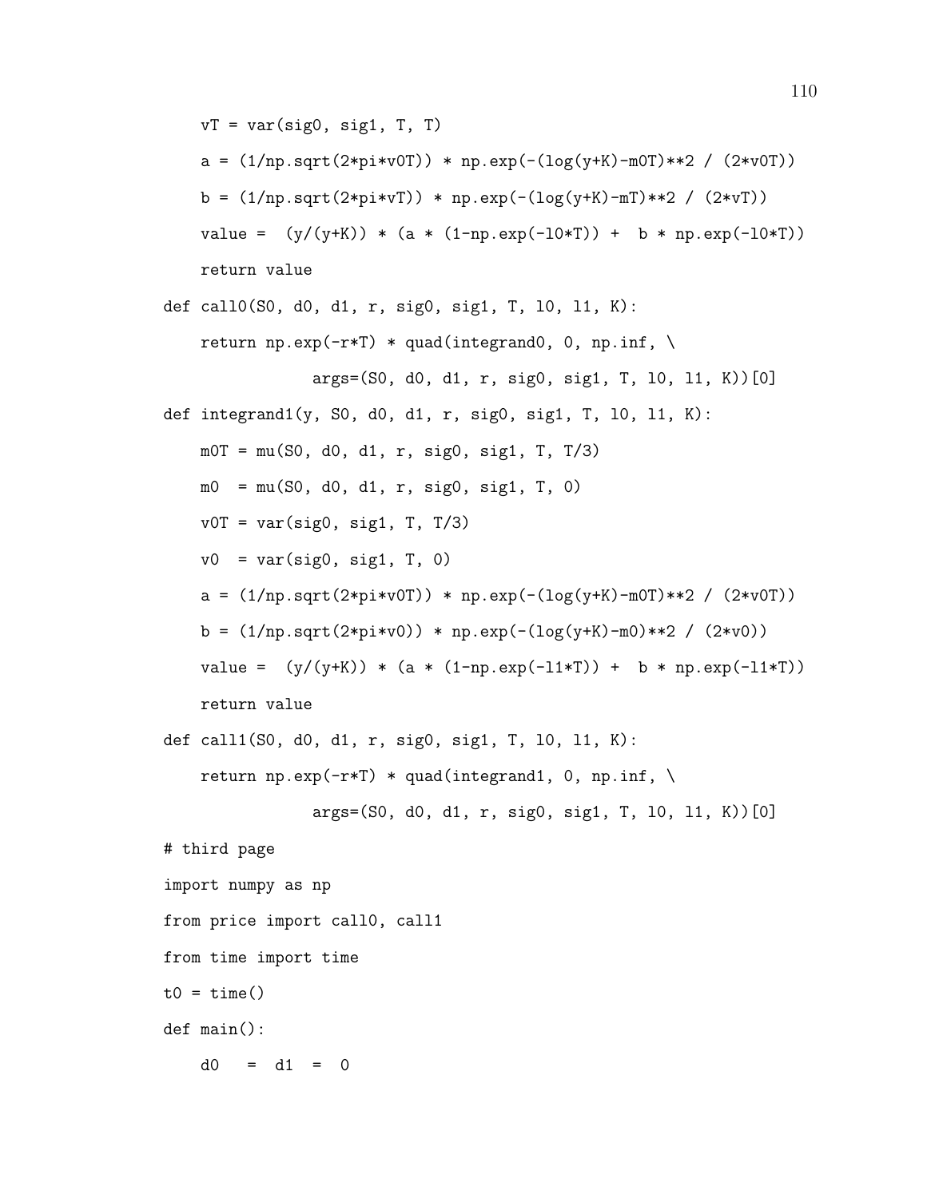```
    vT = var(sig0, sig1, T, T)
    a = (1/np.sqrt(2*pi*v0T)) * np.exp(-(log(y+K)-m0T)**2 / (2*v0T))
    b = (1/np.sqrt(2*pi*vT)) * np.exp(-(log(y+K)-mT)**2 / (2*vT))
    value =  (y/(y+K)) * (a * (1-np.exp(-l0*T)) +  b * np.exp(-l0*T))
    return value
def call0(S0, d0, d1, r, sig0, sig1, T, l0, l1, K):
    return np.exp(-r*T) * quad(integrand0, 0, np.inf, \
                args=(S0, d0, d1, r, sig0, sig1, T, l0, l1, K))[0]
def integrand1(y, S0, d0, d1, r, sig0, sig1, T, l0, l1, K):
    m0T = mu(S0, d0, d1, r, sig0, sig1, T, T/3)
    m0  = mu(S0, d0, d1, r, sig0, sig1, T, 0)
    v0T = var(sig0, sig1, T, T/3)
    v0  = var(sig0, sig1, T, 0)
    a = (1/np.sqrt(2*pi*v0T)) * np.exp(-(log(y+K)-m0T)**2 / (2*v0T))
    b = (1/np.sqrt(2*pi*v0)) * np.exp(-(log(y+K)-m0)**2 / (2*v0))
    value =  (y/(y+K)) * (a * (1-np.exp(-l1*T)) +  b * np.exp(-l1*T))
    return value
def call1(S0, d0, d1, r, sig0, sig1, T, l0, l1, K):
    return np.exp(-r*T) * quad(integrand1, 0, np.inf, \
                args=(S0, d0, d1, r, sig0, sig1, T, l0, l1, K))[0]
# third page
import numpy as np
from price import call0, call1
from time import time
t0 = time()
def main():
    d0   =  d1  =  0
```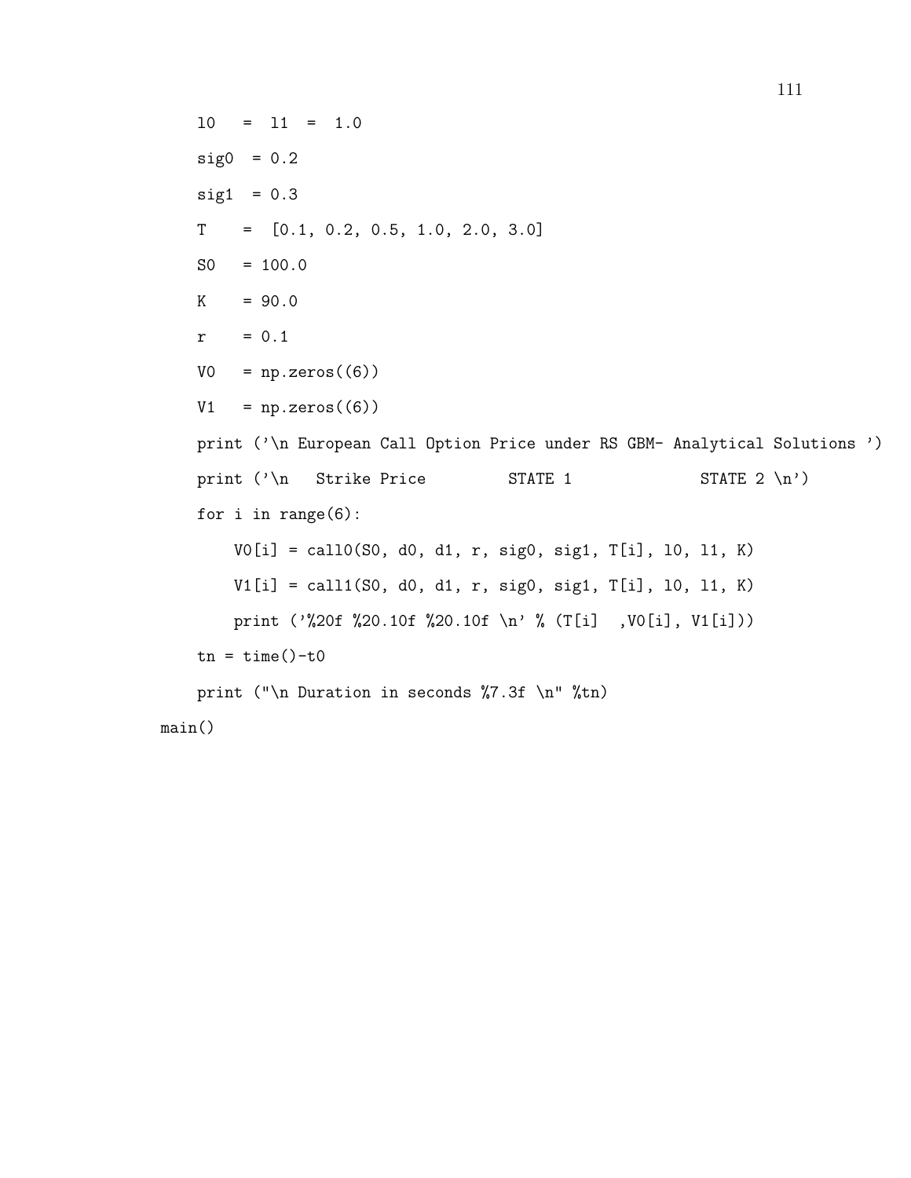```
    l0   =  l1  =  1.0
    sig0  = 0.2
    sig1  = 0.3
    T    =  [0.1, 0.2, 0.5, 1.0, 2.0, 3.0]
    S0   = 100.0
    K    = 90.0
    r    = 0.1
    V0   = np.zeros((6))
    V1   = np.zeros((6))
    print ('\n European Call Option Price under RS GBM- Analytical Solutions ')
    print ('\n   Strike Price         STATE 1              STATE 2 \n')
    for i in range(6):
        V0[i] = call0(S0, d0, d1, r, sig0, sig1, T[i], l0, l1, K)
        V1[i] = call1(S0, d0, d1, r, sig0, sig1, T[i], l0, l1, K)
        print ('%20f %20.10f %20.10f \n' % (T[i]  ,V0[i], V1[i]))
    tn = time()-t0
    print ("\n Duration in seconds %7.3f \n" %tn)
main()
```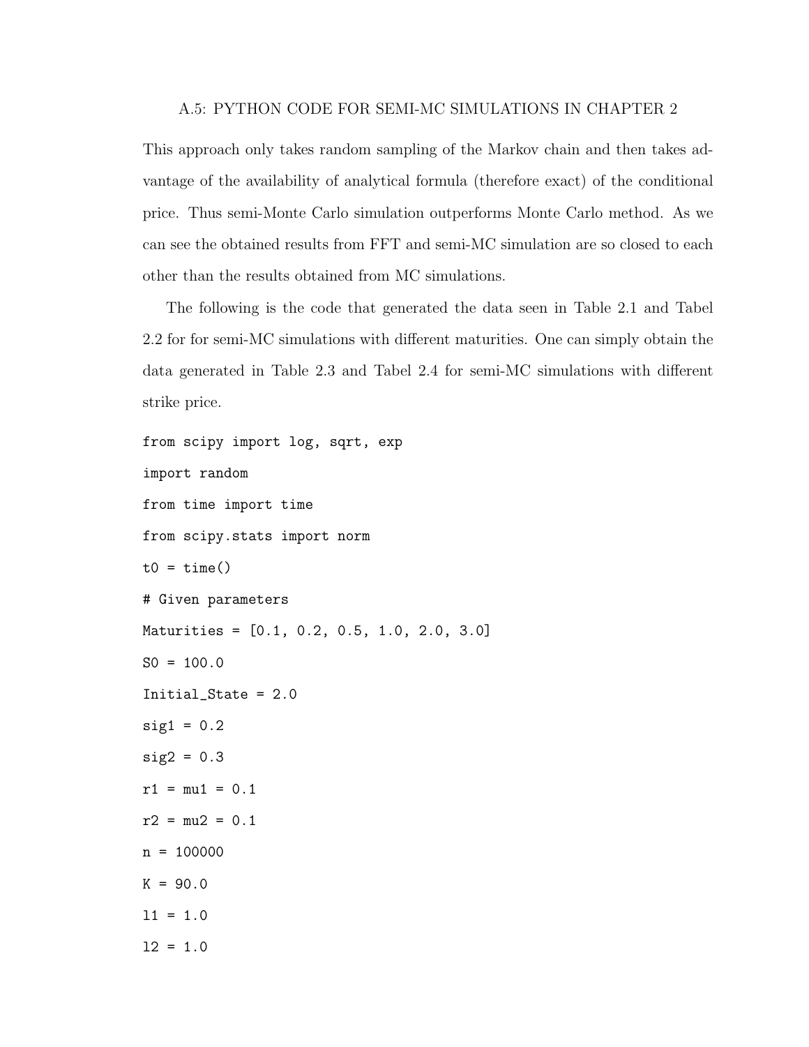## A.5: PYTHON CODE FOR SEMI-MC SIMULATIONS IN CHAPTER 2

This approach only takes random sampling of the Markov chain and then takes advantage of the availability of analytical formula (therefore exact) of the conditional price. Thus semi-Monte Carlo simulation outperforms Monte Carlo method. As we can see the obtained results from FFT and semi-MC simulation are so closed to each other than the results obtained from MC simulations.

The following is the code that generated the data seen in Table 2.1 and Tabel 2.2 for for semi-MC simulations with different maturities. One can simply obtain the data generated in Table 2.3 and Tabel 2.4 for semi-MC simulations with different strike price.

```
from scipy import log, sqrt, exp
import random
from time import time
from scipy.stats import norm
t0 = time()
# Given parameters
Maturities = [0.1, 0.2, 0.5, 1.0, 2.0, 3.0]
S0 = 100.0
Initial_State = 2.0
sig1 = 0.2
sig2 = 0.3
r1 = mu1 = 0.1
r2 = mu2 = 0.1
n = 100000
K = 90.0
l1 = 1.0
l2 = 1.0
```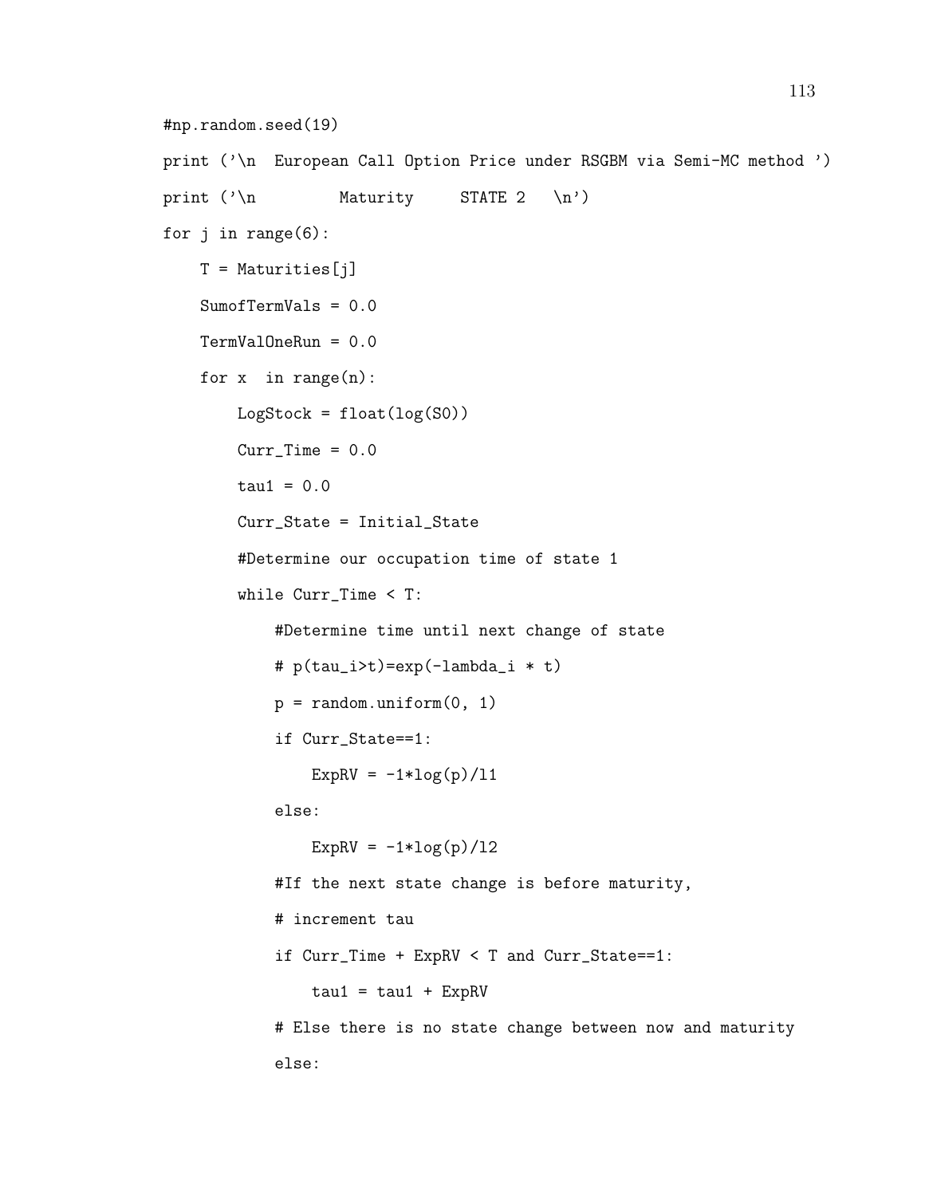```
#np.random.seed(19)
print ('\n  European Call Option Price under RSGBM via Semi-MC method ')
print ('\n         Maturity     STATE 2   \n')
for j in range(6):
    T = Maturities[j]
    SumofTermVals = 0.0
    TermValOneRun = 0.0
    for x  in range(n):
        LogStock = float(log(S0))
        Curr_Time = 0.0
        tau1 = 0.0
        Curr_State = Initial_State
        #Determine our occupation time of state 1
        while Curr_Time < T:
            #Determine time until next change of state
            # p(tau_i>t)=exp(-lambda_i * t)
            p = random.uniform(0, 1)
            if Curr_State==1:
                ExpRV = -1*log(p)/l1
            else:
                ExpRV = -1*log(p)/l2
            #If the next state change is before maturity,
            # increment tau
            if Curr_Time + ExpRV < T and Curr_State==1:
                tau1 = tau1 + ExpRV
            # Else there is no state change between now and maturity
            else:
```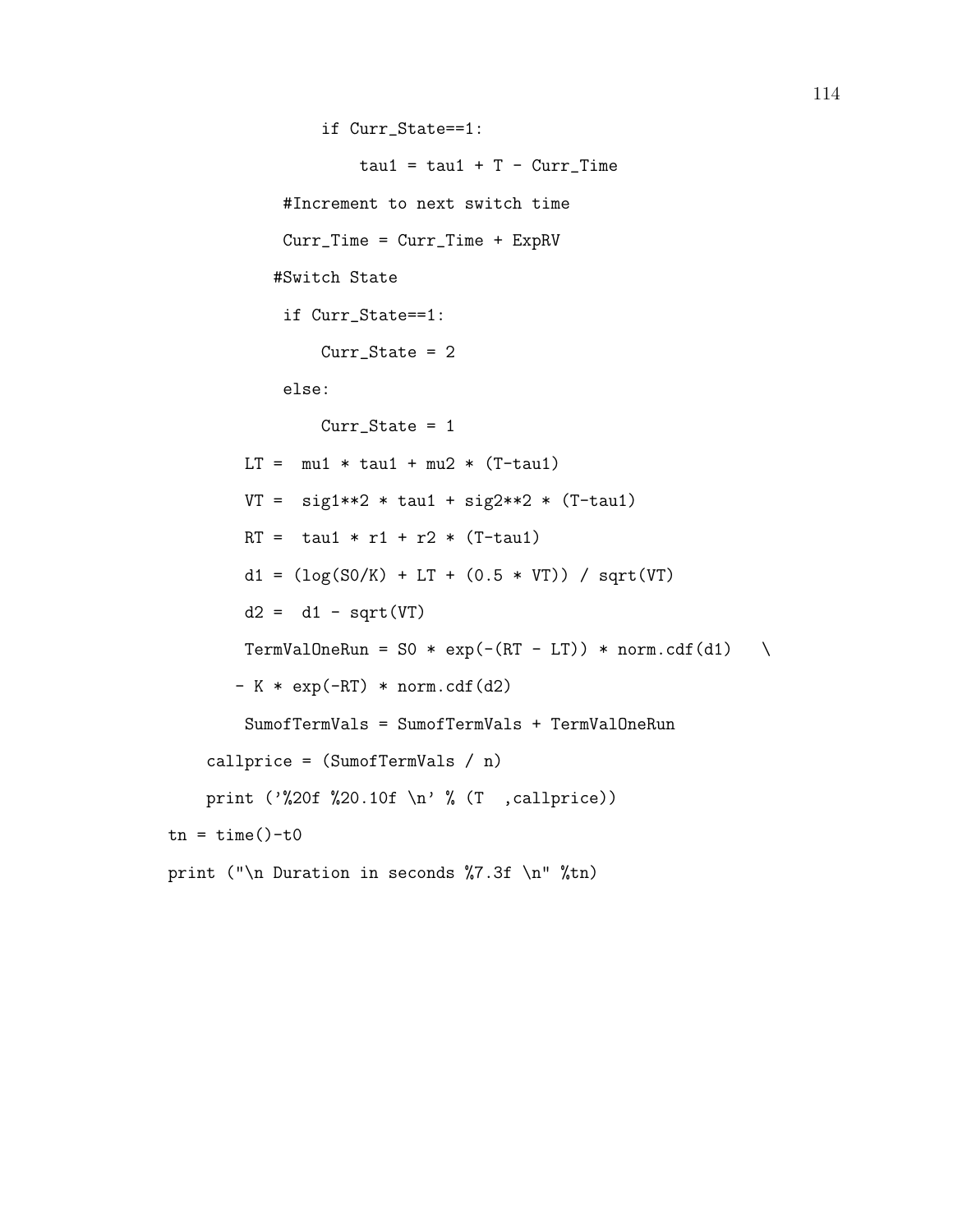```
                if Curr_State==1:

                    tau1 = tau1 + T - Curr_Time

            #Increment to next switch time

            Curr_Time = Curr_Time + ExpRV

           #Switch State

            if Curr_State==1:

                Curr_State = 2

            else:

                Curr_State = 1

        LT =  mu1 * tau1 + mu2 * (T-tau1)

        VT =  sig1**2 * tau1 + sig2**2 * (T-tau1)

        RT =  tau1 * r1 + r2 * (T-tau1)

        d1 = (log(S0/K) + LT + (0.5 * VT)) / sqrt(VT)

        d2 =  d1 - sqrt(VT)

        TermValOneRun = S0 * exp(-(RT - LT)) * norm.cdf(d1)   \

       - K * exp(-RT) * norm.cdf(d2)

        SumofTermVals = SumofTermVals + TermValOneRun

    callprice = (SumofTermVals / n)

    print ('%20f %20.10f \n' % (T  ,callprice))

tn = time()-t0

print ("\n Duration in seconds %7.3f \n" %tn)
```